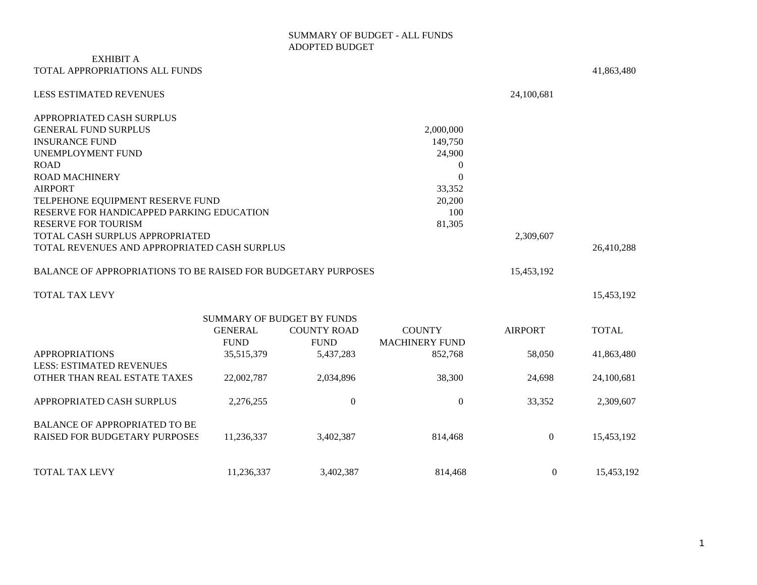# SUMMARY OF BUDGET - ALL FUNDS
## ADOPTED BUDGET

EXHIBIT A

| | | | |
|---|---|---|---|
| TOTAL APPROPRIATIONS ALL FUNDS | | | 41,863,480 |
| LESS ESTIMATED REVENUES | | 24,100,681 | |
| APPROPRIATED CASH SURPLUS | | | |
| GENERAL FUND SURPLUS | 2,000,000 | | |
| INSURANCE FUND | 149,750 | | |
| UNEMPLOYMENT FUND | 24,900 | | |
| ROAD | 0 | | |
| ROAD MACHINERY | 0 | | |
| AIRPORT | 33,352 | | |
| TELPEHONE EQUIPMENT RESERVE FUND | 20,200 | | |
| RESERVE FOR HANDICAPPED PARKING EDUCATION | 100 | | |
| RESERVE FOR TOURISM | 81,305 | | |
| TOTAL CASH SURPLUS APPROPRIATED | | 2,309,607 | |
| TOTAL REVENUES AND APPROPRIATED CASH SURPLUS | | | 26,410,288 |
| BALANCE OF APPROPRIATIONS TO BE RAISED FOR BUDGETARY PURPOSES | | 15,453,192 | |
| TOTAL TAX LEVY | | | 15,453,192 |

## SUMMARY OF BUDGET BY FUNDS

| | GENERAL FUND | COUNTY ROAD FUND | COUNTY MACHINERY FUND | AIRPORT | TOTAL |
|---|---|---|---|---|---|
| APPROPRIATIONS | 35,515,379 | 5,437,283 | 852,768 | 58,050 | 41,863,480 |
| LESS: ESTIMATED REVENUES OTHER THAN REAL ESTATE TAXES | 22,002,787 | 2,034,896 | 38,300 | 24,698 | 24,100,681 |
| APPROPRIATED CASH SURPLUS | 2,276,255 | 0 | 0 | 33,352 | 2,309,607 |
| BALANCE OF APPROPRIATED TO BE RAISED FOR BUDGETARY PURPOSES | 11,236,337 | 3,402,387 | 814,468 | 0 | 15,453,192 |
| TOTAL TAX LEVY | 11,236,337 | 3,402,387 | 814,468 | 0 | 15,453,192 |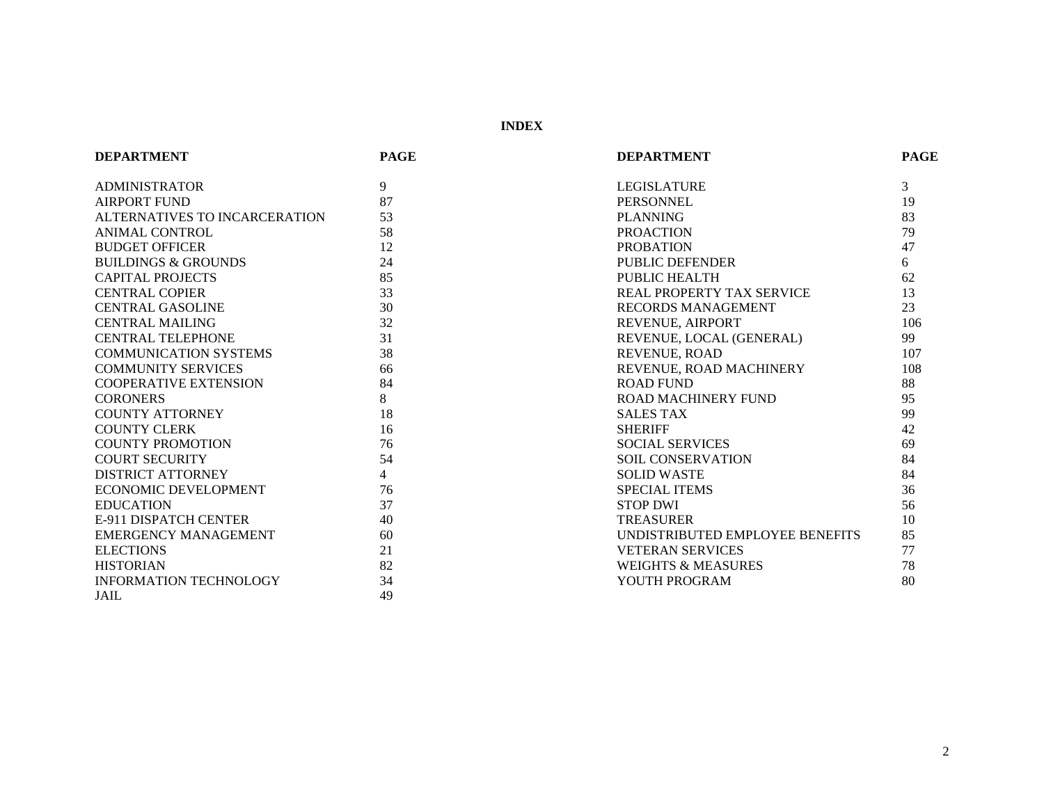# INDEX

| DEPARTMENT | PAGE | DEPARTMENT | PAGE |
|---|---|---|---|
| ADMINISTRATOR | 9 | LEGISLATURE | 3 |
| AIRPORT FUND | 87 | PERSONNEL | 19 |
| ALTERNATIVES TO INCARCERATION | 53 | PLANNING | 83 |
| ANIMAL CONTROL | 58 | PROACTION | 79 |
| BUDGET OFFICER | 12 | PROBATION | 47 |
| BUILDINGS & GROUNDS | 24 | PUBLIC DEFENDER | 6 |
| CAPITAL PROJECTS | 85 | PUBLIC HEALTH | 62 |
| CENTRAL COPIER | 33 | REAL PROPERTY TAX SERVICE | 13 |
| CENTRAL GASOLINE | 30 | RECORDS MANAGEMENT | 23 |
| CENTRAL MAILING | 32 | REVENUE, AIRPORT | 106 |
| CENTRAL TELEPHONE | 31 | REVENUE, LOCAL (GENERAL) | 99 |
| COMMUNICATION SYSTEMS | 38 | REVENUE, ROAD | 107 |
| COMMUNITY SERVICES | 66 | REVENUE, ROAD MACHINERY | 108 |
| COOPERATIVE EXTENSION | 84 | ROAD FUND | 88 |
| CORONERS | 8 | ROAD MACHINERY FUND | 95 |
| COUNTY ATTORNEY | 18 | SALES TAX | 99 |
| COUNTY CLERK | 16 | SHERIFF | 42 |
| COUNTY PROMOTION | 76 | SOCIAL SERVICES | 69 |
| COURT SECURITY | 54 | SOIL CONSERVATION | 84 |
| DISTRICT ATTORNEY | 4 | SOLID WASTE | 84 |
| ECONOMIC DEVELOPMENT | 76 | SPECIAL ITEMS | 36 |
| EDUCATION | 37 | STOP DWI | 56 |
| E-911 DISPATCH CENTER | 40 | TREASURER | 10 |
| EMERGENCY MANAGEMENT | 60 | UNDISTRIBUTED EMPLOYEE BENEFITS | 85 |
| ELECTIONS | 21 | VETERAN SERVICES | 77 |
| HISTORIAN | 82 | WEIGHTS & MEASURES | 78 |
| INFORMATION TECHNOLOGY | 34 | YOUTH PROGRAM | 80 |
| JAIL | 49 | | |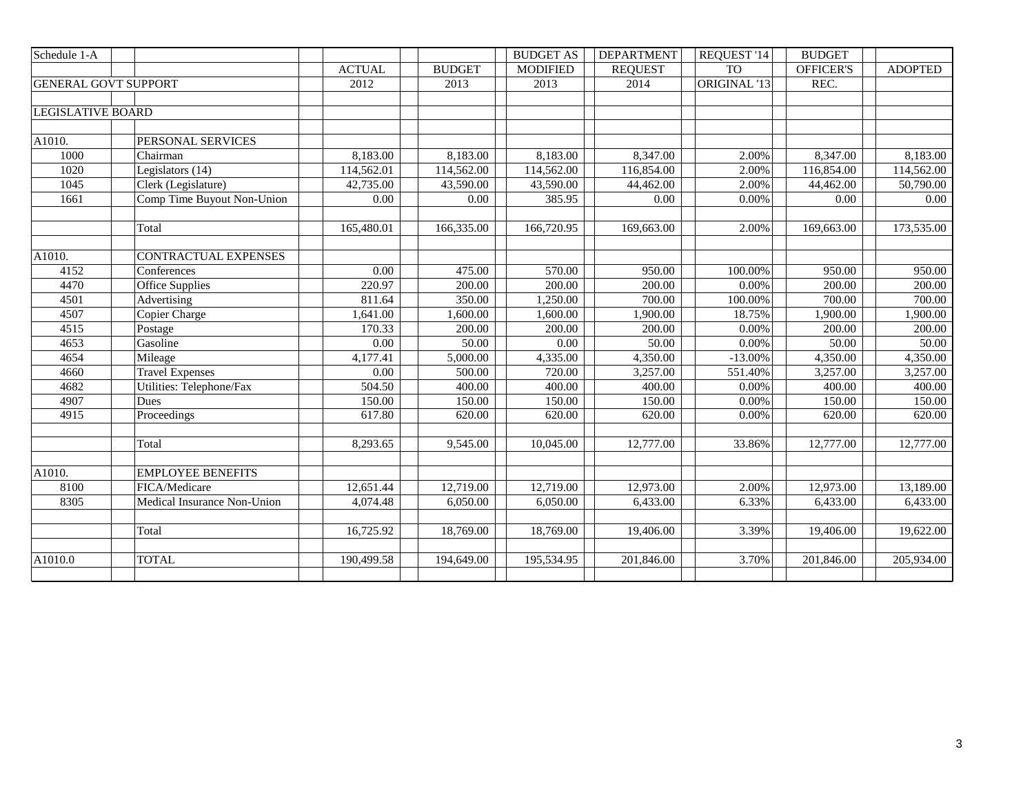| Schedule 1-A | | ACTUAL | BUDGET | BUDGET AS MODIFIED | DEPARTMENT REQUEST | REQUEST '14 TO ORIGINAL '13 | BUDGET OFFICER'S REC. | ADOPTED |
|---|---|---|---|---|---|---|---|---|
| GENERAL GOVT SUPPORT | | 2012 | 2013 | 2013 | 2014 | | | |
| | | | | | | | | |
| LEGISLATIVE BOARD | | | | | | | | |
| | | | | | | | | |
| A1010. | PERSONAL SERVICES | | | | | | | |
| 1000 | Chairman | 8,183.00 | 8,183.00 | 8,183.00 | 8,347.00 | 2.00% | 8,347.00 | 8,183.00 |
| 1020 | Legislators (14) | 114,562.01 | 114,562.00 | 114,562.00 | 116,854.00 | 2.00% | 116,854.00 | 114,562.00 |
| 1045 | Clerk (Legislature) | 42,735.00 | 43,590.00 | 43,590.00 | 44,462.00 | 2.00% | 44,462.00 | 50,790.00 |
| 1661 | Comp Time Buyout Non-Union | 0.00 | 0.00 | 385.95 | 0.00 | 0.00% | 0.00 | 0.00 |
| | | | | | | | | |
| | Total | 165,480.01 | 166,335.00 | 166,720.95 | 169,663.00 | 2.00% | 169,663.00 | 173,535.00 |
| | | | | | | | | |
| A1010. | CONTRACTUAL EXPENSES | | | | | | | |
| 4152 | Conferences | 0.00 | 475.00 | 570.00 | 950.00 | 100.00% | 950.00 | 950.00 |
| 4470 | Office Supplies | 220.97 | 200.00 | 200.00 | 200.00 | 0.00% | 200.00 | 200.00 |
| 4501 | Advertising | 811.64 | 350.00 | 1,250.00 | 700.00 | 100.00% | 700.00 | 700.00 |
| 4507 | Copier Charge | 1,641.00 | 1,600.00 | 1,600.00 | 1,900.00 | 18.75% | 1,900.00 | 1,900.00 |
| 4515 | Postage | 170.33 | 200.00 | 200.00 | 200.00 | 0.00% | 200.00 | 200.00 |
| 4653 | Gasoline | 0.00 | 50.00 | 0.00 | 50.00 | 0.00% | 50.00 | 50.00 |
| 4654 | Mileage | 4,177.41 | 5,000.00 | 4,335.00 | 4,350.00 | -13.00% | 4,350.00 | 4,350.00 |
| 4660 | Travel Expenses | 0.00 | 500.00 | 720.00 | 3,257.00 | 551.40% | 3,257.00 | 3,257.00 |
| 4682 | Utilities: Telephone/Fax | 504.50 | 400.00 | 400.00 | 400.00 | 0.00% | 400.00 | 400.00 |
| 4907 | Dues | 150.00 | 150.00 | 150.00 | 150.00 | 0.00% | 150.00 | 150.00 |
| 4915 | Proceedings | 617.80 | 620.00 | 620.00 | 620.00 | 0.00% | 620.00 | 620.00 |
| | | | | | | | | |
| | Total | 8,293.65 | 9,545.00 | 10,045.00 | 12,777.00 | 33.86% | 12,777.00 | 12,777.00 |
| | | | | | | | | |
| A1010. | EMPLOYEE BENEFITS | | | | | | | |
| 8100 | FICA/Medicare | 12,651.44 | 12,719.00 | 12,719.00 | 12,973.00 | 2.00% | 12,973.00 | 13,189.00 |
| 8305 | Medical Insurance Non-Union | 4,074.48 | 6,050.00 | 6,050.00 | 6,433.00 | 6.33% | 6,433.00 | 6,433.00 |
| | | | | | | | | |
| | Total | 16,725.92 | 18,769.00 | 18,769.00 | 19,406.00 | 3.39% | 19,406.00 | 19,622.00 |
| | | | | | | | | |
| A1010.0 | TOTAL | 190,499.58 | 194,649.00 | 195,534.95 | 201,846.00 | 3.70% | 201,846.00 | 205,934.00 |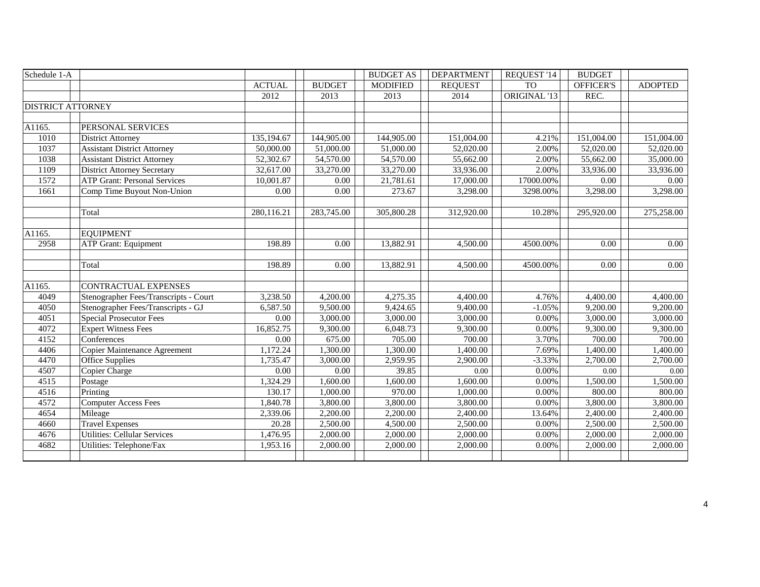| Schedule 1-A | | | | BUDGET AS | DEPARTMENT | REQUEST '14 | BUDGET | |
|---|---|---|---|---|---|---|---|---|
| | | ACTUAL | BUDGET | MODIFIED | REQUEST | TO | OFFICER'S | ADOPTED |
| | | 2012 | 2013 | 2013 | 2014 | ORIGINAL '13 | REC. | |
| DISTRICT ATTORNEY | | | | | | | | |
| | | | | | | | | |
| A1165. | PERSONAL SERVICES | | | | | | | |
| 1010 | District Attorney | 135,194.67 | 144,905.00 | 144,905.00 | 151,004.00 | 4.21% | 151,004.00 | 151,004.00 |
| 1037 | Assistant District Attorney | 50,000.00 | 51,000.00 | 51,000.00 | 52,020.00 | 2.00% | 52,020.00 | 52,020.00 |
| 1038 | Assistant District Attorney | 52,302.67 | 54,570.00 | 54,570.00 | 55,662.00 | 2.00% | 55,662.00 | 35,000.00 |
| 1109 | District Attorney Secretary | 32,617.00 | 33,270.00 | 33,270.00 | 33,936.00 | 2.00% | 33,936.00 | 33,936.00 |
| 1572 | ATP Grant: Personal Services | 10,001.87 | 0.00 | 21,781.61 | 17,000.00 | 17000.00% | 0.00 | 0.00 |
| 1661 | Comp Time Buyout Non-Union | 0.00 | 0.00 | 273.67 | 3,298.00 | 3298.00% | 3,298.00 | 3,298.00 |
| | | | | | | | | |
| | Total | 280,116.21 | 283,745.00 | 305,800.28 | 312,920.00 | 10.28% | 295,920.00 | 275,258.00 |
| | | | | | | | | |
| A1165. | EQUIPMENT | | | | | | | |
| 2958 | ATP Grant: Equipment | 198.89 | 0.00 | 13,882.91 | 4,500.00 | 4500.00% | 0.00 | 0.00 |
| | | | | | | | | |
| | Total | 198.89 | 0.00 | 13,882.91 | 4,500.00 | 4500.00% | 0.00 | 0.00 |
| | | | | | | | | |
| A1165. | CONTRACTUAL EXPENSES | | | | | | | |
| 4049 | Stenographer Fees/Transcripts - Court | 3,238.50 | 4,200.00 | 4,275.35 | 4,400.00 | 4.76% | 4,400.00 | 4,400.00 |
| 4050 | Stenographer Fees/Transcripts - GJ | 6,587.50 | 9,500.00 | 9,424.65 | 9,400.00 | -1.05% | 9,200.00 | 9,200.00 |
| 4051 | Special Prosecutor Fees | 0.00 | 3,000.00 | 3,000.00 | 3,000.00 | 0.00% | 3,000.00 | 3,000.00 |
| 4072 | Expert Witness Fees | 16,852.75 | 9,300.00 | 6,048.73 | 9,300.00 | 0.00% | 9,300.00 | 9,300.00 |
| 4152 | Conferences | 0.00 | 675.00 | 705.00 | 700.00 | 3.70% | 700.00 | 700.00 |
| 4406 | Copier Maintenance Agreement | 1,172.24 | 1,300.00 | 1,300.00 | 1,400.00 | 7.69% | 1,400.00 | 1,400.00 |
| 4470 | Office Supplies | 1,735.47 | 3,000.00 | 2,959.95 | 2,900.00 | -3.33% | 2,700.00 | 2,700.00 |
| 4507 | Copier Charge | 0.00 | 0.00 | 39.85 | 0.00 | 0.00% | 0.00 | 0.00 |
| 4515 | Postage | 1,324.29 | 1,600.00 | 1,600.00 | 1,600.00 | 0.00% | 1,500.00 | 1,500.00 |
| 4516 | Printing | 130.17 | 1,000.00 | 970.00 | 1,000.00 | 0.00% | 800.00 | 800.00 |
| 4572 | Computer Access Fees | 1,840.78 | 3,800.00 | 3,800.00 | 3,800.00 | 0.00% | 3,800.00 | 3,800.00 |
| 4654 | Mileage | 2,339.06 | 2,200.00 | 2,200.00 | 2,400.00 | 13.64% | 2,400.00 | 2,400.00 |
| 4660 | Travel Expenses | 20.28 | 2,500.00 | 4,500.00 | 2,500.00 | 0.00% | 2,500.00 | 2,500.00 |
| 4676 | Utilities: Cellular Services | 1,476.95 | 2,000.00 | 2,000.00 | 2,000.00 | 0.00% | 2,000.00 | 2,000.00 |
| 4682 | Utilities: Telephone/Fax | 1,953.16 | 2,000.00 | 2,000.00 | 2,000.00 | 0.00% | 2,000.00 | 2,000.00 |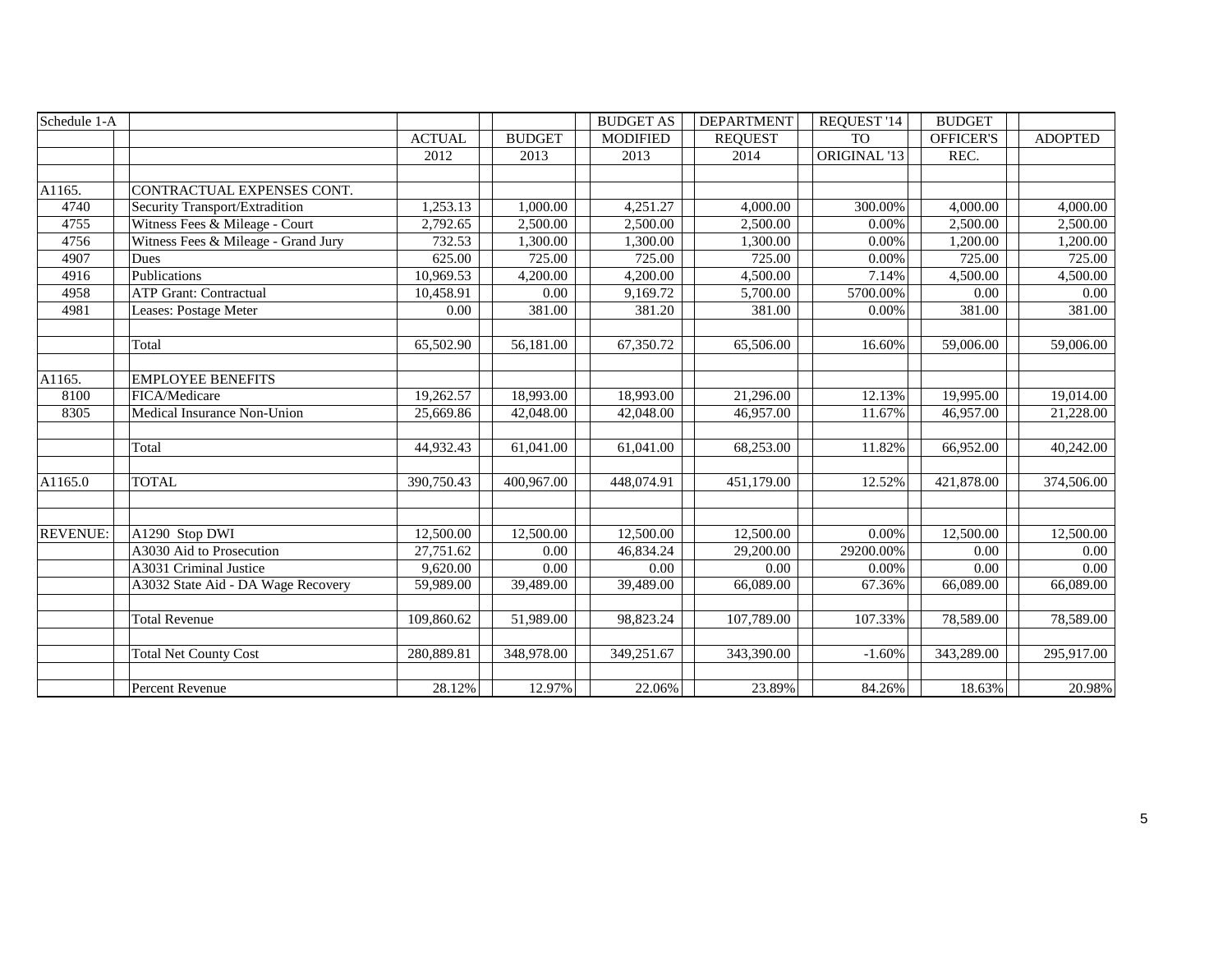| Schedule 1-A | | ACTUAL | BUDGET | BUDGET AS MODIFIED | DEPARTMENT REQUEST | REQUEST '14 TO ORIGINAL '13 | BUDGET OFFICER'S REC. | ADOPTED |
|---|---|---|---|---|---|---|---|---|
| | | 2012 | 2013 | 2013 | 2014 | | | |
| | | | | | | | | |
| A1165. | CONTRACTUAL EXPENSES CONT. | | | | | | | |
| 4740 | Security Transport/Extradition | 1,253.13 | 1,000.00 | 4,251.27 | 4,000.00 | 300.00% | 4,000.00 | 4,000.00 |
| 4755 | Witness Fees & Mileage - Court | 2,792.65 | 2,500.00 | 2,500.00 | 2,500.00 | 0.00% | 2,500.00 | 2,500.00 |
| 4756 | Witness Fees & Mileage - Grand Jury | 732.53 | 1,300.00 | 1,300.00 | 1,300.00 | 0.00% | 1,200.00 | 1,200.00 |
| 4907 | Dues | 625.00 | 725.00 | 725.00 | 725.00 | 0.00% | 725.00 | 725.00 |
| 4916 | Publications | 10,969.53 | 4,200.00 | 4,200.00 | 4,500.00 | 7.14% | 4,500.00 | 4,500.00 |
| 4958 | ATP Grant: Contractual | 10,458.91 | 0.00 | 9,169.72 | 5,700.00 | 5700.00% | 0.00 | 0.00 |
| 4981 | Leases: Postage Meter | 0.00 | 381.00 | 381.20 | 381.00 | 0.00% | 381.00 | 381.00 |
| | | | | | | | | |
| | Total | 65,502.90 | 56,181.00 | 67,350.72 | 65,506.00 | 16.60% | 59,006.00 | 59,006.00 |
| | | | | | | | | |
| A1165. | EMPLOYEE BENEFITS | | | | | | | |
| 8100 | FICA/Medicare | 19,262.57 | 18,993.00 | 18,993.00 | 21,296.00 | 12.13% | 19,995.00 | 19,014.00 |
| 8305 | Medical Insurance Non-Union | 25,669.86 | 42,048.00 | 42,048.00 | 46,957.00 | 11.67% | 46,957.00 | 21,228.00 |
| | | | | | | | | |
| | Total | 44,932.43 | 61,041.00 | 61,041.00 | 68,253.00 | 11.82% | 66,952.00 | 40,242.00 |
| | | | | | | | | |
| A1165.0 | TOTAL | 390,750.43 | 400,967.00 | 448,074.91 | 451,179.00 | 12.52% | 421,878.00 | 374,506.00 |
| | | | | | | | | |
| | | | | | | | | |
| REVENUE: | A1290 Stop DWI | 12,500.00 | 12,500.00 | 12,500.00 | 12,500.00 | 0.00% | 12,500.00 | 12,500.00 |
| | A3030 Aid to Prosecution | 27,751.62 | 0.00 | 46,834.24 | 29,200.00 | 29200.00% | 0.00 | 0.00 |
| | A3031 Criminal Justice | 9,620.00 | 0.00 | 0.00 | 0.00 | 0.00% | 0.00 | 0.00 |
| | A3032 State Aid - DA Wage Recovery | 59,989.00 | 39,489.00 | 39,489.00 | 66,089.00 | 67.36% | 66,089.00 | 66,089.00 |
| | | | | | | | | |
| | Total Revenue | 109,860.62 | 51,989.00 | 98,823.24 | 107,789.00 | 107.33% | 78,589.00 | 78,589.00 |
| | | | | | | | | |
| | Total Net County Cost | 280,889.81 | 348,978.00 | 349,251.67 | 343,390.00 | -1.60% | 343,289.00 | 295,917.00 |
| | | | | | | | | |
| | Percent Revenue | 28.12% | 12.97% | 22.06% | 23.89% | 84.26% | 18.63% | 20.98% |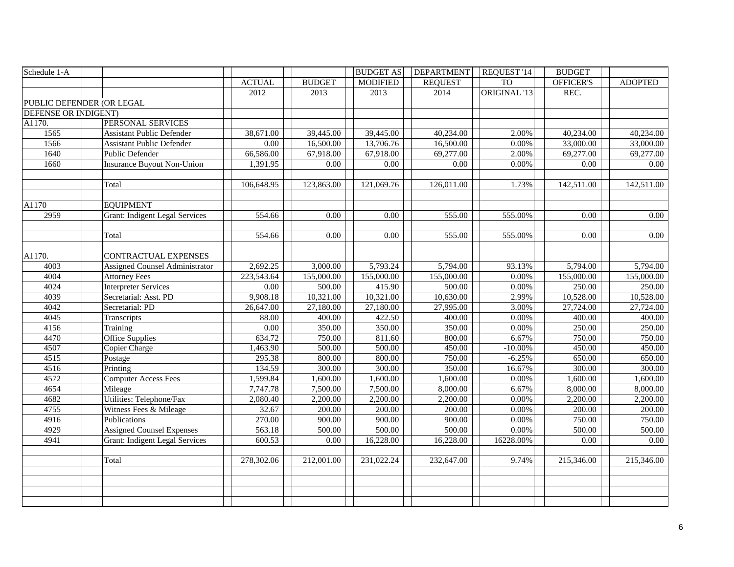| Schedule 1-A | | ACTUAL | BUDGET | BUDGET AS MODIFIED | DEPARTMENT REQUEST | REQUEST '14 TO ORIGINAL '13 | BUDGET OFFICER'S REC. | ADOPTED |
|---|---|---|---|---|---|---|---|---|
| | | 2012 | 2013 | 2013 | 2014 | | | |
| PUBLIC DEFENDER (OR LEGAL DEFENSE OR INDIGENT) | | | | | | | | |
| A1170. | PERSONAL SERVICES | | | | | | | |
| 1565 | Assistant Public Defender | 38,671.00 | 39,445.00 | 39,445.00 | 40,234.00 | 2.00% | 40,234.00 | 40,234.00 |
| 1566 | Assistant Public Defender | 0.00 | 16,500.00 | 13,706.76 | 16,500.00 | 0.00% | 33,000.00 | 33,000.00 |
| 1640 | Public Defender | 66,586.00 | 67,918.00 | 67,918.00 | 69,277.00 | 2.00% | 69,277.00 | 69,277.00 |
| 1660 | Insurance Buyout Non-Union | 1,391.95 | 0.00 | 0.00 | 0.00 | 0.00% | 0.00 | 0.00 |
| | Total | 106,648.95 | 123,863.00 | 121,069.76 | 126,011.00 | 1.73% | 142,511.00 | 142,511.00 |
| A1170 | EQUIPMENT | | | | | | | |
| 2959 | Grant: Indigent Legal Services | 554.66 | 0.00 | 0.00 | 555.00 | 555.00% | 0.00 | 0.00 |
| | Total | 554.66 | 0.00 | 0.00 | 555.00 | 555.00% | 0.00 | 0.00 |
| A1170. | CONTRACTUAL EXPENSES | | | | | | | |
| 4003 | Assigned Counsel Administrator | 2,692.25 | 3,000.00 | 5,793.24 | 5,794.00 | 93.13% | 5,794.00 | 5,794.00 |
| 4004 | Attorney Fees | 223,543.64 | 155,000.00 | 155,000.00 | 155,000.00 | 0.00% | 155,000.00 | 155,000.00 |
| 4024 | Interpreter Services | 0.00 | 500.00 | 415.90 | 500.00 | 0.00% | 250.00 | 250.00 |
| 4039 | Secretarial: Asst. PD | 9,908.18 | 10,321.00 | 10,321.00 | 10,630.00 | 2.99% | 10,528.00 | 10,528.00 |
| 4042 | Secretarial: PD | 26,647.00 | 27,180.00 | 27,180.00 | 27,995.00 | 3.00% | 27,724.00 | 27,724.00 |
| 4045 | Transcripts | 88.00 | 400.00 | 422.50 | 400.00 | 0.00% | 400.00 | 400.00 |
| 4156 | Training | 0.00 | 350.00 | 350.00 | 350.00 | 0.00% | 250.00 | 250.00 |
| 4470 | Office Supplies | 634.72 | 750.00 | 811.60 | 800.00 | 6.67% | 750.00 | 750.00 |
| 4507 | Copier Charge | 1,463.90 | 500.00 | 500.00 | 450.00 | -10.00% | 450.00 | 450.00 |
| 4515 | Postage | 295.38 | 800.00 | 800.00 | 750.00 | -6.25% | 650.00 | 650.00 |
| 4516 | Printing | 134.59 | 300.00 | 300.00 | 350.00 | 16.67% | 300.00 | 300.00 |
| 4572 | Computer Access Fees | 1,599.84 | 1,600.00 | 1,600.00 | 1,600.00 | 0.00% | 1,600.00 | 1,600.00 |
| 4654 | Mileage | 7,747.78 | 7,500.00 | 7,500.00 | 8,000.00 | 6.67% | 8,000.00 | 8,000.00 |
| 4682 | Utilities: Telephone/Fax | 2,080.40 | 2,200.00 | 2,200.00 | 2,200.00 | 0.00% | 2,200.00 | 2,200.00 |
| 4755 | Witness Fees & Mileage | 32.67 | 200.00 | 200.00 | 200.00 | 0.00% | 200.00 | 200.00 |
| 4916 | Publications | 270.00 | 900.00 | 900.00 | 900.00 | 0.00% | 750.00 | 750.00 |
| 4929 | Assigned Counsel Expenses | 563.18 | 500.00 | 500.00 | 500.00 | 0.00% | 500.00 | 500.00 |
| 4941 | Grant: Indigent Legal Services | 600.53 | 0.00 | 16,228.00 | 16,228.00 | 16228.00% | 0.00 | 0.00 |
| | Total | 278,302.06 | 212,001.00 | 231,022.24 | 232,647.00 | 9.74% | 215,346.00 | 215,346.00 |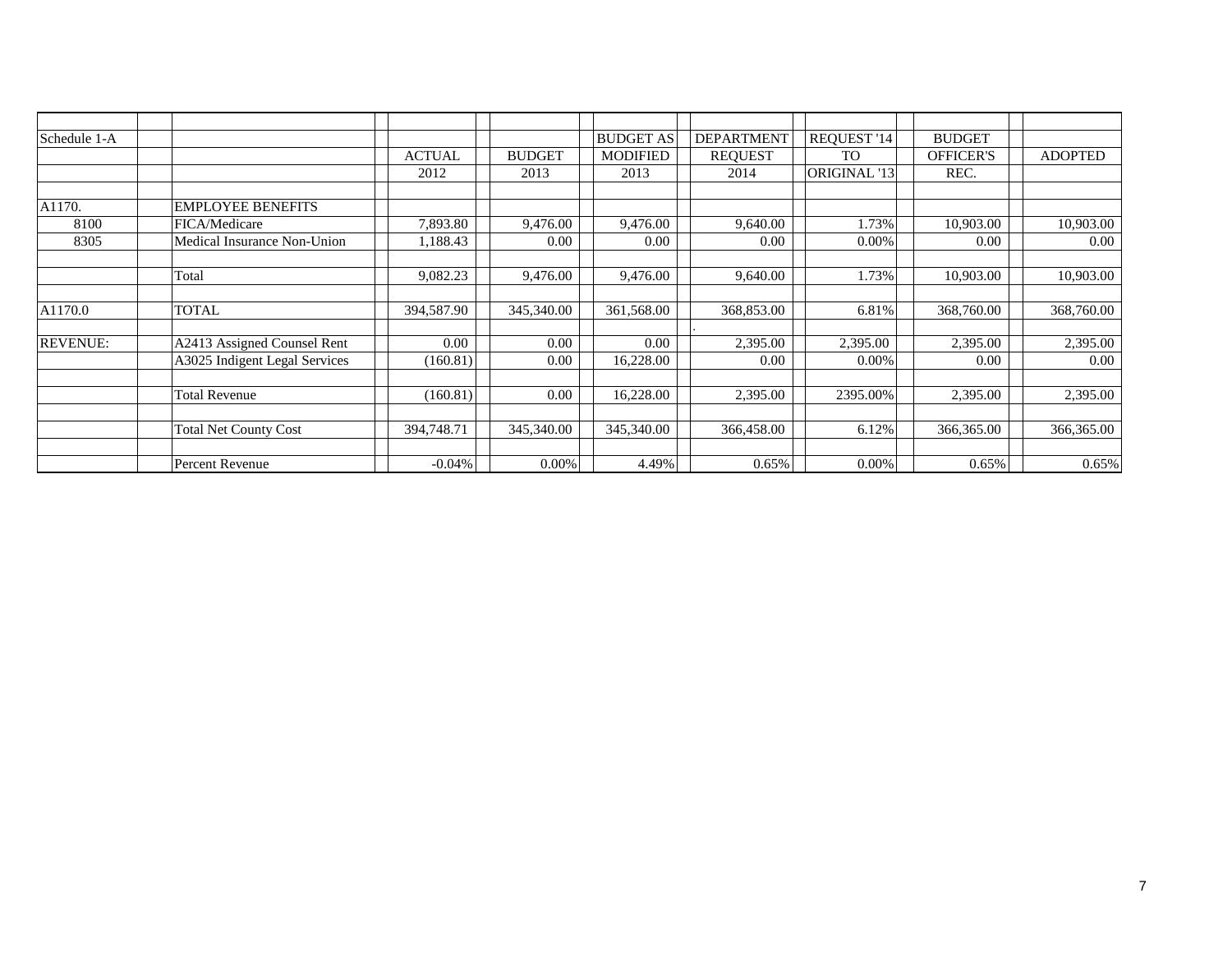| | | | | | | | | |
|---|---|---|---|---|---|---|---|---|
| Schedule 1-A | | | | BUDGET AS | DEPARTMENT | REQUEST '14 | BUDGET | |
| | | ACTUAL | BUDGET | MODIFIED | REQUEST | TO | OFFICER'S | ADOPTED |
| | | 2012 | 2013 | 2013 | 2014 | ORIGINAL '13 | REC. | |
| | | | | | | | | |
| A1170. | EMPLOYEE BENEFITS | | | | | | | |
| 8100 | FICA/Medicare | 7,893.80 | 9,476.00 | 9,476.00 | 9,640.00 | 1.73% | 10,903.00 | 10,903.00 |
| 8305 | Medical Insurance Non-Union | 1,188.43 | 0.00 | 0.00 | 0.00 | 0.00% | 0.00 | 0.00 |
| | | | | | | | | |
| | Total | 9,082.23 | 9,476.00 | 9,476.00 | 9,640.00 | 1.73% | 10,903.00 | 10,903.00 |
| | | | | | | | | |
| A1170.0 | TOTAL | 394,587.90 | 345,340.00 | 361,568.00 | 368,853.00 | 6.81% | 368,760.00 | 368,760.00 |
| | | | | | | | | |
| REVENUE: | A2413 Assigned Counsel Rent | 0.00 | 0.00 | 0.00 | 2,395.00 | 2,395.00 | 2,395.00 | 2,395.00 |
| | A3025 Indigent Legal Services | (160.81) | 0.00 | 16,228.00 | 0.00 | 0.00% | 0.00 | 0.00 |
| | | | | | | | | |
| | Total Revenue | (160.81) | 0.00 | 16,228.00 | 2,395.00 | 2395.00% | 2,395.00 | 2,395.00 |
| | | | | | | | | |
| | Total Net County Cost | 394,748.71 | 345,340.00 | 345,340.00 | 366,458.00 | 6.12% | 366,365.00 | 366,365.00 |
| | | | | | | | | |
| | Percent Revenue | -0.04% | 0.00% | 4.49% | 0.65% | 0.00% | 0.65% | 0.65% |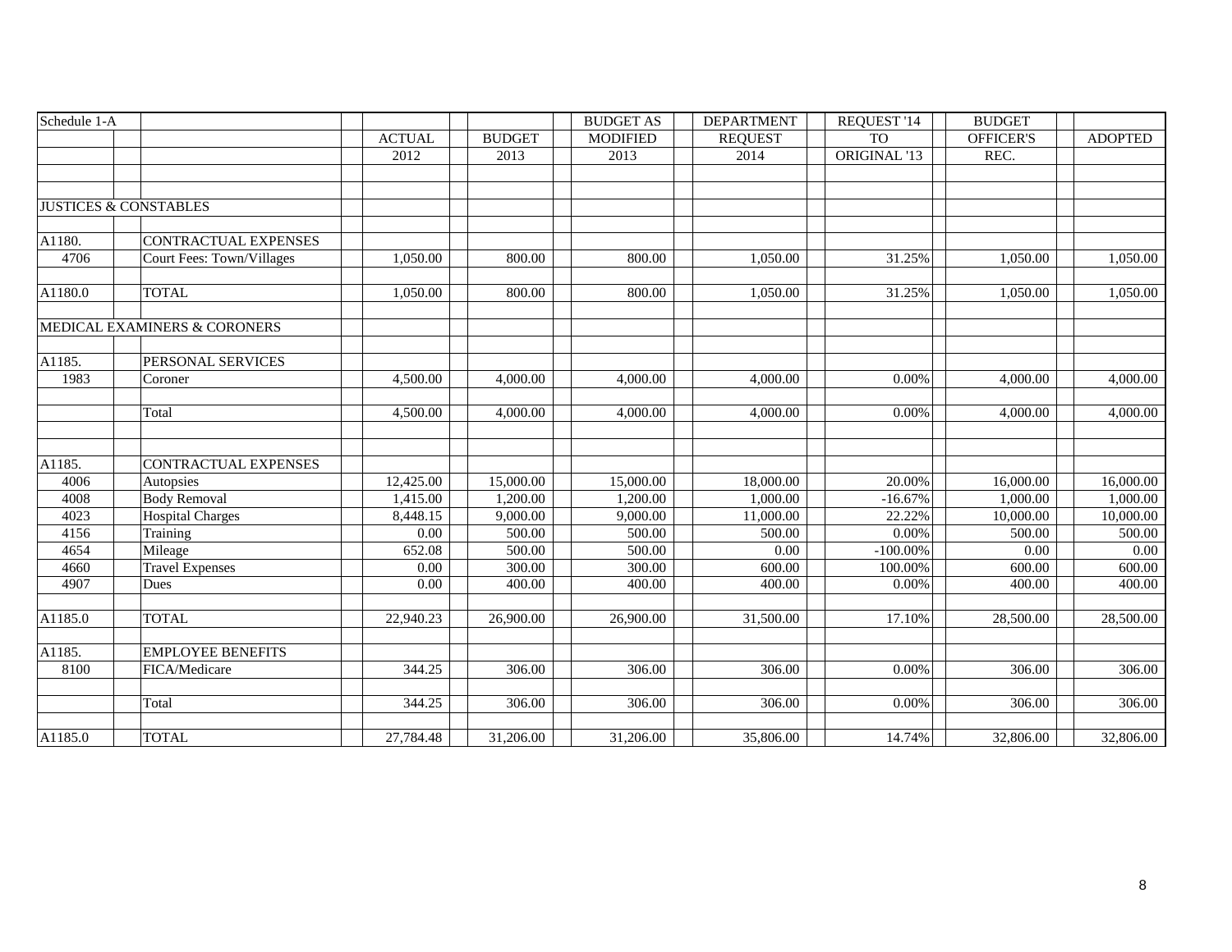| Schedule 1-A | | | | BUDGET AS | DEPARTMENT | REQUEST '14 | BUDGET | |
|---|---|---|---|---|---|---|---|---|
| | | ACTUAL | BUDGET | MODIFIED | REQUEST | TO | OFFICER'S | ADOPTED |
| | | 2012 | 2013 | 2013 | 2014 | ORIGINAL '13 | REC. | |
| | | | | | | | | |
| | | | | | | | | |
| JUSTICES & CONSTABLES | | | | | | | | |
| | | | | | | | | |
| A1180. | CONTRACTUAL EXPENSES | | | | | | | |
| 4706 | Court Fees: Town/Villages | 1,050.00 | 800.00 | 800.00 | 1,050.00 | 31.25% | 1,050.00 | 1,050.00 |
| | | | | | | | | |
| A1180.0 | TOTAL | 1,050.00 | 800.00 | 800.00 | 1,050.00 | 31.25% | 1,050.00 | 1,050.00 |
| | | | | | | | | |
| MEDICAL EXAMINERS & CORONERS | | | | | | | | |
| | | | | | | | | |
| A1185. | PERSONAL SERVICES | | | | | | | |
| 1983 | Coroner | 4,500.00 | 4,000.00 | 4,000.00 | 4,000.00 | 0.00% | 4,000.00 | 4,000.00 |
| | | | | | | | | |
| | Total | 4,500.00 | 4,000.00 | 4,000.00 | 4,000.00 | 0.00% | 4,000.00 | 4,000.00 |
| | | | | | | | | |
| | | | | | | | | |
| A1185. | CONTRACTUAL EXPENSES | | | | | | | |
| 4006 | Autopsies | 12,425.00 | 15,000.00 | 15,000.00 | 18,000.00 | 20.00% | 16,000.00 | 16,000.00 |
| 4008 | Body Removal | 1,415.00 | 1,200.00 | 1,200.00 | 1,000.00 | -16.67% | 1,000.00 | 1,000.00 |
| 4023 | Hospital Charges | 8,448.15 | 9,000.00 | 9,000.00 | 11,000.00 | 22.22% | 10,000.00 | 10,000.00 |
| 4156 | Training | 0.00 | 500.00 | 500.00 | 500.00 | 0.00% | 500.00 | 500.00 |
| 4654 | Mileage | 652.08 | 500.00 | 500.00 | 0.00 | -100.00% | 0.00 | 0.00 |
| 4660 | Travel Expenses | 0.00 | 300.00 | 300.00 | 600.00 | 100.00% | 600.00 | 600.00 |
| 4907 | Dues | 0.00 | 400.00 | 400.00 | 400.00 | 0.00% | 400.00 | 400.00 |
| | | | | | | | | |
| A1185.0 | TOTAL | 22,940.23 | 26,900.00 | 26,900.00 | 31,500.00 | 17.10% | 28,500.00 | 28,500.00 |
| | | | | | | | | |
| A1185. | EMPLOYEE BENEFITS | | | | | | | |
| 8100 | FICA/Medicare | 344.25 | 306.00 | 306.00 | 306.00 | 0.00% | 306.00 | 306.00 |
| | | | | | | | | |
| | Total | 344.25 | 306.00 | 306.00 | 306.00 | 0.00% | 306.00 | 306.00 |
| | | | | | | | | |
| A1185.0 | TOTAL | 27,784.48 | 31,206.00 | 31,206.00 | 35,806.00 | 14.74% | 32,806.00 | 32,806.00 |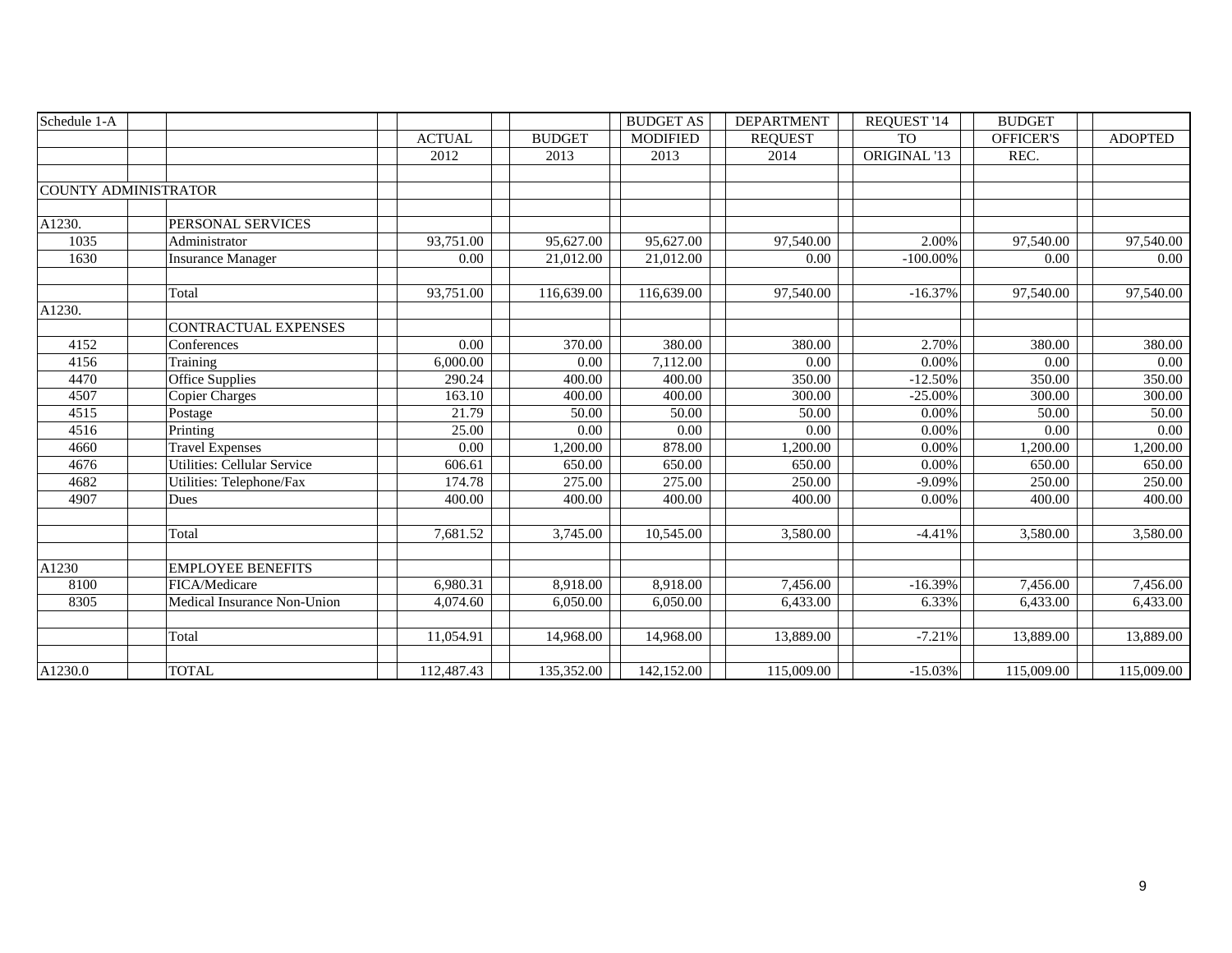| Schedule 1-A | | ACTUAL | BUDGET | BUDGET AS MODIFIED | DEPARTMENT REQUEST | REQUEST '14 TO ORIGINAL '13 | BUDGET OFFICER'S REC. | ADOPTED |
|---|---|---|---|---|---|---|---|---|
| | | 2012 | 2013 | 2013 | 2014 | | | |
| | | | | | | | | |
| COUNTY ADMINISTRATOR | | | | | | | | |
| | | | | | | | | |
| A1230. | PERSONAL SERVICES | | | | | | | |
| 1035 | Administrator | 93,751.00 | 95,627.00 | 95,627.00 | 97,540.00 | 2.00% | 97,540.00 | 97,540.00 |
| 1630 | Insurance Manager | 0.00 | 21,012.00 | 21,012.00 | 0.00 | -100.00% | 0.00 | 0.00 |
| | | | | | | | | |
| | Total | 93,751.00 | 116,639.00 | 116,639.00 | 97,540.00 | -16.37% | 97,540.00 | 97,540.00 |
| A1230. | | | | | | | | |
| | CONTRACTUAL EXPENSES | | | | | | | |
| 4152 | Conferences | 0.00 | 370.00 | 380.00 | 380.00 | 2.70% | 380.00 | 380.00 |
| 4156 | Training | 6,000.00 | 0.00 | 7,112.00 | 0.00 | 0.00% | 0.00 | 0.00 |
| 4470 | Office Supplies | 290.24 | 400.00 | 400.00 | 350.00 | -12.50% | 350.00 | 350.00 |
| 4507 | Copier Charges | 163.10 | 400.00 | 400.00 | 300.00 | -25.00% | 300.00 | 300.00 |
| 4515 | Postage | 21.79 | 50.00 | 50.00 | 50.00 | 0.00% | 50.00 | 50.00 |
| 4516 | Printing | 25.00 | 0.00 | 0.00 | 0.00 | 0.00% | 0.00 | 0.00 |
| 4660 | Travel Expenses | 0.00 | 1,200.00 | 878.00 | 1,200.00 | 0.00% | 1,200.00 | 1,200.00 |
| 4676 | Utilities: Cellular Service | 606.61 | 650.00 | 650.00 | 650.00 | 0.00% | 650.00 | 650.00 |
| 4682 | Utilities: Telephone/Fax | 174.78 | 275.00 | 275.00 | 250.00 | -9.09% | 250.00 | 250.00 |
| 4907 | Dues | 400.00 | 400.00 | 400.00 | 400.00 | 0.00% | 400.00 | 400.00 |
| | | | | | | | | |
| | Total | 7,681.52 | 3,745.00 | 10,545.00 | 3,580.00 | -4.41% | 3,580.00 | 3,580.00 |
| | | | | | | | | |
| A1230 | EMPLOYEE BENEFITS | | | | | | | |
| 8100 | FICA/Medicare | 6,980.31 | 8,918.00 | 8,918.00 | 7,456.00 | -16.39% | 7,456.00 | 7,456.00 |
| 8305 | Medical Insurance Non-Union | 4,074.60 | 6,050.00 | 6,050.00 | 6,433.00 | 6.33% | 6,433.00 | 6,433.00 |
| | | | | | | | | |
| | Total | 11,054.91 | 14,968.00 | 14,968.00 | 13,889.00 | -7.21% | 13,889.00 | 13,889.00 |
| | | | | | | | | |
| A1230.0 | TOTAL | 112,487.43 | 135,352.00 | 142,152.00 | 115,009.00 | -15.03% | 115,009.00 | 115,009.00 |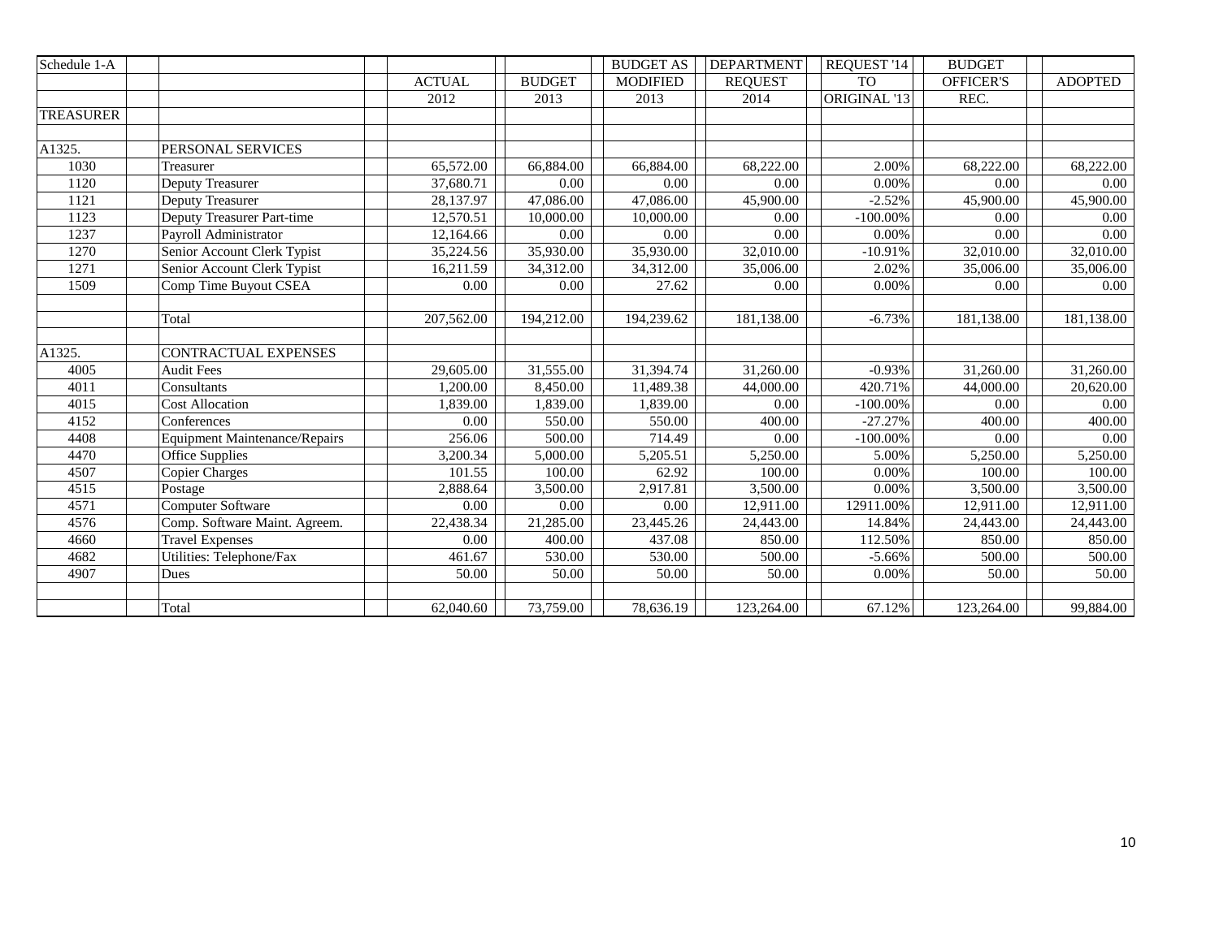| Schedule 1-A | | ACTUAL | BUDGET | BUDGET AS MODIFIED | DEPARTMENT REQUEST | REQUEST '14 TO ORIGINAL '13 | BUDGET OFFICER'S REC. | ADOPTED |
|---|---|---|---|---|---|---|---|---|
| | | 2012 | 2013 | 2013 | 2014 | | | |
| TREASURER | | | | | | | | |
| | | | | | | | | |
| A1325. | PERSONAL SERVICES | | | | | | | |
| 1030 | Treasurer | 65,572.00 | 66,884.00 | 66,884.00 | 68,222.00 | 2.00% | 68,222.00 | 68,222.00 |
| 1120 | Deputy Treasurer | 37,680.71 | 0.00 | 0.00 | 0.00 | 0.00% | 0.00 | 0.00 |
| 1121 | Deputy Treasurer | 28,137.97 | 47,086.00 | 47,086.00 | 45,900.00 | -2.52% | 45,900.00 | 45,900.00 |
| 1123 | Deputy Treasurer Part-time | 12,570.51 | 10,000.00 | 10,000.00 | 0.00 | -100.00% | 0.00 | 0.00 |
| 1237 | Payroll Administrator | 12,164.66 | 0.00 | 0.00 | 0.00 | 0.00% | 0.00 | 0.00 |
| 1270 | Senior Account Clerk Typist | 35,224.56 | 35,930.00 | 35,930.00 | 32,010.00 | -10.91% | 32,010.00 | 32,010.00 |
| 1271 | Senior Account Clerk Typist | 16,211.59 | 34,312.00 | 34,312.00 | 35,006.00 | 2.02% | 35,006.00 | 35,006.00 |
| 1509 | Comp Time Buyout CSEA | 0.00 | 0.00 | 27.62 | 0.00 | 0.00% | 0.00 | 0.00 |
| | | | | | | | | |
| | Total | 207,562.00 | 194,212.00 | 194,239.62 | 181,138.00 | -6.73% | 181,138.00 | 181,138.00 |
| | | | | | | | | |
| A1325. | CONTRACTUAL EXPENSES | | | | | | | |
| 4005 | Audit Fees | 29,605.00 | 31,555.00 | 31,394.74 | 31,260.00 | -0.93% | 31,260.00 | 31,260.00 |
| 4011 | Consultants | 1,200.00 | 8,450.00 | 11,489.38 | 44,000.00 | 420.71% | 44,000.00 | 20,620.00 |
| 4015 | Cost Allocation | 1,839.00 | 1,839.00 | 1,839.00 | 0.00 | -100.00% | 0.00 | 0.00 |
| 4152 | Conferences | 0.00 | 550.00 | 550.00 | 400.00 | -27.27% | 400.00 | 400.00 |
| 4408 | Equipment Maintenance/Repairs | 256.06 | 500.00 | 714.49 | 0.00 | -100.00% | 0.00 | 0.00 |
| 4470 | Office Supplies | 3,200.34 | 5,000.00 | 5,205.51 | 5,250.00 | 5.00% | 5,250.00 | 5,250.00 |
| 4507 | Copier Charges | 101.55 | 100.00 | 62.92 | 100.00 | 0.00% | 100.00 | 100.00 |
| 4515 | Postage | 2,888.64 | 3,500.00 | 2,917.81 | 3,500.00 | 0.00% | 3,500.00 | 3,500.00 |
| 4571 | Computer Software | 0.00 | 0.00 | 0.00 | 12,911.00 | 12911.00% | 12,911.00 | 12,911.00 |
| 4576 | Comp. Software Maint. Agreem. | 22,438.34 | 21,285.00 | 23,445.26 | 24,443.00 | 14.84% | 24,443.00 | 24,443.00 |
| 4660 | Travel Expenses | 0.00 | 400.00 | 437.08 | 850.00 | 112.50% | 850.00 | 850.00 |
| 4682 | Utilities: Telephone/Fax | 461.67 | 530.00 | 530.00 | 500.00 | -5.66% | 500.00 | 500.00 |
| 4907 | Dues | 50.00 | 50.00 | 50.00 | 50.00 | 0.00% | 50.00 | 50.00 |
| | | | | | | | | |
| | Total | 62,040.60 | 73,759.00 | 78,636.19 | 123,264.00 | 67.12% | 123,264.00 | 99,884.00 |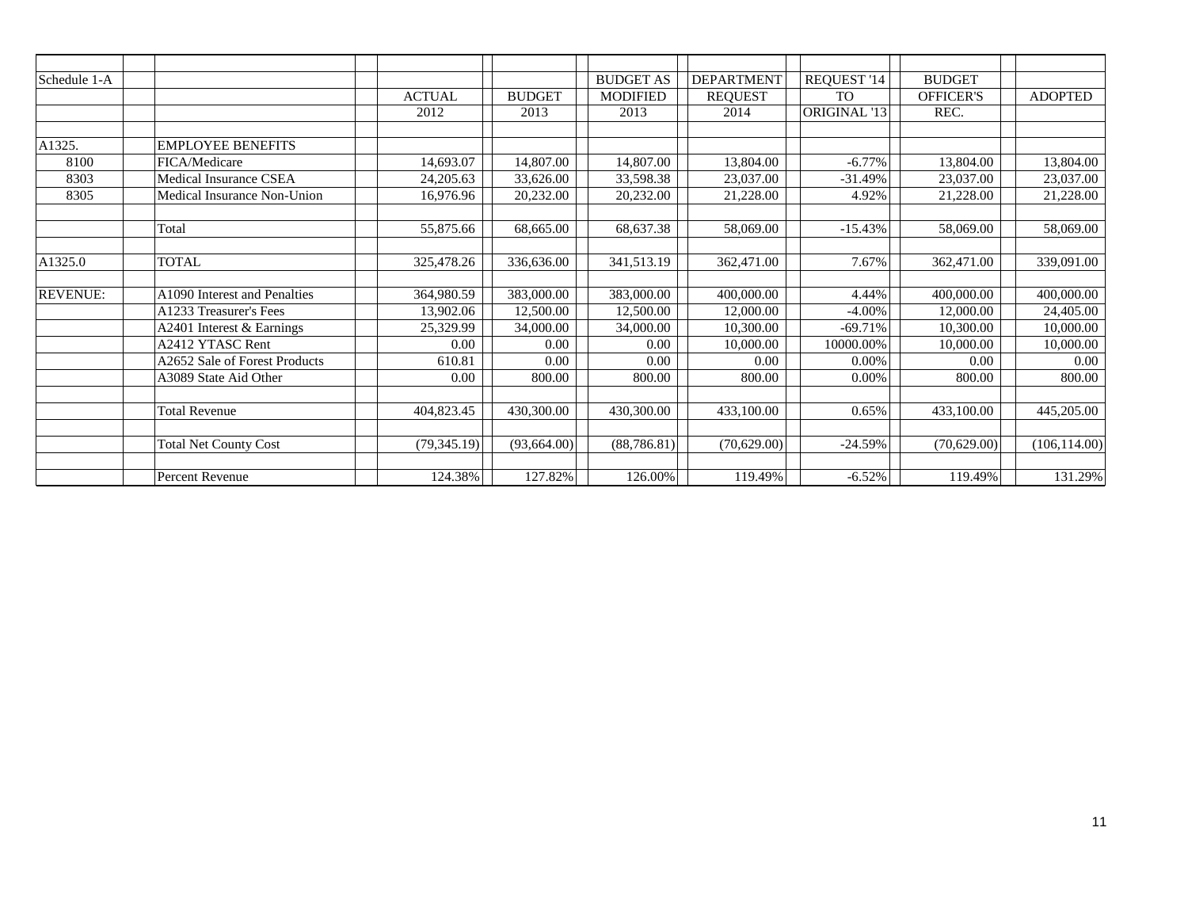| | | | | | | | | |
|---|---|---|---|---|---|---|---|---|
| Schedule 1-A | | | BUDGET AS | DEPARTMENT | REQUEST '14 | BUDGET | |
| | | ACTUAL | BUDGET | MODIFIED | REQUEST | TO | OFFICER'S | ADOPTED |
| | | 2012 | 2013 | 2013 | 2014 | ORIGINAL '13 | REC. | |
| A1325. | EMPLOYEE BENEFITS | | | | | | | |
| 8100 | FICA/Medicare | 14,693.07 | 14,807.00 | 14,807.00 | 13,804.00 | -6.77% | 13,804.00 | 13,804.00 |
| 8303 | Medical Insurance CSEA | 24,205.63 | 33,626.00 | 33,598.38 | 23,037.00 | -31.49% | 23,037.00 | 23,037.00 |
| 8305 | Medical Insurance Non-Union | 16,976.96 | 20,232.00 | 20,232.00 | 21,228.00 | 4.92% | 21,228.00 | 21,228.00 |
| | Total | 55,875.66 | 68,665.00 | 68,637.38 | 58,069.00 | -15.43% | 58,069.00 | 58,069.00 |
| A1325.0 | TOTAL | 325,478.26 | 336,636.00 | 341,513.19 | 362,471.00 | 7.67% | 362,471.00 | 339,091.00 |
| REVENUE: | A1090 Interest and Penalties | 364,980.59 | 383,000.00 | 383,000.00 | 400,000.00 | 4.44% | 400,000.00 | 400,000.00 |
| | A1233 Treasurer's Fees | 13,902.06 | 12,500.00 | 12,500.00 | 12,000.00 | -4.00% | 12,000.00 | 24,405.00 |
| | A2401 Interest & Earnings | 25,329.99 | 34,000.00 | 34,000.00 | 10,300.00 | -69.71% | 10,300.00 | 10,000.00 |
| | A2412 YTASC Rent | 0.00 | 0.00 | 0.00 | 10,000.00 | 10000.00% | 10,000.00 | 10,000.00 |
| | A2652 Sale of Forest Products | 610.81 | 0.00 | 0.00 | 0.00 | 0.00% | 0.00 | 0.00 |
| | A3089 State Aid Other | 0.00 | 800.00 | 800.00 | 800.00 | 0.00% | 800.00 | 800.00 |
| | Total Revenue | 404,823.45 | 430,300.00 | 430,300.00 | 433,100.00 | 0.65% | 433,100.00 | 445,205.00 |
| | Total Net County Cost | (79,345.19) | (93,664.00) | (88,786.81) | (70,629.00) | -24.59% | (70,629.00) | (106,114.00) |
| | Percent Revenue | 124.38% | 127.82% | 126.00% | 119.49% | -6.52% | 119.49% | 131.29% |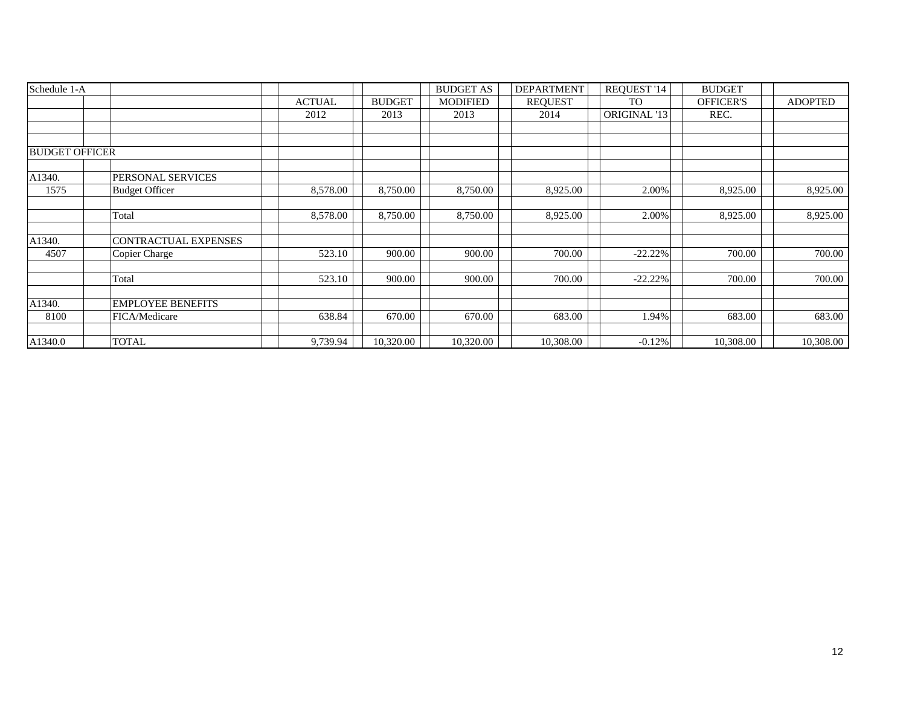| Schedule 1-A | | | | | BUDGET AS | DEPARTMENT | REQUEST '14 | BUDGET | |
|---|---|---|---|---|---|---|---|---|---|
| | | | ACTUAL | BUDGET | MODIFIED | REQUEST | TO | OFFICER'S | ADOPTED |
| | | | 2012 | 2013 | 2013 | 2014 | ORIGINAL '13 | REC. | |
| | | | | | | | | | |
| | | | | | | | | | |
| BUDGET OFFICER | | | | | | | | | |
| | | | | | | | | | |
| A1340. | | PERSONAL SERVICES | | | | | | | |
| 1575 | | Budget Officer | 8,578.00 | 8,750.00 | 8,750.00 | 8,925.00 | 2.00% | 8,925.00 | 8,925.00 |
| | | | | | | | | | |
| | | Total | 8,578.00 | 8,750.00 | 8,750.00 | 8,925.00 | 2.00% | 8,925.00 | 8,925.00 |
| | | | | | | | | | |
| A1340. | | CONTRACTUAL EXPENSES | | | | | | | |
| 4507 | | Copier Charge | 523.10 | 900.00 | 900.00 | 700.00 | -22.22% | 700.00 | 700.00 |
| | | | | | | | | | |
| | | Total | 523.10 | 900.00 | 900.00 | 700.00 | -22.22% | 700.00 | 700.00 |
| | | | | | | | | | |
| A1340. | | EMPLOYEE BENEFITS | | | | | | | |
| 8100 | | FICA/Medicare | 638.84 | 670.00 | 670.00 | 683.00 | 1.94% | 683.00 | 683.00 |
| | | | | | | | | | |
| A1340.0 | | TOTAL | 9,739.94 | 10,320.00 | 10,320.00 | 10,308.00 | -0.12% | 10,308.00 | 10,308.00 |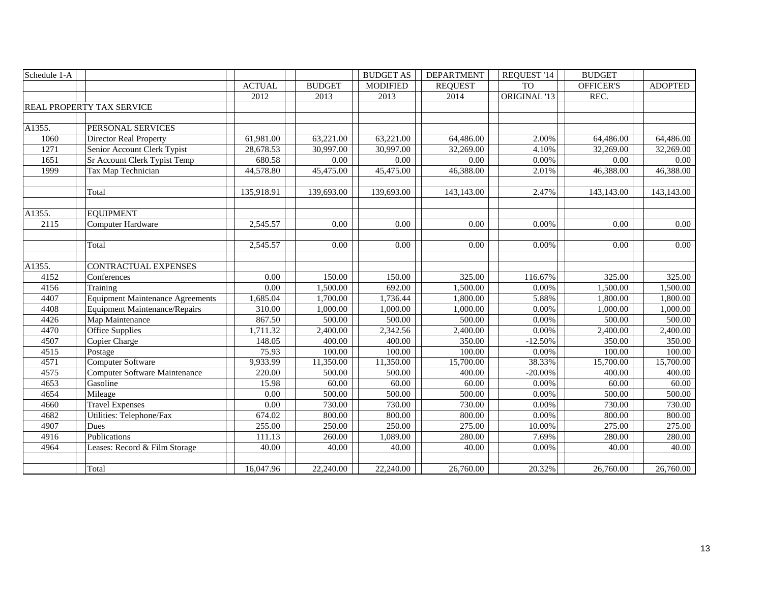| Schedule 1-A | | ACTUAL | BUDGET | BUDGET AS MODIFIED | DEPARTMENT REQUEST | REQUEST '14 TO ORIGINAL '13 | BUDGET OFFICER'S REC. | ADOPTED |
|---|---|---|---|---|---|---|---|---|
| | | 2012 | 2013 | 2013 | 2014 | | | |
| REAL PROPERTY TAX SERVICE | | | | | | | | |
| | | | | | | | | |
| A1355. | PERSONAL SERVICES | | | | | | | |
| 1060 | Director Real Property | 61,981.00 | 63,221.00 | 63,221.00 | 64,486.00 | 2.00% | 64,486.00 | 64,486.00 |
| 1271 | Senior Account Clerk Typist | 28,678.53 | 30,997.00 | 30,997.00 | 32,269.00 | 4.10% | 32,269.00 | 32,269.00 |
| 1651 | Sr Account Clerk Typist Temp | 680.58 | 0.00 | 0.00 | 0.00 | 0.00% | 0.00 | 0.00 |
| 1999 | Tax Map Technician | 44,578.80 | 45,475.00 | 45,475.00 | 46,388.00 | 2.01% | 46,388.00 | 46,388.00 |
| | | | | | | | | |
| | Total | 135,918.91 | 139,693.00 | 139,693.00 | 143,143.00 | 2.47% | 143,143.00 | 143,143.00 |
| | | | | | | | | |
| A1355. | EQUIPMENT | | | | | | | |
| 2115 | Computer Hardware | 2,545.57 | 0.00 | 0.00 | 0.00 | 0.00% | 0.00 | 0.00 |
| | | | | | | | | |
| | Total | 2,545.57 | 0.00 | 0.00 | 0.00 | 0.00% | 0.00 | 0.00 |
| | | | | | | | | |
| A1355. | CONTRACTUAL EXPENSES | | | | | | | |
| 4152 | Conferences | 0.00 | 150.00 | 150.00 | 325.00 | 116.67% | 325.00 | 325.00 |
| 4156 | Training | 0.00 | 1,500.00 | 692.00 | 1,500.00 | 0.00% | 1,500.00 | 1,500.00 |
| 4407 | Equipment Maintenance Agreements | 1,685.04 | 1,700.00 | 1,736.44 | 1,800.00 | 5.88% | 1,800.00 | 1,800.00 |
| 4408 | Equipment Maintenance/Repairs | 310.00 | 1,000.00 | 1,000.00 | 1,000.00 | 0.00% | 1,000.00 | 1,000.00 |
| 4426 | Map Maintenance | 867.50 | 500.00 | 500.00 | 500.00 | 0.00% | 500.00 | 500.00 |
| 4470 | Office Supplies | 1,711.32 | 2,400.00 | 2,342.56 | 2,400.00 | 0.00% | 2,400.00 | 2,400.00 |
| 4507 | Copier Charge | 148.05 | 400.00 | 400.00 | 350.00 | -12.50% | 350.00 | 350.00 |
| 4515 | Postage | 75.93 | 100.00 | 100.00 | 100.00 | 0.00% | 100.00 | 100.00 |
| 4571 | Computer Software | 9,933.99 | 11,350.00 | 11,350.00 | 15,700.00 | 38.33% | 15,700.00 | 15,700.00 |
| 4575 | Computer Software Maintenance | 220.00 | 500.00 | 500.00 | 400.00 | -20.00% | 400.00 | 400.00 |
| 4653 | Gasoline | 15.98 | 60.00 | 60.00 | 60.00 | 0.00% | 60.00 | 60.00 |
| 4654 | Mileage | 0.00 | 500.00 | 500.00 | 500.00 | 0.00% | 500.00 | 500.00 |
| 4660 | Travel Expenses | 0.00 | 730.00 | 730.00 | 730.00 | 0.00% | 730.00 | 730.00 |
| 4682 | Utilities: Telephone/Fax | 674.02 | 800.00 | 800.00 | 800.00 | 0.00% | 800.00 | 800.00 |
| 4907 | Dues | 255.00 | 250.00 | 250.00 | 275.00 | 10.00% | 275.00 | 275.00 |
| 4916 | Publications | 111.13 | 260.00 | 1,089.00 | 280.00 | 7.69% | 280.00 | 280.00 |
| 4964 | Leases: Record & Film Storage | 40.00 | 40.00 | 40.00 | 40.00 | 0.00% | 40.00 | 40.00 |
| | | | | | | | | |
| | Total | 16,047.96 | 22,240.00 | 22,240.00 | 26,760.00 | 20.32% | 26,760.00 | 26,760.00 |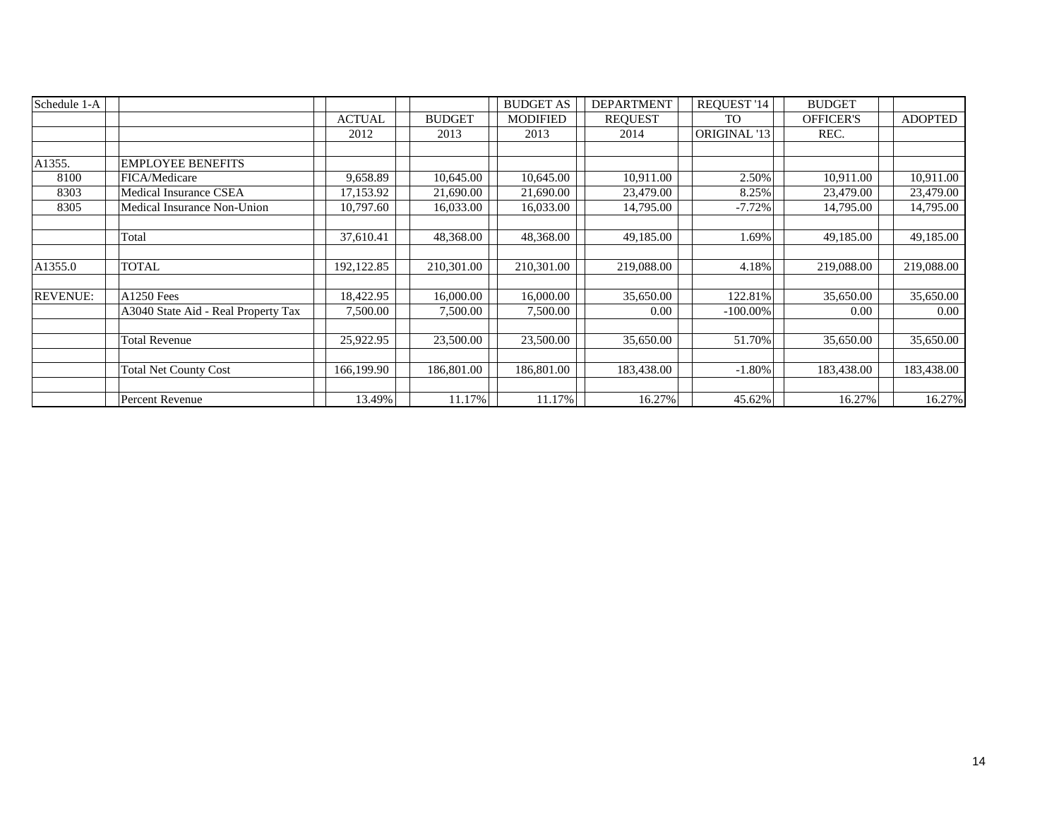| Schedule 1-A | | ACTUAL | BUDGET | BUDGET AS MODIFIED | DEPARTMENT REQUEST | REQUEST '14 TO | BUDGET OFFICER'S | ADOPTED |
|---|---|---|---|---|---|---|---|---|
| | | 2012 | 2013 | 2013 | 2014 | ORIGINAL '13 | REC. | |
| | | | | | | | | |
| A1355. | EMPLOYEE BENEFITS | | | | | | | |
| 8100 | FICA/Medicare | 9,658.89 | 10,645.00 | 10,645.00 | 10,911.00 | 2.50% | 10,911.00 | 10,911.00 |
| 8303 | Medical Insurance CSEA | 17,153.92 | 21,690.00 | 21,690.00 | 23,479.00 | 8.25% | 23,479.00 | 23,479.00 |
| 8305 | Medical Insurance Non-Union | 10,797.60 | 16,033.00 | 16,033.00 | 14,795.00 | -7.72% | 14,795.00 | 14,795.00 |
| | | | | | | | | |
| | Total | 37,610.41 | 48,368.00 | 48,368.00 | 49,185.00 | 1.69% | 49,185.00 | 49,185.00 |
| | | | | | | | | |
| A1355.0 | TOTAL | 192,122.85 | 210,301.00 | 210,301.00 | 219,088.00 | 4.18% | 219,088.00 | 219,088.00 |
| | | | | | | | | |
| REVENUE: | A1250 Fees | 18,422.95 | 16,000.00 | 16,000.00 | 35,650.00 | 122.81% | 35,650.00 | 35,650.00 |
| | A3040 State Aid - Real Property Tax | 7,500.00 | 7,500.00 | 7,500.00 | 0.00 | -100.00% | 0.00 | 0.00 |
| | | | | | | | | |
| | Total Revenue | 25,922.95 | 23,500.00 | 23,500.00 | 35,650.00 | 51.70% | 35,650.00 | 35,650.00 |
| | | | | | | | | |
| | Total Net County Cost | 166,199.90 | 186,801.00 | 186,801.00 | 183,438.00 | -1.80% | 183,438.00 | 183,438.00 |
| | | | | | | | | |
| | Percent Revenue | 13.49% | 11.17% | 11.17% | 16.27% | 45.62% | 16.27% | 16.27% |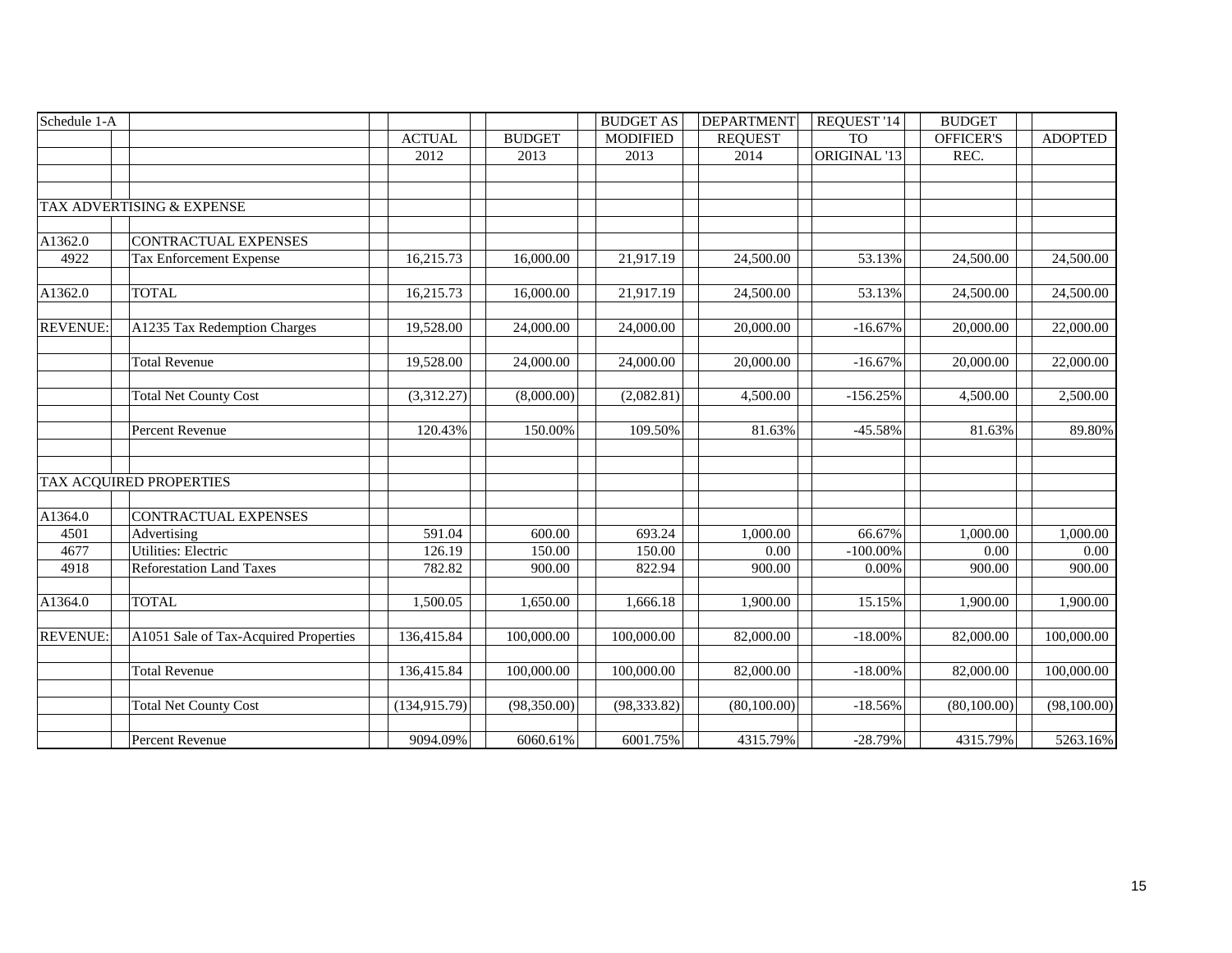| Schedule 1-A | | ACTUAL | BUDGET | BUDGET AS MODIFIED | DEPARTMENT REQUEST | REQUEST '14 TO ORIGINAL '13 | BUDGET OFFICER'S REC. | ADOPTED |
|---|---|---|---|---|---|---|---|---|
| | | 2012 | 2013 | 2013 | 2014 | | | |
| TAX ADVERTISING & EXPENSE | | | | | | | | |
| A1362.0 | CONTRACTUAL EXPENSES | | | | | | | |
| 4922 | Tax Enforcement Expense | 16,215.73 | 16,000.00 | 21,917.19 | 24,500.00 | 53.13% | 24,500.00 | 24,500.00 |
| A1362.0 | TOTAL | 16,215.73 | 16,000.00 | 21,917.19 | 24,500.00 | 53.13% | 24,500.00 | 24,500.00 |
| REVENUE: | A1235 Tax Redemption Charges | 19,528.00 | 24,000.00 | 24,000.00 | 20,000.00 | -16.67% | 20,000.00 | 22,000.00 |
| | Total Revenue | 19,528.00 | 24,000.00 | 24,000.00 | 20,000.00 | -16.67% | 20,000.00 | 22,000.00 |
| | Total Net County Cost | (3,312.27) | (8,000.00) | (2,082.81) | 4,500.00 | -156.25% | 4,500.00 | 2,500.00 |
| | Percent Revenue | 120.43% | 150.00% | 109.50% | 81.63% | -45.58% | 81.63% | 89.80% |
| TAX ACQUIRED PROPERTIES | | | | | | | | |
| A1364.0 | CONTRACTUAL EXPENSES | | | | | | | |
| 4501 | Advertising | 591.04 | 600.00 | 693.24 | 1,000.00 | 66.67% | 1,000.00 | 1,000.00 |
| 4677 | Utilities: Electric | 126.19 | 150.00 | 150.00 | 0.00 | -100.00% | 0.00 | 0.00 |
| 4918 | Reforestation Land Taxes | 782.82 | 900.00 | 822.94 | 900.00 | 0.00% | 900.00 | 900.00 |
| A1364.0 | TOTAL | 1,500.05 | 1,650.00 | 1,666.18 | 1,900.00 | 15.15% | 1,900.00 | 1,900.00 |
| REVENUE: | A1051 Sale of Tax-Acquired Properties | 136,415.84 | 100,000.00 | 100,000.00 | 82,000.00 | -18.00% | 82,000.00 | 100,000.00 |
| | Total Revenue | 136,415.84 | 100,000.00 | 100,000.00 | 82,000.00 | -18.00% | 82,000.00 | 100,000.00 |
| | Total Net County Cost | (134,915.79) | (98,350.00) | (98,333.82) | (80,100.00) | -18.56% | (80,100.00) | (98,100.00) |
| | Percent Revenue | 9094.09% | 6060.61% | 6001.75% | 4315.79% | -28.79% | 4315.79% | 5263.16% |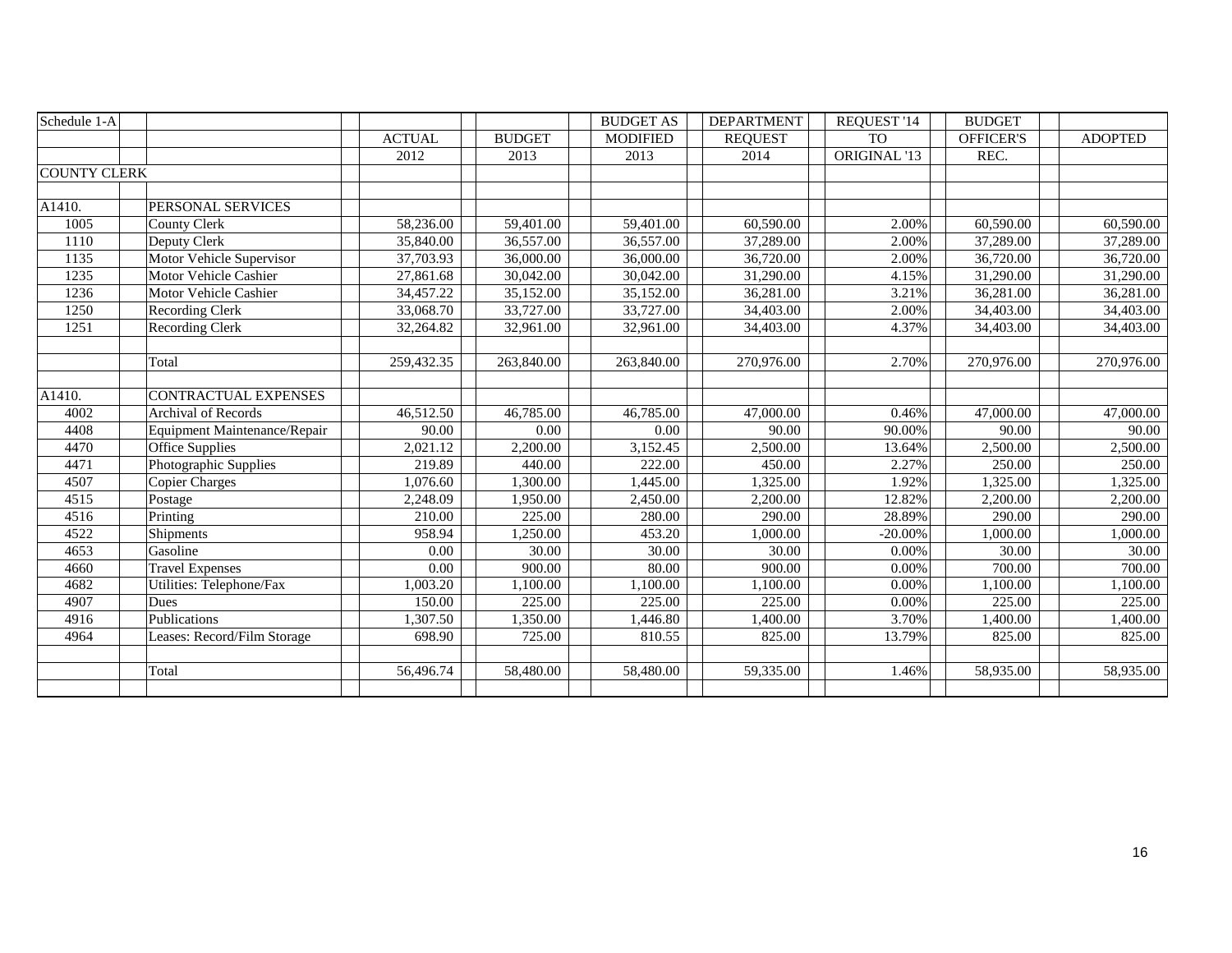| Schedule 1-A | | ACTUAL | BUDGET | BUDGET AS MODIFIED | DEPARTMENT REQUEST | REQUEST '14 TO | BUDGET OFFICER'S | ADOPTED |
|---|---|---|---|---|---|---|---|---|
| | | 2012 | 2013 | 2013 | 2014 | ORIGINAL '13 | REC. | |
| COUNTY CLERK | | | | | | | | |
| | | | | | | | | |
| A1410. | PERSONAL SERVICES | | | | | | | |
| 1005 | County Clerk | 58,236.00 | 59,401.00 | 59,401.00 | 60,590.00 | 2.00% | 60,590.00 | 60,590.00 |
| 1110 | Deputy Clerk | 35,840.00 | 36,557.00 | 36,557.00 | 37,289.00 | 2.00% | 37,289.00 | 37,289.00 |
| 1135 | Motor Vehicle Supervisor | 37,703.93 | 36,000.00 | 36,000.00 | 36,720.00 | 2.00% | 36,720.00 | 36,720.00 |
| 1235 | Motor Vehicle Cashier | 27,861.68 | 30,042.00 | 30,042.00 | 31,290.00 | 4.15% | 31,290.00 | 31,290.00 |
| 1236 | Motor Vehicle Cashier | 34,457.22 | 35,152.00 | 35,152.00 | 36,281.00 | 3.21% | 36,281.00 | 36,281.00 |
| 1250 | Recording Clerk | 33,068.70 | 33,727.00 | 33,727.00 | 34,403.00 | 2.00% | 34,403.00 | 34,403.00 |
| 1251 | Recording Clerk | 32,264.82 | 32,961.00 | 32,961.00 | 34,403.00 | 4.37% | 34,403.00 | 34,403.00 |
| | | | | | | | | |
| | Total | 259,432.35 | 263,840.00 | 263,840.00 | 270,976.00 | 2.70% | 270,976.00 | 270,976.00 |
| | | | | | | | | |
| A1410. | CONTRACTUAL EXPENSES | | | | | | | |
| 4002 | Archival of Records | 46,512.50 | 46,785.00 | 46,785.00 | 47,000.00 | 0.46% | 47,000.00 | 47,000.00 |
| 4408 | Equipment Maintenance/Repair | 90.00 | 0.00 | 0.00 | 90.00 | 90.00% | 90.00 | 90.00 |
| 4470 | Office Supplies | 2,021.12 | 2,200.00 | 3,152.45 | 2,500.00 | 13.64% | 2,500.00 | 2,500.00 |
| 4471 | Photographic Supplies | 219.89 | 440.00 | 222.00 | 450.00 | 2.27% | 250.00 | 250.00 |
| 4507 | Copier Charges | 1,076.60 | 1,300.00 | 1,445.00 | 1,325.00 | 1.92% | 1,325.00 | 1,325.00 |
| 4515 | Postage | 2,248.09 | 1,950.00 | 2,450.00 | 2,200.00 | 12.82% | 2,200.00 | 2,200.00 |
| 4516 | Printing | 210.00 | 225.00 | 280.00 | 290.00 | 28.89% | 290.00 | 290.00 |
| 4522 | Shipments | 958.94 | 1,250.00 | 453.20 | 1,000.00 | -20.00% | 1,000.00 | 1,000.00 |
| 4653 | Gasoline | 0.00 | 30.00 | 30.00 | 30.00 | 0.00% | 30.00 | 30.00 |
| 4660 | Travel Expenses | 0.00 | 900.00 | 80.00 | 900.00 | 0.00% | 700.00 | 700.00 |
| 4682 | Utilities: Telephone/Fax | 1,003.20 | 1,100.00 | 1,100.00 | 1,100.00 | 0.00% | 1,100.00 | 1,100.00 |
| 4907 | Dues | 150.00 | 225.00 | 225.00 | 225.00 | 0.00% | 225.00 | 225.00 |
| 4916 | Publications | 1,307.50 | 1,350.00 | 1,446.80 | 1,400.00 | 3.70% | 1,400.00 | 1,400.00 |
| 4964 | Leases: Record/Film Storage | 698.90 | 725.00 | 810.55 | 825.00 | 13.79% | 825.00 | 825.00 |
| | | | | | | | | |
| | Total | 56,496.74 | 58,480.00 | 58,480.00 | 59,335.00 | 1.46% | 58,935.00 | 58,935.00 |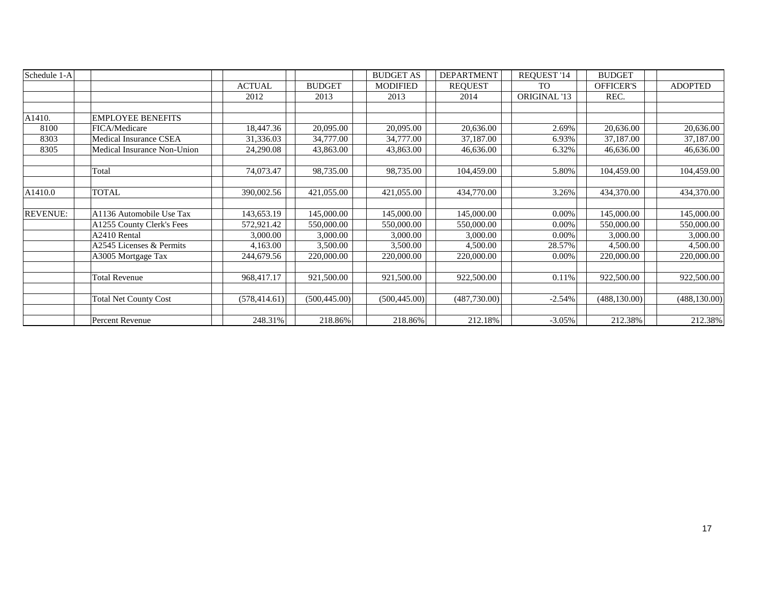| Schedule 1-A | | ACTUAL | BUDGET | BUDGET AS MODIFIED | DEPARTMENT REQUEST | REQUEST '14 TO ORIGINAL '13 | BUDGET OFFICER'S REC. | ADOPTED |
|---|---|---|---|---|---|---|---|---|
| | | 2012 | 2013 | 2013 | 2014 | | | |
| | | | | | | | | |
| A1410. | EMPLOYEE BENEFITS | | | | | | | |
| 8100 | FICA/Medicare | 18,447.36 | 20,095.00 | 20,095.00 | 20,636.00 | 2.69% | 20,636.00 | 20,636.00 |
| 8303 | Medical Insurance CSEA | 31,336.03 | 34,777.00 | 34,777.00 | 37,187.00 | 6.93% | 37,187.00 | 37,187.00 |
| 8305 | Medical Insurance Non-Union | 24,290.08 | 43,863.00 | 43,863.00 | 46,636.00 | 6.32% | 46,636.00 | 46,636.00 |
| | | | | | | | | |
| | Total | 74,073.47 | 98,735.00 | 98,735.00 | 104,459.00 | 5.80% | 104,459.00 | 104,459.00 |
| | | | | | | | | |
| A1410.0 | TOTAL | 390,002.56 | 421,055.00 | 421,055.00 | 434,770.00 | 3.26% | 434,370.00 | 434,370.00 |
| | | | | | | | | |
| REVENUE: | A1136 Automobile Use Tax | 143,653.19 | 145,000.00 | 145,000.00 | 145,000.00 | 0.00% | 145,000.00 | 145,000.00 |
| | A1255 County Clerk's Fees | 572,921.42 | 550,000.00 | 550,000.00 | 550,000.00 | 0.00% | 550,000.00 | 550,000.00 |
| | A2410 Rental | 3,000.00 | 3,000.00 | 3,000.00 | 3,000.00 | 0.00% | 3,000.00 | 3,000.00 |
| | A2545 Licenses & Permits | 4,163.00 | 3,500.00 | 3,500.00 | 4,500.00 | 28.57% | 4,500.00 | 4,500.00 |
| | A3005 Mortgage Tax | 244,679.56 | 220,000.00 | 220,000.00 | 220,000.00 | 0.00% | 220,000.00 | 220,000.00 |
| | | | | | | | | |
| | Total Revenue | 968,417.17 | 921,500.00 | 921,500.00 | 922,500.00 | 0.11% | 922,500.00 | 922,500.00 |
| | | | | | | | | |
| | Total Net County Cost | (578,414.61) | (500,445.00) | (500,445.00) | (487,730.00) | -2.54% | (488,130.00) | (488,130.00) |
| | | | | | | | | |
| | Percent Revenue | 248.31% | 218.86% | 218.86% | 212.18% | -3.05% | 212.38% | 212.38% |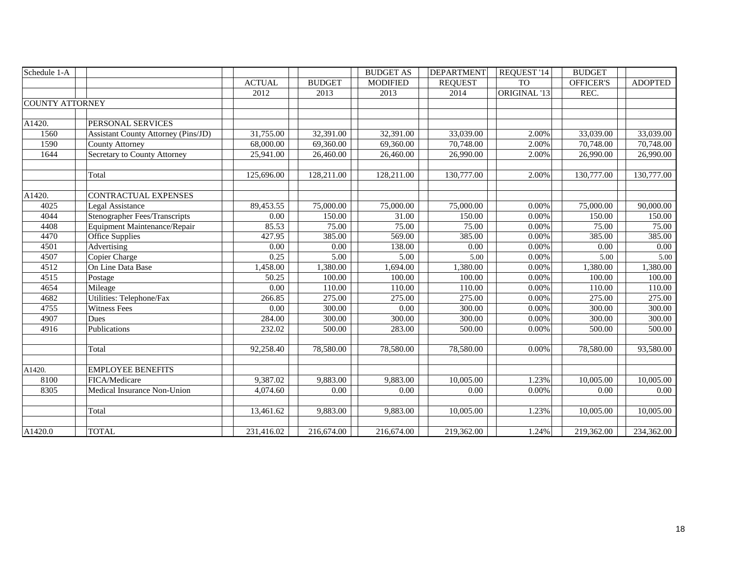| Schedule 1-A | | ACTUAL | BUDGET | BUDGET AS MODIFIED | DEPARTMENT REQUEST | REQUEST '14 TO ORIGINAL '13 | BUDGET OFFICER'S REC. | ADOPTED |
|---|---|---|---|---|---|---|---|---|
| | | 2012 | 2013 | 2013 | 2014 | | | |
| COUNTY ATTORNEY | | | | | | | | |
| | | | | | | | | |
| A1420. | PERSONAL SERVICES | | | | | | | |
| 1560 | Assistant County Attorney (Pins/JD) | 31,755.00 | 32,391.00 | 32,391.00 | 33,039.00 | 2.00% | 33,039.00 | 33,039.00 |
| 1590 | County Attorney | 68,000.00 | 69,360.00 | 69,360.00 | 70,748.00 | 2.00% | 70,748.00 | 70,748.00 |
| 1644 | Secretary to County Attorney | 25,941.00 | 26,460.00 | 26,460.00 | 26,990.00 | 2.00% | 26,990.00 | 26,990.00 |
| | | | | | | | | |
| | Total | 125,696.00 | 128,211.00 | 128,211.00 | 130,777.00 | 2.00% | 130,777.00 | 130,777.00 |
| | | | | | | | | |
| A1420. | CONTRACTUAL EXPENSES | | | | | | | |
| 4025 | Legal Assistance | 89,453.55 | 75,000.00 | 75,000.00 | 75,000.00 | 0.00% | 75,000.00 | 90,000.00 |
| 4044 | Stenographer Fees/Transcripts | 0.00 | 150.00 | 31.00 | 150.00 | 0.00% | 150.00 | 150.00 |
| 4408 | Equipment Maintenance/Repair | 85.53 | 75.00 | 75.00 | 75.00 | 0.00% | 75.00 | 75.00 |
| 4470 | Office Supplies | 427.95 | 385.00 | 569.00 | 385.00 | 0.00% | 385.00 | 385.00 |
| 4501 | Advertising | 0.00 | 0.00 | 138.00 | 0.00 | 0.00% | 0.00 | 0.00 |
| 4507 | Copier Charge | 0.25 | 5.00 | 5.00 | 5.00 | 0.00% | 5.00 | 5.00 |
| 4512 | On Line Data Base | 1,458.00 | 1,380.00 | 1,694.00 | 1,380.00 | 0.00% | 1,380.00 | 1,380.00 |
| 4515 | Postage | 50.25 | 100.00 | 100.00 | 100.00 | 0.00% | 100.00 | 100.00 |
| 4654 | Mileage | 0.00 | 110.00 | 110.00 | 110.00 | 0.00% | 110.00 | 110.00 |
| 4682 | Utilities: Telephone/Fax | 266.85 | 275.00 | 275.00 | 275.00 | 0.00% | 275.00 | 275.00 |
| 4755 | Witness Fees | 0.00 | 300.00 | 0.00 | 300.00 | 0.00% | 300.00 | 300.00 |
| 4907 | Dues | 284.00 | 300.00 | 300.00 | 300.00 | 0.00% | 300.00 | 300.00 |
| 4916 | Publications | 232.02 | 500.00 | 283.00 | 500.00 | 0.00% | 500.00 | 500.00 |
| | | | | | | | | |
| | Total | 92,258.40 | 78,580.00 | 78,580.00 | 78,580.00 | 0.00% | 78,580.00 | 93,580.00 |
| | | | | | | | | |
| A1420. | EMPLOYEE BENEFITS | | | | | | | |
| 8100 | FICA/Medicare | 9,387.02 | 9,883.00 | 9,883.00 | 10,005.00 | 1.23% | 10,005.00 | 10,005.00 |
| 8305 | Medical Insurance Non-Union | 4,074.60 | 0.00 | 0.00 | 0.00 | 0.00% | 0.00 | 0.00 |
| | | | | | | | | |
| | Total | 13,461.62 | 9,883.00 | 9,883.00 | 10,005.00 | 1.23% | 10,005.00 | 10,005.00 |
| | | | | | | | | |
| A1420.0 | TOTAL | 231,416.02 | 216,674.00 | 216,674.00 | 219,362.00 | 1.24% | 219,362.00 | 234,362.00 |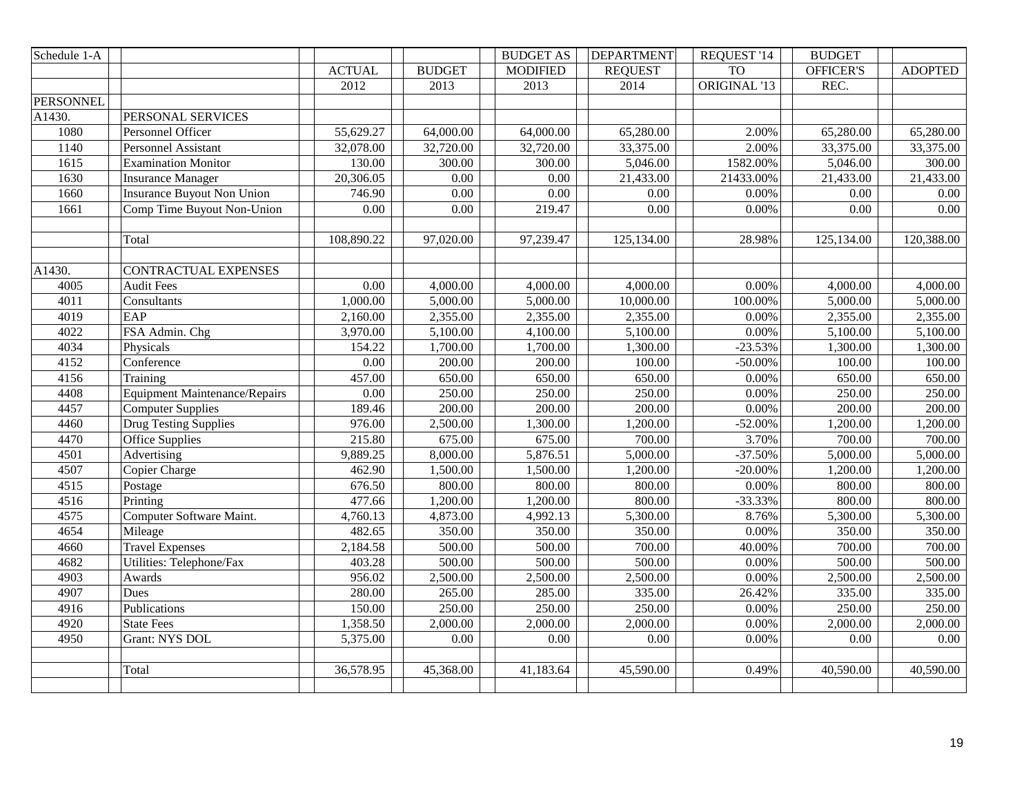| Schedule 1-A | | ACTUAL | BUDGET | BUDGET AS MODIFIED | DEPARTMENT REQUEST | REQUEST '14 TO ORIGINAL '13 | BUDGET OFFICER'S REC. | ADOPTED |
|---|---|---|---|---|---|---|---|---|
| | | 2012 | 2013 | 2013 | 2014 | | | |
| PERSONNEL | | | | | | | | |
| A1430. | PERSONAL SERVICES | | | | | | | |
| 1080 | Personnel Officer | 55,629.27 | 64,000.00 | 64,000.00 | 65,280.00 | 2.00% | 65,280.00 | 65,280.00 |
| 1140 | Personnel Assistant | 32,078.00 | 32,720.00 | 32,720.00 | 33,375.00 | 2.00% | 33,375.00 | 33,375.00 |
| 1615 | Examination Monitor | 130.00 | 300.00 | 300.00 | 5,046.00 | 1582.00% | 5,046.00 | 300.00 |
| 1630 | Insurance Manager | 20,306.05 | 0.00 | 0.00 | 21,433.00 | 21433.00% | 21,433.00 | 21,433.00 |
| 1660 | Insurance Buyout Non Union | 746.90 | 0.00 | 0.00 | 0.00 | 0.00% | 0.00 | 0.00 |
| 1661 | Comp Time Buyout Non-Union | 0.00 | 0.00 | 219.47 | 0.00 | 0.00% | 0.00 | 0.00 |
| | | | | | | | | |
| | Total | 108,890.22 | 97,020.00 | 97,239.47 | 125,134.00 | 28.98% | 125,134.00 | 120,388.00 |
| | | | | | | | | |
| A1430. | CONTRACTUAL EXPENSES | | | | | | | |
| 4005 | Audit Fees | 0.00 | 4,000.00 | 4,000.00 | 4,000.00 | 0.00% | 4,000.00 | 4,000.00 |
| 4011 | Consultants | 1,000.00 | 5,000.00 | 5,000.00 | 10,000.00 | 100.00% | 5,000.00 | 5,000.00 |
| 4019 | EAP | 2,160.00 | 2,355.00 | 2,355.00 | 2,355.00 | 0.00% | 2,355.00 | 2,355.00 |
| 4022 | FSA Admin. Chg | 3,970.00 | 5,100.00 | 4,100.00 | 5,100.00 | 0.00% | 5,100.00 | 5,100.00 |
| 4034 | Physicals | 154.22 | 1,700.00 | 1,700.00 | 1,300.00 | -23.53% | 1,300.00 | 1,300.00 |
| 4152 | Conference | 0.00 | 200.00 | 200.00 | 100.00 | -50.00% | 100.00 | 100.00 |
| 4156 | Training | 457.00 | 650.00 | 650.00 | 650.00 | 0.00% | 650.00 | 650.00 |
| 4408 | Equipment Maintenance/Repairs | 0.00 | 250.00 | 250.00 | 250.00 | 0.00% | 250.00 | 250.00 |
| 4457 | Computer Supplies | 189.46 | 200.00 | 200.00 | 200.00 | 0.00% | 200.00 | 200.00 |
| 4460 | Drug Testing Supplies | 976.00 | 2,500.00 | 1,300.00 | 1,200.00 | -52.00% | 1,200.00 | 1,200.00 |
| 4470 | Office Supplies | 215.80 | 675.00 | 675.00 | 700.00 | 3.70% | 700.00 | 700.00 |
| 4501 | Advertising | 9,889.25 | 8,000.00 | 5,876.51 | 5,000.00 | -37.50% | 5,000.00 | 5,000.00 |
| 4507 | Copier Charge | 462.90 | 1,500.00 | 1,500.00 | 1,200.00 | -20.00% | 1,200.00 | 1,200.00 |
| 4515 | Postage | 676.50 | 800.00 | 800.00 | 800.00 | 0.00% | 800.00 | 800.00 |
| 4516 | Printing | 477.66 | 1,200.00 | 1,200.00 | 800.00 | -33.33% | 800.00 | 800.00 |
| 4575 | Computer Software Maint. | 4,760.13 | 4,873.00 | 4,992.13 | 5,300.00 | 8.76% | 5,300.00 | 5,300.00 |
| 4654 | Mileage | 482.65 | 350.00 | 350.00 | 350.00 | 0.00% | 350.00 | 350.00 |
| 4660 | Travel Expenses | 2,184.58 | 500.00 | 500.00 | 700.00 | 40.00% | 700.00 | 700.00 |
| 4682 | Utilities: Telephone/Fax | 403.28 | 500.00 | 500.00 | 500.00 | 0.00% | 500.00 | 500.00 |
| 4903 | Awards | 956.02 | 2,500.00 | 2,500.00 | 2,500.00 | 0.00% | 2,500.00 | 2,500.00 |
| 4907 | Dues | 280.00 | 265.00 | 285.00 | 335.00 | 26.42% | 335.00 | 335.00 |
| 4916 | Publications | 150.00 | 250.00 | 250.00 | 250.00 | 0.00% | 250.00 | 250.00 |
| 4920 | State Fees | 1,358.50 | 2,000.00 | 2,000.00 | 2,000.00 | 0.00% | 2,000.00 | 2,000.00 |
| 4950 | Grant: NYS DOL | 5,375.00 | 0.00 | 0.00 | 0.00 | 0.00% | 0.00 | 0.00 |
| | | | | | | | | |
| | Total | 36,578.95 | 45,368.00 | 41,183.64 | 45,590.00 | 0.49% | 40,590.00 | 40,590.00 |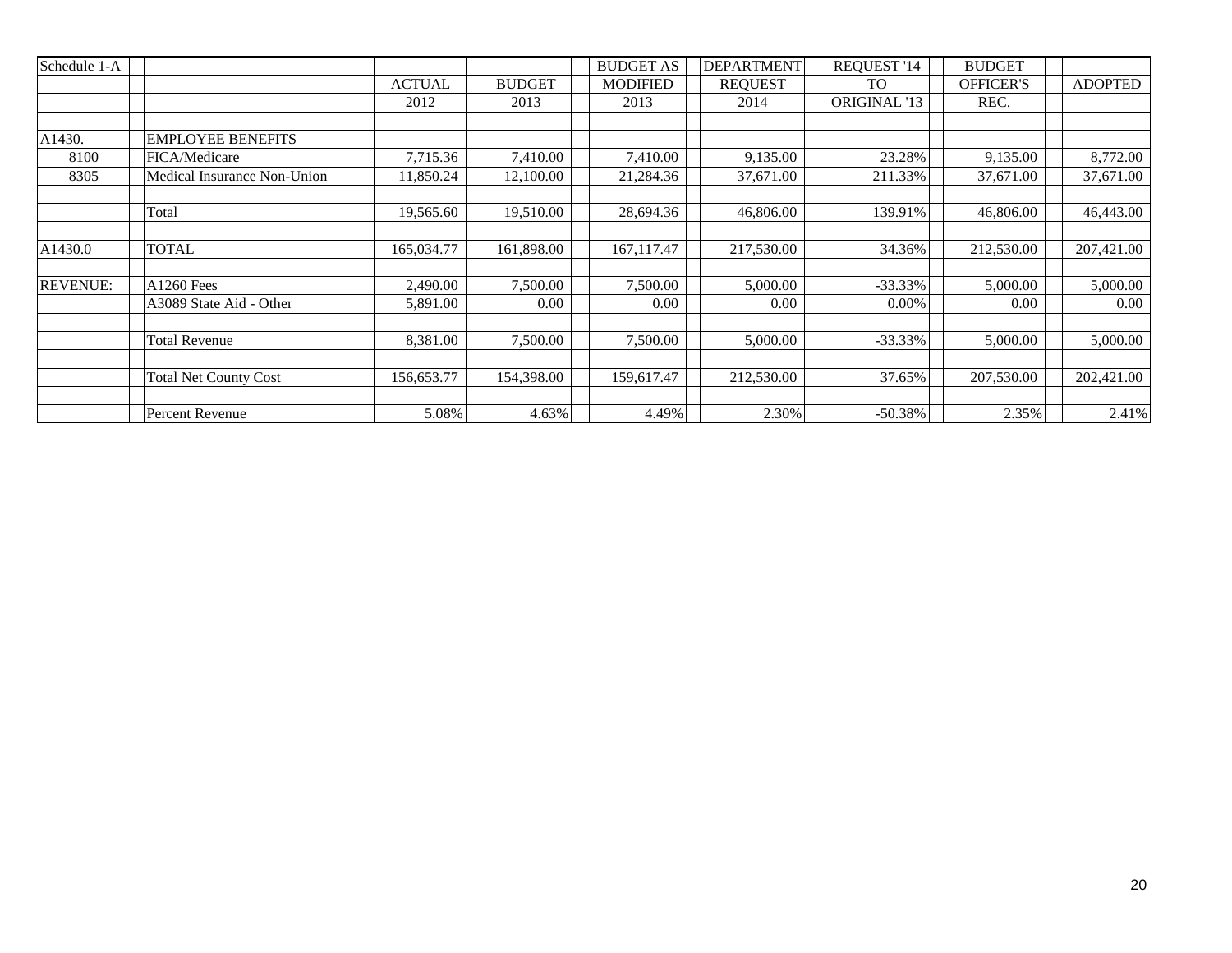| Schedule 1-A | | ACTUAL | BUDGET | BUDGET AS MODIFIED | DEPARTMENT REQUEST | REQUEST '14 TO | BUDGET OFFICER'S | ADOPTED |
|---|---|---|---|---|---|---|---|---|
| | | 2012 | 2013 | 2013 | 2014 | ORIGINAL '13 | REC. | |
| | | | | | | | | |
| A1430. | EMPLOYEE BENEFITS | | | | | | | |
| 8100 | FICA/Medicare | 7,715.36 | 7,410.00 | 7,410.00 | 9,135.00 | 23.28% | 9,135.00 | 8,772.00 |
| 8305 | Medical Insurance Non-Union | 11,850.24 | 12,100.00 | 21,284.36 | 37,671.00 | 211.33% | 37,671.00 | 37,671.00 |
| | | | | | | | | |
| | Total | 19,565.60 | 19,510.00 | 28,694.36 | 46,806.00 | 139.91% | 46,806.00 | 46,443.00 |
| | | | | | | | | |
| A1430.0 | TOTAL | 165,034.77 | 161,898.00 | 167,117.47 | 217,530.00 | 34.36% | 212,530.00 | 207,421.00 |
| | | | | | | | | |
| REVENUE: | A1260 Fees | 2,490.00 | 7,500.00 | 7,500.00 | 5,000.00 | -33.33% | 5,000.00 | 5,000.00 |
| | A3089 State Aid - Other | 5,891.00 | 0.00 | 0.00 | 0.00 | 0.00% | 0.00 | 0.00 |
| | | | | | | | | |
| | Total Revenue | 8,381.00 | 7,500.00 | 7,500.00 | 5,000.00 | -33.33% | 5,000.00 | 5,000.00 |
| | | | | | | | | |
| | Total Net County Cost | 156,653.77 | 154,398.00 | 159,617.47 | 212,530.00 | 37.65% | 207,530.00 | 202,421.00 |
| | | | | | | | | |
| | Percent Revenue | 5.08% | 4.63% | 4.49% | 2.30% | -50.38% | 2.35% | 2.41% |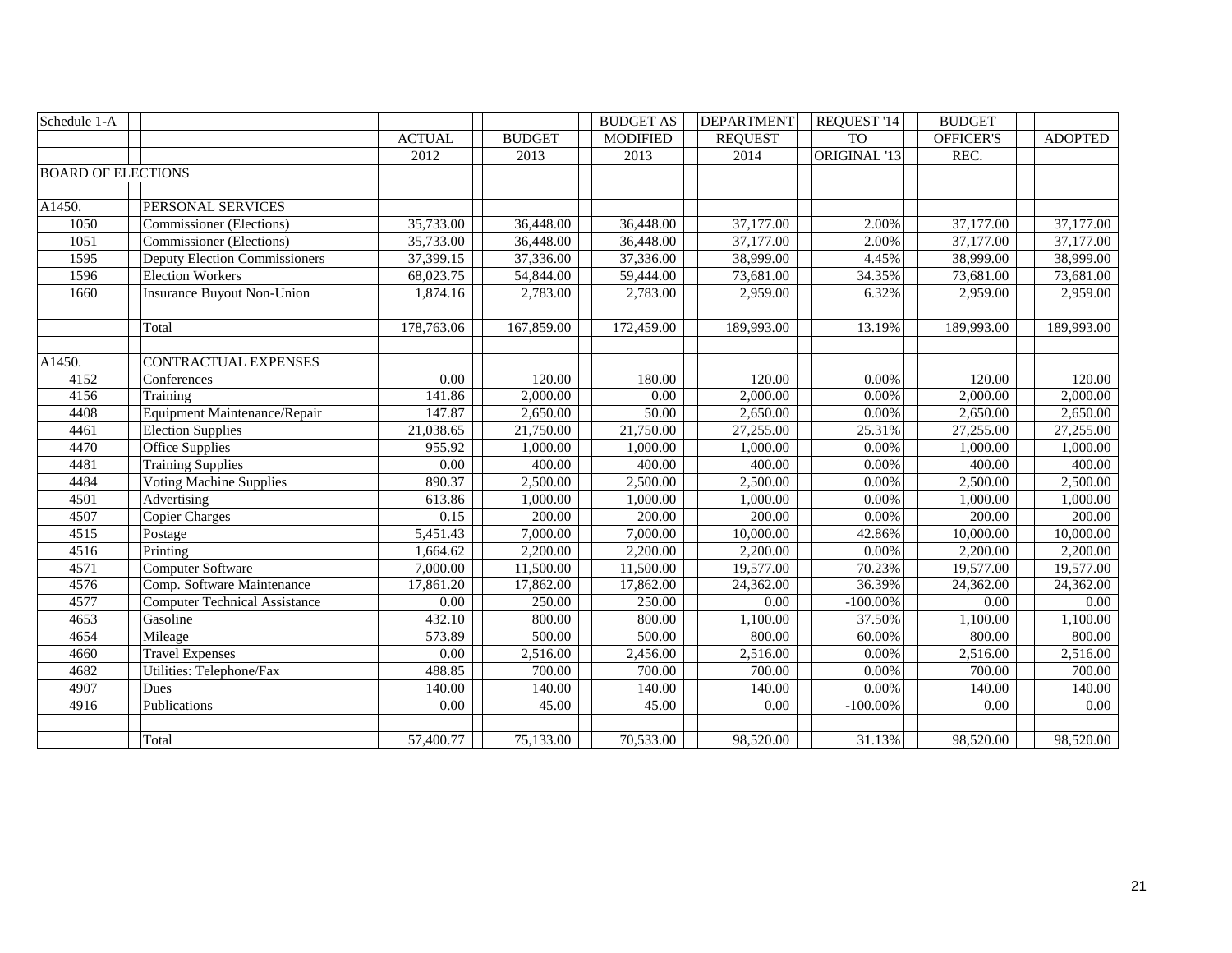| Schedule 1-A | | ACTUAL | BUDGET | BUDGET AS MODIFIED | DEPARTMENT REQUEST | REQUEST '14 TO | BUDGET OFFICER'S | ADOPTED |
|---|---|---|---|---|---|---|---|---|
| | | 2012 | 2013 | 2013 | 2014 | ORIGINAL '13 | REC. | |
| BOARD OF ELECTIONS | | | | | | | | |
| | | | | | | | | |
| A1450. | PERSONAL SERVICES | | | | | | | |
| 1050 | Commissioner (Elections) | 35,733.00 | 36,448.00 | 36,448.00 | 37,177.00 | 2.00% | 37,177.00 | 37,177.00 |
| 1051 | Commissioner (Elections) | 35,733.00 | 36,448.00 | 36,448.00 | 37,177.00 | 2.00% | 37,177.00 | 37,177.00 |
| 1595 | Deputy Election Commissioners | 37,399.15 | 37,336.00 | 37,336.00 | 38,999.00 | 4.45% | 38,999.00 | 38,999.00 |
| 1596 | Election Workers | 68,023.75 | 54,844.00 | 59,444.00 | 73,681.00 | 34.35% | 73,681.00 | 73,681.00 |
| 1660 | Insurance Buyout Non-Union | 1,874.16 | 2,783.00 | 2,783.00 | 2,959.00 | 6.32% | 2,959.00 | 2,959.00 |
| | | | | | | | | |
| | Total | 178,763.06 | 167,859.00 | 172,459.00 | 189,993.00 | 13.19% | 189,993.00 | 189,993.00 |
| | | | | | | | | |
| A1450. | CONTRACTUAL EXPENSES | | | | | | | |
| 4152 | Conferences | 0.00 | 120.00 | 180.00 | 120.00 | 0.00% | 120.00 | 120.00 |
| 4156 | Training | 141.86 | 2,000.00 | 0.00 | 2,000.00 | 0.00% | 2,000.00 | 2,000.00 |
| 4408 | Equipment Maintenance/Repair | 147.87 | 2,650.00 | 50.00 | 2,650.00 | 0.00% | 2,650.00 | 2,650.00 |
| 4461 | Election Supplies | 21,038.65 | 21,750.00 | 21,750.00 | 27,255.00 | 25.31% | 27,255.00 | 27,255.00 |
| 4470 | Office Supplies | 955.92 | 1,000.00 | 1,000.00 | 1,000.00 | 0.00% | 1,000.00 | 1,000.00 |
| 4481 | Training Supplies | 0.00 | 400.00 | 400.00 | 400.00 | 0.00% | 400.00 | 400.00 |
| 4484 | Voting Machine Supplies | 890.37 | 2,500.00 | 2,500.00 | 2,500.00 | 0.00% | 2,500.00 | 2,500.00 |
| 4501 | Advertising | 613.86 | 1,000.00 | 1,000.00 | 1,000.00 | 0.00% | 1,000.00 | 1,000.00 |
| 4507 | Copier Charges | 0.15 | 200.00 | 200.00 | 200.00 | 0.00% | 200.00 | 200.00 |
| 4515 | Postage | 5,451.43 | 7,000.00 | 7,000.00 | 10,000.00 | 42.86% | 10,000.00 | 10,000.00 |
| 4516 | Printing | 1,664.62 | 2,200.00 | 2,200.00 | 2,200.00 | 0.00% | 2,200.00 | 2,200.00 |
| 4571 | Computer Software | 7,000.00 | 11,500.00 | 11,500.00 | 19,577.00 | 70.23% | 19,577.00 | 19,577.00 |
| 4576 | Comp. Software Maintenance | 17,861.20 | 17,862.00 | 17,862.00 | 24,362.00 | 36.39% | 24,362.00 | 24,362.00 |
| 4577 | Computer Technical Assistance | 0.00 | 250.00 | 250.00 | 0.00 | -100.00% | 0.00 | 0.00 |
| 4653 | Gasoline | 432.10 | 800.00 | 800.00 | 1,100.00 | 37.50% | 1,100.00 | 1,100.00 |
| 4654 | Mileage | 573.89 | 500.00 | 500.00 | 800.00 | 60.00% | 800.00 | 800.00 |
| 4660 | Travel Expenses | 0.00 | 2,516.00 | 2,456.00 | 2,516.00 | 0.00% | 2,516.00 | 2,516.00 |
| 4682 | Utilities: Telephone/Fax | 488.85 | 700.00 | 700.00 | 700.00 | 0.00% | 700.00 | 700.00 |
| 4907 | Dues | 140.00 | 140.00 | 140.00 | 140.00 | 0.00% | 140.00 | 140.00 |
| 4916 | Publications | 0.00 | 45.00 | 45.00 | 0.00 | -100.00% | 0.00 | 0.00 |
| | | | | | | | | |
| | Total | 57,400.77 | 75,133.00 | 70,533.00 | 98,520.00 | 31.13% | 98,520.00 | 98,520.00 |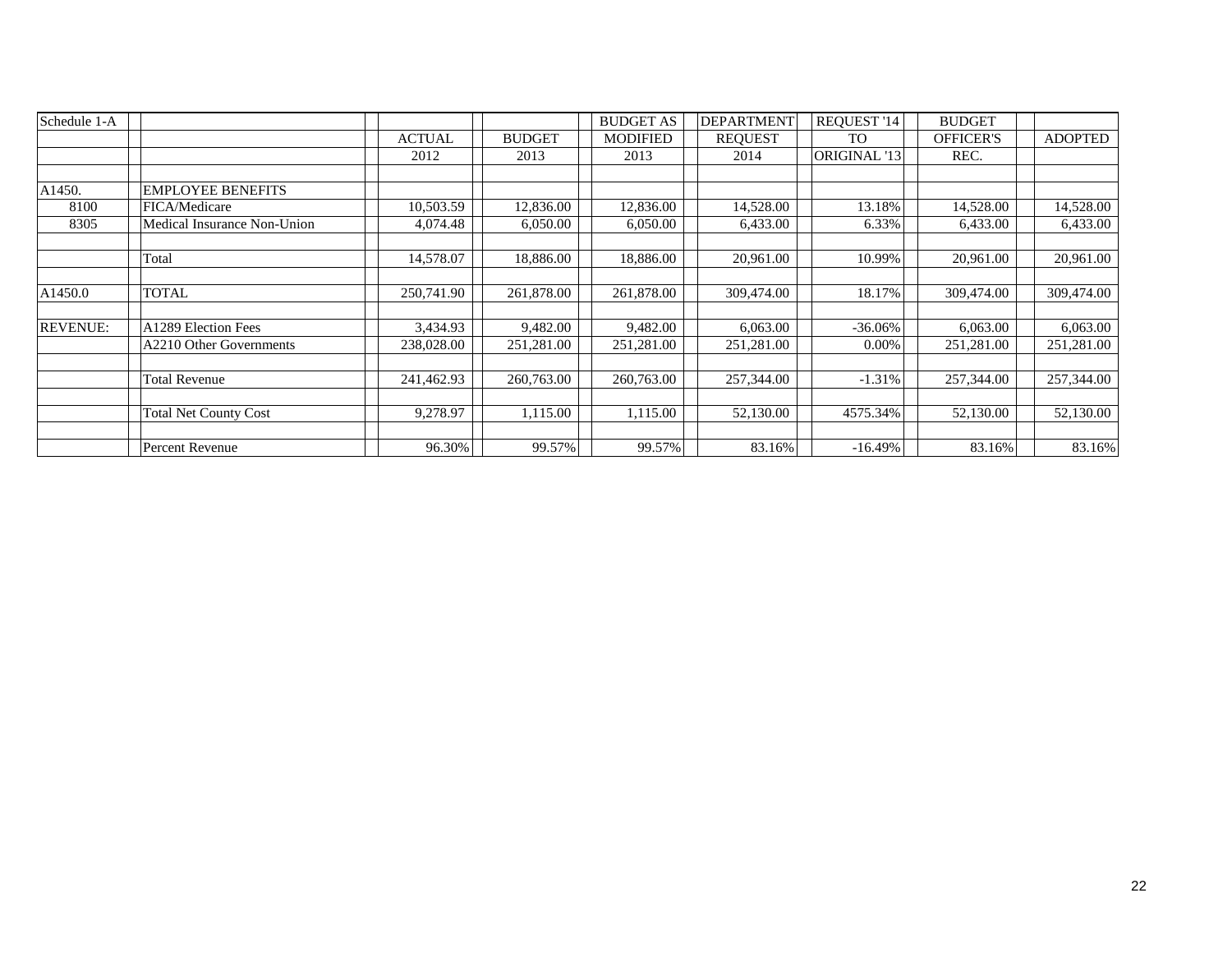| Schedule 1-A | | ACTUAL 2012 | BUDGET 2013 | BUDGET AS MODIFIED 2013 | DEPARTMENT REQUEST 2014 | REQUEST '14 TO ORIGINAL '13 | BUDGET OFFICER'S REC. | ADOPTED |
|---|---|---|---|---|---|---|---|---|
| | | | | | | | | |
| A1450. | EMPLOYEE BENEFITS | | | | | | | |
| 8100 | FICA/Medicare | 10,503.59 | 12,836.00 | 12,836.00 | 14,528.00 | 13.18% | 14,528.00 | 14,528.00 |
| 8305 | Medical Insurance Non-Union | 4,074.48 | 6,050.00 | 6,050.00 | 6,433.00 | 6.33% | 6,433.00 | 6,433.00 |
| | | | | | | | | |
| | Total | 14,578.07 | 18,886.00 | 18,886.00 | 20,961.00 | 10.99% | 20,961.00 | 20,961.00 |
| | | | | | | | | |
| A1450.0 | TOTAL | 250,741.90 | 261,878.00 | 261,878.00 | 309,474.00 | 18.17% | 309,474.00 | 309,474.00 |
| | | | | | | | | |
| REVENUE: | A1289 Election Fees | 3,434.93 | 9,482.00 | 9,482.00 | 6,063.00 | -36.06% | 6,063.00 | 6,063.00 |
| | A2210 Other Governments | 238,028.00 | 251,281.00 | 251,281.00 | 251,281.00 | 0.00% | 251,281.00 | 251,281.00 |
| | | | | | | | | |
| | Total Revenue | 241,462.93 | 260,763.00 | 260,763.00 | 257,344.00 | -1.31% | 257,344.00 | 257,344.00 |
| | | | | | | | | |
| | Total Net County Cost | 9,278.97 | 1,115.00 | 1,115.00 | 52,130.00 | 4575.34% | 52,130.00 | 52,130.00 |
| | | | | | | | | |
| | Percent Revenue | 96.30% | 99.57% | 99.57% | 83.16% | -16.49% | 83.16% | 83.16% |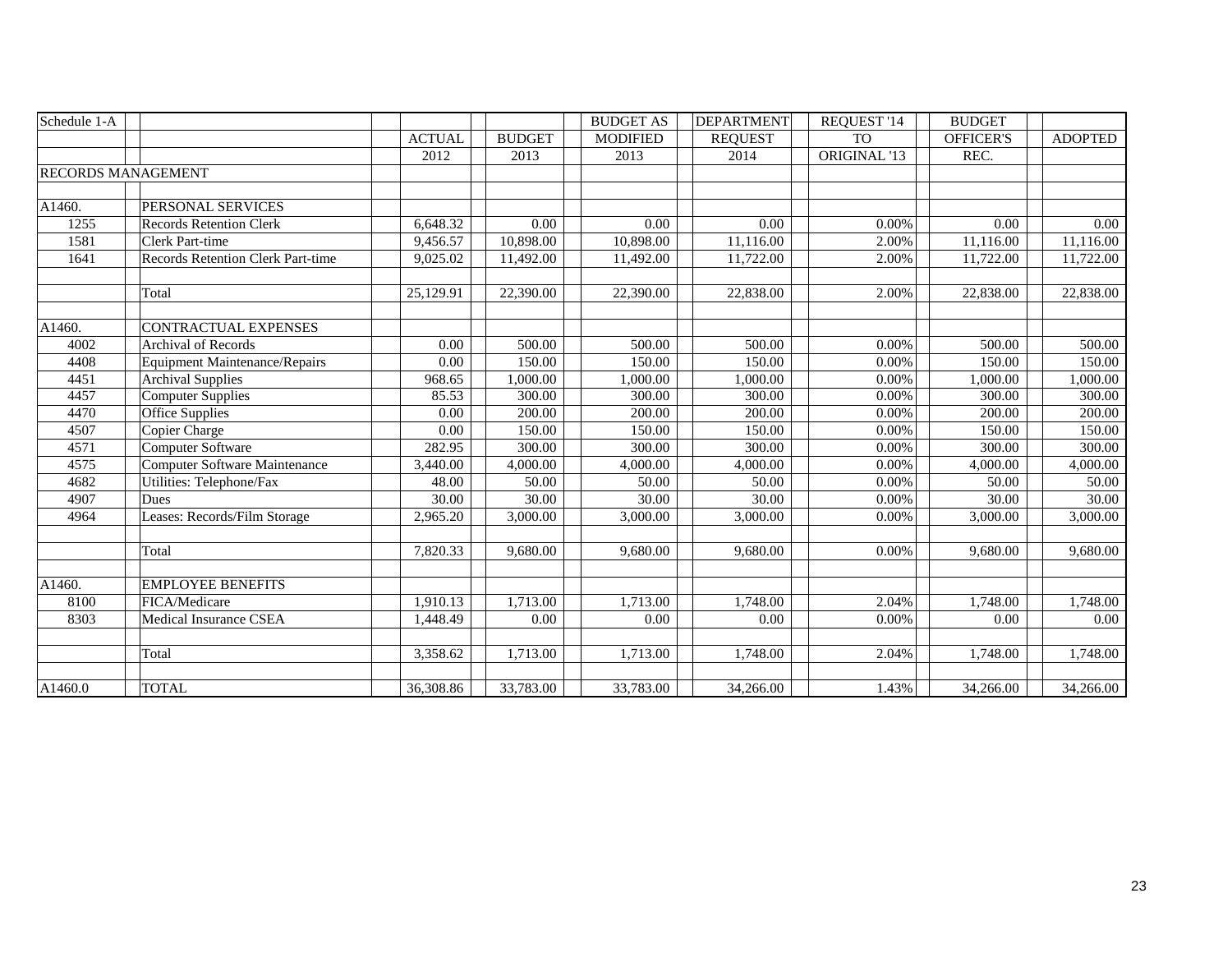| Schedule 1-A | | ACTUAL | BUDGET | BUDGET AS MODIFIED | DEPARTMENT REQUEST | REQUEST '14 TO | BUDGET OFFICER'S | ADOPTED |
|---|---|---|---|---|---|---|---|---|
| | | 2012 | 2013 | 2013 | 2014 | ORIGINAL '13 | REC. | |
| RECORDS MANAGEMENT | | | | | | | | |
| | | | | | | | | |
| A1460. | PERSONAL SERVICES | | | | | | | |
| 1255 | Records Retention Clerk | 6,648.32 | 0.00 | 0.00 | 0.00 | 0.00% | 0.00 | 0.00 |
| 1581 | Clerk Part-time | 9,456.57 | 10,898.00 | 10,898.00 | 11,116.00 | 2.00% | 11,116.00 | 11,116.00 |
| 1641 | Records Retention Clerk Part-time | 9,025.02 | 11,492.00 | 11,492.00 | 11,722.00 | 2.00% | 11,722.00 | 11,722.00 |
| | | | | | | | | |
| | Total | 25,129.91 | 22,390.00 | 22,390.00 | 22,838.00 | 2.00% | 22,838.00 | 22,838.00 |
| | | | | | | | | |
| A1460. | CONTRACTUAL EXPENSES | | | | | | | |
| 4002 | Archival of Records | 0.00 | 500.00 | 500.00 | 500.00 | 0.00% | 500.00 | 500.00 |
| 4408 | Equipment Maintenance/Repairs | 0.00 | 150.00 | 150.00 | 150.00 | 0.00% | 150.00 | 150.00 |
| 4451 | Archival Supplies | 968.65 | 1,000.00 | 1,000.00 | 1,000.00 | 0.00% | 1,000.00 | 1,000.00 |
| 4457 | Computer Supplies | 85.53 | 300.00 | 300.00 | 300.00 | 0.00% | 300.00 | 300.00 |
| 4470 | Office Supplies | 0.00 | 200.00 | 200.00 | 200.00 | 0.00% | 200.00 | 200.00 |
| 4507 | Copier Charge | 0.00 | 150.00 | 150.00 | 150.00 | 0.00% | 150.00 | 150.00 |
| 4571 | Computer Software | 282.95 | 300.00 | 300.00 | 300.00 | 0.00% | 300.00 | 300.00 |
| 4575 | Computer Software Maintenance | 3,440.00 | 4,000.00 | 4,000.00 | 4,000.00 | 0.00% | 4,000.00 | 4,000.00 |
| 4682 | Utilities: Telephone/Fax | 48.00 | 50.00 | 50.00 | 50.00 | 0.00% | 50.00 | 50.00 |
| 4907 | Dues | 30.00 | 30.00 | 30.00 | 30.00 | 0.00% | 30.00 | 30.00 |
| 4964 | Leases: Records/Film Storage | 2,965.20 | 3,000.00 | 3,000.00 | 3,000.00 | 0.00% | 3,000.00 | 3,000.00 |
| | | | | | | | | |
| | Total | 7,820.33 | 9,680.00 | 9,680.00 | 9,680.00 | 0.00% | 9,680.00 | 9,680.00 |
| | | | | | | | | |
| A1460. | EMPLOYEE BENEFITS | | | | | | | |
| 8100 | FICA/Medicare | 1,910.13 | 1,713.00 | 1,713.00 | 1,748.00 | 2.04% | 1,748.00 | 1,748.00 |
| 8303 | Medical Insurance CSEA | 1,448.49 | 0.00 | 0.00 | 0.00 | 0.00% | 0.00 | 0.00 |
| | | | | | | | | |
| | Total | 3,358.62 | 1,713.00 | 1,713.00 | 1,748.00 | 2.04% | 1,748.00 | 1,748.00 |
| | | | | | | | | |
| A1460.0 | TOTAL | 36,308.86 | 33,783.00 | 33,783.00 | 34,266.00 | 1.43% | 34,266.00 | 34,266.00 |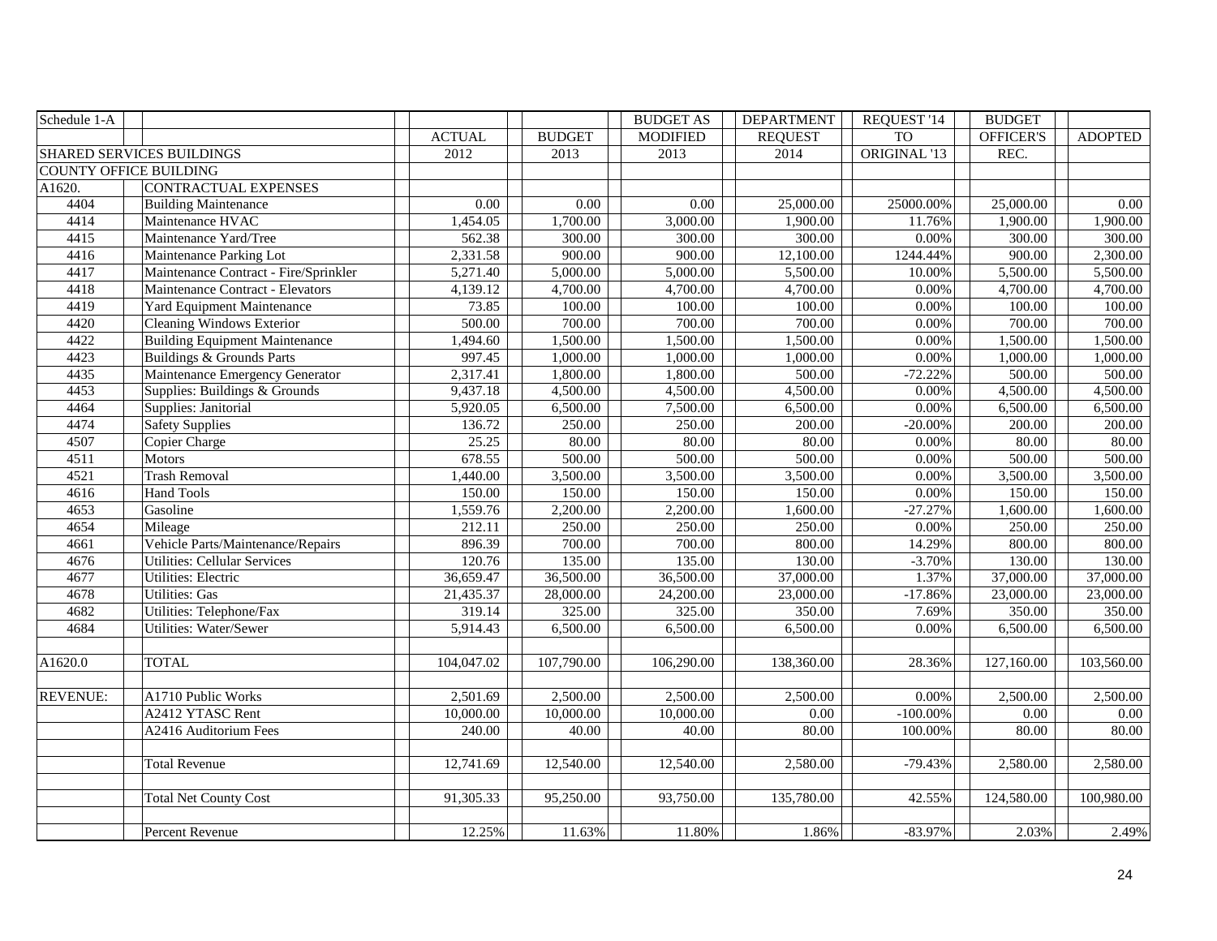| Schedule 1-A | | | | BUDGET AS | DEPARTMENT | REQUEST '14 | BUDGET | |
|---|---|---|---|---|---|---|---|---|
| | | ACTUAL | BUDGET | MODIFIED | REQUEST | TO | OFFICER'S | ADOPTED |
| SHARED SERVICES BUILDINGS | | 2012 | 2013 | 2013 | 2014 | ORIGINAL '13 | REC. | |
| COUNTY OFFICE BUILDING | | | | | | | | |
| A1620. | CONTRACTUAL EXPENSES | | | | | | | |
| 4404 | Building Maintenance | 0.00 | 0.00 | 0.00 | 25,000.00 | 25000.00% | 25,000.00 | 0.00 |
| 4414 | Maintenance HVAC | 1,454.05 | 1,700.00 | 3,000.00 | 1,900.00 | 11.76% | 1,900.00 | 1,900.00 |
| 4415 | Maintenance Yard/Tree | 562.38 | 300.00 | 300.00 | 300.00 | 0.00% | 300.00 | 300.00 |
| 4416 | Maintenance Parking Lot | 2,331.58 | 900.00 | 900.00 | 12,100.00 | 1244.44% | 900.00 | 2,300.00 |
| 4417 | Maintenance Contract - Fire/Sprinkler | 5,271.40 | 5,000.00 | 5,000.00 | 5,500.00 | 10.00% | 5,500.00 | 5,500.00 |
| 4418 | Maintenance Contract - Elevators | 4,139.12 | 4,700.00 | 4,700.00 | 4,700.00 | 0.00% | 4,700.00 | 4,700.00 |
| 4419 | Yard Equipment Maintenance | 73.85 | 100.00 | 100.00 | 100.00 | 0.00% | 100.00 | 100.00 |
| 4420 | Cleaning Windows Exterior | 500.00 | 700.00 | 700.00 | 700.00 | 0.00% | 700.00 | 700.00 |
| 4422 | Building Equipment Maintenance | 1,494.60 | 1,500.00 | 1,500.00 | 1,500.00 | 0.00% | 1,500.00 | 1,500.00 |
| 4423 | Buildings & Grounds Parts | 997.45 | 1,000.00 | 1,000.00 | 1,000.00 | 0.00% | 1,000.00 | 1,000.00 |
| 4435 | Maintenance Emergency Generator | 2,317.41 | 1,800.00 | 1,800.00 | 500.00 | -72.22% | 500.00 | 500.00 |
| 4453 | Supplies: Buildings & Grounds | 9,437.18 | 4,500.00 | 4,500.00 | 4,500.00 | 0.00% | 4,500.00 | 4,500.00 |
| 4464 | Supplies: Janitorial | 5,920.05 | 6,500.00 | 7,500.00 | 6,500.00 | 0.00% | 6,500.00 | 6,500.00 |
| 4474 | Safety Supplies | 136.72 | 250.00 | 250.00 | 200.00 | -20.00% | 200.00 | 200.00 |
| 4507 | Copier Charge | 25.25 | 80.00 | 80.00 | 80.00 | 0.00% | 80.00 | 80.00 |
| 4511 | Motors | 678.55 | 500.00 | 500.00 | 500.00 | 0.00% | 500.00 | 500.00 |
| 4521 | Trash Removal | 1,440.00 | 3,500.00 | 3,500.00 | 3,500.00 | 0.00% | 3,500.00 | 3,500.00 |
| 4616 | Hand Tools | 150.00 | 150.00 | 150.00 | 150.00 | 0.00% | 150.00 | 150.00 |
| 4653 | Gasoline | 1,559.76 | 2,200.00 | 2,200.00 | 1,600.00 | -27.27% | 1,600.00 | 1,600.00 |
| 4654 | Mileage | 212.11 | 250.00 | 250.00 | 250.00 | 0.00% | 250.00 | 250.00 |
| 4661 | Vehicle Parts/Maintenance/Repairs | 896.39 | 700.00 | 700.00 | 800.00 | 14.29% | 800.00 | 800.00 |
| 4676 | Utilities: Cellular Services | 120.76 | 135.00 | 135.00 | 130.00 | -3.70% | 130.00 | 130.00 |
| 4677 | Utilities: Electric | 36,659.47 | 36,500.00 | 36,500.00 | 37,000.00 | 1.37% | 37,000.00 | 37,000.00 |
| 4678 | Utilities: Gas | 21,435.37 | 28,000.00 | 24,200.00 | 23,000.00 | -17.86% | 23,000.00 | 23,000.00 |
| 4682 | Utilities: Telephone/Fax | 319.14 | 325.00 | 325.00 | 350.00 | 7.69% | 350.00 | 350.00 |
| 4684 | Utilities: Water/Sewer | 5,914.43 | 6,500.00 | 6,500.00 | 6,500.00 | 0.00% | 6,500.00 | 6,500.00 |
| | | | | | | | | |
| A1620.0 | TOTAL | 104,047.02 | 107,790.00 | 106,290.00 | 138,360.00 | 28.36% | 127,160.00 | 103,560.00 |
| | | | | | | | | |
| REVENUE: | A1710 Public Works | 2,501.69 | 2,500.00 | 2,500.00 | 2,500.00 | 0.00% | 2,500.00 | 2,500.00 |
| | A2412 YTASC Rent | 10,000.00 | 10,000.00 | 10,000.00 | 0.00 | -100.00% | 0.00 | 0.00 |
| | A2416 Auditorium Fees | 240.00 | 40.00 | 40.00 | 80.00 | 100.00% | 80.00 | 80.00 |
| | | | | | | | | |
| | Total Revenue | 12,741.69 | 12,540.00 | 12,540.00 | 2,580.00 | -79.43% | 2,580.00 | 2,580.00 |
| | | | | | | | | |
| | Total Net County Cost | 91,305.33 | 95,250.00 | 93,750.00 | 135,780.00 | 42.55% | 124,580.00 | 100,980.00 |
| | | | | | | | | |
| | Percent Revenue | 12.25% | 11.63% | 11.80% | 1.86% | -83.97% | 2.03% | 2.49% |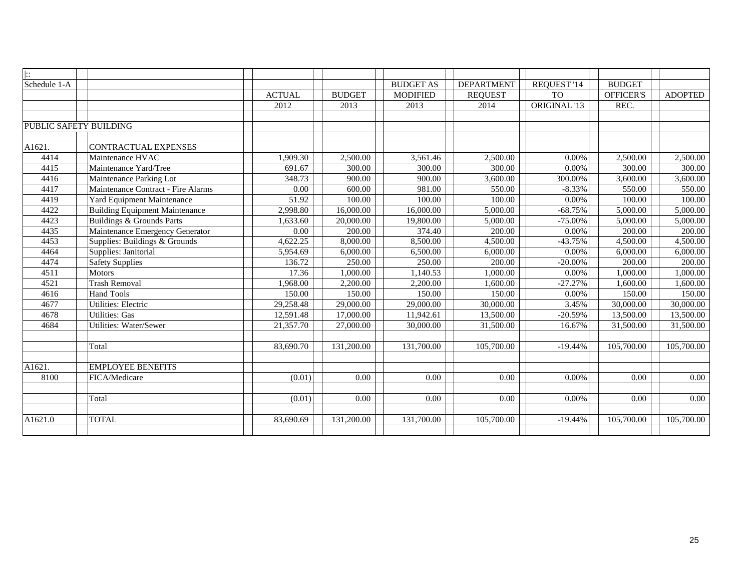| Schedule 1-A | | ACTUAL 2012 | BUDGET 2013 | BUDGET AS MODIFIED 2013 | DEPARTMENT REQUEST 2014 | REQUEST '14 TO ORIGINAL '13 | BUDGET OFFICER'S REC. | ADOPTED |
|---|---|---|---|---|---|---|---|---|
| PUBLIC SAFETY BUILDING | | | | | | | | |
| A1621. | CONTRACTUAL EXPENSES | | | | | | | |
| 4414 | Maintenance HVAC | 1,909.30 | 2,500.00 | 3,561.46 | 2,500.00 | 0.00% | 2,500.00 | 2,500.00 |
| 4415 | Maintenance Yard/Tree | 691.67 | 300.00 | 300.00 | 300.00 | 0.00% | 300.00 | 300.00 |
| 4416 | Maintenance Parking Lot | 348.73 | 900.00 | 900.00 | 3,600.00 | 300.00% | 3,600.00 | 3,600.00 |
| 4417 | Maintenance Contract - Fire Alarms | 0.00 | 600.00 | 981.00 | 550.00 | -8.33% | 550.00 | 550.00 |
| 4419 | Yard Equipment Maintenance | 51.92 | 100.00 | 100.00 | 100.00 | 0.00% | 100.00 | 100.00 |
| 4422 | Building Equipment Maintenance | 2,998.80 | 16,000.00 | 16,000.00 | 5,000.00 | -68.75% | 5,000.00 | 5,000.00 |
| 4423 | Buildings & Grounds Parts | 1,633.60 | 20,000.00 | 19,800.00 | 5,000.00 | -75.00% | 5,000.00 | 5,000.00 |
| 4435 | Maintenance Emergency Generator | 0.00 | 200.00 | 374.40 | 200.00 | 0.00% | 200.00 | 200.00 |
| 4453 | Supplies: Buildings & Grounds | 4,622.25 | 8,000.00 | 8,500.00 | 4,500.00 | -43.75% | 4,500.00 | 4,500.00 |
| 4464 | Supplies: Janitorial | 5,954.69 | 6,000.00 | 6,500.00 | 6,000.00 | 0.00% | 6,000.00 | 6,000.00 |
| 4474 | Safety Supplies | 136.72 | 250.00 | 250.00 | 200.00 | -20.00% | 200.00 | 200.00 |
| 4511 | Motors | 17.36 | 1,000.00 | 1,140.53 | 1,000.00 | 0.00% | 1,000.00 | 1,000.00 |
| 4521 | Trash Removal | 1,968.00 | 2,200.00 | 2,200.00 | 1,600.00 | -27.27% | 1,600.00 | 1,600.00 |
| 4616 | Hand Tools | 150.00 | 150.00 | 150.00 | 150.00 | 0.00% | 150.00 | 150.00 |
| 4677 | Utilities: Electric | 29,258.48 | 29,000.00 | 29,000.00 | 30,000.00 | 3.45% | 30,000.00 | 30,000.00 |
| 4678 | Utilities: Gas | 12,591.48 | 17,000.00 | 11,942.61 | 13,500.00 | -20.59% | 13,500.00 | 13,500.00 |
| 4684 | Utilities: Water/Sewer | 21,357.70 | 27,000.00 | 30,000.00 | 31,500.00 | 16.67% | 31,500.00 | 31,500.00 |
| | Total | 83,690.70 | 131,200.00 | 131,700.00 | 105,700.00 | -19.44% | 105,700.00 | 105,700.00 |
| A1621. | EMPLOYEE BENEFITS | | | | | | | |
| 8100 | FICA/Medicare | (0.01) | 0.00 | 0.00 | 0.00 | 0.00% | 0.00 | 0.00 |
| | Total | (0.01) | 0.00 | 0.00 | 0.00 | 0.00% | 0.00 | 0.00 |
| A1621.0 | TOTAL | 83,690.69 | 131,200.00 | 131,700.00 | 105,700.00 | -19.44% | 105,700.00 | 105,700.00 |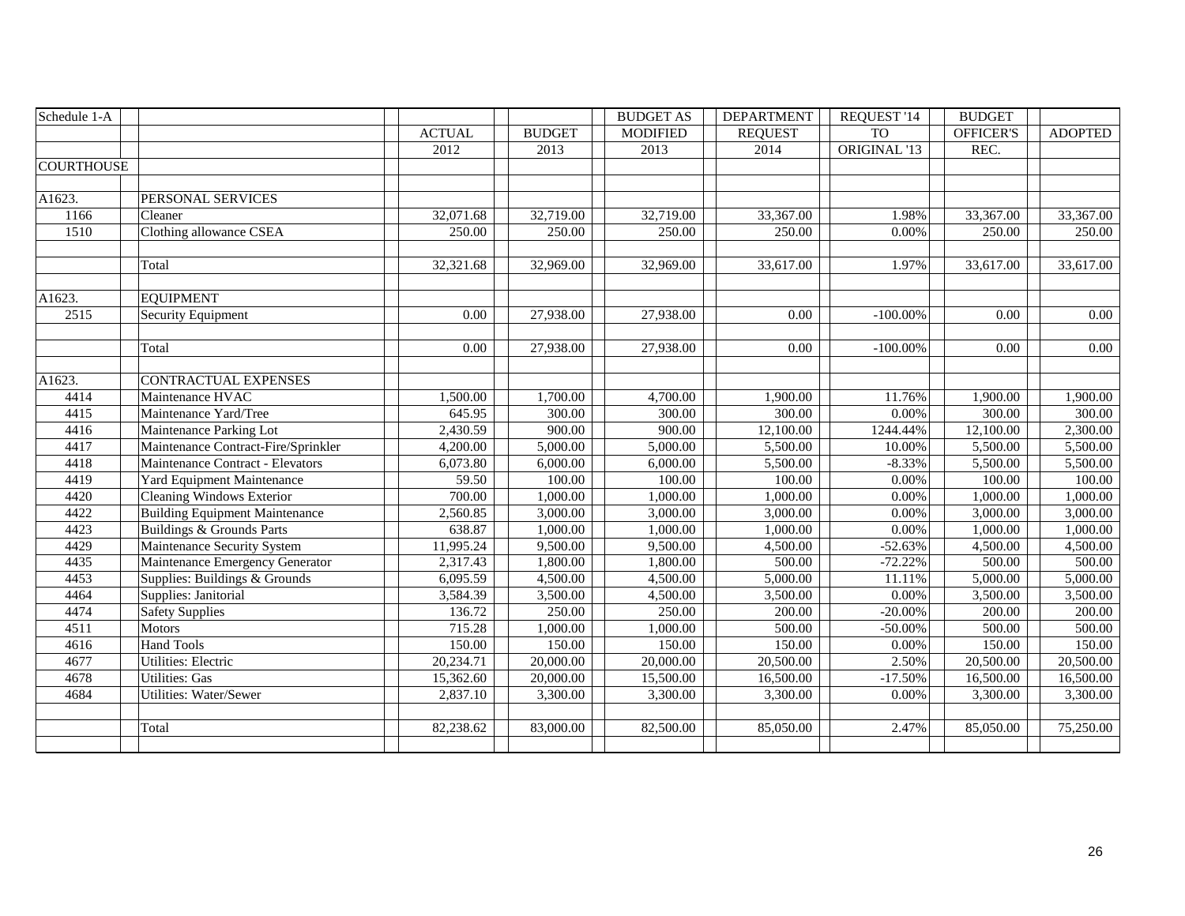| Schedule 1-A | | ACTUAL | BUDGET | BUDGET AS MODIFIED | DEPARTMENT REQUEST | REQUEST '14 TO | BUDGET OFFICER'S | ADOPTED |
|---|---|---|---|---|---|---|---|---|
| | | 2012 | 2013 | 2013 | 2014 | ORIGINAL '13 | REC. | |
| COURTHOUSE | | | | | | | | |
| | | | | | | | | |
| A1623. | PERSONAL SERVICES | | | | | | | |
| 1166 | Cleaner | 32,071.68 | 32,719.00 | 32,719.00 | 33,367.00 | 1.98% | 33,367.00 | 33,367.00 |
| 1510 | Clothing allowance CSEA | 250.00 | 250.00 | 250.00 | 250.00 | 0.00% | 250.00 | 250.00 |
| | | | | | | | | |
| | Total | 32,321.68 | 32,969.00 | 32,969.00 | 33,617.00 | 1.97% | 33,617.00 | 33,617.00 |
| | | | | | | | | |
| A1623. | EQUIPMENT | | | | | | | |
| 2515 | Security Equipment | 0.00 | 27,938.00 | 27,938.00 | 0.00 | -100.00% | 0.00 | 0.00 |
| | | | | | | | | |
| | Total | 0.00 | 27,938.00 | 27,938.00 | 0.00 | -100.00% | 0.00 | 0.00 |
| | | | | | | | | |
| A1623. | CONTRACTUAL EXPENSES | | | | | | | |
| 4414 | Maintenance HVAC | 1,500.00 | 1,700.00 | 4,700.00 | 1,900.00 | 11.76% | 1,900.00 | 1,900.00 |
| 4415 | Maintenance Yard/Tree | 645.95 | 300.00 | 300.00 | 300.00 | 0.00% | 300.00 | 300.00 |
| 4416 | Maintenance Parking Lot | 2,430.59 | 900.00 | 900.00 | 12,100.00 | 1244.44% | 12,100.00 | 2,300.00 |
| 4417 | Maintenance Contract-Fire/Sprinkler | 4,200.00 | 5,000.00 | 5,000.00 | 5,500.00 | 10.00% | 5,500.00 | 5,500.00 |
| 4418 | Maintenance Contract - Elevators | 6,073.80 | 6,000.00 | 6,000.00 | 5,500.00 | -8.33% | 5,500.00 | 5,500.00 |
| 4419 | Yard Equipment Maintenance | 59.50 | 100.00 | 100.00 | 100.00 | 0.00% | 100.00 | 100.00 |
| 4420 | Cleaning Windows Exterior | 700.00 | 1,000.00 | 1,000.00 | 1,000.00 | 0.00% | 1,000.00 | 1,000.00 |
| 4422 | Building Equipment Maintenance | 2,560.85 | 3,000.00 | 3,000.00 | 3,000.00 | 0.00% | 3,000.00 | 3,000.00 |
| 4423 | Buildings & Grounds Parts | 638.87 | 1,000.00 | 1,000.00 | 1,000.00 | 0.00% | 1,000.00 | 1,000.00 |
| 4429 | Maintenance Security System | 11,995.24 | 9,500.00 | 9,500.00 | 4,500.00 | -52.63% | 4,500.00 | 4,500.00 |
| 4435 | Maintenance Emergency Generator | 2,317.43 | 1,800.00 | 1,800.00 | 500.00 | -72.22% | 500.00 | 500.00 |
| 4453 | Supplies: Buildings & Grounds | 6,095.59 | 4,500.00 | 4,500.00 | 5,000.00 | 11.11% | 5,000.00 | 5,000.00 |
| 4464 | Supplies: Janitorial | 3,584.39 | 3,500.00 | 4,500.00 | 3,500.00 | 0.00% | 3,500.00 | 3,500.00 |
| 4474 | Safety Supplies | 136.72 | 250.00 | 250.00 | 200.00 | -20.00% | 200.00 | 200.00 |
| 4511 | Motors | 715.28 | 1,000.00 | 1,000.00 | 500.00 | -50.00% | 500.00 | 500.00 |
| 4616 | Hand Tools | 150.00 | 150.00 | 150.00 | 150.00 | 0.00% | 150.00 | 150.00 |
| 4677 | Utilities: Electric | 20,234.71 | 20,000.00 | 20,000.00 | 20,500.00 | 2.50% | 20,500.00 | 20,500.00 |
| 4678 | Utilities: Gas | 15,362.60 | 20,000.00 | 15,500.00 | 16,500.00 | -17.50% | 16,500.00 | 16,500.00 |
| 4684 | Utilities: Water/Sewer | 2,837.10 | 3,300.00 | 3,300.00 | 3,300.00 | 0.00% | 3,300.00 | 3,300.00 |
| | | | | | | | | |
| | Total | 82,238.62 | 83,000.00 | 82,500.00 | 85,050.00 | 2.47% | 85,050.00 | 75,250.00 |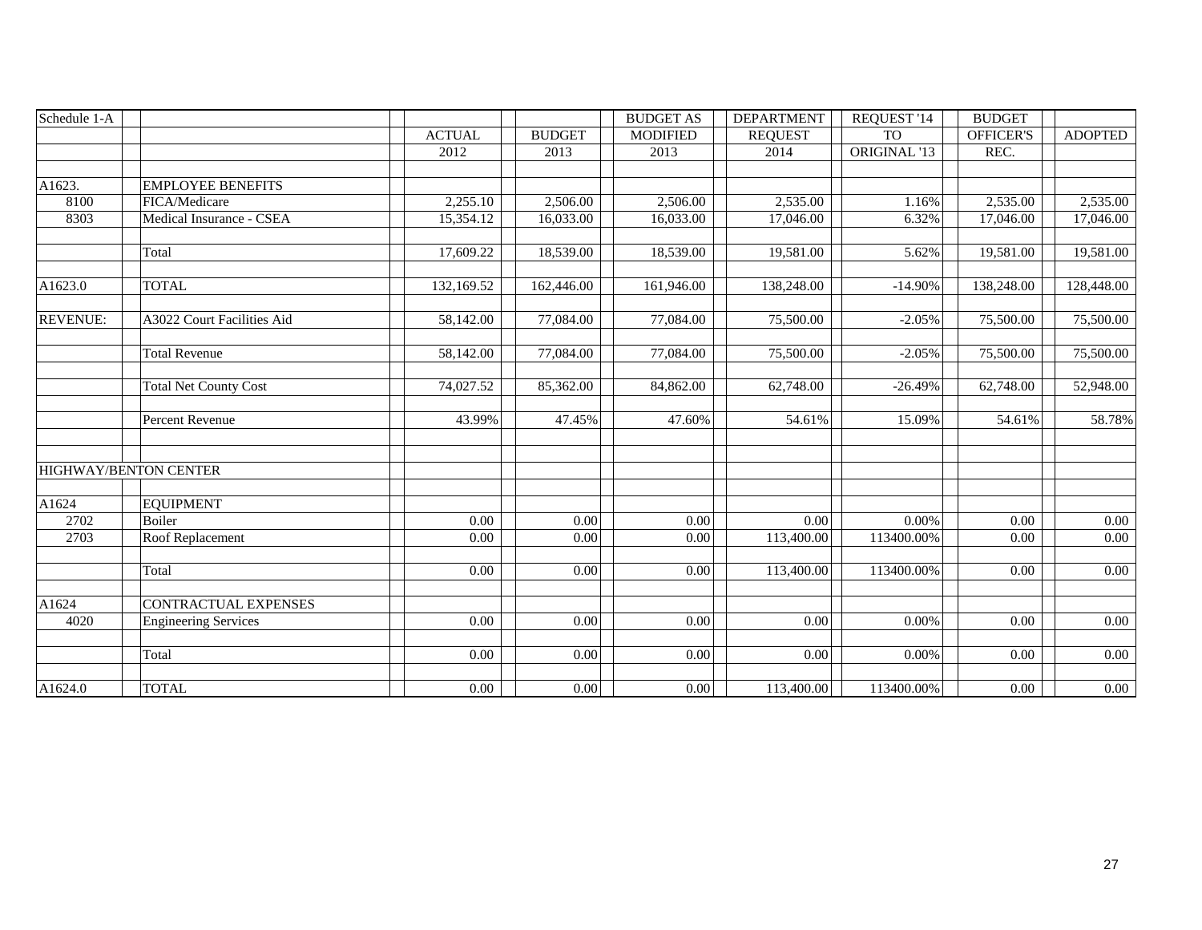| Schedule 1-A | | ACTUAL 2012 | BUDGET 2013 | BUDGET AS MODIFIED 2013 | DEPARTMENT REQUEST 2014 | REQUEST '14 TO ORIGINAL '13 | BUDGET OFFICER'S REC. | ADOPTED |
|---|---|---|---|---|---|---|---|---|
| A1623. | EMPLOYEE BENEFITS | | | | | | | |
| 8100 | FICA/Medicare | 2,255.10 | 2,506.00 | 2,506.00 | 2,535.00 | 1.16% | 2,535.00 | 2,535.00 |
| 8303 | Medical Insurance - CSEA | 15,354.12 | 16,033.00 | 16,033.00 | 17,046.00 | 6.32% | 17,046.00 | 17,046.00 |
| | Total | 17,609.22 | 18,539.00 | 18,539.00 | 19,581.00 | 5.62% | 19,581.00 | 19,581.00 |
| A1623.0 | TOTAL | 132,169.52 | 162,446.00 | 161,946.00 | 138,248.00 | -14.90% | 138,248.00 | 128,448.00 |
| REVENUE: | A3022 Court Facilities Aid | 58,142.00 | 77,084.00 | 77,084.00 | 75,500.00 | -2.05% | 75,500.00 | 75,500.00 |
| | Total Revenue | 58,142.00 | 77,084.00 | 77,084.00 | 75,500.00 | -2.05% | 75,500.00 | 75,500.00 |
| | Total Net County Cost | 74,027.52 | 85,362.00 | 84,862.00 | 62,748.00 | -26.49% | 62,748.00 | 52,948.00 |
| | Percent Revenue | 43.99% | 47.45% | 47.60% | 54.61% | 15.09% | 54.61% | 58.78% |
| HIGHWAY/BENTON CENTER | | | | | | | | |
| A1624 | EQUIPMENT | | | | | | | |
| 2702 | Boiler | 0.00 | 0.00 | 0.00 | 0.00 | 0.00% | 0.00 | 0.00 |
| 2703 | Roof Replacement | 0.00 | 0.00 | 0.00 | 113,400.00 | 113400.00% | 0.00 | 0.00 |
| | Total | 0.00 | 0.00 | 0.00 | 113,400.00 | 113400.00% | 0.00 | 0.00 |
| A1624 | CONTRACTUAL EXPENSES | | | | | | | |
| 4020 | Engineering Services | 0.00 | 0.00 | 0.00 | 0.00 | 0.00% | 0.00 | 0.00 |
| | Total | 0.00 | 0.00 | 0.00 | 0.00 | 0.00% | 0.00 | 0.00 |
| A1624.0 | TOTAL | 0.00 | 0.00 | 0.00 | 113,400.00 | 113400.00% | 0.00 | 0.00 |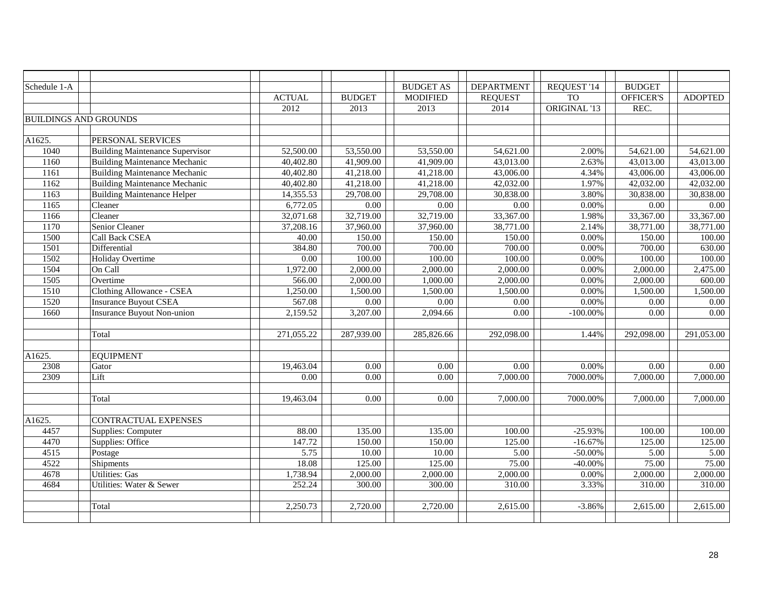| Schedule 1-A | | ACTUAL 2012 | BUDGET 2013 | BUDGET AS MODIFIED 2013 | DEPARTMENT REQUEST 2014 | REQUEST '14 TO ORIGINAL '13 | BUDGET OFFICER'S REC. | ADOPTED |
|---|---|---|---|---|---|---|---|---|
| BUILDINGS AND GROUNDS | | | | | | | | |
| | | | | | | | | |
| A1625. | PERSONAL SERVICES | | | | | | | |
| 1040 | Building Maintenance Supervisor | 52,500.00 | 53,550.00 | 53,550.00 | 54,621.00 | 2.00% | 54,621.00 | 54,621.00 |
| 1160 | Building Maintenance Mechanic | 40,402.80 | 41,909.00 | 41,909.00 | 43,013.00 | 2.63% | 43,013.00 | 43,013.00 |
| 1161 | Building Maintenance Mechanic | 40,402.80 | 41,218.00 | 41,218.00 | 43,006.00 | 4.34% | 43,006.00 | 43,006.00 |
| 1162 | Building Maintenance Mechanic | 40,402.80 | 41,218.00 | 41,218.00 | 42,032.00 | 1.97% | 42,032.00 | 42,032.00 |
| 1163 | Building Maintenance Helper | 14,355.53 | 29,708.00 | 29,708.00 | 30,838.00 | 3.80% | 30,838.00 | 30,838.00 |
| 1165 | Cleaner | 6,772.05 | 0.00 | 0.00 | 0.00 | 0.00% | 0.00 | 0.00 |
| 1166 | Cleaner | 32,071.68 | 32,719.00 | 32,719.00 | 33,367.00 | 1.98% | 33,367.00 | 33,367.00 |
| 1170 | Senior Cleaner | 37,208.16 | 37,960.00 | 37,960.00 | 38,771.00 | 2.14% | 38,771.00 | 38,771.00 |
| 1500 | Call Back CSEA | 40.00 | 150.00 | 150.00 | 150.00 | 0.00% | 150.00 | 100.00 |
| 1501 | Differential | 384.80 | 700.00 | 700.00 | 700.00 | 0.00% | 700.00 | 630.00 |
| 1502 | Holiday Overtime | 0.00 | 100.00 | 100.00 | 100.00 | 0.00% | 100.00 | 100.00 |
| 1504 | On Call | 1,972.00 | 2,000.00 | 2,000.00 | 2,000.00 | 0.00% | 2,000.00 | 2,475.00 |
| 1505 | Overtime | 566.00 | 2,000.00 | 1,000.00 | 2,000.00 | 0.00% | 2,000.00 | 600.00 |
| 1510 | Clothing Allowance - CSEA | 1,250.00 | 1,500.00 | 1,500.00 | 1,500.00 | 0.00% | 1,500.00 | 1,500.00 |
| 1520 | Insurance Buyout CSEA | 567.08 | 0.00 | 0.00 | 0.00 | 0.00% | 0.00 | 0.00 |
| 1660 | Insurance Buyout Non-union | 2,159.52 | 3,207.00 | 2,094.66 | 0.00 | -100.00% | 0.00 | 0.00 |
| | | | | | | | | |
| | Total | 271,055.22 | 287,939.00 | 285,826.66 | 292,098.00 | 1.44% | 292,098.00 | 291,053.00 |
| | | | | | | | | |
| A1625. | EQUIPMENT | | | | | | | |
| 2308 | Gator | 19,463.04 | 0.00 | 0.00 | 0.00 | 0.00% | 0.00 | 0.00 |
| 2309 | Lift | 0.00 | 0.00 | 0.00 | 7,000.00 | 7000.00% | 7,000.00 | 7,000.00 |
| | | | | | | | | |
| | Total | 19,463.04 | 0.00 | 0.00 | 7,000.00 | 7000.00% | 7,000.00 | 7,000.00 |
| | | | | | | | | |
| A1625. | CONTRACTUAL EXPENSES | | | | | | | |
| 4457 | Supplies: Computer | 88.00 | 135.00 | 135.00 | 100.00 | -25.93% | 100.00 | 100.00 |
| 4470 | Supplies: Office | 147.72 | 150.00 | 150.00 | 125.00 | -16.67% | 125.00 | 125.00 |
| 4515 | Postage | 5.75 | 10.00 | 10.00 | 5.00 | -50.00% | 5.00 | 5.00 |
| 4522 | Shipments | 18.08 | 125.00 | 125.00 | 75.00 | -40.00% | 75.00 | 75.00 |
| 4678 | Utilities: Gas | 1,738.94 | 2,000.00 | 2,000.00 | 2,000.00 | 0.00% | 2,000.00 | 2,000.00 |
| 4684 | Utilities: Water & Sewer | 252.24 | 300.00 | 300.00 | 310.00 | 3.33% | 310.00 | 310.00 |
| | | | | | | | | |
| | Total | 2,250.73 | 2,720.00 | 2,720.00 | 2,615.00 | -3.86% | 2,615.00 | 2,615.00 |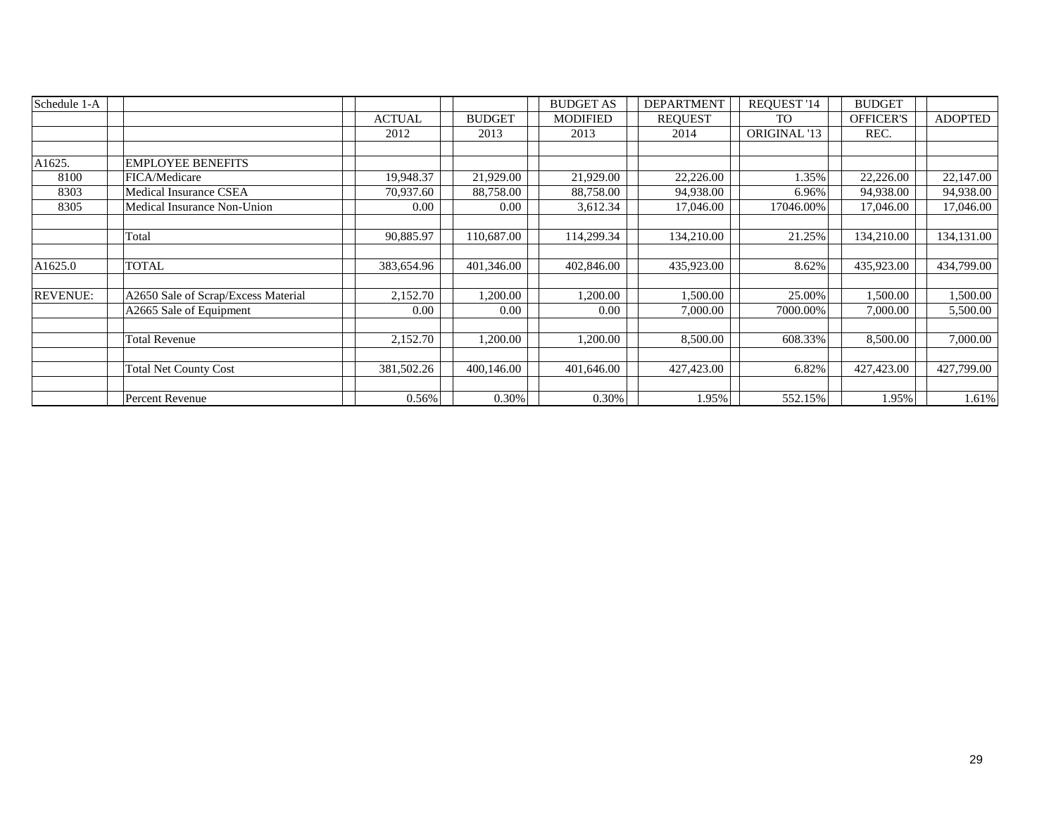| Schedule 1-A | | ACTUAL 2012 | BUDGET 2013 | BUDGET AS MODIFIED 2013 | DEPARTMENT REQUEST 2014 | REQUEST '14 TO ORIGINAL '13 | BUDGET OFFICER'S REC. | ADOPTED |
|---|---|---|---|---|---|---|---|---|
| A1625. | EMPLOYEE BENEFITS | | | | | | | |
| 8100 | FICA/Medicare | 19,948.37 | 21,929.00 | 21,929.00 | 22,226.00 | 1.35% | 22,226.00 | 22,147.00 |
| 8303 | Medical Insurance CSEA | 70,937.60 | 88,758.00 | 88,758.00 | 94,938.00 | 6.96% | 94,938.00 | 94,938.00 |
| 8305 | Medical Insurance Non-Union | 0.00 | 0.00 | 3,612.34 | 17,046.00 | 17046.00% | 17,046.00 | 17,046.00 |
| | Total | 90,885.97 | 110,687.00 | 114,299.34 | 134,210.00 | 21.25% | 134,210.00 | 134,131.00 |
| A1625.0 | TOTAL | 383,654.96 | 401,346.00 | 402,846.00 | 435,923.00 | 8.62% | 435,923.00 | 434,799.00 |
| REVENUE: | A2650 Sale of Scrap/Excess Material | 2,152.70 | 1,200.00 | 1,200.00 | 1,500.00 | 25.00% | 1,500.00 | 1,500.00 |
| | A2665 Sale of Equipment | 0.00 | 0.00 | 0.00 | 7,000.00 | 7000.00% | 7,000.00 | 5,500.00 |
| | Total Revenue | 2,152.70 | 1,200.00 | 1,200.00 | 8,500.00 | 608.33% | 8,500.00 | 7,000.00 |
| | Total Net County Cost | 381,502.26 | 400,146.00 | 401,646.00 | 427,423.00 | 6.82% | 427,423.00 | 427,799.00 |
| | Percent Revenue | 0.56% | 0.30% | 0.30% | 1.95% | 552.15% | 1.95% | 1.61% |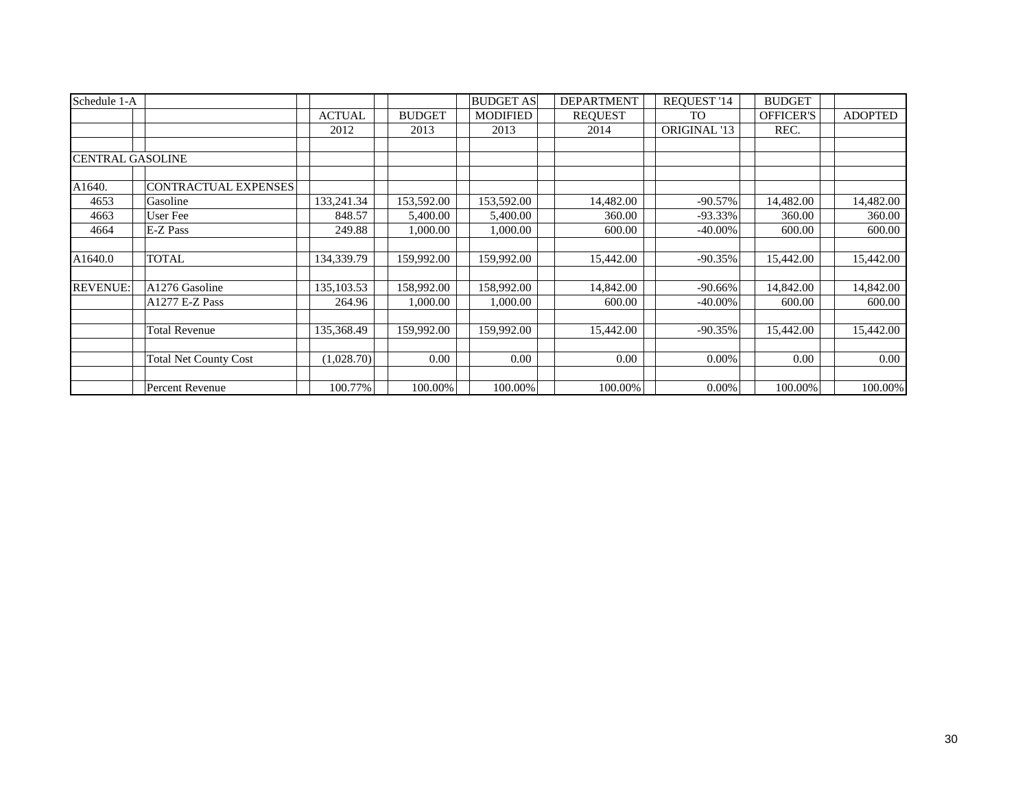| Schedule 1-A | | ACTUAL 2012 | BUDGET 2013 | BUDGET AS MODIFIED 2013 | DEPARTMENT REQUEST 2014 | REQUEST '14 TO ORIGINAL '13 | BUDGET OFFICER'S REC. | ADOPTED |
|---|---|---|---|---|---|---|---|---|
| CENTRAL GASOLINE | | | | | | | | |
| A1640. | CONTRACTUAL EXPENSES | | | | | | | |
| 4653 | Gasoline | 133,241.34 | 153,592.00 | 153,592.00 | 14,482.00 | -90.57% | 14,482.00 | 14,482.00 |
| 4663 | User Fee | 848.57 | 5,400.00 | 5,400.00 | 360.00 | -93.33% | 360.00 | 360.00 |
| 4664 | E-Z Pass | 249.88 | 1,000.00 | 1,000.00 | 600.00 | -40.00% | 600.00 | 600.00 |
| A1640.0 | TOTAL | 134,339.79 | 159,992.00 | 159,992.00 | 15,442.00 | -90.35% | 15,442.00 | 15,442.00 |
| REVENUE: | A1276 Gasoline | 135,103.53 | 158,992.00 | 158,992.00 | 14,842.00 | -90.66% | 14,842.00 | 14,842.00 |
| | A1277 E-Z Pass | 264.96 | 1,000.00 | 1,000.00 | 600.00 | -40.00% | 600.00 | 600.00 |
| | Total Revenue | 135,368.49 | 159,992.00 | 159,992.00 | 15,442.00 | -90.35% | 15,442.00 | 15,442.00 |
| | Total Net County Cost | (1,028.70) | 0.00 | 0.00 | 0.00 | 0.00% | 0.00 | 0.00 |
| | Percent Revenue | 100.77% | 100.00% | 100.00% | 100.00% | 0.00% | 100.00% | 100.00% |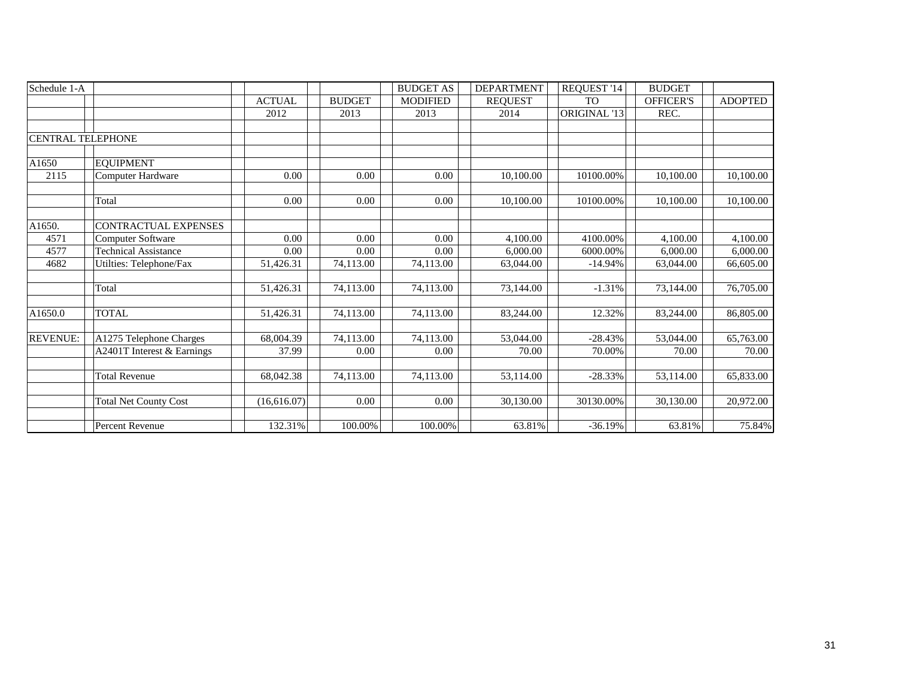| Schedule 1-A | | ACTUAL | BUDGET | BUDGET AS MODIFIED | DEPARTMENT REQUEST | REQUEST '14 TO ORIGINAL '13 | BUDGET OFFICER'S REC. | ADOPTED |
|---|---|---|---|---|---|---|---|---|
| | | 2012 | 2013 | 2013 | 2014 | | | |
| CENTRAL TELEPHONE | | | | | | | | |
| A1650 | EQUIPMENT | | | | | | | |
| 2115 | Computer Hardware | 0.00 | 0.00 | 0.00 | 10,100.00 | 10100.00% | 10,100.00 | 10,100.00 |
| | Total | 0.00 | 0.00 | 0.00 | 10,100.00 | 10100.00% | 10,100.00 | 10,100.00 |
| A1650. | CONTRACTUAL EXPENSES | | | | | | | |
| 4571 | Computer Software | 0.00 | 0.00 | 0.00 | 4,100.00 | 4100.00% | 4,100.00 | 4,100.00 |
| 4577 | Technical Assistance | 0.00 | 0.00 | 0.00 | 6,000.00 | 6000.00% | 6,000.00 | 6,000.00 |
| 4682 | Utilties: Telephone/Fax | 51,426.31 | 74,113.00 | 74,113.00 | 63,044.00 | -14.94% | 63,044.00 | 66,605.00 |
| | Total | 51,426.31 | 74,113.00 | 74,113.00 | 73,144.00 | -1.31% | 73,144.00 | 76,705.00 |
| A1650.0 | TOTAL | 51,426.31 | 74,113.00 | 74,113.00 | 83,244.00 | 12.32% | 83,244.00 | 86,805.00 |
| REVENUE: | A1275 Telephone Charges | 68,004.39 | 74,113.00 | 74,113.00 | 53,044.00 | -28.43% | 53,044.00 | 65,763.00 |
| | A2401T Interest & Earnings | 37.99 | 0.00 | 0.00 | 70.00 | 70.00% | 70.00 | 70.00 |
| | Total Revenue | 68,042.38 | 74,113.00 | 74,113.00 | 53,114.00 | -28.33% | 53,114.00 | 65,833.00 |
| | Total Net County Cost | (16,616.07) | 0.00 | 0.00 | 30,130.00 | 30130.00% | 30,130.00 | 20,972.00 |
| | Percent Revenue | 132.31% | 100.00% | 100.00% | 63.81% | -36.19% | 63.81% | 75.84% |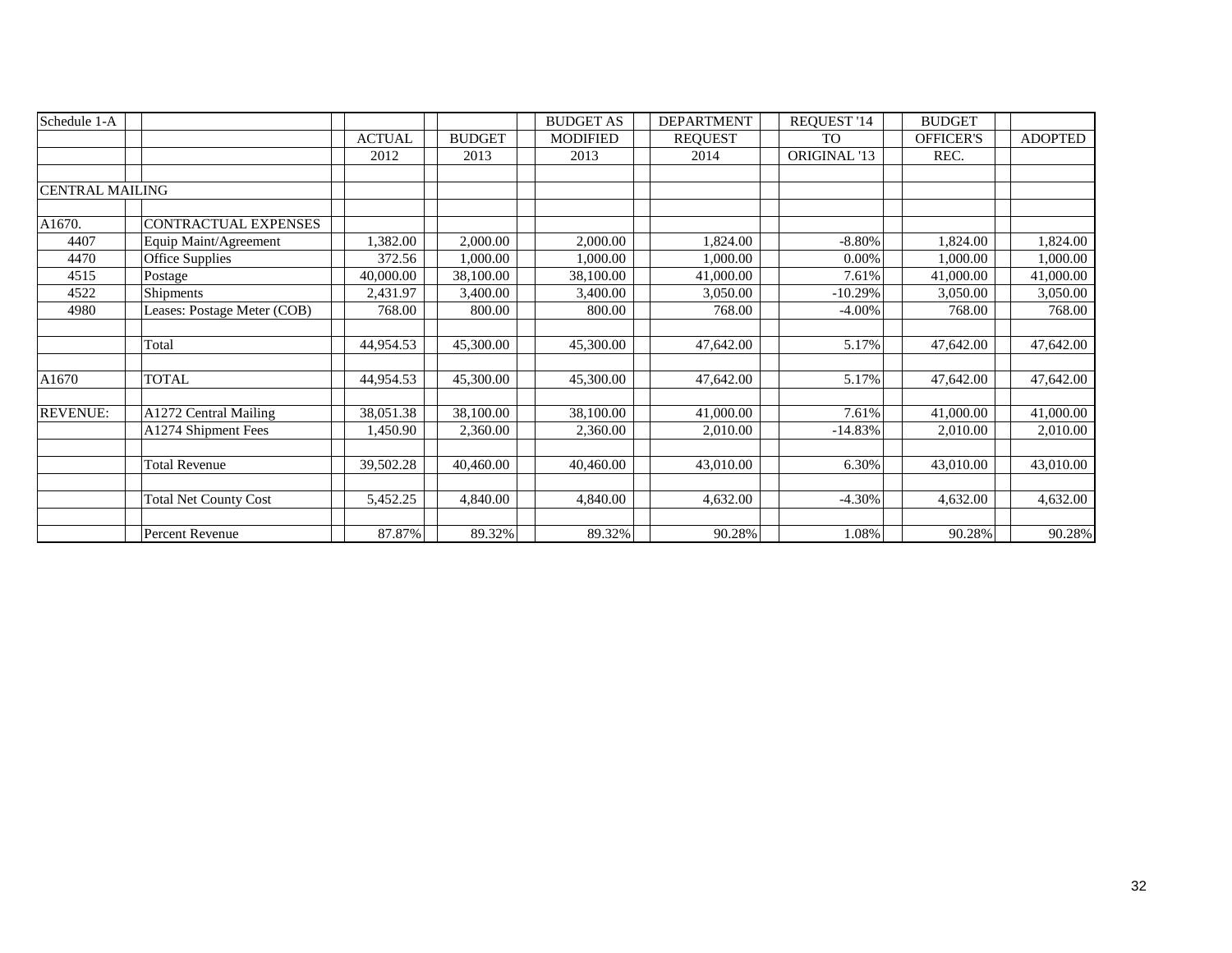| Schedule 1-A | | ACTUAL 2012 | BUDGET 2013 | BUDGET AS MODIFIED 2013 | DEPARTMENT REQUEST 2014 | REQUEST '14 TO ORIGINAL '13 | BUDGET OFFICER'S REC. | ADOPTED |
|---|---|---|---|---|---|---|---|---|
| CENTRAL MAILING | | | | | | | | |
| A1670. | CONTRACTUAL EXPENSES | | | | | | | |
| 4407 | Equip Maint/Agreement | 1,382.00 | 2,000.00 | 2,000.00 | 1,824.00 | -8.80% | 1,824.00 | 1,824.00 |
| 4470 | Office Supplies | 372.56 | 1,000.00 | 1,000.00 | 1,000.00 | 0.00% | 1,000.00 | 1,000.00 |
| 4515 | Postage | 40,000.00 | 38,100.00 | 38,100.00 | 41,000.00 | 7.61% | 41,000.00 | 41,000.00 |
| 4522 | Shipments | 2,431.97 | 3,400.00 | 3,400.00 | 3,050.00 | -10.29% | 3,050.00 | 3,050.00 |
| 4980 | Leases: Postage Meter (COB) | 768.00 | 800.00 | 800.00 | 768.00 | -4.00% | 768.00 | 768.00 |
| | Total | 44,954.53 | 45,300.00 | 45,300.00 | 47,642.00 | 5.17% | 47,642.00 | 47,642.00 |
| A1670 | TOTAL | 44,954.53 | 45,300.00 | 45,300.00 | 47,642.00 | 5.17% | 47,642.00 | 47,642.00 |
| REVENUE: | A1272 Central Mailing | 38,051.38 | 38,100.00 | 38,100.00 | 41,000.00 | 7.61% | 41,000.00 | 41,000.00 |
| | A1274 Shipment Fees | 1,450.90 | 2,360.00 | 2,360.00 | 2,010.00 | -14.83% | 2,010.00 | 2,010.00 |
| | Total Revenue | 39,502.28 | 40,460.00 | 40,460.00 | 43,010.00 | 6.30% | 43,010.00 | 43,010.00 |
| | Total Net County Cost | 5,452.25 | 4,840.00 | 4,840.00 | 4,632.00 | -4.30% | 4,632.00 | 4,632.00 |
| | Percent Revenue | 87.87% | 89.32% | 89.32% | 90.28% | 1.08% | 90.28% | 90.28% |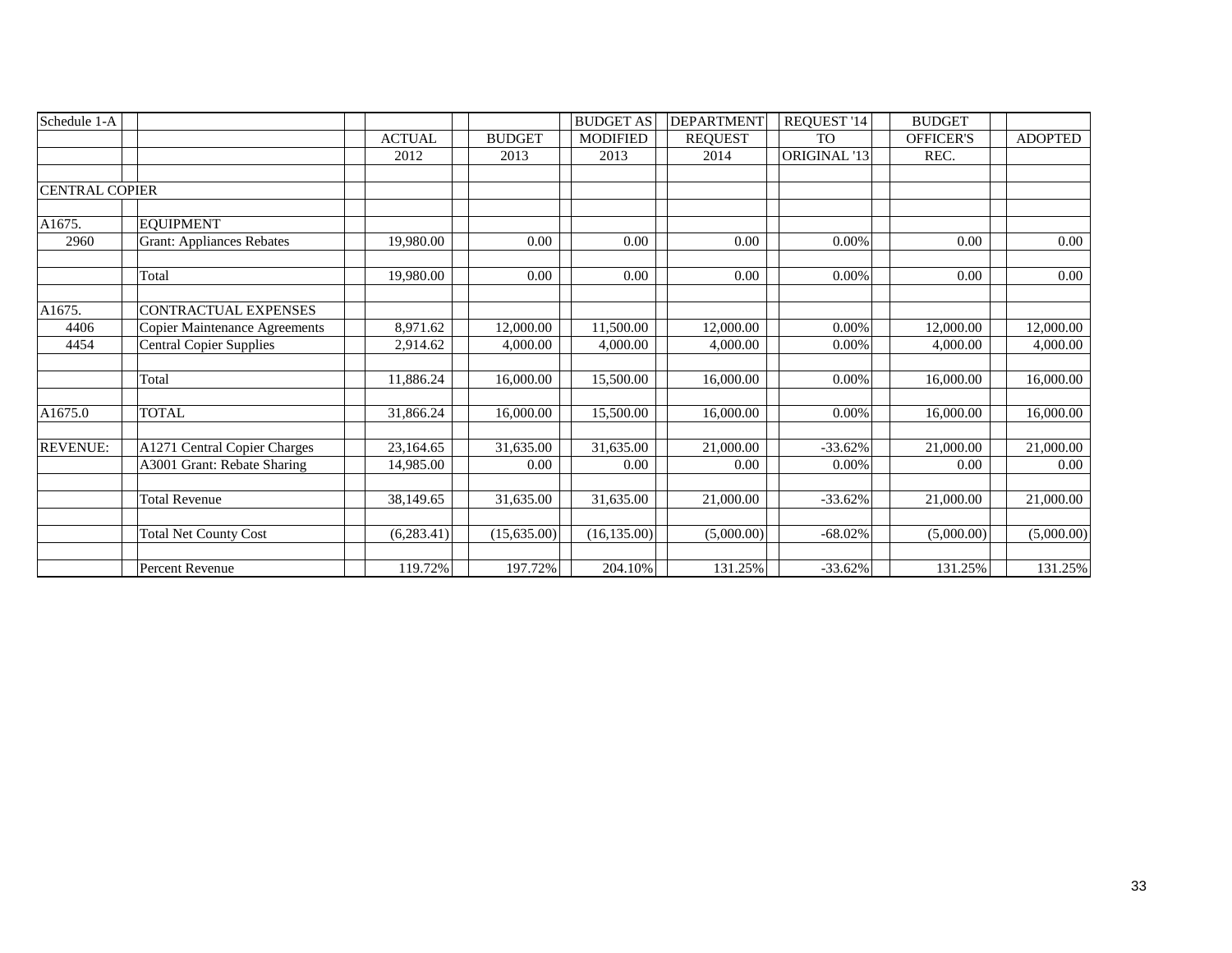| Schedule 1-A | | ACTUAL 2012 | BUDGET 2013 | BUDGET AS MODIFIED 2013 | DEPARTMENT REQUEST 2014 | REQUEST '14 TO ORIGINAL '13 | BUDGET OFFICER'S REC. | ADOPTED |
|---|---|---|---|---|---|---|---|---|
| CENTRAL COPIER | | | | | | | | |
| A1675. | EQUIPMENT | | | | | | | |
| 2960 | Grant: Appliances Rebates | 19,980.00 | 0.00 | 0.00 | 0.00 | 0.00% | 0.00 | 0.00 |
| | Total | 19,980.00 | 0.00 | 0.00 | 0.00 | 0.00% | 0.00 | 0.00 |
| A1675. | CONTRACTUAL EXPENSES | | | | | | | |
| 4406 | Copier Maintenance Agreements | 8,971.62 | 12,000.00 | 11,500.00 | 12,000.00 | 0.00% | 12,000.00 | 12,000.00 |
| 4454 | Central Copier Supplies | 2,914.62 | 4,000.00 | 4,000.00 | 4,000.00 | 0.00% | 4,000.00 | 4,000.00 |
| | Total | 11,886.24 | 16,000.00 | 15,500.00 | 16,000.00 | 0.00% | 16,000.00 | 16,000.00 |
| A1675.0 | TOTAL | 31,866.24 | 16,000.00 | 15,500.00 | 16,000.00 | 0.00% | 16,000.00 | 16,000.00 |
| REVENUE: | A1271 Central Copier Charges | 23,164.65 | 31,635.00 | 31,635.00 | 21,000.00 | -33.62% | 21,000.00 | 21,000.00 |
| | A3001 Grant: Rebate Sharing | 14,985.00 | 0.00 | 0.00 | 0.00 | 0.00% | 0.00 | 0.00 |
| | Total Revenue | 38,149.65 | 31,635.00 | 31,635.00 | 21,000.00 | -33.62% | 21,000.00 | 21,000.00 |
| | Total Net County Cost | (6,283.41) | (15,635.00) | (16,135.00) | (5,000.00) | -68.02% | (5,000.00) | (5,000.00) |
| | Percent Revenue | 119.72% | 197.72% | 204.10% | 131.25% | -33.62% | 131.25% | 131.25% |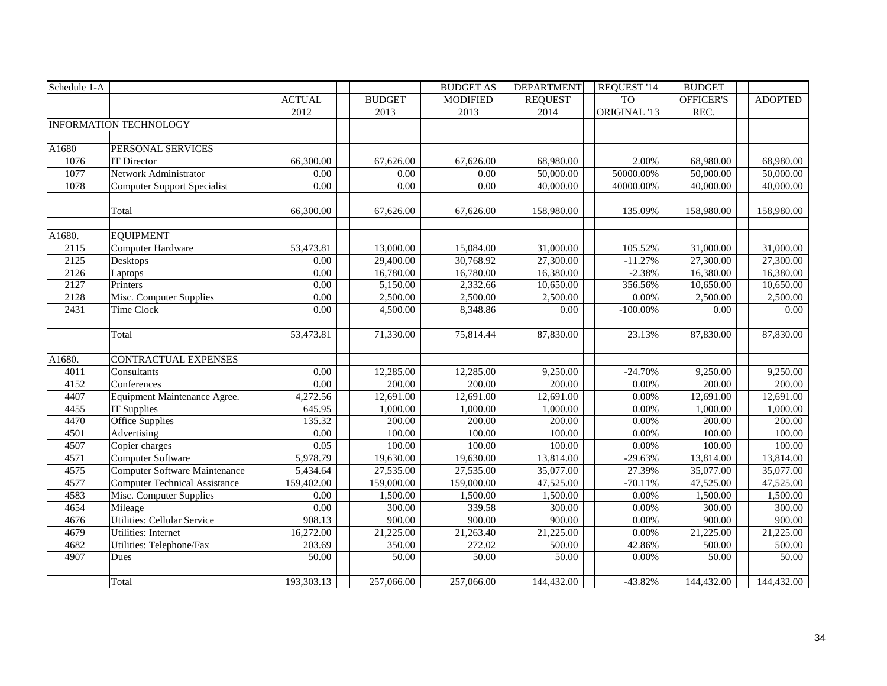| Schedule 1-A | | ACTUAL | BUDGET | BUDGET AS MODIFIED | DEPARTMENT REQUEST | REQUEST '14 TO | BUDGET OFFICER'S | ADOPTED |
|---|---|---|---|---|---|---|---|---|
| | | 2012 | 2013 | 2013 | 2014 | ORIGINAL '13 | REC. | |
| INFORMATION TECHNOLOGY | | | | | | | | |
| | | | | | | | | |
| A1680 | PERSONAL SERVICES | | | | | | | |
| 1076 | IT Director | 66,300.00 | 67,626.00 | 67,626.00 | 68,980.00 | 2.00% | 68,980.00 | 68,980.00 |
| 1077 | Network Administrator | 0.00 | 0.00 | 0.00 | 50,000.00 | 50000.00% | 50,000.00 | 50,000.00 |
| 1078 | Computer Support Specialist | 0.00 | 0.00 | 0.00 | 40,000.00 | 40000.00% | 40,000.00 | 40,000.00 |
| | | | | | | | | |
| | Total | 66,300.00 | 67,626.00 | 67,626.00 | 158,980.00 | 135.09% | 158,980.00 | 158,980.00 |
| | | | | | | | | |
| A1680. | EQUIPMENT | | | | | | | |
| 2115 | Computer Hardware | 53,473.81 | 13,000.00 | 15,084.00 | 31,000.00 | 105.52% | 31,000.00 | 31,000.00 |
| 2125 | Desktops | 0.00 | 29,400.00 | 30,768.92 | 27,300.00 | -11.27% | 27,300.00 | 27,300.00 |
| 2126 | Laptops | 0.00 | 16,780.00 | 16,780.00 | 16,380.00 | -2.38% | 16,380.00 | 16,380.00 |
| 2127 | Printers | 0.00 | 5,150.00 | 2,332.66 | 10,650.00 | 356.56% | 10,650.00 | 10,650.00 |
| 2128 | Misc. Computer Supplies | 0.00 | 2,500.00 | 2,500.00 | 2,500.00 | 0.00% | 2,500.00 | 2,500.00 |
| 2431 | Time Clock | 0.00 | 4,500.00 | 8,348.86 | 0.00 | -100.00% | 0.00 | 0.00 |
| | | | | | | | | |
| | Total | 53,473.81 | 71,330.00 | 75,814.44 | 87,830.00 | 23.13% | 87,830.00 | 87,830.00 |
| | | | | | | | | |
| A1680. | CONTRACTUAL EXPENSES | | | | | | | |
| 4011 | Consultants | 0.00 | 12,285.00 | 12,285.00 | 9,250.00 | -24.70% | 9,250.00 | 9,250.00 |
| 4152 | Conferences | 0.00 | 200.00 | 200.00 | 200.00 | 0.00% | 200.00 | 200.00 |
| 4407 | Equipment Maintenance Agree. | 4,272.56 | 12,691.00 | 12,691.00 | 12,691.00 | 0.00% | 12,691.00 | 12,691.00 |
| 4455 | IT Supplies | 645.95 | 1,000.00 | 1,000.00 | 1,000.00 | 0.00% | 1,000.00 | 1,000.00 |
| 4470 | Office Supplies | 135.32 | 200.00 | 200.00 | 200.00 | 0.00% | 200.00 | 200.00 |
| 4501 | Advertising | 0.00 | 100.00 | 100.00 | 100.00 | 0.00% | 100.00 | 100.00 |
| 4507 | Copier charges | 0.05 | 100.00 | 100.00 | 100.00 | 0.00% | 100.00 | 100.00 |
| 4571 | Computer Software | 5,978.79 | 19,630.00 | 19,630.00 | 13,814.00 | -29.63% | 13,814.00 | 13,814.00 |
| 4575 | Computer Software Maintenance | 5,434.64 | 27,535.00 | 27,535.00 | 35,077.00 | 27.39% | 35,077.00 | 35,077.00 |
| 4577 | Computer Technical Assistance | 159,402.00 | 159,000.00 | 159,000.00 | 47,525.00 | -70.11% | 47,525.00 | 47,525.00 |
| 4583 | Misc. Computer Supplies | 0.00 | 1,500.00 | 1,500.00 | 1,500.00 | 0.00% | 1,500.00 | 1,500.00 |
| 4654 | Mileage | 0.00 | 300.00 | 339.58 | 300.00 | 0.00% | 300.00 | 300.00 |
| 4676 | Utilities: Cellular Service | 908.13 | 900.00 | 900.00 | 900.00 | 0.00% | 900.00 | 900.00 |
| 4679 | Utilities: Internet | 16,272.00 | 21,225.00 | 21,263.40 | 21,225.00 | 0.00% | 21,225.00 | 21,225.00 |
| 4682 | Utilities: Telephone/Fax | 203.69 | 350.00 | 272.02 | 500.00 | 42.86% | 500.00 | 500.00 |
| 4907 | Dues | 50.00 | 50.00 | 50.00 | 50.00 | 0.00% | 50.00 | 50.00 |
| | | | | | | | | |
| | Total | 193,303.13 | 257,066.00 | 257,066.00 | 144,432.00 | -43.82% | 144,432.00 | 144,432.00 |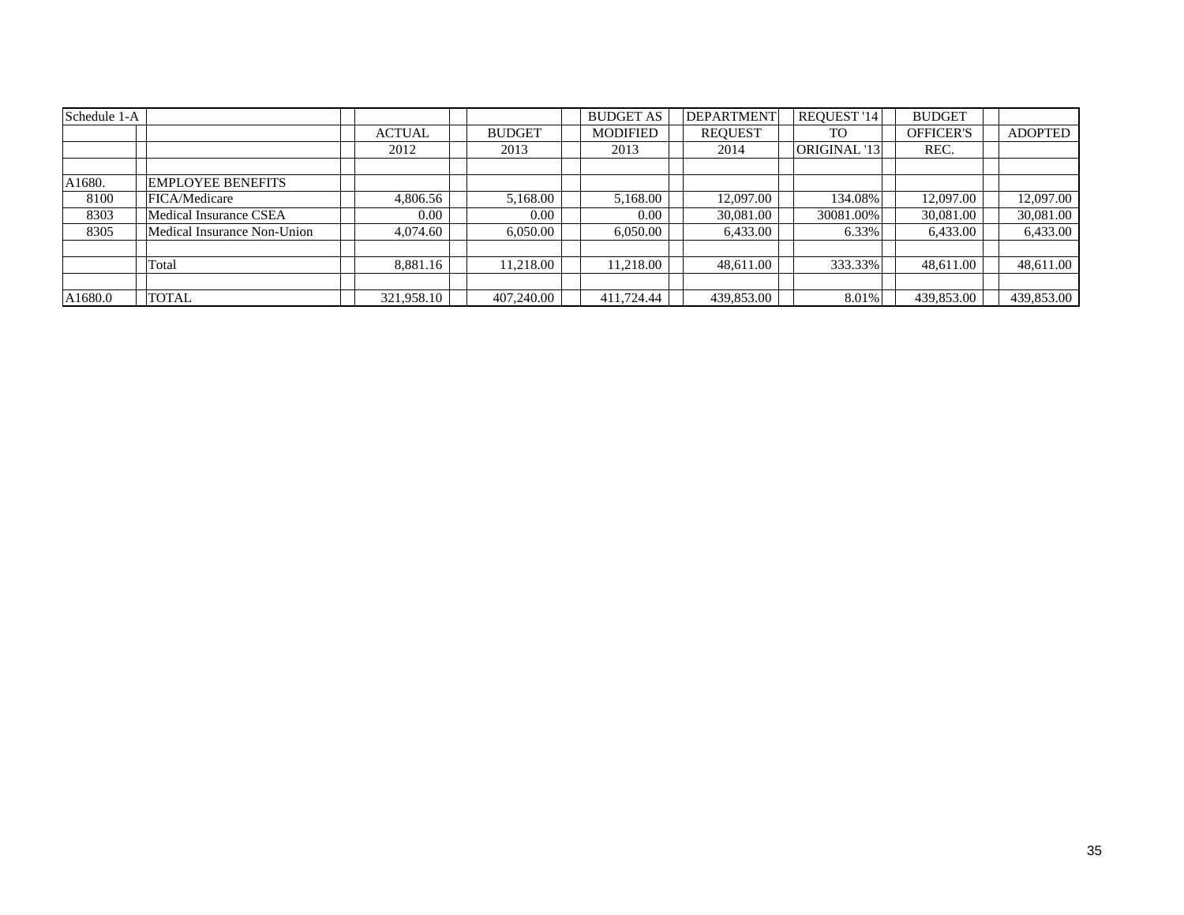| Schedule 1-A | | ACTUAL | BUDGET | BUDGET AS MODIFIED | DEPARTMENT REQUEST | REQUEST '14 TO ORIGINAL '13 | BUDGET OFFICER'S REC. | ADOPTED |
|---|---|---|---|---|---|---|---|---|
| | | 2012 | 2013 | 2013 | 2014 | | | |
| | | | | | | | | |
| A1680. | EMPLOYEE BENEFITS | | | | | | | |
| 8100 | FICA/Medicare | 4,806.56 | 5,168.00 | 5,168.00 | 12,097.00 | 134.08% | 12,097.00 | 12,097.00 |
| 8303 | Medical Insurance CSEA | 0.00 | 0.00 | 0.00 | 30,081.00 | 30081.00% | 30,081.00 | 30,081.00 |
| 8305 | Medical Insurance Non-Union | 4,074.60 | 6,050.00 | 6,050.00 | 6,433.00 | 6.33% | 6,433.00 | 6,433.00 |
| | | | | | | | | |
| | Total | 8,881.16 | 11,218.00 | 11,218.00 | 48,611.00 | 333.33% | 48,611.00 | 48,611.00 |
| | | | | | | | | |
| A1680.0 | TOTAL | 321,958.10 | 407,240.00 | 411,724.44 | 439,853.00 | 8.01% | 439,853.00 | 439,853.00 |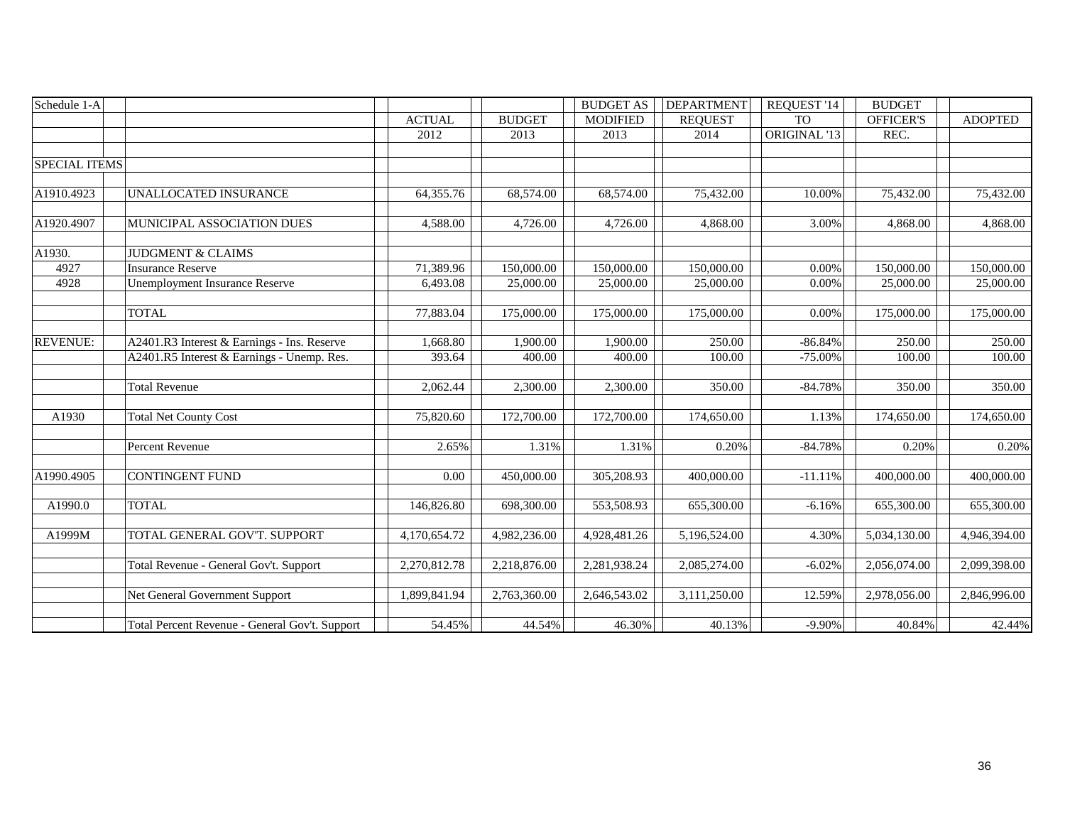| Schedule 1-A | | ACTUAL | BUDGET | BUDGET AS MODIFIED | DEPARTMENT REQUEST | REQUEST '14 TO ORIGINAL '13 | BUDGET OFFICER'S REC. | ADOPTED |
|---|---|---|---|---|---|---|---|---|
| | | 2012 | 2013 | 2013 | 2014 | | | |
| SPECIAL ITEMS | | | | | | | | |
| A1910.4923 | UNALLOCATED INSURANCE | 64,355.76 | 68,574.00 | 68,574.00 | 75,432.00 | 10.00% | 75,432.00 | 75,432.00 |
| A1920.4907 | MUNICIPAL ASSOCIATION DUES | 4,588.00 | 4,726.00 | 4,726.00 | 4,868.00 | 3.00% | 4,868.00 | 4,868.00 |
| A1930. | JUDGMENT & CLAIMS | | | | | | | |
| 4927 | Insurance Reserve | 71,389.96 | 150,000.00 | 150,000.00 | 150,000.00 | 0.00% | 150,000.00 | 150,000.00 |
| 4928 | Unemployment Insurance Reserve | 6,493.08 | 25,000.00 | 25,000.00 | 25,000.00 | 0.00% | 25,000.00 | 25,000.00 |
| | TOTAL | 77,883.04 | 175,000.00 | 175,000.00 | 175,000.00 | 0.00% | 175,000.00 | 175,000.00 |
| REVENUE: | A2401.R3 Interest & Earnings - Ins. Reserve | 1,668.80 | 1,900.00 | 1,900.00 | 250.00 | -86.84% | 250.00 | 250.00 |
| | A2401.R5 Interest & Earnings - Unemp. Res. | 393.64 | 400.00 | 400.00 | 100.00 | -75.00% | 100.00 | 100.00 |
| | Total Revenue | 2,062.44 | 2,300.00 | 2,300.00 | 350.00 | -84.78% | 350.00 | 350.00 |
| A1930 | Total Net County Cost | 75,820.60 | 172,700.00 | 172,700.00 | 174,650.00 | 1.13% | 174,650.00 | 174,650.00 |
| | Percent Revenue | 2.65% | 1.31% | 1.31% | 0.20% | -84.78% | 0.20% | 0.20% |
| A1990.4905 | CONTINGENT FUND | 0.00 | 450,000.00 | 305,208.93 | 400,000.00 | -11.11% | 400,000.00 | 400,000.00 |
| A1990.0 | TOTAL | 146,826.80 | 698,300.00 | 553,508.93 | 655,300.00 | -6.16% | 655,300.00 | 655,300.00 |
| A1999M | TOTAL GENERAL GOV'T. SUPPORT | 4,170,654.72 | 4,982,236.00 | 4,928,481.26 | 5,196,524.00 | 4.30% | 5,034,130.00 | 4,946,394.00 |
| | Total Revenue - General Gov't. Support | 2,270,812.78 | 2,218,876.00 | 2,281,938.24 | 2,085,274.00 | -6.02% | 2,056,074.00 | 2,099,398.00 |
| | Net General Government Support | 1,899,841.94 | 2,763,360.00 | 2,646,543.02 | 3,111,250.00 | 12.59% | 2,978,056.00 | 2,846,996.00 |
| | Total Percent Revenue - General Gov't. Support | 54.45% | 44.54% | 46.30% | 40.13% | -9.90% | 40.84% | 42.44% |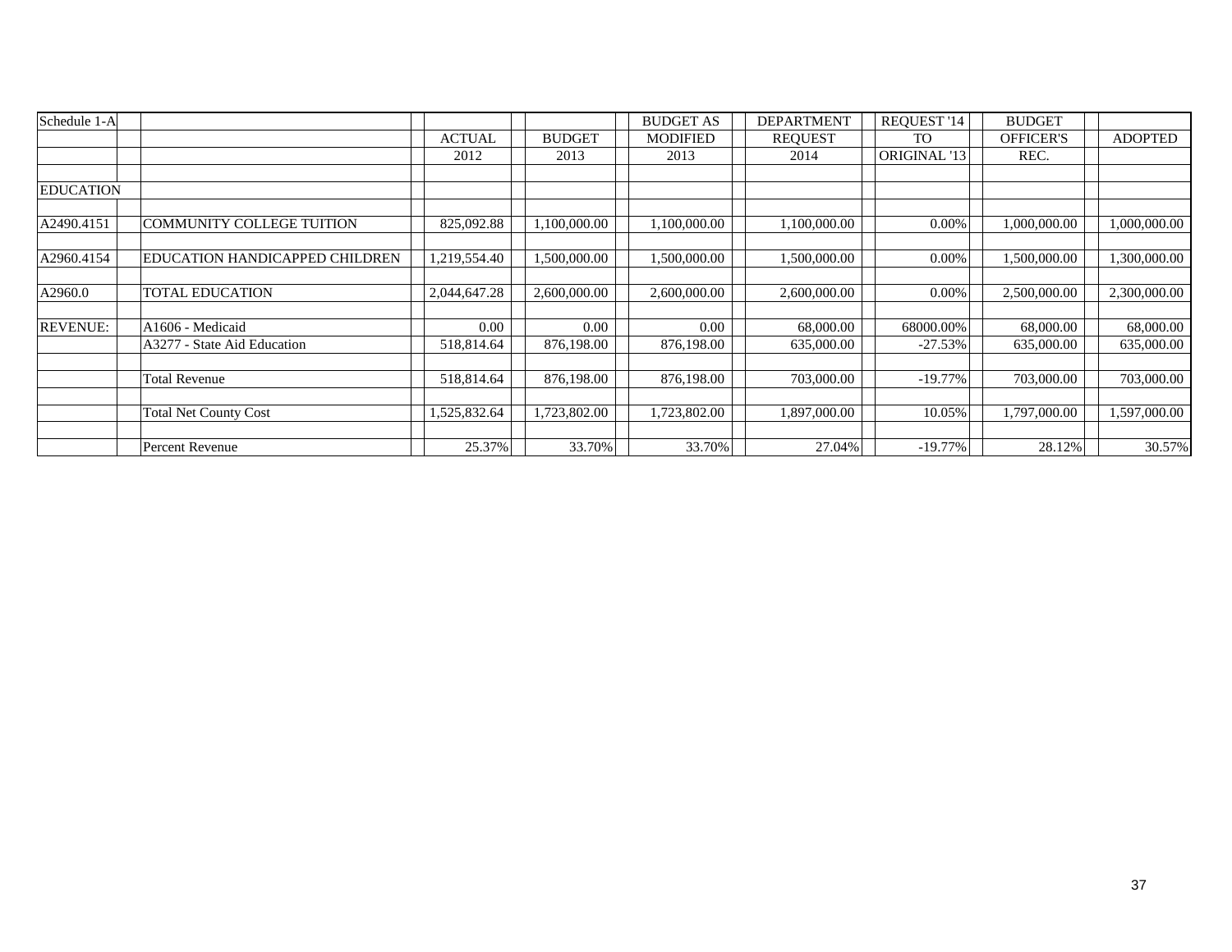| Schedule 1-A | | ACTUAL 2012 | BUDGET 2013 | BUDGET AS MODIFIED 2013 | DEPARTMENT REQUEST 2014 | REQUEST '14 TO ORIGINAL '13 | BUDGET OFFICER'S REC. | ADOPTED |
|---|---|---|---|---|---|---|---|---|
| EDUCATION | | | | | | | | |
| A2490.4151 | COMMUNITY COLLEGE TUITION | 825,092.88 | 1,100,000.00 | 1,100,000.00 | 1,100,000.00 | 0.00% | 1,000,000.00 | 1,000,000.00 |
| A2960.4154 | EDUCATION HANDICAPPED CHILDREN | 1,219,554.40 | 1,500,000.00 | 1,500,000.00 | 1,500,000.00 | 0.00% | 1,500,000.00 | 1,300,000.00 |
| A2960.0 | TOTAL EDUCATION | 2,044,647.28 | 2,600,000.00 | 2,600,000.00 | 2,600,000.00 | 0.00% | 2,500,000.00 | 2,300,000.00 |
| REVENUE: | A1606 - Medicaid | 0.00 | 0.00 | 0.00 | 68,000.00 | 68000.00% | 68,000.00 | 68,000.00 |
| | A3277 - State Aid Education | 518,814.64 | 876,198.00 | 876,198.00 | 635,000.00 | -27.53% | 635,000.00 | 635,000.00 |
| | Total Revenue | 518,814.64 | 876,198.00 | 876,198.00 | 703,000.00 | -19.77% | 703,000.00 | 703,000.00 |
| | Total Net County Cost | 1,525,832.64 | 1,723,802.00 | 1,723,802.00 | 1,897,000.00 | 10.05% | 1,797,000.00 | 1,597,000.00 |
| | Percent Revenue | 25.37% | 33.70% | 33.70% | 27.04% | -19.77% | 28.12% | 30.57% |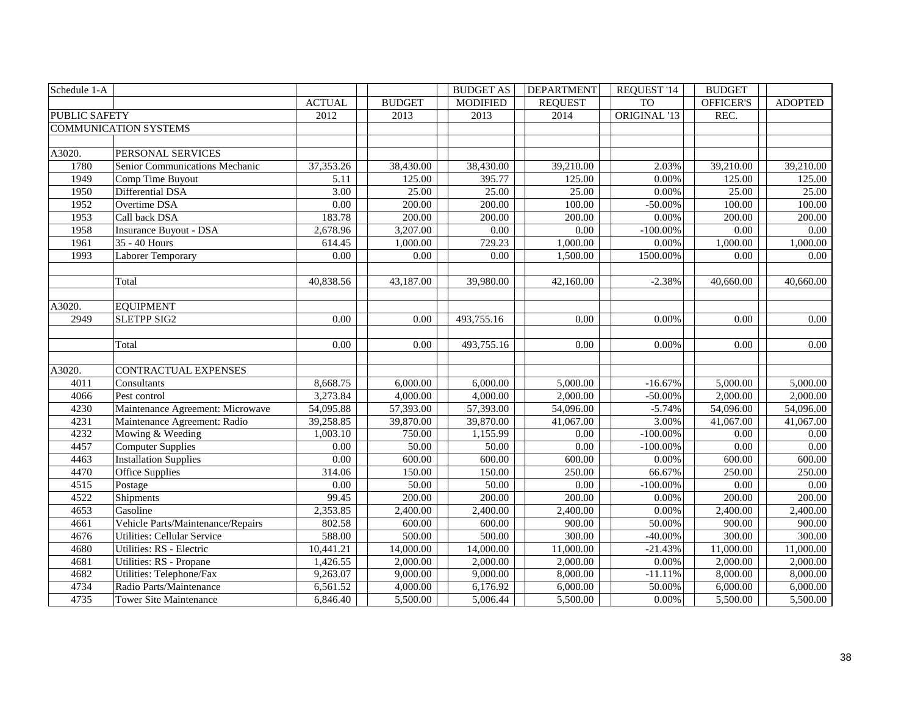| Schedule 1-A | | ACTUAL | BUDGET | BUDGET AS MODIFIED | DEPARTMENT REQUEST | REQUEST '14 TO | BUDGET OFFICER'S | ADOPTED |
|---|---|---|---|---|---|---|---|---|
| PUBLIC SAFETY | | 2012 | 2013 | 2013 | 2014 | ORIGINAL '13 | REC. | |
| COMMUNICATION SYSTEMS | | | | | | | | |
| | | | | | | | | |
| A3020. | PERSONAL SERVICES | | | | | | | |
| 1780 | Senior Communications Mechanic | 37,353.26 | 38,430.00 | 38,430.00 | 39,210.00 | 2.03% | 39,210.00 | 39,210.00 |
| 1949 | Comp Time Buyout | 5.11 | 125.00 | 395.77 | 125.00 | 0.00% | 125.00 | 125.00 |
| 1950 | Differential DSA | 3.00 | 25.00 | 25.00 | 25.00 | 0.00% | 25.00 | 25.00 |
| 1952 | Overtime DSA | 0.00 | 200.00 | 200.00 | 100.00 | -50.00% | 100.00 | 100.00 |
| 1953 | Call back DSA | 183.78 | 200.00 | 200.00 | 200.00 | 0.00% | 200.00 | 200.00 |
| 1958 | Insurance Buyout - DSA | 2,678.96 | 3,207.00 | 0.00 | 0.00 | -100.00% | 0.00 | 0.00 |
| 1961 | 35 - 40 Hours | 614.45 | 1,000.00 | 729.23 | 1,000.00 | 0.00% | 1,000.00 | 1,000.00 |
| 1993 | Laborer Temporary | 0.00 | 0.00 | 0.00 | 1,500.00 | 1500.00% | 0.00 | 0.00 |
| | | | | | | | | |
| | Total | 40,838.56 | 43,187.00 | 39,980.00 | 42,160.00 | -2.38% | 40,660.00 | 40,660.00 |
| | | | | | | | | |
| A3020. | EQUIPMENT | | | | | | | |
| 2949 | SLETPP SIG2 | 0.00 | 0.00 | 493,755.16 | 0.00 | 0.00% | 0.00 | 0.00 |
| | | | | | | | | |
| | Total | 0.00 | 0.00 | 493,755.16 | 0.00 | 0.00% | 0.00 | 0.00 |
| | | | | | | | | |
| A3020. | CONTRACTUAL EXPENSES | | | | | | | |
| 4011 | Consultants | 8,668.75 | 6,000.00 | 6,000.00 | 5,000.00 | -16.67% | 5,000.00 | 5,000.00 |
| 4066 | Pest control | 3,273.84 | 4,000.00 | 4,000.00 | 2,000.00 | -50.00% | 2,000.00 | 2,000.00 |
| 4230 | Maintenance Agreement: Microwave | 54,095.88 | 57,393.00 | 57,393.00 | 54,096.00 | -5.74% | 54,096.00 | 54,096.00 |
| 4231 | Maintenance Agreement: Radio | 39,258.85 | 39,870.00 | 39,870.00 | 41,067.00 | 3.00% | 41,067.00 | 41,067.00 |
| 4232 | Mowing & Weeding | 1,003.10 | 750.00 | 1,155.99 | 0.00 | -100.00% | 0.00 | 0.00 |
| 4457 | Computer Supplies | 0.00 | 50.00 | 50.00 | 0.00 | -100.00% | 0.00 | 0.00 |
| 4463 | Installation Supplies | 0.00 | 600.00 | 600.00 | 600.00 | 0.00% | 600.00 | 600.00 |
| 4470 | Office Supplies | 314.06 | 150.00 | 150.00 | 250.00 | 66.67% | 250.00 | 250.00 |
| 4515 | Postage | 0.00 | 50.00 | 50.00 | 0.00 | -100.00% | 0.00 | 0.00 |
| 4522 | Shipments | 99.45 | 200.00 | 200.00 | 200.00 | 0.00% | 200.00 | 200.00 |
| 4653 | Gasoline | 2,353.85 | 2,400.00 | 2,400.00 | 2,400.00 | 0.00% | 2,400.00 | 2,400.00 |
| 4661 | Vehicle Parts/Maintenance/Repairs | 802.58 | 600.00 | 600.00 | 900.00 | 50.00% | 900.00 | 900.00 |
| 4676 | Utilities: Cellular Service | 588.00 | 500.00 | 500.00 | 300.00 | -40.00% | 300.00 | 300.00 |
| 4680 | Utilities: RS - Electric | 10,441.21 | 14,000.00 | 14,000.00 | 11,000.00 | -21.43% | 11,000.00 | 11,000.00 |
| 4681 | Utilities: RS - Propane | 1,426.55 | 2,000.00 | 2,000.00 | 2,000.00 | 0.00% | 2,000.00 | 2,000.00 |
| 4682 | Utilities: Telephone/Fax | 9,263.07 | 9,000.00 | 9,000.00 | 8,000.00 | -11.11% | 8,000.00 | 8,000.00 |
| 4734 | Radio Parts/Maintenance | 6,561.52 | 4,000.00 | 6,176.92 | 6,000.00 | 50.00% | 6,000.00 | 6,000.00 |
| 4735 | Tower Site Maintenance | 6,846.40 | 5,500.00 | 5,006.44 | 5,500.00 | 0.00% | 5,500.00 | 5,500.00 |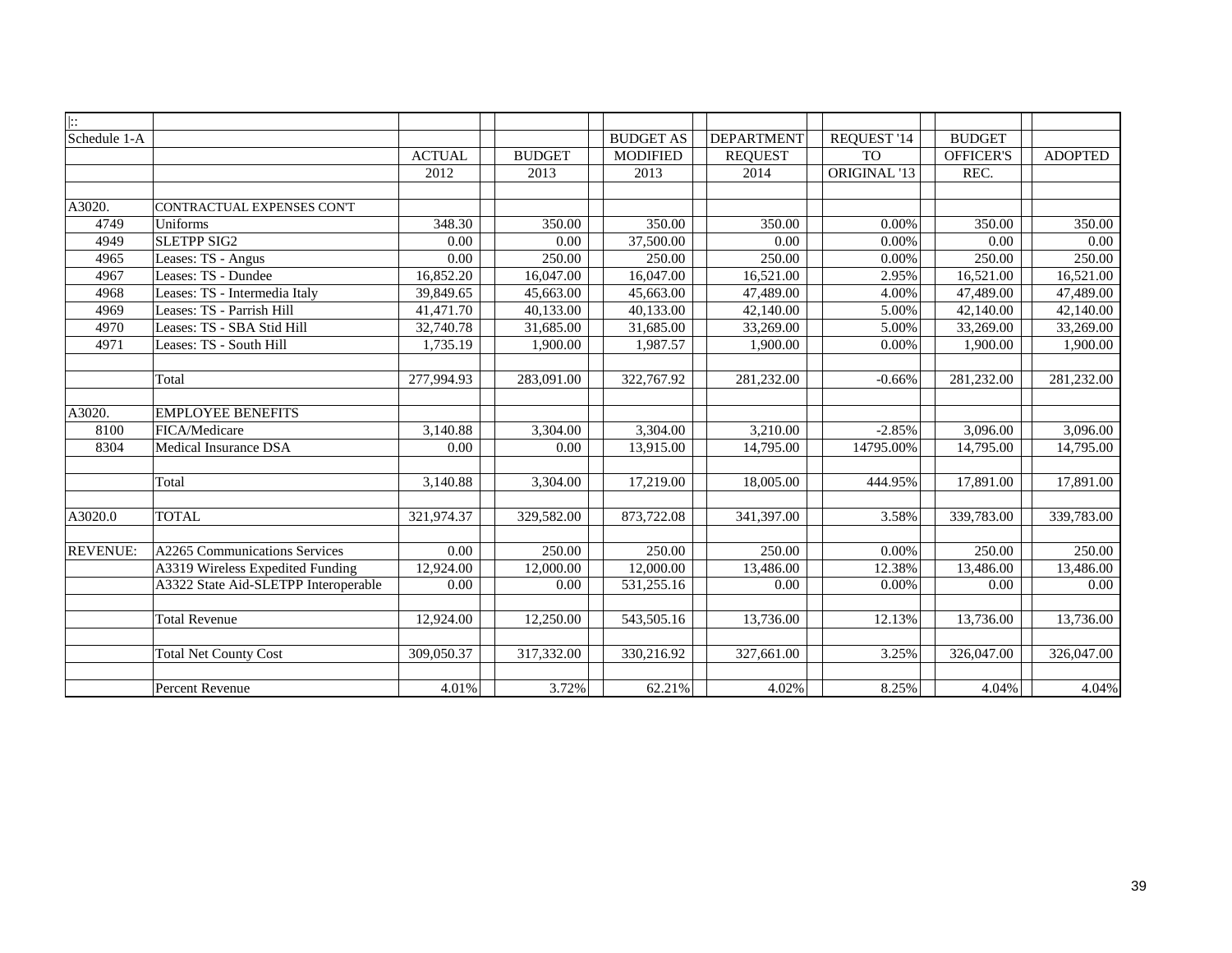| | | | | | | | | |
|---|---|---|---|---|---|---|---|---|
| |:: | | | | | | | | |
| Schedule 1-A | | | | BUDGET AS | DEPARTMENT | REQUEST '14 | BUDGET | |
| | | ACTUAL | BUDGET | MODIFIED | REQUEST | TO | OFFICER'S | ADOPTED |
| | | 2012 | 2013 | 2013 | 2014 | ORIGINAL '13 | REC. | |
| | | | | | | | | |
| A3020. | CONTRACTUAL EXPENSES CON'T | | | | | | | |
| 4749 | Uniforms | 348.30 | 350.00 | 350.00 | 350.00 | 0.00% | 350.00 | 350.00 |
| 4949 | SLETPP SIG2 | 0.00 | 0.00 | 37,500.00 | 0.00 | 0.00% | 0.00 | 0.00 |
| 4965 | Leases: TS - Angus | 0.00 | 250.00 | 250.00 | 250.00 | 0.00% | 250.00 | 250.00 |
| 4967 | Leases: TS - Dundee | 16,852.20 | 16,047.00 | 16,047.00 | 16,521.00 | 2.95% | 16,521.00 | 16,521.00 |
| 4968 | Leases: TS - Intermedia Italy | 39,849.65 | 45,663.00 | 45,663.00 | 47,489.00 | 4.00% | 47,489.00 | 47,489.00 |
| 4969 | Leases: TS - Parrish Hill | 41,471.70 | 40,133.00 | 40,133.00 | 42,140.00 | 5.00% | 42,140.00 | 42,140.00 |
| 4970 | Leases: TS - SBA Stid Hill | 32,740.78 | 31,685.00 | 31,685.00 | 33,269.00 | 5.00% | 33,269.00 | 33,269.00 |
| 4971 | Leases: TS - South Hill | 1,735.19 | 1,900.00 | 1,987.57 | 1,900.00 | 0.00% | 1,900.00 | 1,900.00 |
| | | | | | | | | |
| | Total | 277,994.93 | 283,091.00 | 322,767.92 | 281,232.00 | -0.66% | 281,232.00 | 281,232.00 |
| | | | | | | | | |
| A3020. | EMPLOYEE BENEFITS | | | | | | | |
| 8100 | FICA/Medicare | 3,140.88 | 3,304.00 | 3,304.00 | 3,210.00 | -2.85% | 3,096.00 | 3,096.00 |
| 8304 | Medical Insurance DSA | 0.00 | 0.00 | 13,915.00 | 14,795.00 | 14795.00% | 14,795.00 | 14,795.00 |
| | | | | | | | | |
| | Total | 3,140.88 | 3,304.00 | 17,219.00 | 18,005.00 | 444.95% | 17,891.00 | 17,891.00 |
| | | | | | | | | |
| A3020.0 | TOTAL | 321,974.37 | 329,582.00 | 873,722.08 | 341,397.00 | 3.58% | 339,783.00 | 339,783.00 |
| | | | | | | | | |
| REVENUE: | A2265 Communications Services | 0.00 | 250.00 | 250.00 | 250.00 | 0.00% | 250.00 | 250.00 |
| | A3319 Wireless Expedited Funding | 12,924.00 | 12,000.00 | 12,000.00 | 13,486.00 | 12.38% | 13,486.00 | 13,486.00 |
| | A3322 State Aid-SLETPP Interoperable | 0.00 | 0.00 | 531,255.16 | 0.00 | 0.00% | 0.00 | 0.00 |
| | | | | | | | | |
| | Total Revenue | 12,924.00 | 12,250.00 | 543,505.16 | 13,736.00 | 12.13% | 13,736.00 | 13,736.00 |
| | | | | | | | | |
| | Total Net County Cost | 309,050.37 | 317,332.00 | 330,216.92 | 327,661.00 | 3.25% | 326,047.00 | 326,047.00 |
| | | | | | | | | |
| | Percent Revenue | 4.01% | 3.72% | 62.21% | 4.02% | 8.25% | 4.04% | 4.04% |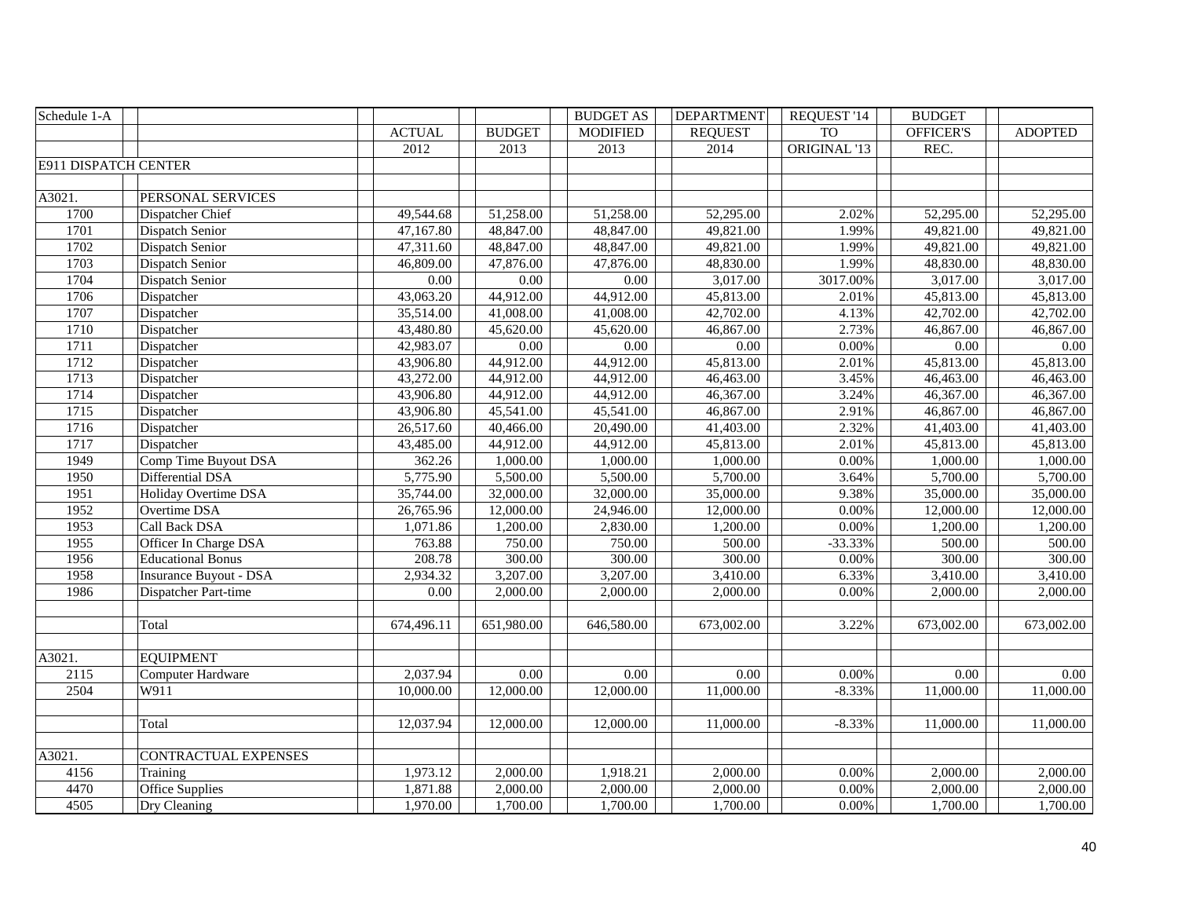| Schedule 1-A | | ACTUAL | BUDGET | BUDGET AS MODIFIED | DEPARTMENT REQUEST | REQUEST '14 TO | BUDGET OFFICER'S | ADOPTED |
|---|---|---|---|---|---|---|---|---|
| | | 2012 | 2013 | 2013 | 2014 | ORIGINAL '13 | REC. | |
| E911 DISPATCH CENTER | | | | | | | | |
| | | | | | | | | |
| A3021. | PERSONAL SERVICES | | | | | | | |
| 1700 | Dispatcher Chief | 49,544.68 | 51,258.00 | 51,258.00 | 52,295.00 | 2.02% | 52,295.00 | 52,295.00 |
| 1701 | Dispatch Senior | 47,167.80 | 48,847.00 | 48,847.00 | 49,821.00 | 1.99% | 49,821.00 | 49,821.00 |
| 1702 | Dispatch Senior | 47,311.60 | 48,847.00 | 48,847.00 | 49,821.00 | 1.99% | 49,821.00 | 49,821.00 |
| 1703 | Dispatch Senior | 46,809.00 | 47,876.00 | 47,876.00 | 48,830.00 | 1.99% | 48,830.00 | 48,830.00 |
| 1704 | Dispatch Senior | 0.00 | 0.00 | 0.00 | 3,017.00 | 3017.00% | 3,017.00 | 3,017.00 |
| 1706 | Dispatcher | 43,063.20 | 44,912.00 | 44,912.00 | 45,813.00 | 2.01% | 45,813.00 | 45,813.00 |
| 1707 | Dispatcher | 35,514.00 | 41,008.00 | 41,008.00 | 42,702.00 | 4.13% | 42,702.00 | 42,702.00 |
| 1710 | Dispatcher | 43,480.80 | 45,620.00 | 45,620.00 | 46,867.00 | 2.73% | 46,867.00 | 46,867.00 |
| 1711 | Dispatcher | 42,983.07 | 0.00 | 0.00 | 0.00 | 0.00% | 0.00 | 0.00 |
| 1712 | Dispatcher | 43,906.80 | 44,912.00 | 44,912.00 | 45,813.00 | 2.01% | 45,813.00 | 45,813.00 |
| 1713 | Dispatcher | 43,272.00 | 44,912.00 | 44,912.00 | 46,463.00 | 3.45% | 46,463.00 | 46,463.00 |
| 1714 | Dispatcher | 43,906.80 | 44,912.00 | 44,912.00 | 46,367.00 | 3.24% | 46,367.00 | 46,367.00 |
| 1715 | Dispatcher | 43,906.80 | 45,541.00 | 45,541.00 | 46,867.00 | 2.91% | 46,867.00 | 46,867.00 |
| 1716 | Dispatcher | 26,517.60 | 40,466.00 | 20,490.00 | 41,403.00 | 2.32% | 41,403.00 | 41,403.00 |
| 1717 | Dispatcher | 43,485.00 | 44,912.00 | 44,912.00 | 45,813.00 | 2.01% | 45,813.00 | 45,813.00 |
| 1949 | Comp Time Buyout DSA | 362.26 | 1,000.00 | 1,000.00 | 1,000.00 | 0.00% | 1,000.00 | 1,000.00 |
| 1950 | Differential DSA | 5,775.90 | 5,500.00 | 5,500.00 | 5,700.00 | 3.64% | 5,700.00 | 5,700.00 |
| 1951 | Holiday Overtime DSA | 35,744.00 | 32,000.00 | 32,000.00 | 35,000.00 | 9.38% | 35,000.00 | 35,000.00 |
| 1952 | Overtime DSA | 26,765.96 | 12,000.00 | 24,946.00 | 12,000.00 | 0.00% | 12,000.00 | 12,000.00 |
| 1953 | Call Back DSA | 1,071.86 | 1,200.00 | 2,830.00 | 1,200.00 | 0.00% | 1,200.00 | 1,200.00 |
| 1955 | Officer In Charge DSA | 763.88 | 750.00 | 750.00 | 500.00 | -33.33% | 500.00 | 500.00 |
| 1956 | Educational Bonus | 208.78 | 300.00 | 300.00 | 300.00 | 0.00% | 300.00 | 300.00 |
| 1958 | Insurance Buyout - DSA | 2,934.32 | 3,207.00 | 3,207.00 | 3,410.00 | 6.33% | 3,410.00 | 3,410.00 |
| 1986 | Dispatcher Part-time | 0.00 | 2,000.00 | 2,000.00 | 2,000.00 | 0.00% | 2,000.00 | 2,000.00 |
| | | | | | | | | |
| | Total | 674,496.11 | 651,980.00 | 646,580.00 | 673,002.00 | 3.22% | 673,002.00 | 673,002.00 |
| | | | | | | | | |
| A3021. | EQUIPMENT | | | | | | | |
| 2115 | Computer Hardware | 2,037.94 | 0.00 | 0.00 | 0.00 | 0.00% | 0.00 | 0.00 |
| 2504 | W911 | 10,000.00 | 12,000.00 | 12,000.00 | 11,000.00 | -8.33% | 11,000.00 | 11,000.00 |
| | | | | | | | | |
| | Total | 12,037.94 | 12,000.00 | 12,000.00 | 11,000.00 | -8.33% | 11,000.00 | 11,000.00 |
| | | | | | | | | |
| A3021. | CONTRACTUAL EXPENSES | | | | | | | |
| 4156 | Training | 1,973.12 | 2,000.00 | 1,918.21 | 2,000.00 | 0.00% | 2,000.00 | 2,000.00 |
| 4470 | Office Supplies | 1,871.88 | 2,000.00 | 2,000.00 | 2,000.00 | 0.00% | 2,000.00 | 2,000.00 |
| 4505 | Dry Cleaning | 1,970.00 | 1,700.00 | 1,700.00 | 1,700.00 | 0.00% | 1,700.00 | 1,700.00 |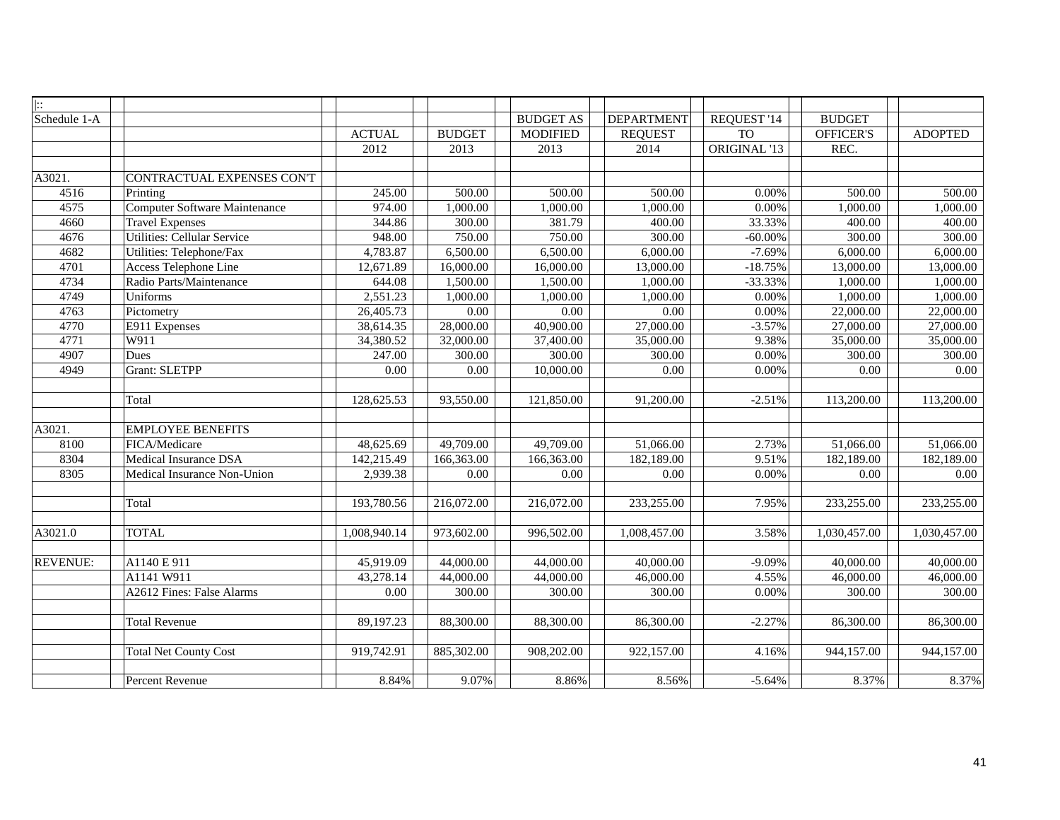| \|:: | | | | | | | | |
|---|---|---|---|---|---|---|---|---|
| Schedule 1-A | | | | BUDGET AS | DEPARTMENT | REQUEST '14 | BUDGET | |
| | | ACTUAL | BUDGET | MODIFIED | REQUEST | TO | OFFICER'S | ADOPTED |
| | | 2012 | 2013 | 2013 | 2014 | ORIGINAL '13 | REC. | |
| | | | | | | | | |
| A3021. | CONTRACTUAL EXPENSES CON'T | | | | | | | |
| 4516 | Printing | 245.00 | 500.00 | 500.00 | 500.00 | 0.00% | 500.00 | 500.00 |
| 4575 | Computer Software Maintenance | 974.00 | 1,000.00 | 1,000.00 | 1,000.00 | 0.00% | 1,000.00 | 1,000.00 |
| 4660 | Travel Expenses | 344.86 | 300.00 | 381.79 | 400.00 | 33.33% | 400.00 | 400.00 |
| 4676 | Utilities: Cellular Service | 948.00 | 750.00 | 750.00 | 300.00 | -60.00% | 300.00 | 300.00 |
| 4682 | Utilities: Telephone/Fax | 4,783.87 | 6,500.00 | 6,500.00 | 6,000.00 | -7.69% | 6,000.00 | 6,000.00 |
| 4701 | Access Telephone Line | 12,671.89 | 16,000.00 | 16,000.00 | 13,000.00 | -18.75% | 13,000.00 | 13,000.00 |
| 4734 | Radio Parts/Maintenance | 644.08 | 1,500.00 | 1,500.00 | 1,000.00 | -33.33% | 1,000.00 | 1,000.00 |
| 4749 | Uniforms | 2,551.23 | 1,000.00 | 1,000.00 | 1,000.00 | 0.00% | 1,000.00 | 1,000.00 |
| 4763 | Pictometry | 26,405.73 | 0.00 | 0.00 | 0.00 | 0.00% | 22,000.00 | 22,000.00 |
| 4770 | E911 Expenses | 38,614.35 | 28,000.00 | 40,900.00 | 27,000.00 | -3.57% | 27,000.00 | 27,000.00 |
| 4771 | W911 | 34,380.52 | 32,000.00 | 37,400.00 | 35,000.00 | 9.38% | 35,000.00 | 35,000.00 |
| 4907 | Dues | 247.00 | 300.00 | 300.00 | 300.00 | 0.00% | 300.00 | 300.00 |
| 4949 | Grant: SLETPP | 0.00 | 0.00 | 10,000.00 | 0.00 | 0.00% | 0.00 | 0.00 |
| | | | | | | | | |
| | Total | 128,625.53 | 93,550.00 | 121,850.00 | 91,200.00 | -2.51% | 113,200.00 | 113,200.00 |
| | | | | | | | | |
| A3021. | EMPLOYEE BENEFITS | | | | | | | |
| 8100 | FICA/Medicare | 48,625.69 | 49,709.00 | 49,709.00 | 51,066.00 | 2.73% | 51,066.00 | 51,066.00 |
| 8304 | Medical Insurance DSA | 142,215.49 | 166,363.00 | 166,363.00 | 182,189.00 | 9.51% | 182,189.00 | 182,189.00 |
| 8305 | Medical Insurance Non-Union | 2,939.38 | 0.00 | 0.00 | 0.00 | 0.00% | 0.00 | 0.00 |
| | | | | | | | | |
| | Total | 193,780.56 | 216,072.00 | 216,072.00 | 233,255.00 | 7.95% | 233,255.00 | 233,255.00 |
| | | | | | | | | |
| A3021.0 | TOTAL | 1,008,940.14 | 973,602.00 | 996,502.00 | 1,008,457.00 | 3.58% | 1,030,457.00 | 1,030,457.00 |
| | | | | | | | | |
| REVENUE: | A1140 E 911 | 45,919.09 | 44,000.00 | 44,000.00 | 40,000.00 | -9.09% | 40,000.00 | 40,000.00 |
| | A1141 W911 | 43,278.14 | 44,000.00 | 44,000.00 | 46,000.00 | 4.55% | 46,000.00 | 46,000.00 |
| | A2612 Fines: False Alarms | 0.00 | 300.00 | 300.00 | 300.00 | 0.00% | 300.00 | 300.00 |
| | | | | | | | | |
| | Total Revenue | 89,197.23 | 88,300.00 | 88,300.00 | 86,300.00 | -2.27% | 86,300.00 | 86,300.00 |
| | | | | | | | | |
| | Total Net County Cost | 919,742.91 | 885,302.00 | 908,202.00 | 922,157.00 | 4.16% | 944,157.00 | 944,157.00 |
| | | | | | | | | |
| | Percent Revenue | 8.84% | 9.07% | 8.86% | 8.56% | -5.64% | 8.37% | 8.37% |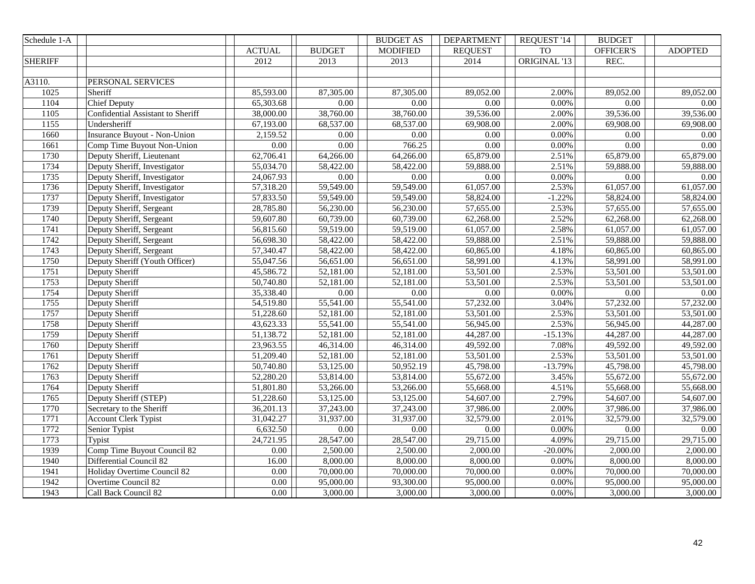| Schedule 1-A | | | | BUDGET AS | DEPARTMENT | REQUEST '14 | BUDGET | |
|---|---|---|---|---|---|---|---|---|
| | | ACTUAL | BUDGET | MODIFIED | REQUEST | TO | OFFICER'S | ADOPTED |
| SHERIFF | | 2012 | 2013 | 2013 | 2014 | ORIGINAL '13 | REC. | |
| | | | | | | | | |
| A3110. | PERSONAL SERVICES | | | | | | | |
| 1025 | Sheriff | 85,593.00 | 87,305.00 | 87,305.00 | 89,052.00 | 2.00% | 89,052.00 | 89,052.00 |
| 1104 | Chief Deputy | 65,303.68 | 0.00 | 0.00 | 0.00 | 0.00% | 0.00 | 0.00 |
| 1105 | Confidential Assistant to Sheriff | 38,000.00 | 38,760.00 | 38,760.00 | 39,536.00 | 2.00% | 39,536.00 | 39,536.00 |
| 1155 | Undersheriff | 67,193.00 | 68,537.00 | 68,537.00 | 69,908.00 | 2.00% | 69,908.00 | 69,908.00 |
| 1660 | Insurance Buyout - Non-Union | 2,159.52 | 0.00 | 0.00 | 0.00 | 0.00% | 0.00 | 0.00 |
| 1661 | Comp Time Buyout Non-Union | 0.00 | 0.00 | 766.25 | 0.00 | 0.00% | 0.00 | 0.00 |
| 1730 | Deputy Sheriff, Lieutenant | 62,706.41 | 64,266.00 | 64,266.00 | 65,879.00 | 2.51% | 65,879.00 | 65,879.00 |
| 1734 | Deputy Sheriff, Investigator | 55,034.70 | 58,422.00 | 58,422.00 | 59,888.00 | 2.51% | 59,888.00 | 59,888.00 |
| 1735 | Deputy Sheriff, Investigator | 24,067.93 | 0.00 | 0.00 | 0.00 | 0.00% | 0.00 | 0.00 |
| 1736 | Deputy Sheriff, Investigator | 57,318.20 | 59,549.00 | 59,549.00 | 61,057.00 | 2.53% | 61,057.00 | 61,057.00 |
| 1737 | Deputy Sheriff, Investigator | 57,833.50 | 59,549.00 | 59,549.00 | 58,824.00 | -1.22% | 58,824.00 | 58,824.00 |
| 1739 | Deputy Sheriff, Sergeant | 28,785.80 | 56,230.00 | 56,230.00 | 57,655.00 | 2.53% | 57,655.00 | 57,655.00 |
| 1740 | Deputy Sheriff, Sergeant | 59,607.80 | 60,739.00 | 60,739.00 | 62,268.00 | 2.52% | 62,268.00 | 62,268.00 |
| 1741 | Deputy Sheriff, Sergeant | 56,815.60 | 59,519.00 | 59,519.00 | 61,057.00 | 2.58% | 61,057.00 | 61,057.00 |
| 1742 | Deputy Sheriff, Sergeant | 56,698.30 | 58,422.00 | 58,422.00 | 59,888.00 | 2.51% | 59,888.00 | 59,888.00 |
| 1743 | Deputy Sheriff, Sergeant | 57,340.47 | 58,422.00 | 58,422.00 | 60,865.00 | 4.18% | 60,865.00 | 60,865.00 |
| 1750 | Deputy Sheriff (Youth Officer) | 55,047.56 | 56,651.00 | 56,651.00 | 58,991.00 | 4.13% | 58,991.00 | 58,991.00 |
| 1751 | Deputy Sheriff | 45,586.72 | 52,181.00 | 52,181.00 | 53,501.00 | 2.53% | 53,501.00 | 53,501.00 |
| 1753 | Deputy Sheriff | 50,740.80 | 52,181.00 | 52,181.00 | 53,501.00 | 2.53% | 53,501.00 | 53,501.00 |
| 1754 | Deputy Sheriff | 35,338.40 | 0.00 | 0.00 | 0.00 | 0.00% | 0.00 | 0.00 |
| 1755 | Deputy Sheriff | 54,519.80 | 55,541.00 | 55,541.00 | 57,232.00 | 3.04% | 57,232.00 | 57,232.00 |
| 1757 | Deputy Sheriff | 51,228.60 | 52,181.00 | 52,181.00 | 53,501.00 | 2.53% | 53,501.00 | 53,501.00 |
| 1758 | Deputy Sheriff | 43,623.33 | 55,541.00 | 55,541.00 | 56,945.00 | 2.53% | 56,945.00 | 44,287.00 |
| 1759 | Deputy Sheriff | 51,138.72 | 52,181.00 | 52,181.00 | 44,287.00 | -15.13% | 44,287.00 | 44,287.00 |
| 1760 | Deputy Sheriff | 23,963.55 | 46,314.00 | 46,314.00 | 49,592.00 | 7.08% | 49,592.00 | 49,592.00 |
| 1761 | Deputy Sheriff | 51,209.40 | 52,181.00 | 52,181.00 | 53,501.00 | 2.53% | 53,501.00 | 53,501.00 |
| 1762 | Deputy Sheriff | 50,740.80 | 53,125.00 | 50,952.19 | 45,798.00 | -13.79% | 45,798.00 | 45,798.00 |
| 1763 | Deputy Sheriff | 52,280.20 | 53,814.00 | 53,814.00 | 55,672.00 | 3.45% | 55,672.00 | 55,672.00 |
| 1764 | Deputy Sheriff | 51,801.80 | 53,266.00 | 53,266.00 | 55,668.00 | 4.51% | 55,668.00 | 55,668.00 |
| 1765 | Deputy Sheriff (STEP) | 51,228.60 | 53,125.00 | 53,125.00 | 54,607.00 | 2.79% | 54,607.00 | 54,607.00 |
| 1770 | Secretary to the Sheriff | 36,201.13 | 37,243.00 | 37,243.00 | 37,986.00 | 2.00% | 37,986.00 | 37,986.00 |
| 1771 | Account Clerk Typist | 31,042.27 | 31,937.00 | 31,937.00 | 32,579.00 | 2.01% | 32,579.00 | 32,579.00 |
| 1772 | Senior Typist | 6,632.50 | 0.00 | 0.00 | 0.00 | 0.00% | 0.00 | 0.00 |
| 1773 | Typist | 24,721.95 | 28,547.00 | 28,547.00 | 29,715.00 | 4.09% | 29,715.00 | 29,715.00 |
| 1939 | Comp Time Buyout Council 82 | 0.00 | 2,500.00 | 2,500.00 | 2,000.00 | -20.00% | 2,000.00 | 2,000.00 |
| 1940 | Differential Council 82 | 16.00 | 8,000.00 | 8,000.00 | 8,000.00 | 0.00% | 8,000.00 | 8,000.00 |
| 1941 | Holiday Overtime Council 82 | 0.00 | 70,000.00 | 70,000.00 | 70,000.00 | 0.00% | 70,000.00 | 70,000.00 |
| 1942 | Overtime Council 82 | 0.00 | 95,000.00 | 93,300.00 | 95,000.00 | 0.00% | 95,000.00 | 95,000.00 |
| 1943 | Call Back Council 82 | 0.00 | 3,000.00 | 3,000.00 | 3,000.00 | 0.00% | 3,000.00 | 3,000.00 |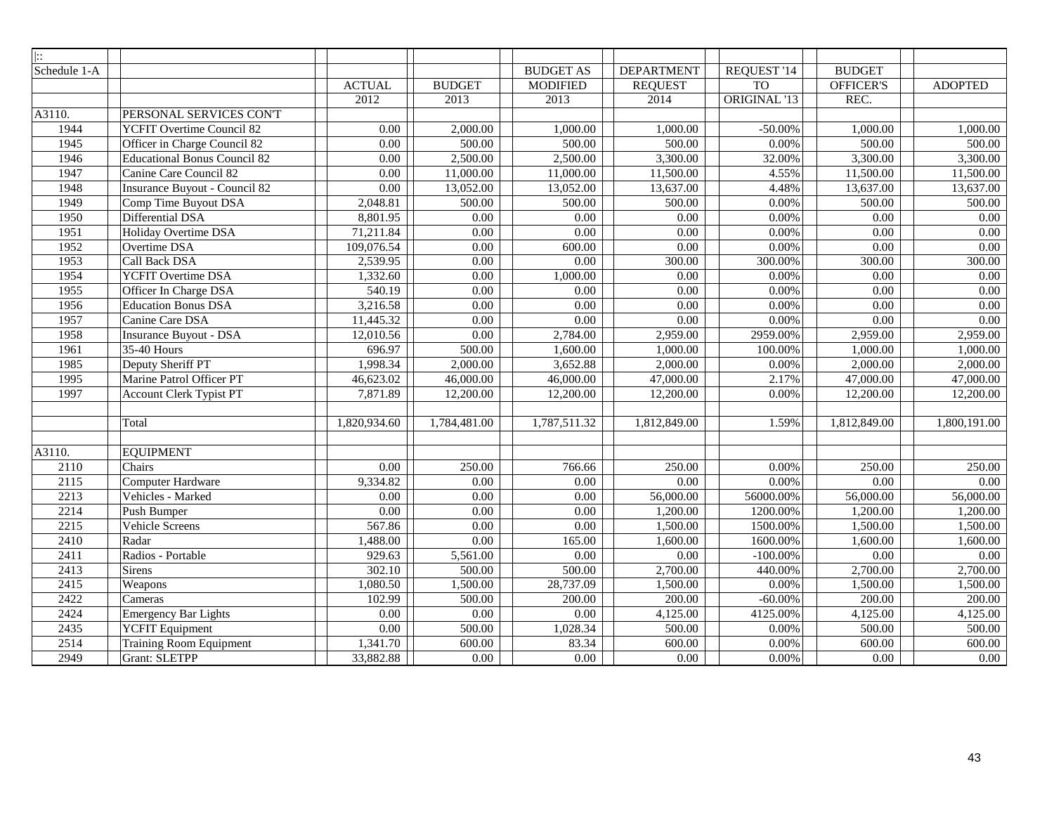| \|:: | | | | | | | | |
|---|---|---|---|---|---|---|---|---|
| Schedule 1-A | | | | BUDGET AS | DEPARTMENT | REQUEST '14 | BUDGET | |
| | | ACTUAL | BUDGET | MODIFIED | REQUEST | TO | OFFICER'S | ADOPTED |
| | | 2012 | 2013 | 2013 | 2014 | ORIGINAL '13 | REC. | |
| A3110. | PERSONAL SERVICES CON'T | | | | | | | |
| 1944 | YCFIT Overtime Council 82 | 0.00 | 2,000.00 | 1,000.00 | 1,000.00 | -50.00% | 1,000.00 | 1,000.00 |
| 1945 | Officer in Charge Council 82 | 0.00 | 500.00 | 500.00 | 500.00 | 0.00% | 500.00 | 500.00 |
| 1946 | Educational Bonus Council 82 | 0.00 | 2,500.00 | 2,500.00 | 3,300.00 | 32.00% | 3,300.00 | 3,300.00 |
| 1947 | Canine Care Council 82 | 0.00 | 11,000.00 | 11,000.00 | 11,500.00 | 4.55% | 11,500.00 | 11,500.00 |
| 1948 | Insurance Buyout - Council 82 | 0.00 | 13,052.00 | 13,052.00 | 13,637.00 | 4.48% | 13,637.00 | 13,637.00 |
| 1949 | Comp Time Buyout DSA | 2,048.81 | 500.00 | 500.00 | 500.00 | 0.00% | 500.00 | 500.00 |
| 1950 | Differential DSA | 8,801.95 | 0.00 | 0.00 | 0.00 | 0.00% | 0.00 | 0.00 |
| 1951 | Holiday Overtime DSA | 71,211.84 | 0.00 | 0.00 | 0.00 | 0.00% | 0.00 | 0.00 |
| 1952 | Overtime DSA | 109,076.54 | 0.00 | 600.00 | 0.00 | 0.00% | 0.00 | 0.00 |
| 1953 | Call Back DSA | 2,539.95 | 0.00 | 0.00 | 300.00 | 300.00% | 300.00 | 300.00 |
| 1954 | YCFIT Overtime DSA | 1,332.60 | 0.00 | 1,000.00 | 0.00 | 0.00% | 0.00 | 0.00 |
| 1955 | Officer In Charge DSA | 540.19 | 0.00 | 0.00 | 0.00 | 0.00% | 0.00 | 0.00 |
| 1956 | Education Bonus DSA | 3,216.58 | 0.00 | 0.00 | 0.00 | 0.00% | 0.00 | 0.00 |
| 1957 | Canine Care DSA | 11,445.32 | 0.00 | 0.00 | 0.00 | 0.00% | 0.00 | 0.00 |
| 1958 | Insurance Buyout - DSA | 12,010.56 | 0.00 | 2,784.00 | 2,959.00 | 2959.00% | 2,959.00 | 2,959.00 |
| 1961 | 35-40 Hours | 696.97 | 500.00 | 1,600.00 | 1,000.00 | 100.00% | 1,000.00 | 1,000.00 |
| 1985 | Deputy Sheriff PT | 1,998.34 | 2,000.00 | 3,652.88 | 2,000.00 | 0.00% | 2,000.00 | 2,000.00 |
| 1995 | Marine Patrol Officer PT | 46,623.02 | 46,000.00 | 46,000.00 | 47,000.00 | 2.17% | 47,000.00 | 47,000.00 |
| 1997 | Account Clerk Typist PT | 7,871.89 | 12,200.00 | 12,200.00 | 12,200.00 | 0.00% | 12,200.00 | 12,200.00 |
| | | | | | | | | |
| | Total | 1,820,934.60 | 1,784,481.00 | 1,787,511.32 | 1,812,849.00 | 1.59% | 1,812,849.00 | 1,800,191.00 |
| | | | | | | | | |
| A3110. | EQUIPMENT | | | | | | | |
| 2110 | Chairs | 0.00 | 250.00 | 766.66 | 250.00 | 0.00% | 250.00 | 250.00 |
| 2115 | Computer Hardware | 9,334.82 | 0.00 | 0.00 | 0.00 | 0.00% | 0.00 | 0.00 |
| 2213 | Vehicles - Marked | 0.00 | 0.00 | 0.00 | 56,000.00 | 56000.00% | 56,000.00 | 56,000.00 |
| 2214 | Push Bumper | 0.00 | 0.00 | 0.00 | 1,200.00 | 1200.00% | 1,200.00 | 1,200.00 |
| 2215 | Vehicle Screens | 567.86 | 0.00 | 0.00 | 1,500.00 | 1500.00% | 1,500.00 | 1,500.00 |
| 2410 | Radar | 1,488.00 | 0.00 | 165.00 | 1,600.00 | 1600.00% | 1,600.00 | 1,600.00 |
| 2411 | Radios - Portable | 929.63 | 5,561.00 | 0.00 | 0.00 | -100.00% | 0.00 | 0.00 |
| 2413 | Sirens | 302.10 | 500.00 | 500.00 | 2,700.00 | 440.00% | 2,700.00 | 2,700.00 |
| 2415 | Weapons | 1,080.50 | 1,500.00 | 28,737.09 | 1,500.00 | 0.00% | 1,500.00 | 1,500.00 |
| 2422 | Cameras | 102.99 | 500.00 | 200.00 | 200.00 | -60.00% | 200.00 | 200.00 |
| 2424 | Emergency Bar Lights | 0.00 | 0.00 | 0.00 | 4,125.00 | 4125.00% | 4,125.00 | 4,125.00 |
| 2435 | YCFIT Equipment | 0.00 | 500.00 | 1,028.34 | 500.00 | 0.00% | 500.00 | 500.00 |
| 2514 | Training Room Equipment | 1,341.70 | 600.00 | 83.34 | 600.00 | 0.00% | 600.00 | 600.00 |
| 2949 | Grant: SLETPP | 33,882.88 | 0.00 | 0.00 | 0.00 | 0.00% | 0.00 | 0.00 |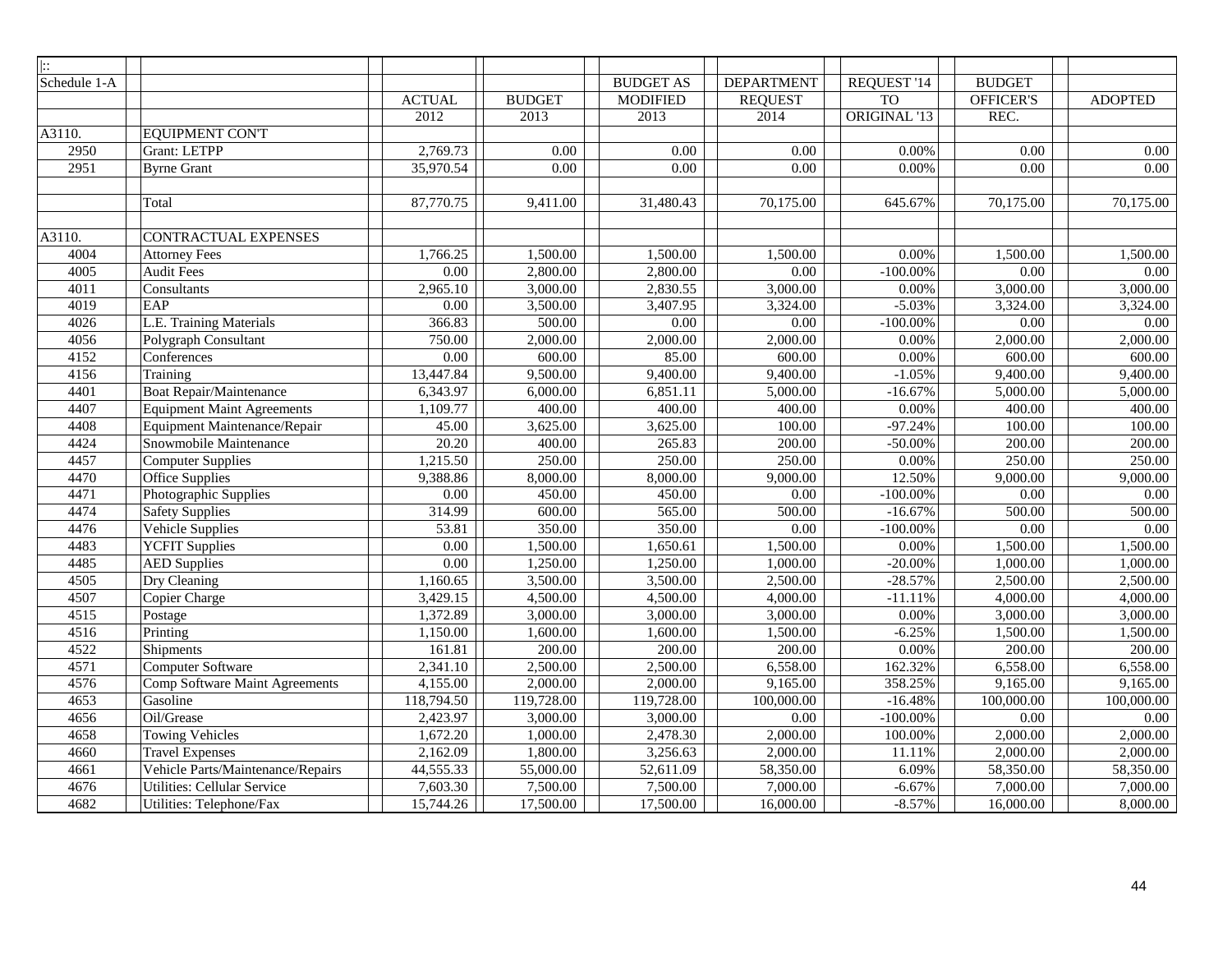| \|:: | | | | | | | | |
|---|---|---|---|---|---|---|---|---|
| Schedule 1-A | | | | BUDGET AS | DEPARTMENT | REQUEST '14 | BUDGET | |
| | | ACTUAL | BUDGET | MODIFIED | REQUEST | TO | OFFICER'S | ADOPTED |
| | | 2012 | 2013 | 2013 | 2014 | ORIGINAL '13 | REC. | |
| A3110. | EQUIPMENT CON'T | | | | | | | |
| 2950 | Grant: LETPP | 2,769.73 | 0.00 | 0.00 | 0.00 | 0.00% | 0.00 | 0.00 |
| 2951 | Byrne Grant | 35,970.54 | 0.00 | 0.00 | 0.00 | 0.00% | 0.00 | 0.00 |
| | | | | | | | | |
| | Total | 87,770.75 | 9,411.00 | 31,480.43 | 70,175.00 | 645.67% | 70,175.00 | 70,175.00 |
| | | | | | | | | |
| A3110. | CONTRACTUAL EXPENSES | | | | | | | |
| 4004 | Attorney Fees | 1,766.25 | 1,500.00 | 1,500.00 | 1,500.00 | 0.00% | 1,500.00 | 1,500.00 |
| 4005 | Audit Fees | 0.00 | 2,800.00 | 2,800.00 | 0.00 | -100.00% | 0.00 | 0.00 |
| 4011 | Consultants | 2,965.10 | 3,000.00 | 2,830.55 | 3,000.00 | 0.00% | 3,000.00 | 3,000.00 |
| 4019 | EAP | 0.00 | 3,500.00 | 3,407.95 | 3,324.00 | -5.03% | 3,324.00 | 3,324.00 |
| 4026 | L.E. Training Materials | 366.83 | 500.00 | 0.00 | 0.00 | -100.00% | 0.00 | 0.00 |
| 4056 | Polygraph Consultant | 750.00 | 2,000.00 | 2,000.00 | 2,000.00 | 0.00% | 2,000.00 | 2,000.00 |
| 4152 | Conferences | 0.00 | 600.00 | 85.00 | 600.00 | 0.00% | 600.00 | 600.00 |
| 4156 | Training | 13,447.84 | 9,500.00 | 9,400.00 | 9,400.00 | -1.05% | 9,400.00 | 9,400.00 |
| 4401 | Boat Repair/Maintenance | 6,343.97 | 6,000.00 | 6,851.11 | 5,000.00 | -16.67% | 5,000.00 | 5,000.00 |
| 4407 | Equipment Maint Agreements | 1,109.77 | 400.00 | 400.00 | 400.00 | 0.00% | 400.00 | 400.00 |
| 4408 | Equipment Maintenance/Repair | 45.00 | 3,625.00 | 3,625.00 | 100.00 | -97.24% | 100.00 | 100.00 |
| 4424 | Snowmobile Maintenance | 20.20 | 400.00 | 265.83 | 200.00 | -50.00% | 200.00 | 200.00 |
| 4457 | Computer Supplies | 1,215.50 | 250.00 | 250.00 | 250.00 | 0.00% | 250.00 | 250.00 |
| 4470 | Office Supplies | 9,388.86 | 8,000.00 | 8,000.00 | 9,000.00 | 12.50% | 9,000.00 | 9,000.00 |
| 4471 | Photographic Supplies | 0.00 | 450.00 | 450.00 | 0.00 | -100.00% | 0.00 | 0.00 |
| 4474 | Safety Supplies | 314.99 | 600.00 | 565.00 | 500.00 | -16.67% | 500.00 | 500.00 |
| 4476 | Vehicle Supplies | 53.81 | 350.00 | 350.00 | 0.00 | -100.00% | 0.00 | 0.00 |
| 4483 | YCFIT Supplies | 0.00 | 1,500.00 | 1,650.61 | 1,500.00 | 0.00% | 1,500.00 | 1,500.00 |
| 4485 | AED Supplies | 0.00 | 1,250.00 | 1,250.00 | 1,000.00 | -20.00% | 1,000.00 | 1,000.00 |
| 4505 | Dry Cleaning | 1,160.65 | 3,500.00 | 3,500.00 | 2,500.00 | -28.57% | 2,500.00 | 2,500.00 |
| 4507 | Copier Charge | 3,429.15 | 4,500.00 | 4,500.00 | 4,000.00 | -11.11% | 4,000.00 | 4,000.00 |
| 4515 | Postage | 1,372.89 | 3,000.00 | 3,000.00 | 3,000.00 | 0.00% | 3,000.00 | 3,000.00 |
| 4516 | Printing | 1,150.00 | 1,600.00 | 1,600.00 | 1,500.00 | -6.25% | 1,500.00 | 1,500.00 |
| 4522 | Shipments | 161.81 | 200.00 | 200.00 | 200.00 | 0.00% | 200.00 | 200.00 |
| 4571 | Computer Software | 2,341.10 | 2,500.00 | 2,500.00 | 6,558.00 | 162.32% | 6,558.00 | 6,558.00 |
| 4576 | Comp Software Maint Agreements | 4,155.00 | 2,000.00 | 2,000.00 | 9,165.00 | 358.25% | 9,165.00 | 9,165.00 |
| 4653 | Gasoline | 118,794.50 | 119,728.00 | 119,728.00 | 100,000.00 | -16.48% | 100,000.00 | 100,000.00 |
| 4656 | Oil/Grease | 2,423.97 | 3,000.00 | 3,000.00 | 0.00 | -100.00% | 0.00 | 0.00 |
| 4658 | Towing Vehicles | 1,672.20 | 1,000.00 | 2,478.30 | 2,000.00 | 100.00% | 2,000.00 | 2,000.00 |
| 4660 | Travel Expenses | 2,162.09 | 1,800.00 | 3,256.63 | 2,000.00 | 11.11% | 2,000.00 | 2,000.00 |
| 4661 | Vehicle Parts/Maintenance/Repairs | 44,555.33 | 55,000.00 | 52,611.09 | 58,350.00 | 6.09% | 58,350.00 | 58,350.00 |
| 4676 | Utilities: Cellular Service | 7,603.30 | 7,500.00 | 7,500.00 | 7,000.00 | -6.67% | 7,000.00 | 7,000.00 |
| 4682 | Utilities: Telephone/Fax | 15,744.26 | 17,500.00 | 17,500.00 | 16,000.00 | -8.57% | 16,000.00 | 8,000.00 |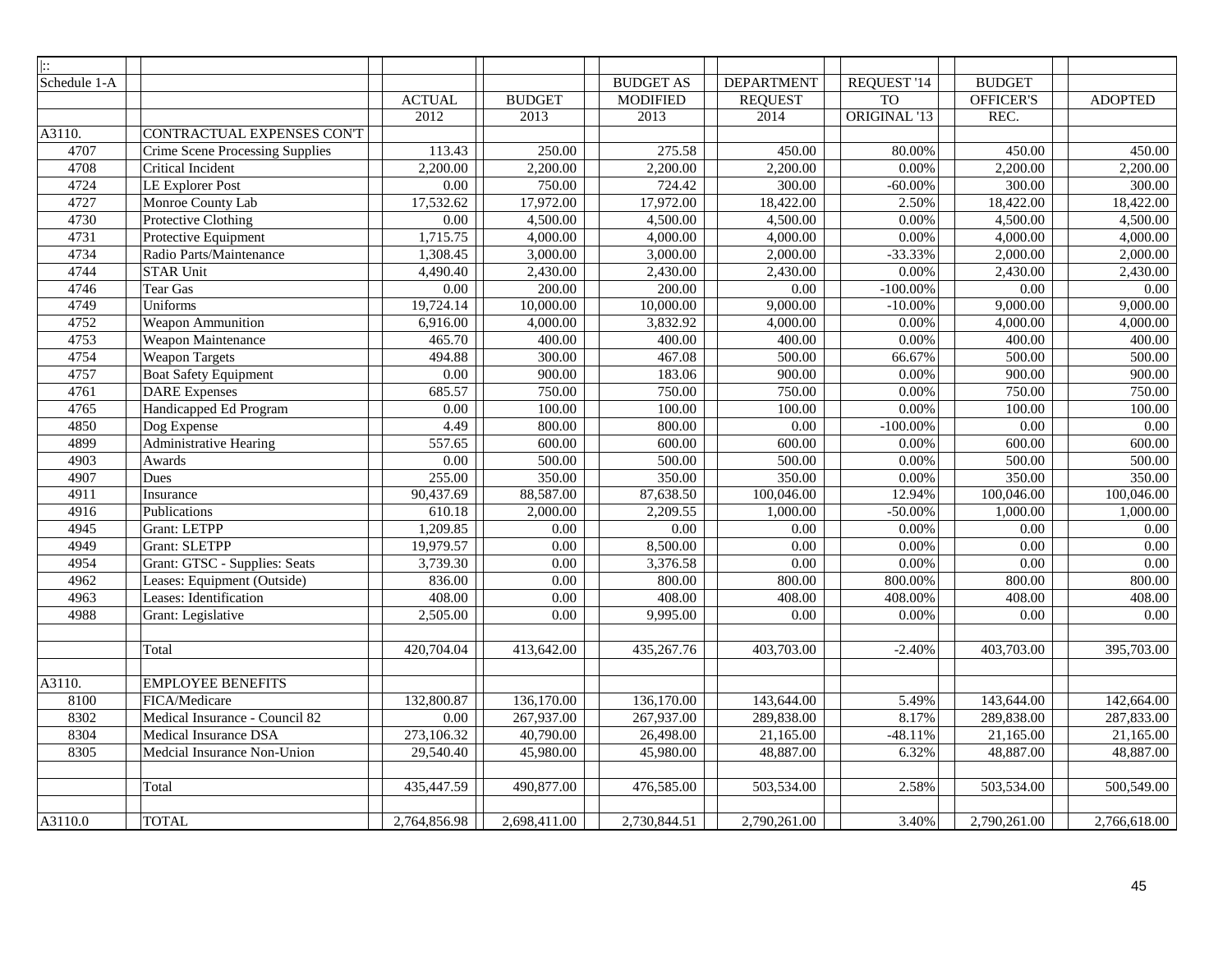| \|:: | | | | | | | | |
|---|---|---|---|---|---|---|---|---|
| Schedule 1-A | | | | BUDGET AS | DEPARTMENT | REQUEST '14 | BUDGET | |
| | | ACTUAL | BUDGET | MODIFIED | REQUEST | TO | OFFICER'S | ADOPTED |
| | | 2012 | 2013 | 2013 | 2014 | ORIGINAL '13 | REC. | |
| A3110. | CONTRACTUAL EXPENSES CON'T | | | | | | | |
| 4707 | Crime Scene Processing Supplies | 113.43 | 250.00 | 275.58 | 450.00 | 80.00% | 450.00 | 450.00 |
| 4708 | Critical Incident | 2,200.00 | 2,200.00 | 2,200.00 | 2,200.00 | 0.00% | 2,200.00 | 2,200.00 |
| 4724 | LE Explorer Post | 0.00 | 750.00 | 724.42 | 300.00 | -60.00% | 300.00 | 300.00 |
| 4727 | Monroe County Lab | 17,532.62 | 17,972.00 | 17,972.00 | 18,422.00 | 2.50% | 18,422.00 | 18,422.00 |
| 4730 | Protective Clothing | 0.00 | 4,500.00 | 4,500.00 | 4,500.00 | 0.00% | 4,500.00 | 4,500.00 |
| 4731 | Protective Equipment | 1,715.75 | 4,000.00 | 4,000.00 | 4,000.00 | 0.00% | 4,000.00 | 4,000.00 |
| 4734 | Radio Parts/Maintenance | 1,308.45 | 3,000.00 | 3,000.00 | 2,000.00 | -33.33% | 2,000.00 | 2,000.00 |
| 4744 | STAR Unit | 4,490.40 | 2,430.00 | 2,430.00 | 2,430.00 | 0.00% | 2,430.00 | 2,430.00 |
| 4746 | Tear Gas | 0.00 | 200.00 | 200.00 | 0.00 | -100.00% | 0.00 | 0.00 |
| 4749 | Uniforms | 19,724.14 | 10,000.00 | 10,000.00 | 9,000.00 | -10.00% | 9,000.00 | 9,000.00 |
| 4752 | Weapon Ammunition | 6,916.00 | 4,000.00 | 3,832.92 | 4,000.00 | 0.00% | 4,000.00 | 4,000.00 |
| 4753 | Weapon Maintenance | 465.70 | 400.00 | 400.00 | 400.00 | 0.00% | 400.00 | 400.00 |
| 4754 | Weapon Targets | 494.88 | 300.00 | 467.08 | 500.00 | 66.67% | 500.00 | 500.00 |
| 4757 | Boat Safety Equipment | 0.00 | 900.00 | 183.06 | 900.00 | 0.00% | 900.00 | 900.00 |
| 4761 | DARE Expenses | 685.57 | 750.00 | 750.00 | 750.00 | 0.00% | 750.00 | 750.00 |
| 4765 | Handicapped Ed Program | 0.00 | 100.00 | 100.00 | 100.00 | 0.00% | 100.00 | 100.00 |
| 4850 | Dog Expense | 4.49 | 800.00 | 800.00 | 0.00 | -100.00% | 0.00 | 0.00 |
| 4899 | Administrative Hearing | 557.65 | 600.00 | 600.00 | 600.00 | 0.00% | 600.00 | 600.00 |
| 4903 | Awards | 0.00 | 500.00 | 500.00 | 500.00 | 0.00% | 500.00 | 500.00 |
| 4907 | Dues | 255.00 | 350.00 | 350.00 | 350.00 | 0.00% | 350.00 | 350.00 |
| 4911 | Insurance | 90,437.69 | 88,587.00 | 87,638.50 | 100,046.00 | 12.94% | 100,046.00 | 100,046.00 |
| 4916 | Publications | 610.18 | 2,000.00 | 2,209.55 | 1,000.00 | -50.00% | 1,000.00 | 1,000.00 |
| 4945 | Grant: LETPP | 1,209.85 | 0.00 | 0.00 | 0.00 | 0.00% | 0.00 | 0.00 |
| 4949 | Grant: SLETPP | 19,979.57 | 0.00 | 8,500.00 | 0.00 | 0.00% | 0.00 | 0.00 |
| 4954 | Grant: GTSC - Supplies: Seats | 3,739.30 | 0.00 | 3,376.58 | 0.00 | 0.00% | 0.00 | 0.00 |
| 4962 | Leases: Equipment (Outside) | 836.00 | 0.00 | 800.00 | 800.00 | 800.00% | 800.00 | 800.00 |
| 4963 | Leases: Identification | 408.00 | 0.00 | 408.00 | 408.00 | 408.00% | 408.00 | 408.00 |
| 4988 | Grant: Legislative | 2,505.00 | 0.00 | 9,995.00 | 0.00 | 0.00% | 0.00 | 0.00 |
| | | | | | | | | |
| | Total | 420,704.04 | 413,642.00 | 435,267.76 | 403,703.00 | -2.40% | 403,703.00 | 395,703.00 |
| | | | | | | | | |
| A3110. | EMPLOYEE BENEFITS | | | | | | | |
| 8100 | FICA/Medicare | 132,800.87 | 136,170.00 | 136,170.00 | 143,644.00 | 5.49% | 143,644.00 | 142,664.00 |
| 8302 | Medical Insurance - Council 82 | 0.00 | 267,937.00 | 267,937.00 | 289,838.00 | 8.17% | 289,838.00 | 287,833.00 |
| 8304 | Medical Insurance DSA | 273,106.32 | 40,790.00 | 26,498.00 | 21,165.00 | -48.11% | 21,165.00 | 21,165.00 |
| 8305 | Medcial Insurance Non-Union | 29,540.40 | 45,980.00 | 45,980.00 | 48,887.00 | 6.32% | 48,887.00 | 48,887.00 |
| | | | | | | | | |
| | Total | 435,447.59 | 490,877.00 | 476,585.00 | 503,534.00 | 2.58% | 503,534.00 | 500,549.00 |
| | | | | | | | | |
| A3110.0 | TOTAL | 2,764,856.98 | 2,698,411.00 | 2,730,844.51 | 2,790,261.00 | 3.40% | 2,790,261.00 | 2,766,618.00 |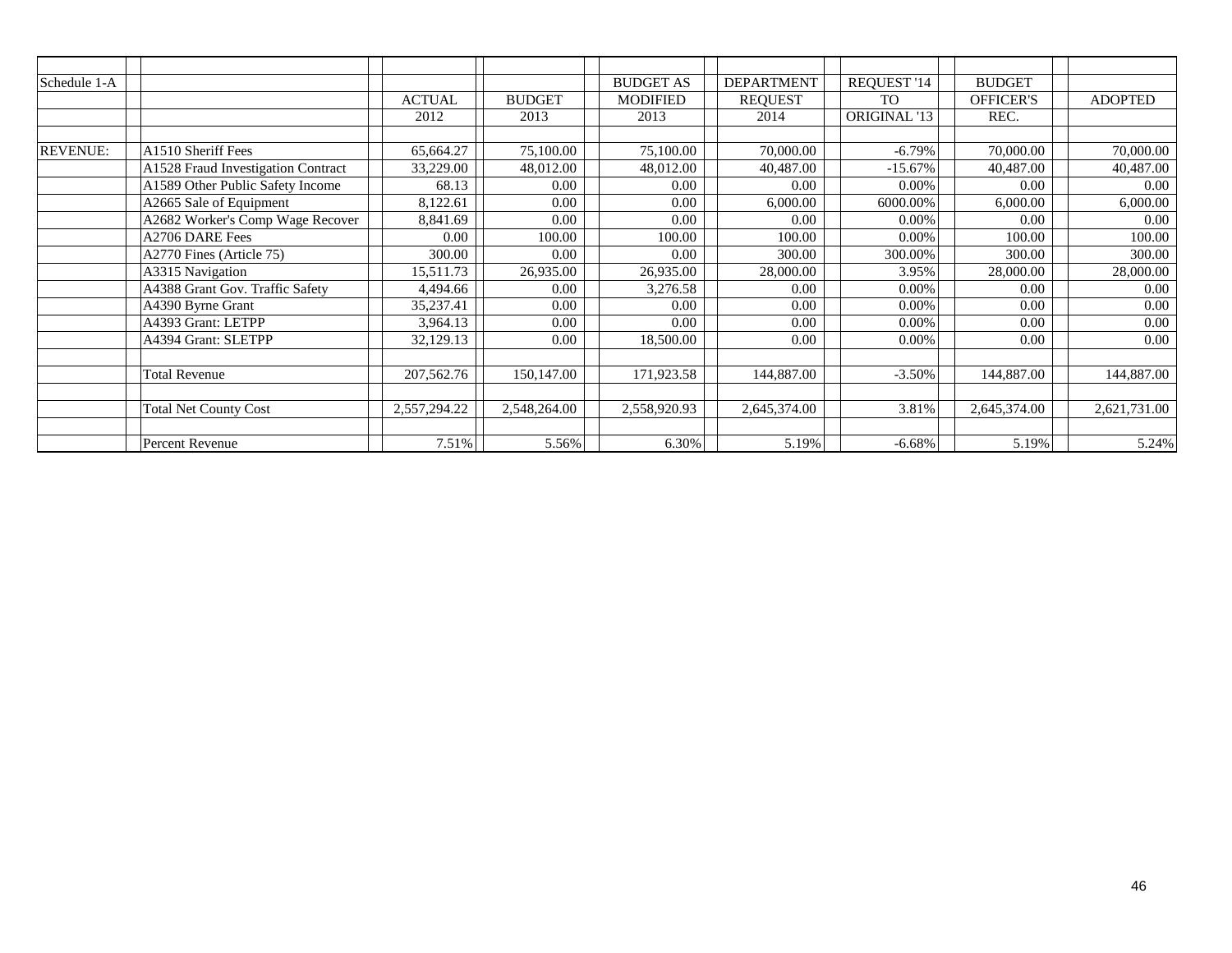| | | | | | | | | |
|---|---|---|---|---|---|---|---|---|
| Schedule 1-A | | | | BUDGET AS | DEPARTMENT | REQUEST '14 | BUDGET | |
| | | ACTUAL | BUDGET | MODIFIED | REQUEST | TO | OFFICER'S | ADOPTED |
| | | 2012 | 2013 | 2013 | 2014 | ORIGINAL '13 | REC. | |
| | | | | | | | | |
| REVENUE: | A1510 Sheriff Fees | 65,664.27 | 75,100.00 | 75,100.00 | 70,000.00 | -6.79% | 70,000.00 | 70,000.00 |
| | A1528 Fraud Investigation Contract | 33,229.00 | 48,012.00 | 48,012.00 | 40,487.00 | -15.67% | 40,487.00 | 40,487.00 |
| | A1589 Other Public Safety Income | 68.13 | 0.00 | 0.00 | 0.00 | 0.00% | 0.00 | 0.00 |
| | A2665 Sale of Equipment | 8,122.61 | 0.00 | 0.00 | 6,000.00 | 6000.00% | 6,000.00 | 6,000.00 |
| | A2682 Worker's Comp Wage Recover | 8,841.69 | 0.00 | 0.00 | 0.00 | 0.00% | 0.00 | 0.00 |
| | A2706 DARE Fees | 0.00 | 100.00 | 100.00 | 100.00 | 0.00% | 100.00 | 100.00 |
| | A2770 Fines (Article 75) | 300.00 | 0.00 | 0.00 | 300.00 | 300.00% | 300.00 | 300.00 |
| | A3315 Navigation | 15,511.73 | 26,935.00 | 26,935.00 | 28,000.00 | 3.95% | 28,000.00 | 28,000.00 |
| | A4388 Grant Gov. Traffic Safety | 4,494.66 | 0.00 | 3,276.58 | 0.00 | 0.00% | 0.00 | 0.00 |
| | A4390 Byrne Grant | 35,237.41 | 0.00 | 0.00 | 0.00 | 0.00% | 0.00 | 0.00 |
| | A4393 Grant: LETPP | 3,964.13 | 0.00 | 0.00 | 0.00 | 0.00% | 0.00 | 0.00 |
| | A4394 Grant: SLETPP | 32,129.13 | 0.00 | 18,500.00 | 0.00 | 0.00% | 0.00 | 0.00 |
| | | | | | | | | |
| | Total Revenue | 207,562.76 | 150,147.00 | 171,923.58 | 144,887.00 | -3.50% | 144,887.00 | 144,887.00 |
| | | | | | | | | |
| | Total Net County Cost | 2,557,294.22 | 2,548,264.00 | 2,558,920.93 | 2,645,374.00 | 3.81% | 2,645,374.00 | 2,621,731.00 |
| | | | | | | | | |
| | Percent Revenue | 7.51% | 5.56% | 6.30% | 5.19% | -6.68% | 5.19% | 5.24% |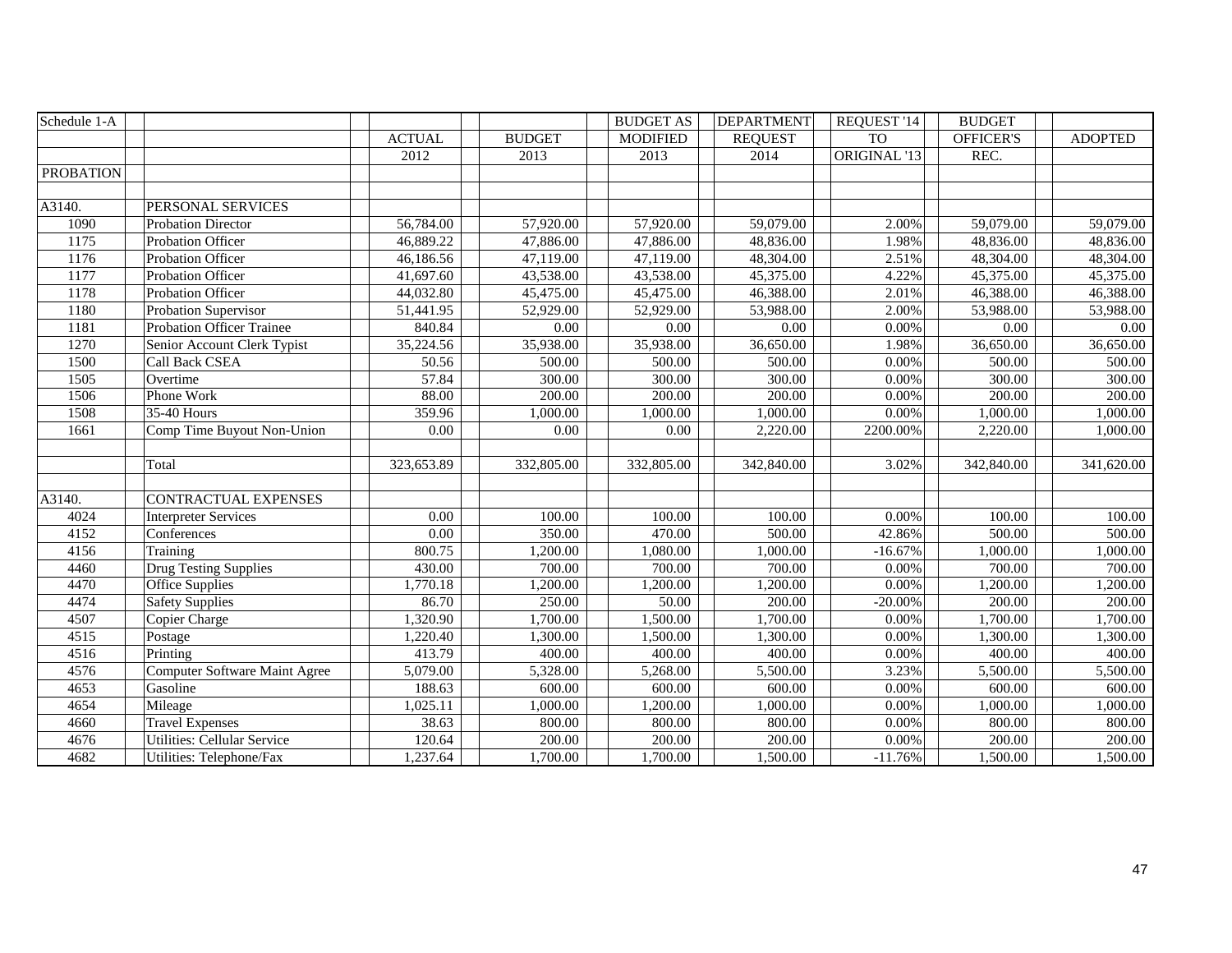| Schedule 1-A | | | | BUDGET AS | DEPARTMENT | REQUEST '14 | BUDGET | |
|---|---|---|---|---|---|---|---|---|
| | | ACTUAL | BUDGET | MODIFIED | REQUEST | TO | OFFICER'S | ADOPTED |
| | | 2012 | 2013 | 2013 | 2014 | ORIGINAL '13 | REC. | |
| PROBATION | | | | | | | | |
| | | | | | | | | |
| A3140. | PERSONAL SERVICES | | | | | | | |
| 1090 | Probation Director | 56,784.00 | 57,920.00 | 57,920.00 | 59,079.00 | 2.00% | 59,079.00 | 59,079.00 |
| 1175 | Probation Officer | 46,889.22 | 47,886.00 | 47,886.00 | 48,836.00 | 1.98% | 48,836.00 | 48,836.00 |
| 1176 | Probation Officer | 46,186.56 | 47,119.00 | 47,119.00 | 48,304.00 | 2.51% | 48,304.00 | 48,304.00 |
| 1177 | Probation Officer | 41,697.60 | 43,538.00 | 43,538.00 | 45,375.00 | 4.22% | 45,375.00 | 45,375.00 |
| 1178 | Probation Officer | 44,032.80 | 45,475.00 | 45,475.00 | 46,388.00 | 2.01% | 46,388.00 | 46,388.00 |
| 1180 | Probation Supervisor | 51,441.95 | 52,929.00 | 52,929.00 | 53,988.00 | 2.00% | 53,988.00 | 53,988.00 |
| 1181 | Probation Officer Trainee | 840.84 | 0.00 | 0.00 | 0.00 | 0.00% | 0.00 | 0.00 |
| 1270 | Senior Account Clerk Typist | 35,224.56 | 35,938.00 | 35,938.00 | 36,650.00 | 1.98% | 36,650.00 | 36,650.00 |
| 1500 | Call Back CSEA | 50.56 | 500.00 | 500.00 | 500.00 | 0.00% | 500.00 | 500.00 |
| 1505 | Overtime | 57.84 | 300.00 | 300.00 | 300.00 | 0.00% | 300.00 | 300.00 |
| 1506 | Phone Work | 88.00 | 200.00 | 200.00 | 200.00 | 0.00% | 200.00 | 200.00 |
| 1508 | 35-40 Hours | 359.96 | 1,000.00 | 1,000.00 | 1,000.00 | 0.00% | 1,000.00 | 1,000.00 |
| 1661 | Comp Time Buyout Non-Union | 0.00 | 0.00 | 0.00 | 2,220.00 | 2200.00% | 2,220.00 | 1,000.00 |
| | | | | | | | | |
| | Total | 323,653.89 | 332,805.00 | 332,805.00 | 342,840.00 | 3.02% | 342,840.00 | 341,620.00 |
| | | | | | | | | |
| A3140. | CONTRACTUAL EXPENSES | | | | | | | |
| 4024 | Interpreter Services | 0.00 | 100.00 | 100.00 | 100.00 | 0.00% | 100.00 | 100.00 |
| 4152 | Conferences | 0.00 | 350.00 | 470.00 | 500.00 | 42.86% | 500.00 | 500.00 |
| 4156 | Training | 800.75 | 1,200.00 | 1,080.00 | 1,000.00 | -16.67% | 1,000.00 | 1,000.00 |
| 4460 | Drug Testing Supplies | 430.00 | 700.00 | 700.00 | 700.00 | 0.00% | 700.00 | 700.00 |
| 4470 | Office Supplies | 1,770.18 | 1,200.00 | 1,200.00 | 1,200.00 | 0.00% | 1,200.00 | 1,200.00 |
| 4474 | Safety Supplies | 86.70 | 250.00 | 50.00 | 200.00 | -20.00% | 200.00 | 200.00 |
| 4507 | Copier Charge | 1,320.90 | 1,700.00 | 1,500.00 | 1,700.00 | 0.00% | 1,700.00 | 1,700.00 |
| 4515 | Postage | 1,220.40 | 1,300.00 | 1,500.00 | 1,300.00 | 0.00% | 1,300.00 | 1,300.00 |
| 4516 | Printing | 413.79 | 400.00 | 400.00 | 400.00 | 0.00% | 400.00 | 400.00 |
| 4576 | Computer Software Maint Agree | 5,079.00 | 5,328.00 | 5,268.00 | 5,500.00 | 3.23% | 5,500.00 | 5,500.00 |
| 4653 | Gasoline | 188.63 | 600.00 | 600.00 | 600.00 | 0.00% | 600.00 | 600.00 |
| 4654 | Mileage | 1,025.11 | 1,000.00 | 1,200.00 | 1,000.00 | 0.00% | 1,000.00 | 1,000.00 |
| 4660 | Travel Expenses | 38.63 | 800.00 | 800.00 | 800.00 | 0.00% | 800.00 | 800.00 |
| 4676 | Utilities: Cellular Service | 120.64 | 200.00 | 200.00 | 200.00 | 0.00% | 200.00 | 200.00 |
| 4682 | Utilities: Telephone/Fax | 1,237.64 | 1,700.00 | 1,700.00 | 1,500.00 | -11.76% | 1,500.00 | 1,500.00 |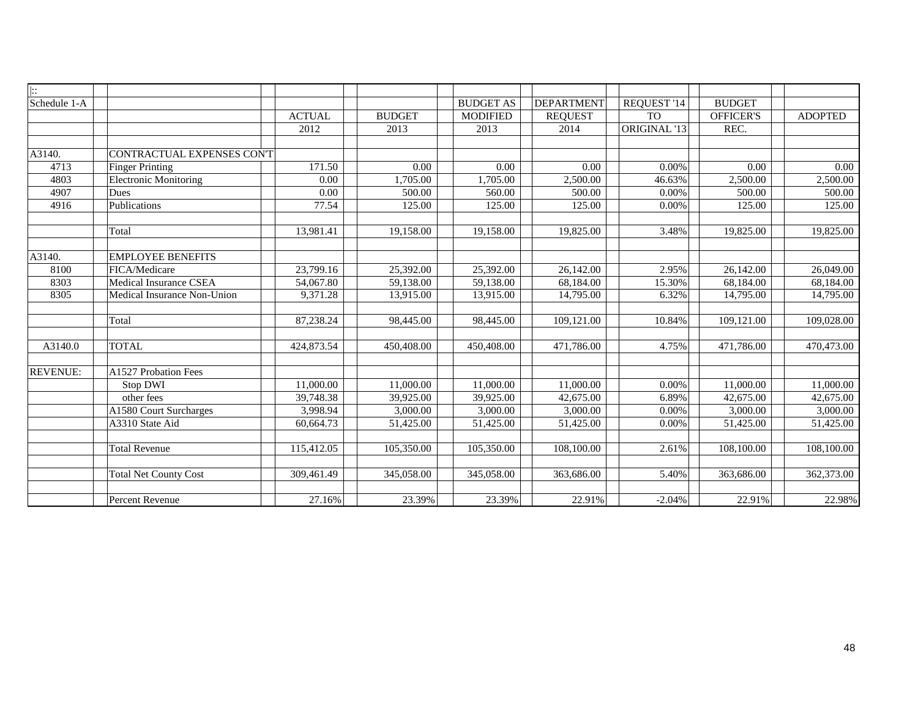| | | | | | | | | |
|---|---|---|---|---|---|---|---|---|
| \|:: | | | | | | | | |
| Schedule 1-A | | | | BUDGET AS | DEPARTMENT | REQUEST '14 | BUDGET | |
| | | ACTUAL | BUDGET | MODIFIED | REQUEST | TO | OFFICER'S | ADOPTED |
| | | 2012 | 2013 | 2013 | 2014 | ORIGINAL '13 | REC. | |
| | | | | | | | | |
| A3140. | CONTRACTUAL EXPENSES CON'T | | | | | | | |
| 4713 | Finger Printing | 171.50 | 0.00 | 0.00 | 0.00 | 0.00% | 0.00 | 0.00 |
| 4803 | Electronic Monitoring | 0.00 | 1,705.00 | 1,705.00 | 2,500.00 | 46.63% | 2,500.00 | 2,500.00 |
| 4907 | Dues | 0.00 | 500.00 | 560.00 | 500.00 | 0.00% | 500.00 | 500.00 |
| 4916 | Publications | 77.54 | 125.00 | 125.00 | 125.00 | 0.00% | 125.00 | 125.00 |
| | | | | | | | | |
| | Total | 13,981.41 | 19,158.00 | 19,158.00 | 19,825.00 | 3.48% | 19,825.00 | 19,825.00 |
| | | | | | | | | |
| A3140. | EMPLOYEE BENEFITS | | | | | | | |
| 8100 | FICA/Medicare | 23,799.16 | 25,392.00 | 25,392.00 | 26,142.00 | 2.95% | 26,142.00 | 26,049.00 |
| 8303 | Medical Insurance CSEA | 54,067.80 | 59,138.00 | 59,138.00 | 68,184.00 | 15.30% | 68,184.00 | 68,184.00 |
| 8305 | Medical Insurance Non-Union | 9,371.28 | 13,915.00 | 13,915.00 | 14,795.00 | 6.32% | 14,795.00 | 14,795.00 |
| | | | | | | | | |
| | Total | 87,238.24 | 98,445.00 | 98,445.00 | 109,121.00 | 10.84% | 109,121.00 | 109,028.00 |
| | | | | | | | | |
| A3140.0 | TOTAL | 424,873.54 | 450,408.00 | 450,408.00 | 471,786.00 | 4.75% | 471,786.00 | 470,473.00 |
| | | | | | | | | |
| REVENUE: | A1527 Probation Fees | | | | | | | |
| | Stop DWI | 11,000.00 | 11,000.00 | 11,000.00 | 11,000.00 | 0.00% | 11,000.00 | 11,000.00 |
| | other fees | 39,748.38 | 39,925.00 | 39,925.00 | 42,675.00 | 6.89% | 42,675.00 | 42,675.00 |
| | A1580 Court Surcharges | 3,998.94 | 3,000.00 | 3,000.00 | 3,000.00 | 0.00% | 3,000.00 | 3,000.00 |
| | A3310 State Aid | 60,664.73 | 51,425.00 | 51,425.00 | 51,425.00 | 0.00% | 51,425.00 | 51,425.00 |
| | | | | | | | | |
| | Total Revenue | 115,412.05 | 105,350.00 | 105,350.00 | 108,100.00 | 2.61% | 108,100.00 | 108,100.00 |
| | | | | | | | | |
| | Total Net County Cost | 309,461.49 | 345,058.00 | 345,058.00 | 363,686.00 | 5.40% | 363,686.00 | 362,373.00 |
| | | | | | | | | |
| | Percent Revenue | 27.16% | 23.39% | 23.39% | 22.91% | -2.04% | 22.91% | 22.98% |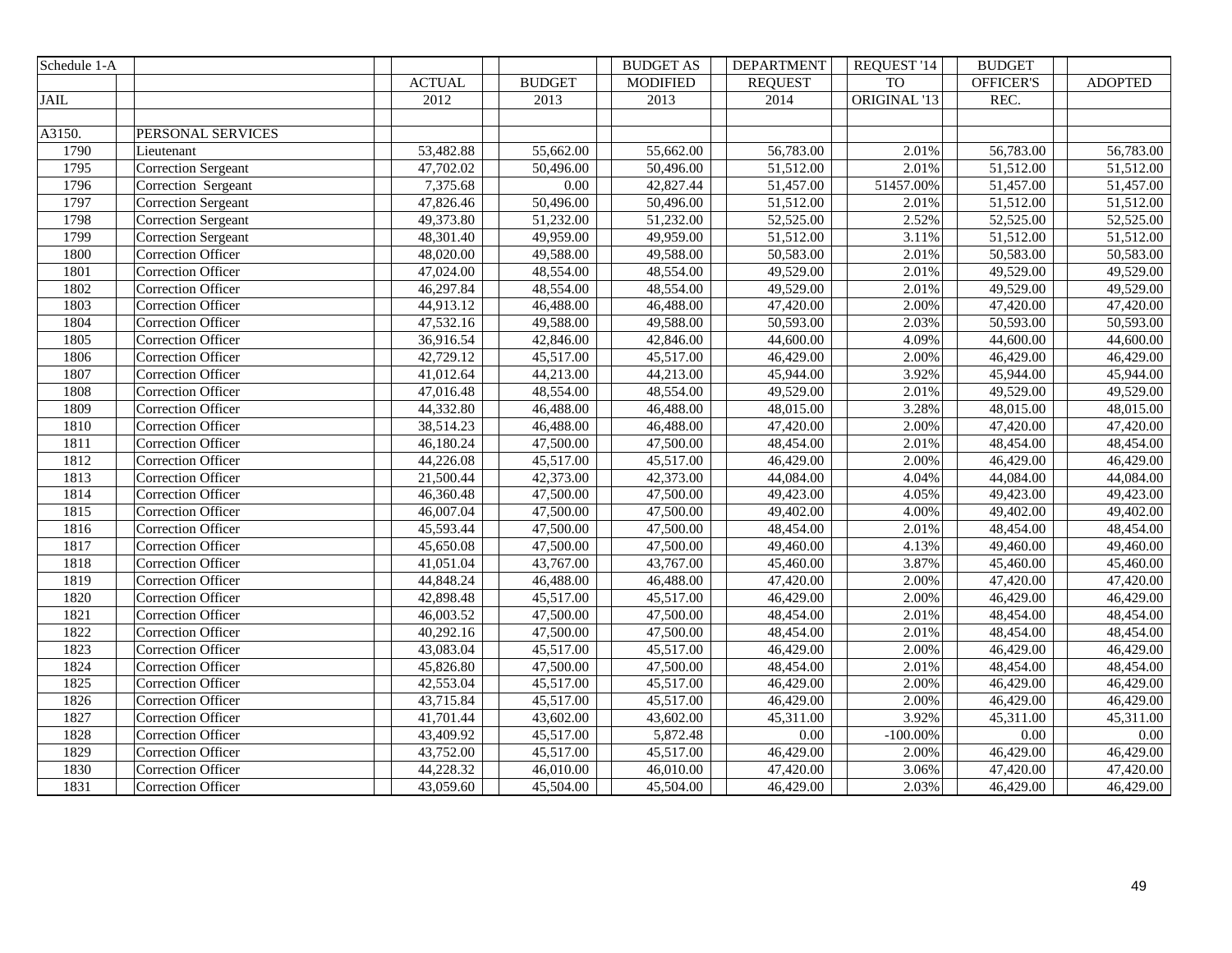| Schedule 1-A | | ACTUAL | BUDGET | BUDGET AS MODIFIED | DEPARTMENT REQUEST | REQUEST '14 TO ORIGINAL '13 | BUDGET OFFICER'S REC. | ADOPTED |
|---|---|---|---|---|---|---|---|---|
| JAIL | | 2012 | 2013 | 2013 | 2014 | | | |
| A3150. | PERSONAL SERVICES | | | | | | | |
| 1790 | Lieutenant | 53,482.88 | 55,662.00 | 55,662.00 | 56,783.00 | 2.01% | 56,783.00 | 56,783.00 |
| 1795 | Correction Sergeant | 47,702.02 | 50,496.00 | 50,496.00 | 51,512.00 | 2.01% | 51,512.00 | 51,512.00 |
| 1796 | Correction Sergeant | 7,375.68 | 0.00 | 42,827.44 | 51,457.00 | 51457.00% | 51,457.00 | 51,457.00 |
| 1797 | Correction Sergeant | 47,826.46 | 50,496.00 | 50,496.00 | 51,512.00 | 2.01% | 51,512.00 | 51,512.00 |
| 1798 | Correction Sergeant | 49,373.80 | 51,232.00 | 51,232.00 | 52,525.00 | 2.52% | 52,525.00 | 52,525.00 |
| 1799 | Correction Sergeant | 48,301.40 | 49,959.00 | 49,959.00 | 51,512.00 | 3.11% | 51,512.00 | 51,512.00 |
| 1800 | Correction Officer | 48,020.00 | 49,588.00 | 49,588.00 | 50,583.00 | 2.01% | 50,583.00 | 50,583.00 |
| 1801 | Correction Officer | 47,024.00 | 48,554.00 | 48,554.00 | 49,529.00 | 2.01% | 49,529.00 | 49,529.00 |
| 1802 | Correction Officer | 46,297.84 | 48,554.00 | 48,554.00 | 49,529.00 | 2.01% | 49,529.00 | 49,529.00 |
| 1803 | Correction Officer | 44,913.12 | 46,488.00 | 46,488.00 | 47,420.00 | 2.00% | 47,420.00 | 47,420.00 |
| 1804 | Correction Officer | 47,532.16 | 49,588.00 | 49,588.00 | 50,593.00 | 2.03% | 50,593.00 | 50,593.00 |
| 1805 | Correction Officer | 36,916.54 | 42,846.00 | 42,846.00 | 44,600.00 | 4.09% | 44,600.00 | 44,600.00 |
| 1806 | Correction Officer | 42,729.12 | 45,517.00 | 45,517.00 | 46,429.00 | 2.00% | 46,429.00 | 46,429.00 |
| 1807 | Correction Officer | 41,012.64 | 44,213.00 | 44,213.00 | 45,944.00 | 3.92% | 45,944.00 | 45,944.00 |
| 1808 | Correction Officer | 47,016.48 | 48,554.00 | 48,554.00 | 49,529.00 | 2.01% | 49,529.00 | 49,529.00 |
| 1809 | Correction Officer | 44,332.80 | 46,488.00 | 46,488.00 | 48,015.00 | 3.28% | 48,015.00 | 48,015.00 |
| 1810 | Correction Officer | 38,514.23 | 46,488.00 | 46,488.00 | 47,420.00 | 2.00% | 47,420.00 | 47,420.00 |
| 1811 | Correction Officer | 46,180.24 | 47,500.00 | 47,500.00 | 48,454.00 | 2.01% | 48,454.00 | 48,454.00 |
| 1812 | Correction Officer | 44,226.08 | 45,517.00 | 45,517.00 | 46,429.00 | 2.00% | 46,429.00 | 46,429.00 |
| 1813 | Correction Officer | 21,500.44 | 42,373.00 | 42,373.00 | 44,084.00 | 4.04% | 44,084.00 | 44,084.00 |
| 1814 | Correction Officer | 46,360.48 | 47,500.00 | 47,500.00 | 49,423.00 | 4.05% | 49,423.00 | 49,423.00 |
| 1815 | Correction Officer | 46,007.04 | 47,500.00 | 47,500.00 | 49,402.00 | 4.00% | 49,402.00 | 49,402.00 |
| 1816 | Correction Officer | 45,593.44 | 47,500.00 | 47,500.00 | 48,454.00 | 2.01% | 48,454.00 | 48,454.00 |
| 1817 | Correction Officer | 45,650.08 | 47,500.00 | 47,500.00 | 49,460.00 | 4.13% | 49,460.00 | 49,460.00 |
| 1818 | Correction Officer | 41,051.04 | 43,767.00 | 43,767.00 | 45,460.00 | 3.87% | 45,460.00 | 45,460.00 |
| 1819 | Correction Officer | 44,848.24 | 46,488.00 | 46,488.00 | 47,420.00 | 2.00% | 47,420.00 | 47,420.00 |
| 1820 | Correction Officer | 42,898.48 | 45,517.00 | 45,517.00 | 46,429.00 | 2.00% | 46,429.00 | 46,429.00 |
| 1821 | Correction Officer | 46,003.52 | 47,500.00 | 47,500.00 | 48,454.00 | 2.01% | 48,454.00 | 48,454.00 |
| 1822 | Correction Officer | 40,292.16 | 47,500.00 | 47,500.00 | 48,454.00 | 2.01% | 48,454.00 | 48,454.00 |
| 1823 | Correction Officer | 43,083.04 | 45,517.00 | 45,517.00 | 46,429.00 | 2.00% | 46,429.00 | 46,429.00 |
| 1824 | Correction Officer | 45,826.80 | 47,500.00 | 47,500.00 | 48,454.00 | 2.01% | 48,454.00 | 48,454.00 |
| 1825 | Correction Officer | 42,553.04 | 45,517.00 | 45,517.00 | 46,429.00 | 2.00% | 46,429.00 | 46,429.00 |
| 1826 | Correction Officer | 43,715.84 | 45,517.00 | 45,517.00 | 46,429.00 | 2.00% | 46,429.00 | 46,429.00 |
| 1827 | Correction Officer | 41,701.44 | 43,602.00 | 43,602.00 | 45,311.00 | 3.92% | 45,311.00 | 45,311.00 |
| 1828 | Correction Officer | 43,409.92 | 45,517.00 | 5,872.48 | 0.00 | -100.00% | 0.00 | 0.00 |
| 1829 | Correction Officer | 43,752.00 | 45,517.00 | 45,517.00 | 46,429.00 | 2.00% | 46,429.00 | 46,429.00 |
| 1830 | Correction Officer | 44,228.32 | 46,010.00 | 46,010.00 | 47,420.00 | 3.06% | 47,420.00 | 47,420.00 |
| 1831 | Correction Officer | 43,059.60 | 45,504.00 | 45,504.00 | 46,429.00 | 2.03% | 46,429.00 | 46,429.00 |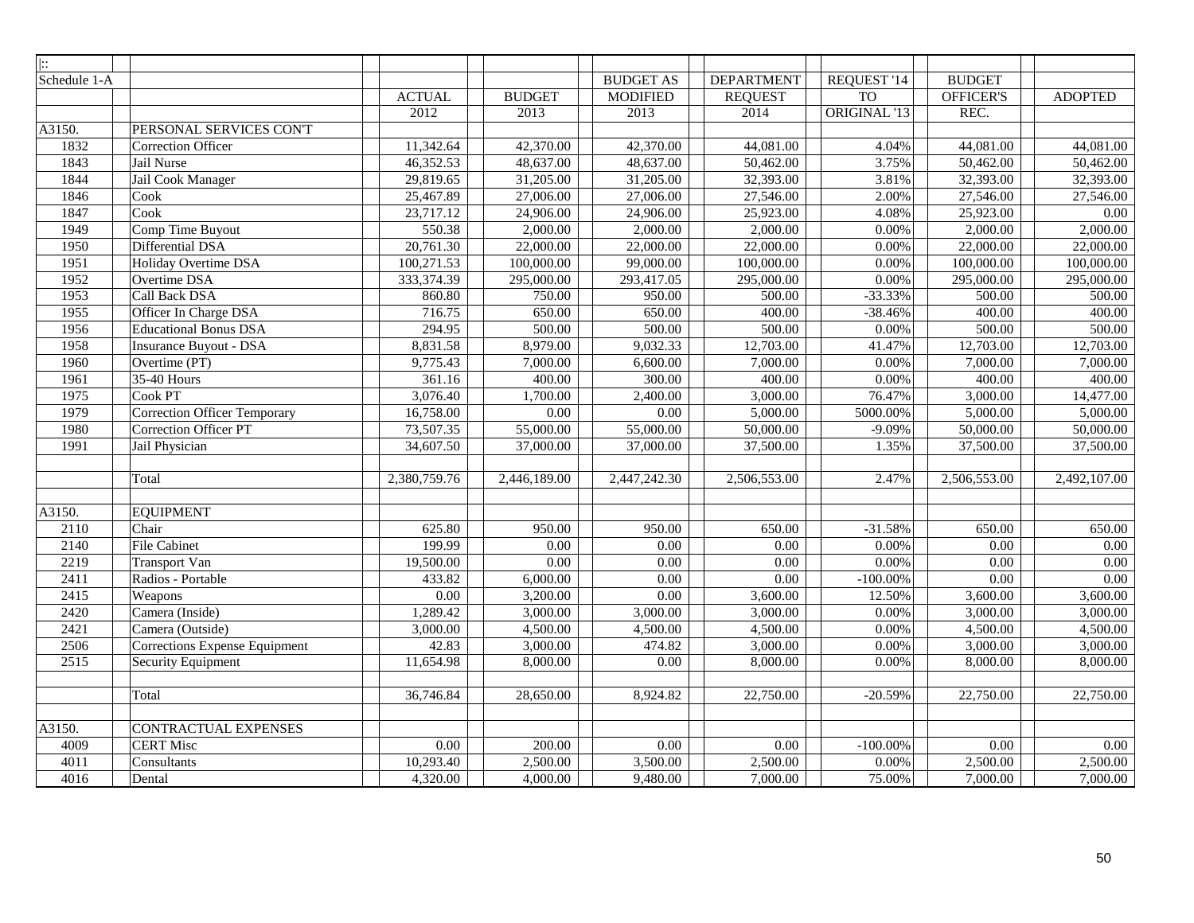| \|:: | | | | | | | | |
|---|---|---|---|---|---|---|---|---|
| Schedule 1-A | | | | BUDGET AS | DEPARTMENT | REQUEST '14 | BUDGET | |
| | | ACTUAL | BUDGET | MODIFIED | REQUEST | TO | OFFICER'S | ADOPTED |
| | | 2012 | 2013 | 2013 | 2014 | ORIGINAL '13 | REC. | |
| A3150. | PERSONAL SERVICES CON'T | | | | | | | |
| 1832 | Correction Officer | 11,342.64 | 42,370.00 | 42,370.00 | 44,081.00 | 4.04% | 44,081.00 | 44,081.00 |
| 1843 | Jail Nurse | 46,352.53 | 48,637.00 | 48,637.00 | 50,462.00 | 3.75% | 50,462.00 | 50,462.00 |
| 1844 | Jail Cook Manager | 29,819.65 | 31,205.00 | 31,205.00 | 32,393.00 | 3.81% | 32,393.00 | 32,393.00 |
| 1846 | Cook | 25,467.89 | 27,006.00 | 27,006.00 | 27,546.00 | 2.00% | 27,546.00 | 27,546.00 |
| 1847 | Cook | 23,717.12 | 24,906.00 | 24,906.00 | 25,923.00 | 4.08% | 25,923.00 | 0.00 |
| 1949 | Comp Time Buyout | 550.38 | 2,000.00 | 2,000.00 | 2,000.00 | 0.00% | 2,000.00 | 2,000.00 |
| 1950 | Differential DSA | 20,761.30 | 22,000.00 | 22,000.00 | 22,000.00 | 0.00% | 22,000.00 | 22,000.00 |
| 1951 | Holiday Overtime DSA | 100,271.53 | 100,000.00 | 99,000.00 | 100,000.00 | 0.00% | 100,000.00 | 100,000.00 |
| 1952 | Overtime DSA | 333,374.39 | 295,000.00 | 293,417.05 | 295,000.00 | 0.00% | 295,000.00 | 295,000.00 |
| 1953 | Call Back DSA | 860.80 | 750.00 | 950.00 | 500.00 | -33.33% | 500.00 | 500.00 |
| 1955 | Officer In Charge DSA | 716.75 | 650.00 | 650.00 | 400.00 | -38.46% | 400.00 | 400.00 |
| 1956 | Educational Bonus DSA | 294.95 | 500.00 | 500.00 | 500.00 | 0.00% | 500.00 | 500.00 |
| 1958 | Insurance Buyout - DSA | 8,831.58 | 8,979.00 | 9,032.33 | 12,703.00 | 41.47% | 12,703.00 | 12,703.00 |
| 1960 | Overtime (PT) | 9,775.43 | 7,000.00 | 6,600.00 | 7,000.00 | 0.00% | 7,000.00 | 7,000.00 |
| 1961 | 35-40 Hours | 361.16 | 400.00 | 300.00 | 400.00 | 0.00% | 400.00 | 400.00 |
| 1975 | Cook PT | 3,076.40 | 1,700.00 | 2,400.00 | 3,000.00 | 76.47% | 3,000.00 | 14,477.00 |
| 1979 | Correction Officer Temporary | 16,758.00 | 0.00 | 0.00 | 5,000.00 | 5000.00% | 5,000.00 | 5,000.00 |
| 1980 | Correction Officer PT | 73,507.35 | 55,000.00 | 55,000.00 | 50,000.00 | -9.09% | 50,000.00 | 50,000.00 |
| 1991 | Jail Physician | 34,607.50 | 37,000.00 | 37,000.00 | 37,500.00 | 1.35% | 37,500.00 | 37,500.00 |
| | | | | | | | | |
| | Total | 2,380,759.76 | 2,446,189.00 | 2,447,242.30 | 2,506,553.00 | 2.47% | 2,506,553.00 | 2,492,107.00 |
| | | | | | | | | |
| A3150. | EQUIPMENT | | | | | | | |
| 2110 | Chair | 625.80 | 950.00 | 950.00 | 650.00 | -31.58% | 650.00 | 650.00 |
| 2140 | File Cabinet | 199.99 | 0.00 | 0.00 | 0.00 | 0.00% | 0.00 | 0.00 |
| 2219 | Transport Van | 19,500.00 | 0.00 | 0.00 | 0.00 | 0.00% | 0.00 | 0.00 |
| 2411 | Radios - Portable | 433.82 | 6,000.00 | 0.00 | 0.00 | -100.00% | 0.00 | 0.00 |
| 2415 | Weapons | 0.00 | 3,200.00 | 0.00 | 3,600.00 | 12.50% | 3,600.00 | 3,600.00 |
| 2420 | Camera (Inside) | 1,289.42 | 3,000.00 | 3,000.00 | 3,000.00 | 0.00% | 3,000.00 | 3,000.00 |
| 2421 | Camera (Outside) | 3,000.00 | 4,500.00 | 4,500.00 | 4,500.00 | 0.00% | 4,500.00 | 4,500.00 |
| 2506 | Corrections Expense Equipment | 42.83 | 3,000.00 | 474.82 | 3,000.00 | 0.00% | 3,000.00 | 3,000.00 |
| 2515 | Security Equipment | 11,654.98 | 8,000.00 | 0.00 | 8,000.00 | 0.00% | 8,000.00 | 8,000.00 |
| | | | | | | | | |
| | Total | 36,746.84 | 28,650.00 | 8,924.82 | 22,750.00 | -20.59% | 22,750.00 | 22,750.00 |
| | | | | | | | | |
| A3150. | CONTRACTUAL EXPENSES | | | | | | | |
| 4009 | CERT Misc | 0.00 | 200.00 | 0.00 | 0.00 | -100.00% | 0.00 | 0.00 |
| 4011 | Consultants | 10,293.40 | 2,500.00 | 3,500.00 | 2,500.00 | 0.00% | 2,500.00 | 2,500.00 |
| 4016 | Dental | 4,320.00 | 4,000.00 | 9,480.00 | 7,000.00 | 75.00% | 7,000.00 | 7,000.00 |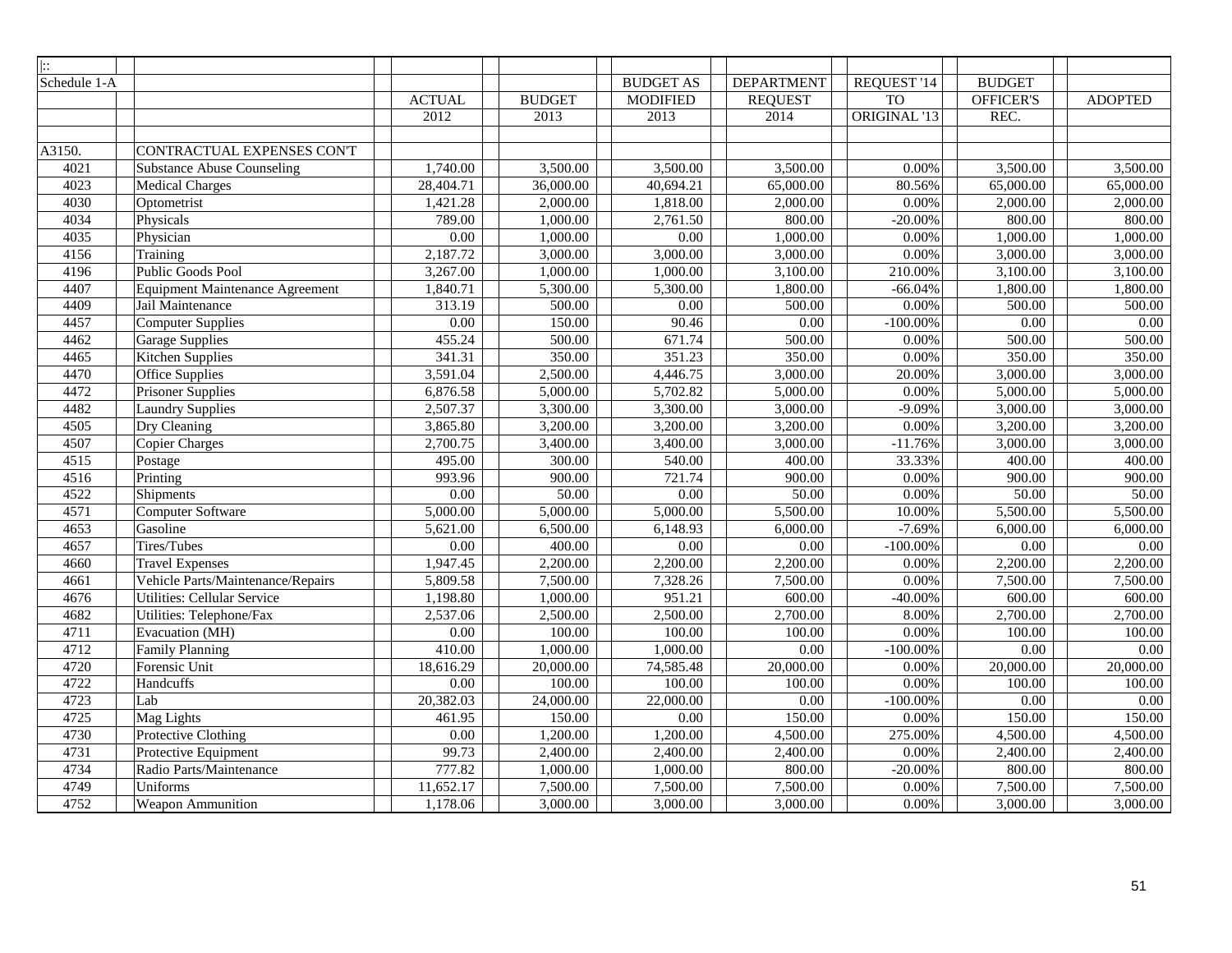| \|:: | | | | | | | | |
|---|---|---|---|---|---|---|---|---|
| Schedule 1-A | | | | BUDGET AS | DEPARTMENT | REQUEST '14 | BUDGET | |
| | | ACTUAL | BUDGET | MODIFIED | REQUEST | TO | OFFICER'S | ADOPTED |
| | | 2012 | 2013 | 2013 | 2014 | ORIGINAL '13 | REC. | |
| | | | | | | | | |
| A3150. | CONTRACTUAL EXPENSES CON'T | | | | | | | |
| 4021 | Substance Abuse Counseling | 1,740.00 | 3,500.00 | 3,500.00 | 3,500.00 | 0.00% | 3,500.00 | 3,500.00 |
| 4023 | Medical Charges | 28,404.71 | 36,000.00 | 40,694.21 | 65,000.00 | 80.56% | 65,000.00 | 65,000.00 |
| 4030 | Optometrist | 1,421.28 | 2,000.00 | 1,818.00 | 2,000.00 | 0.00% | 2,000.00 | 2,000.00 |
| 4034 | Physicals | 789.00 | 1,000.00 | 2,761.50 | 800.00 | -20.00% | 800.00 | 800.00 |
| 4035 | Physician | 0.00 | 1,000.00 | 0.00 | 1,000.00 | 0.00% | 1,000.00 | 1,000.00 |
| 4156 | Training | 2,187.72 | 3,000.00 | 3,000.00 | 3,000.00 | 0.00% | 3,000.00 | 3,000.00 |
| 4196 | Public Goods Pool | 3,267.00 | 1,000.00 | 1,000.00 | 3,100.00 | 210.00% | 3,100.00 | 3,100.00 |
| 4407 | Equipment Maintenance Agreement | 1,840.71 | 5,300.00 | 5,300.00 | 1,800.00 | -66.04% | 1,800.00 | 1,800.00 |
| 4409 | Jail Maintenance | 313.19 | 500.00 | 0.00 | 500.00 | 0.00% | 500.00 | 500.00 |
| 4457 | Computer Supplies | 0.00 | 150.00 | 90.46 | 0.00 | -100.00% | 0.00 | 0.00 |
| 4462 | Garage Supplies | 455.24 | 500.00 | 671.74 | 500.00 | 0.00% | 500.00 | 500.00 |
| 4465 | Kitchen Supplies | 341.31 | 350.00 | 351.23 | 350.00 | 0.00% | 350.00 | 350.00 |
| 4470 | Office Supplies | 3,591.04 | 2,500.00 | 4,446.75 | 3,000.00 | 20.00% | 3,000.00 | 3,000.00 |
| 4472 | Prisoner Supplies | 6,876.58 | 5,000.00 | 5,702.82 | 5,000.00 | 0.00% | 5,000.00 | 5,000.00 |
| 4482 | Laundry Supplies | 2,507.37 | 3,300.00 | 3,300.00 | 3,000.00 | -9.09% | 3,000.00 | 3,000.00 |
| 4505 | Dry Cleaning | 3,865.80 | 3,200.00 | 3,200.00 | 3,200.00 | 0.00% | 3,200.00 | 3,200.00 |
| 4507 | Copier Charges | 2,700.75 | 3,400.00 | 3,400.00 | 3,000.00 | -11.76% | 3,000.00 | 3,000.00 |
| 4515 | Postage | 495.00 | 300.00 | 540.00 | 400.00 | 33.33% | 400.00 | 400.00 |
| 4516 | Printing | 993.96 | 900.00 | 721.74 | 900.00 | 0.00% | 900.00 | 900.00 |
| 4522 | Shipments | 0.00 | 50.00 | 0.00 | 50.00 | 0.00% | 50.00 | 50.00 |
| 4571 | Computer Software | 5,000.00 | 5,000.00 | 5,000.00 | 5,500.00 | 10.00% | 5,500.00 | 5,500.00 |
| 4653 | Gasoline | 5,621.00 | 6,500.00 | 6,148.93 | 6,000.00 | -7.69% | 6,000.00 | 6,000.00 |
| 4657 | Tires/Tubes | 0.00 | 400.00 | 0.00 | 0.00 | -100.00% | 0.00 | 0.00 |
| 4660 | Travel Expenses | 1,947.45 | 2,200.00 | 2,200.00 | 2,200.00 | 0.00% | 2,200.00 | 2,200.00 |
| 4661 | Vehicle Parts/Maintenance/Repairs | 5,809.58 | 7,500.00 | 7,328.26 | 7,500.00 | 0.00% | 7,500.00 | 7,500.00 |
| 4676 | Utilities: Cellular Service | 1,198.80 | 1,000.00 | 951.21 | 600.00 | -40.00% | 600.00 | 600.00 |
| 4682 | Utilities: Telephone/Fax | 2,537.06 | 2,500.00 | 2,500.00 | 2,700.00 | 8.00% | 2,700.00 | 2,700.00 |
| 4711 | Evacuation (MH) | 0.00 | 100.00 | 100.00 | 100.00 | 0.00% | 100.00 | 100.00 |
| 4712 | Family Planning | 410.00 | 1,000.00 | 1,000.00 | 0.00 | -100.00% | 0.00 | 0.00 |
| 4720 | Forensic Unit | 18,616.29 | 20,000.00 | 74,585.48 | 20,000.00 | 0.00% | 20,000.00 | 20,000.00 |
| 4722 | Handcuffs | 0.00 | 100.00 | 100.00 | 100.00 | 0.00% | 100.00 | 100.00 |
| 4723 | Lab | 20,382.03 | 24,000.00 | 22,000.00 | 0.00 | -100.00% | 0.00 | 0.00 |
| 4725 | Mag Lights | 461.95 | 150.00 | 0.00 | 150.00 | 0.00% | 150.00 | 150.00 |
| 4730 | Protective Clothing | 0.00 | 1,200.00 | 1,200.00 | 4,500.00 | 275.00% | 4,500.00 | 4,500.00 |
| 4731 | Protective Equipment | 99.73 | 2,400.00 | 2,400.00 | 2,400.00 | 0.00% | 2,400.00 | 2,400.00 |
| 4734 | Radio Parts/Maintenance | 777.82 | 1,000.00 | 1,000.00 | 800.00 | -20.00% | 800.00 | 800.00 |
| 4749 | Uniforms | 11,652.17 | 7,500.00 | 7,500.00 | 7,500.00 | 0.00% | 7,500.00 | 7,500.00 |
| 4752 | Weapon Ammunition | 1,178.06 | 3,000.00 | 3,000.00 | 3,000.00 | 0.00% | 3,000.00 | 3,000.00 |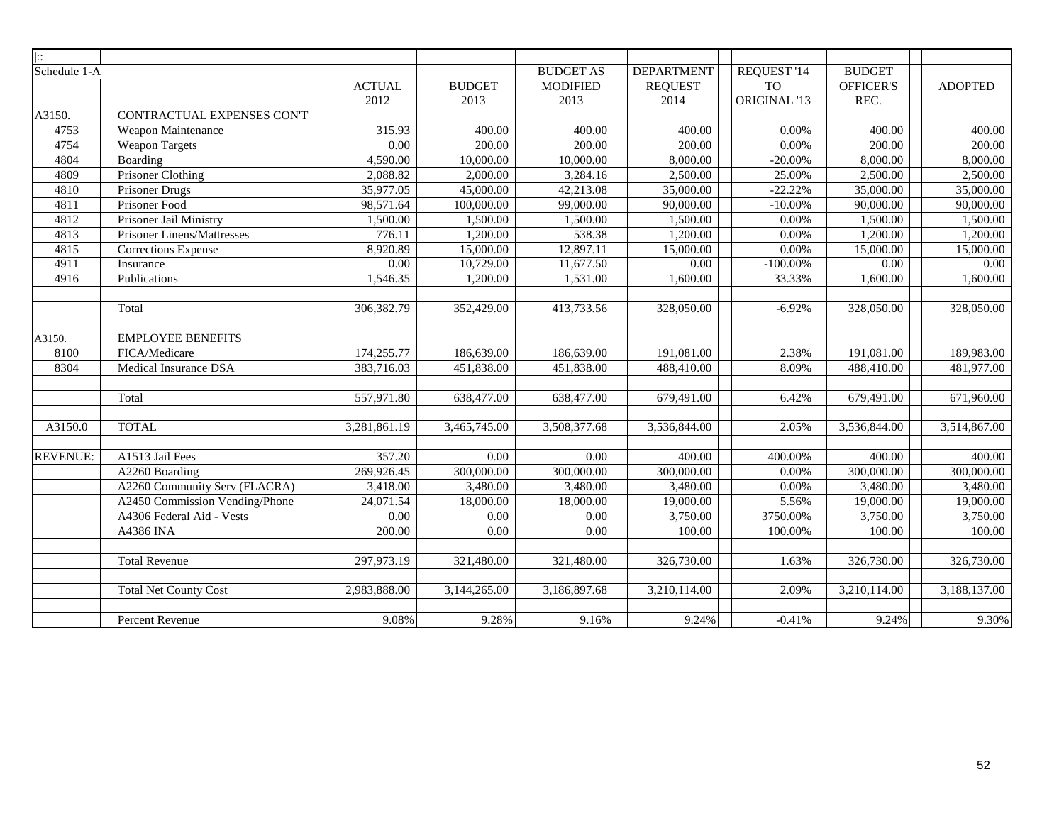| \|:: | | | | | | | | |
|---|---|---|---|---|---|---|---|---|
| Schedule 1-A | | | | BUDGET AS | DEPARTMENT | REQUEST '14 | BUDGET | |
| | | ACTUAL | BUDGET | MODIFIED | REQUEST | TO | OFFICER'S | ADOPTED |
| | | 2012 | 2013 | 2013 | 2014 | ORIGINAL '13 | REC. | |
| A3150. | CONTRACTUAL EXPENSES CON'T | | | | | | | |
| 4753 | Weapon Maintenance | 315.93 | 400.00 | 400.00 | 400.00 | 0.00% | 400.00 | 400.00 |
| 4754 | Weapon Targets | 0.00 | 200.00 | 200.00 | 200.00 | 0.00% | 200.00 | 200.00 |
| 4804 | Boarding | 4,590.00 | 10,000.00 | 10,000.00 | 8,000.00 | -20.00% | 8,000.00 | 8,000.00 |
| 4809 | Prisoner Clothing | 2,088.82 | 2,000.00 | 3,284.16 | 2,500.00 | 25.00% | 2,500.00 | 2,500.00 |
| 4810 | Prisoner Drugs | 35,977.05 | 45,000.00 | 42,213.08 | 35,000.00 | -22.22% | 35,000.00 | 35,000.00 |
| 4811 | Prisoner Food | 98,571.64 | 100,000.00 | 99,000.00 | 90,000.00 | -10.00% | 90,000.00 | 90,000.00 |
| 4812 | Prisoner Jail Ministry | 1,500.00 | 1,500.00 | 1,500.00 | 1,500.00 | 0.00% | 1,500.00 | 1,500.00 |
| 4813 | Prisoner Linens/Mattresses | 776.11 | 1,200.00 | 538.38 | 1,200.00 | 0.00% | 1,200.00 | 1,200.00 |
| 4815 | Corrections Expense | 8,920.89 | 15,000.00 | 12,897.11 | 15,000.00 | 0.00% | 15,000.00 | 15,000.00 |
| 4911 | Insurance | 0.00 | 10,729.00 | 11,677.50 | 0.00 | -100.00% | 0.00 | 0.00 |
| 4916 | Publications | 1,546.35 | 1,200.00 | 1,531.00 | 1,600.00 | 33.33% | 1,600.00 | 1,600.00 |
| | | | | | | | | |
| | Total | 306,382.79 | 352,429.00 | 413,733.56 | 328,050.00 | -6.92% | 328,050.00 | 328,050.00 |
| | | | | | | | | |
| A3150. | EMPLOYEE BENEFITS | | | | | | | |
| 8100 | FICA/Medicare | 174,255.77 | 186,639.00 | 186,639.00 | 191,081.00 | 2.38% | 191,081.00 | 189,983.00 |
| 8304 | Medical Insurance DSA | 383,716.03 | 451,838.00 | 451,838.00 | 488,410.00 | 8.09% | 488,410.00 | 481,977.00 |
| | | | | | | | | |
| | Total | 557,971.80 | 638,477.00 | 638,477.00 | 679,491.00 | 6.42% | 679,491.00 | 671,960.00 |
| | | | | | | | | |
| A3150.0 | TOTAL | 3,281,861.19 | 3,465,745.00 | 3,508,377.68 | 3,536,844.00 | 2.05% | 3,536,844.00 | 3,514,867.00 |
| | | | | | | | | |
| REVENUE: | A1513 Jail Fees | 357.20 | 0.00 | 0.00 | 400.00 | 400.00% | 400.00 | 400.00 |
| | A2260 Boarding | 269,926.45 | 300,000.00 | 300,000.00 | 300,000.00 | 0.00% | 300,000.00 | 300,000.00 |
| | A2260 Community Serv (FLACRA) | 3,418.00 | 3,480.00 | 3,480.00 | 3,480.00 | 0.00% | 3,480.00 | 3,480.00 |
| | A2450 Commission Vending/Phone | 24,071.54 | 18,000.00 | 18,000.00 | 19,000.00 | 5.56% | 19,000.00 | 19,000.00 |
| | A4306 Federal Aid - Vests | 0.00 | 0.00 | 0.00 | 3,750.00 | 3750.00% | 3,750.00 | 3,750.00 |
| | A4386 INA | 200.00 | 0.00 | 0.00 | 100.00 | 100.00% | 100.00 | 100.00 |
| | | | | | | | | |
| | Total Revenue | 297,973.19 | 321,480.00 | 321,480.00 | 326,730.00 | 1.63% | 326,730.00 | 326,730.00 |
| | | | | | | | | |
| | Total Net County Cost | 2,983,888.00 | 3,144,265.00 | 3,186,897.68 | 3,210,114.00 | 2.09% | 3,210,114.00 | 3,188,137.00 |
| | | | | | | | | |
| | Percent Revenue | 9.08% | 9.28% | 9.16% | 9.24% | -0.41% | 9.24% | 9.30% |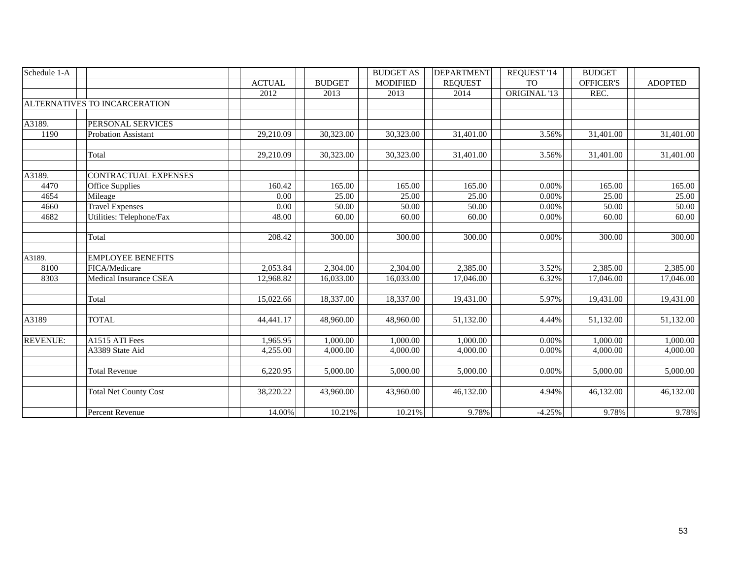| Schedule 1-A | | ACTUAL | BUDGET | BUDGET AS MODIFIED | DEPARTMENT REQUEST | REQUEST '14 TO ORIGINAL '13 | BUDGET OFFICER'S REC. | ADOPTED |
|---|---|---|---|---|---|---|---|---|
| | | 2012 | 2013 | 2013 | 2014 | | | |
| ALTERNATIVES TO INCARCERATION | | | | | | | | |
| | | | | | | | | |
| A3189. | PERSONAL SERVICES | | | | | | | |
| 1190 | Probation Assistant | 29,210.09 | 30,323.00 | 30,323.00 | 31,401.00 | 3.56% | 31,401.00 | 31,401.00 |
| | | | | | | | | |
| | Total | 29,210.09 | 30,323.00 | 30,323.00 | 31,401.00 | 3.56% | 31,401.00 | 31,401.00 |
| | | | | | | | | |
| A3189. | CONTRACTUAL EXPENSES | | | | | | | |
| 4470 | Office Supplies | 160.42 | 165.00 | 165.00 | 165.00 | 0.00% | 165.00 | 165.00 |
| 4654 | Mileage | 0.00 | 25.00 | 25.00 | 25.00 | 0.00% | 25.00 | 25.00 |
| 4660 | Travel Expenses | 0.00 | 50.00 | 50.00 | 50.00 | 0.00% | 50.00 | 50.00 |
| 4682 | Utilities: Telephone/Fax | 48.00 | 60.00 | 60.00 | 60.00 | 0.00% | 60.00 | 60.00 |
| | | | | | | | | |
| | Total | 208.42 | 300.00 | 300.00 | 300.00 | 0.00% | 300.00 | 300.00 |
| | | | | | | | | |
| A3189. | EMPLOYEE BENEFITS | | | | | | | |
| 8100 | FICA/Medicare | 2,053.84 | 2,304.00 | 2,304.00 | 2,385.00 | 3.52% | 2,385.00 | 2,385.00 |
| 8303 | Medical Insurance CSEA | 12,968.82 | 16,033.00 | 16,033.00 | 17,046.00 | 6.32% | 17,046.00 | 17,046.00 |
| | | | | | | | | |
| | Total | 15,022.66 | 18,337.00 | 18,337.00 | 19,431.00 | 5.97% | 19,431.00 | 19,431.00 |
| | | | | | | | | |
| A3189 | TOTAL | 44,441.17 | 48,960.00 | 48,960.00 | 51,132.00 | 4.44% | 51,132.00 | 51,132.00 |
| | | | | | | | | |
| REVENUE: | A1515 ATI Fees | 1,965.95 | 1,000.00 | 1,000.00 | 1,000.00 | 0.00% | 1,000.00 | 1,000.00 |
| | A3389 State Aid | 4,255.00 | 4,000.00 | 4,000.00 | 4,000.00 | 0.00% | 4,000.00 | 4,000.00 |
| | | | | | | | | |
| | Total Revenue | 6,220.95 | 5,000.00 | 5,000.00 | 5,000.00 | 0.00% | 5,000.00 | 5,000.00 |
| | | | | | | | | |
| | Total Net County Cost | 38,220.22 | 43,960.00 | 43,960.00 | 46,132.00 | 4.94% | 46,132.00 | 46,132.00 |
| | | | | | | | | |
| | Percent Revenue | 14.00% | 10.21% | 10.21% | 9.78% | -4.25% | 9.78% | 9.78% |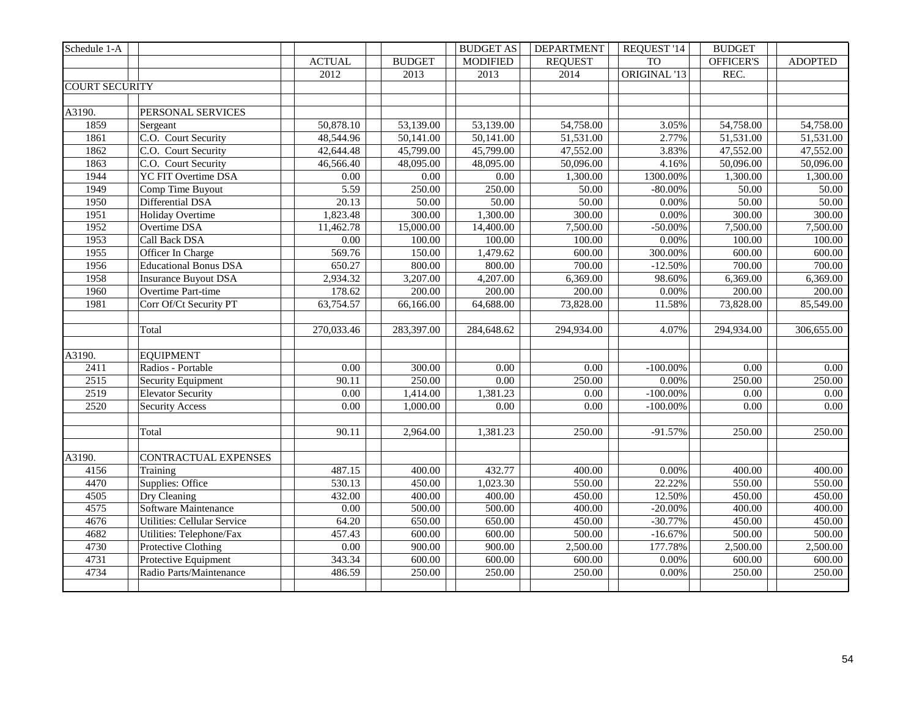| Schedule 1-A | | ACTUAL | BUDGET | BUDGET AS MODIFIED | DEPARTMENT REQUEST | REQUEST '14 TO ORIGINAL '13 | BUDGET OFFICER'S REC. | ADOPTED |
|---|---|---|---|---|---|---|---|---|
| | | 2012 | 2013 | 2013 | 2014 | | | |
| COURT SECURITY | | | | | | | | |
| A3190. | PERSONAL SERVICES | | | | | | | |
| 1859 | Sergeant | 50,878.10 | 53,139.00 | 53,139.00 | 54,758.00 | 3.05% | 54,758.00 | 54,758.00 |
| 1861 | C.O. Court Security | 48,544.96 | 50,141.00 | 50,141.00 | 51,531.00 | 2.77% | 51,531.00 | 51,531.00 |
| 1862 | C.O. Court Security | 42,644.48 | 45,799.00 | 45,799.00 | 47,552.00 | 3.83% | 47,552.00 | 47,552.00 |
| 1863 | C.O. Court Security | 46,566.40 | 48,095.00 | 48,095.00 | 50,096.00 | 4.16% | 50,096.00 | 50,096.00 |
| 1944 | YC FIT Overtime DSA | 0.00 | 0.00 | 0.00 | 1,300.00 | 1300.00% | 1,300.00 | 1,300.00 |
| 1949 | Comp Time Buyout | 5.59 | 250.00 | 250.00 | 50.00 | -80.00% | 50.00 | 50.00 |
| 1950 | Differential DSA | 20.13 | 50.00 | 50.00 | 50.00 | 0.00% | 50.00 | 50.00 |
| 1951 | Holiday Overtime | 1,823.48 | 300.00 | 1,300.00 | 300.00 | 0.00% | 300.00 | 300.00 |
| 1952 | Overtime DSA | 11,462.78 | 15,000.00 | 14,400.00 | 7,500.00 | -50.00% | 7,500.00 | 7,500.00 |
| 1953 | Call Back DSA | 0.00 | 100.00 | 100.00 | 100.00 | 0.00% | 100.00 | 100.00 |
| 1955 | Officer In Charge | 569.76 | 150.00 | 1,479.62 | 600.00 | 300.00% | 600.00 | 600.00 |
| 1956 | Educational Bonus DSA | 650.27 | 800.00 | 800.00 | 700.00 | -12.50% | 700.00 | 700.00 |
| 1958 | Insurance Buyout DSA | 2,934.32 | 3,207.00 | 4,207.00 | 6,369.00 | 98.60% | 6,369.00 | 6,369.00 |
| 1960 | Overtime Part-time | 178.62 | 200.00 | 200.00 | 200.00 | 0.00% | 200.00 | 200.00 |
| 1981 | Corr Of/Ct Security PT | 63,754.57 | 66,166.00 | 64,688.00 | 73,828.00 | 11.58% | 73,828.00 | 85,549.00 |
| | Total | 270,033.46 | 283,397.00 | 284,648.62 | 294,934.00 | 4.07% | 294,934.00 | 306,655.00 |
| A3190. | EQUIPMENT | | | | | | | |
| 2411 | Radios - Portable | 0.00 | 300.00 | 0.00 | 0.00 | -100.00% | 0.00 | 0.00 |
| 2515 | Security Equipment | 90.11 | 250.00 | 0.00 | 250.00 | 0.00% | 250.00 | 250.00 |
| 2519 | Elevator Security | 0.00 | 1,414.00 | 1,381.23 | 0.00 | -100.00% | 0.00 | 0.00 |
| 2520 | Security Access | 0.00 | 1,000.00 | 0.00 | 0.00 | -100.00% | 0.00 | 0.00 |
| | Total | 90.11 | 2,964.00 | 1,381.23 | 250.00 | -91.57% | 250.00 | 250.00 |
| A3190. | CONTRACTUAL EXPENSES | | | | | | | |
| 4156 | Training | 487.15 | 400.00 | 432.77 | 400.00 | 0.00% | 400.00 | 400.00 |
| 4470 | Supplies: Office | 530.13 | 450.00 | 1,023.30 | 550.00 | 22.22% | 550.00 | 550.00 |
| 4505 | Dry Cleaning | 432.00 | 400.00 | 400.00 | 450.00 | 12.50% | 450.00 | 450.00 |
| 4575 | Software Maintenance | 0.00 | 500.00 | 500.00 | 400.00 | -20.00% | 400.00 | 400.00 |
| 4676 | Utilities: Cellular Service | 64.20 | 650.00 | 650.00 | 450.00 | -30.77% | 450.00 | 450.00 |
| 4682 | Utilities: Telephone/Fax | 457.43 | 600.00 | 600.00 | 500.00 | -16.67% | 500.00 | 500.00 |
| 4730 | Protective Clothing | 0.00 | 900.00 | 900.00 | 2,500.00 | 177.78% | 2,500.00 | 2,500.00 |
| 4731 | Protective Equipment | 343.34 | 600.00 | 600.00 | 600.00 | 0.00% | 600.00 | 600.00 |
| 4734 | Radio Parts/Maintenance | 486.59 | 250.00 | 250.00 | 250.00 | 0.00% | 250.00 | 250.00 |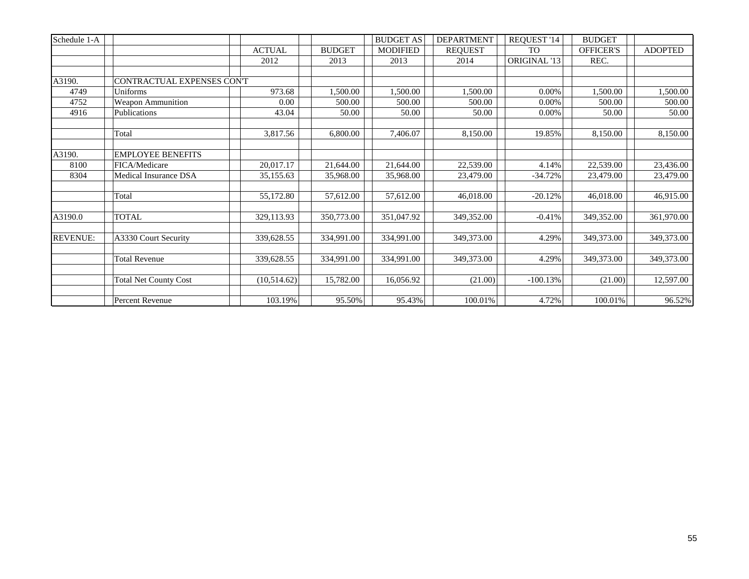| Schedule 1-A | | ACTUAL 2012 | BUDGET 2013 | BUDGET AS MODIFIED 2013 | DEPARTMENT REQUEST 2014 | REQUEST '14 TO ORIGINAL '13 | BUDGET OFFICER'S REC. | ADOPTED |
|---|---|---|---|---|---|---|---|---|
| A3190. | CONTRACTUAL EXPENSES CON'T | | | | | | | |
| 4749 | Uniforms | 973.68 | 1,500.00 | 1,500.00 | 1,500.00 | 0.00% | 1,500.00 | 1,500.00 |
| 4752 | Weapon Ammunition | 0.00 | 500.00 | 500.00 | 500.00 | 0.00% | 500.00 | 500.00 |
| 4916 | Publications | 43.04 | 50.00 | 50.00 | 50.00 | 0.00% | 50.00 | 50.00 |
| | | | | | | | | |
| | Total | 3,817.56 | 6,800.00 | 7,406.07 | 8,150.00 | 19.85% | 8,150.00 | 8,150.00 |
| | | | | | | | | |
| A3190. | EMPLOYEE BENEFITS | | | | | | | |
| 8100 | FICA/Medicare | 20,017.17 | 21,644.00 | 21,644.00 | 22,539.00 | 4.14% | 22,539.00 | 23,436.00 |
| 8304 | Medical Insurance DSA | 35,155.63 | 35,968.00 | 35,968.00 | 23,479.00 | -34.72% | 23,479.00 | 23,479.00 |
| | | | | | | | | |
| | Total | 55,172.80 | 57,612.00 | 57,612.00 | 46,018.00 | -20.12% | 46,018.00 | 46,915.00 |
| | | | | | | | | |
| A3190.0 | TOTAL | 329,113.93 | 350,773.00 | 351,047.92 | 349,352.00 | -0.41% | 349,352.00 | 361,970.00 |
| | | | | | | | | |
| REVENUE: | A3330 Court Security | 339,628.55 | 334,991.00 | 334,991.00 | 349,373.00 | 4.29% | 349,373.00 | 349,373.00 |
| | | | | | | | | |
| | Total Revenue | 339,628.55 | 334,991.00 | 334,991.00 | 349,373.00 | 4.29% | 349,373.00 | 349,373.00 |
| | | | | | | | | |
| | Total Net County Cost | (10,514.62) | 15,782.00 | 16,056.92 | (21.00) | -100.13% | (21.00) | 12,597.00 |
| | | | | | | | | |
| | Percent Revenue | 103.19% | 95.50% | 95.43% | 100.01% | 4.72% | 100.01% | 96.52% |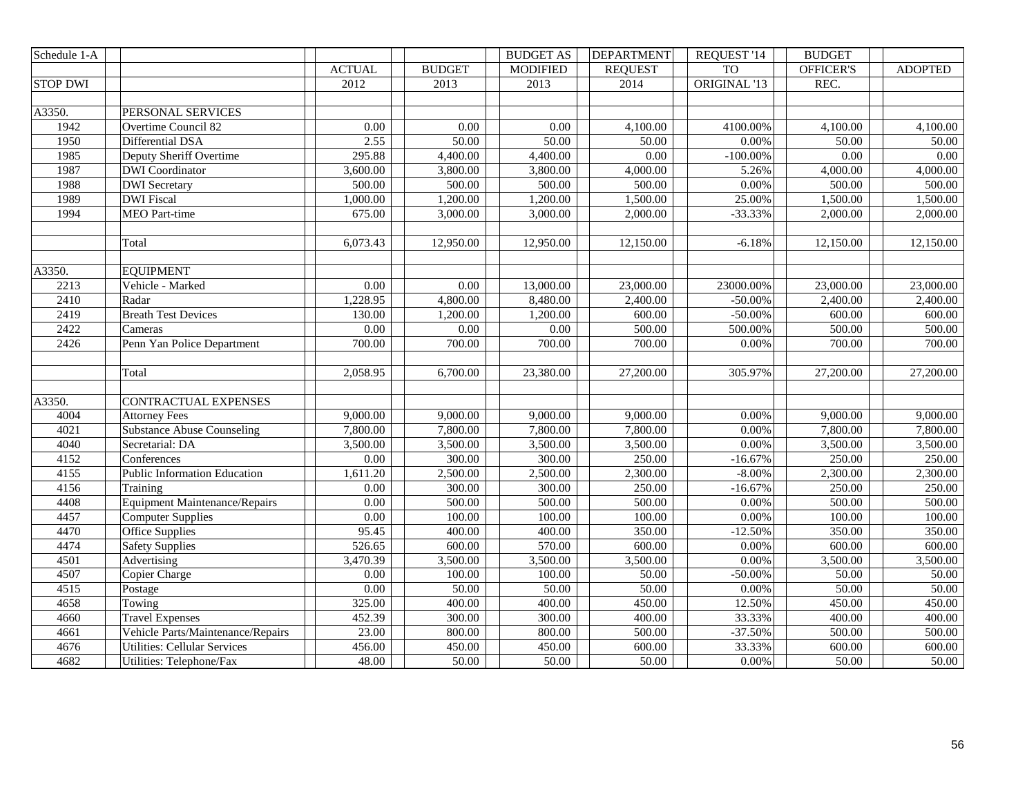| Schedule 1-A | | | | BUDGET AS | DEPARTMENT | REQUEST '14 | BUDGET | |
|---|---|---|---|---|---|---|---|---|
| | | ACTUAL | BUDGET | MODIFIED | REQUEST | TO | OFFICER'S | ADOPTED |
| STOP DWI | | 2012 | 2013 | 2013 | 2014 | ORIGINAL '13 | REC. | |
| | | | | | | | | |
| A3350. | PERSONAL SERVICES | | | | | | | |
| 1942 | Overtime Council 82 | 0.00 | 0.00 | 0.00 | 4,100.00 | 4100.00% | 4,100.00 | 4,100.00 |
| 1950 | Differential DSA | 2.55 | 50.00 | 50.00 | 50.00 | 0.00% | 50.00 | 50.00 |
| 1985 | Deputy Sheriff Overtime | 295.88 | 4,400.00 | 4,400.00 | 0.00 | -100.00% | 0.00 | 0.00 |
| 1987 | DWI Coordinator | 3,600.00 | 3,800.00 | 3,800.00 | 4,000.00 | 5.26% | 4,000.00 | 4,000.00 |
| 1988 | DWI Secretary | 500.00 | 500.00 | 500.00 | 500.00 | 0.00% | 500.00 | 500.00 |
| 1989 | DWI Fiscal | 1,000.00 | 1,200.00 | 1,200.00 | 1,500.00 | 25.00% | 1,500.00 | 1,500.00 |
| 1994 | MEO Part-time | 675.00 | 3,000.00 | 3,000.00 | 2,000.00 | -33.33% | 2,000.00 | 2,000.00 |
| | | | | | | | | |
| | Total | 6,073.43 | 12,950.00 | 12,950.00 | 12,150.00 | -6.18% | 12,150.00 | 12,150.00 |
| | | | | | | | | |
| A3350. | EQUIPMENT | | | | | | | |
| 2213 | Vehicle - Marked | 0.00 | 0.00 | 13,000.00 | 23,000.00 | 23000.00% | 23,000.00 | 23,000.00 |
| 2410 | Radar | 1,228.95 | 4,800.00 | 8,480.00 | 2,400.00 | -50.00% | 2,400.00 | 2,400.00 |
| 2419 | Breath Test Devices | 130.00 | 1,200.00 | 1,200.00 | 600.00 | -50.00% | 600.00 | 600.00 |
| 2422 | Cameras | 0.00 | 0.00 | 0.00 | 500.00 | 500.00% | 500.00 | 500.00 |
| 2426 | Penn Yan Police Department | 700.00 | 700.00 | 700.00 | 700.00 | 0.00% | 700.00 | 700.00 |
| | | | | | | | | |
| | Total | 2,058.95 | 6,700.00 | 23,380.00 | 27,200.00 | 305.97% | 27,200.00 | 27,200.00 |
| | | | | | | | | |
| A3350. | CONTRACTUAL EXPENSES | | | | | | | |
| 4004 | Attorney Fees | 9,000.00 | 9,000.00 | 9,000.00 | 9,000.00 | 0.00% | 9,000.00 | 9,000.00 |
| 4021 | Substance Abuse Counseling | 7,800.00 | 7,800.00 | 7,800.00 | 7,800.00 | 0.00% | 7,800.00 | 7,800.00 |
| 4040 | Secretarial: DA | 3,500.00 | 3,500.00 | 3,500.00 | 3,500.00 | 0.00% | 3,500.00 | 3,500.00 |
| 4152 | Conferences | 0.00 | 300.00 | 300.00 | 250.00 | -16.67% | 250.00 | 250.00 |
| 4155 | Public Information Education | 1,611.20 | 2,500.00 | 2,500.00 | 2,300.00 | -8.00% | 2,300.00 | 2,300.00 |
| 4156 | Training | 0.00 | 300.00 | 300.00 | 250.00 | -16.67% | 250.00 | 250.00 |
| 4408 | Equipment Maintenance/Repairs | 0.00 | 500.00 | 500.00 | 500.00 | 0.00% | 500.00 | 500.00 |
| 4457 | Computer Supplies | 0.00 | 100.00 | 100.00 | 100.00 | 0.00% | 100.00 | 100.00 |
| 4470 | Office Supplies | 95.45 | 400.00 | 400.00 | 350.00 | -12.50% | 350.00 | 350.00 |
| 4474 | Safety Supplies | 526.65 | 600.00 | 570.00 | 600.00 | 0.00% | 600.00 | 600.00 |
| 4501 | Advertising | 3,470.39 | 3,500.00 | 3,500.00 | 3,500.00 | 0.00% | 3,500.00 | 3,500.00 |
| 4507 | Copier Charge | 0.00 | 100.00 | 100.00 | 50.00 | -50.00% | 50.00 | 50.00 |
| 4515 | Postage | 0.00 | 50.00 | 50.00 | 50.00 | 0.00% | 50.00 | 50.00 |
| 4658 | Towing | 325.00 | 400.00 | 400.00 | 450.00 | 12.50% | 450.00 | 450.00 |
| 4660 | Travel Expenses | 452.39 | 300.00 | 300.00 | 400.00 | 33.33% | 400.00 | 400.00 |
| 4661 | Vehicle Parts/Maintenance/Repairs | 23.00 | 800.00 | 800.00 | 500.00 | -37.50% | 500.00 | 500.00 |
| 4676 | Utilities: Cellular Services | 456.00 | 450.00 | 450.00 | 600.00 | 33.33% | 600.00 | 600.00 |
| 4682 | Utilities: Telephone/Fax | 48.00 | 50.00 | 50.00 | 50.00 | 0.00% | 50.00 | 50.00 |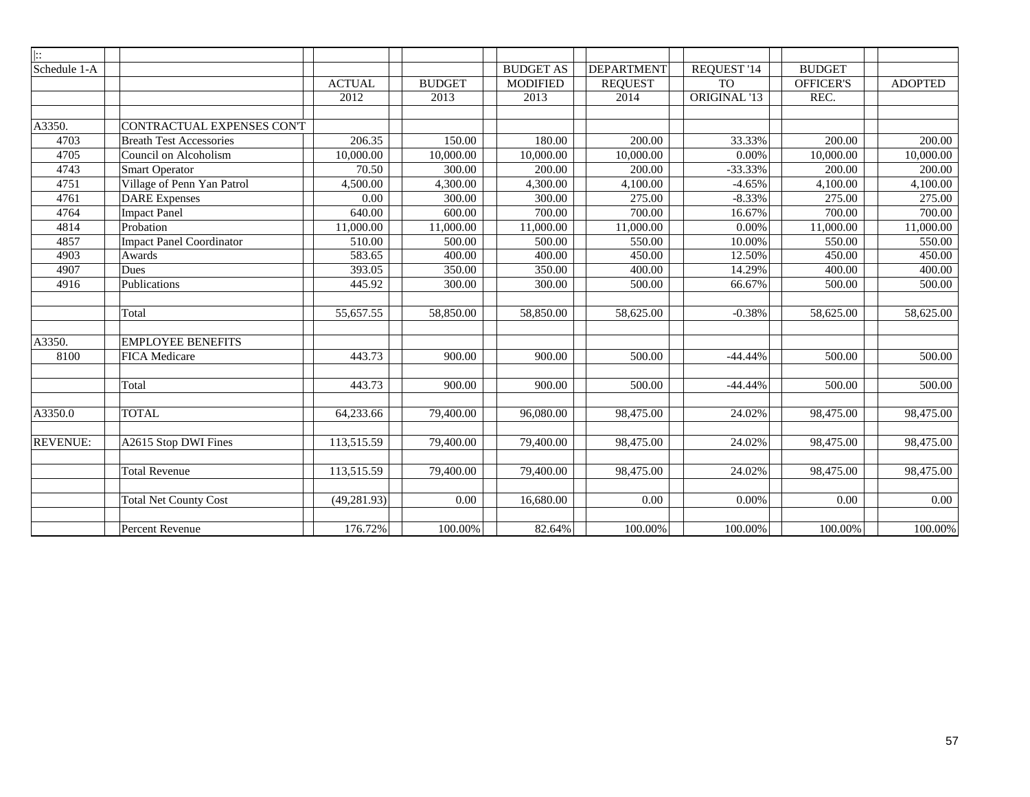| \|:: | | | | | | | | |
|---|---|---|---|---|---|---|---|---|
| Schedule 1-A | | | | BUDGET AS | DEPARTMENT | REQUEST '14 | BUDGET | |
| | | ACTUAL | BUDGET | MODIFIED | REQUEST | TO | OFFICER'S | ADOPTED |
| | | 2012 | 2013 | 2013 | 2014 | ORIGINAL '13 | REC. | |
| | | | | | | | | |
| A3350. | CONTRACTUAL EXPENSES CON'T | | | | | | | |
| 4703 | Breath Test Accessories | 206.35 | 150.00 | 180.00 | 200.00 | 33.33% | 200.00 | 200.00 |
| 4705 | Council on Alcoholism | 10,000.00 | 10,000.00 | 10,000.00 | 10,000.00 | 0.00% | 10,000.00 | 10,000.00 |
| 4743 | Smart Operator | 70.50 | 300.00 | 200.00 | 200.00 | -33.33% | 200.00 | 200.00 |
| 4751 | Village of Penn Yan Patrol | 4,500.00 | 4,300.00 | 4,300.00 | 4,100.00 | -4.65% | 4,100.00 | 4,100.00 |
| 4761 | DARE Expenses | 0.00 | 300.00 | 300.00 | 275.00 | -8.33% | 275.00 | 275.00 |
| 4764 | Impact Panel | 640.00 | 600.00 | 700.00 | 700.00 | 16.67% | 700.00 | 700.00 |
| 4814 | Probation | 11,000.00 | 11,000.00 | 11,000.00 | 11,000.00 | 0.00% | 11,000.00 | 11,000.00 |
| 4857 | Impact Panel Coordinator | 510.00 | 500.00 | 500.00 | 550.00 | 10.00% | 550.00 | 550.00 |
| 4903 | Awards | 583.65 | 400.00 | 400.00 | 450.00 | 12.50% | 450.00 | 450.00 |
| 4907 | Dues | 393.05 | 350.00 | 350.00 | 400.00 | 14.29% | 400.00 | 400.00 |
| 4916 | Publications | 445.92 | 300.00 | 300.00 | 500.00 | 66.67% | 500.00 | 500.00 |
| | | | | | | | | |
| | Total | 55,657.55 | 58,850.00 | 58,850.00 | 58,625.00 | -0.38% | 58,625.00 | 58,625.00 |
| | | | | | | | | |
| A3350. | EMPLOYEE BENEFITS | | | | | | | |
| 8100 | FICA Medicare | 443.73 | 900.00 | 900.00 | 500.00 | -44.44% | 500.00 | 500.00 |
| | | | | | | | | |
| | Total | 443.73 | 900.00 | 900.00 | 500.00 | -44.44% | 500.00 | 500.00 |
| | | | | | | | | |
| A3350.0 | TOTAL | 64,233.66 | 79,400.00 | 96,080.00 | 98,475.00 | 24.02% | 98,475.00 | 98,475.00 |
| | | | | | | | | |
| REVENUE: | A2615 Stop DWI Fines | 113,515.59 | 79,400.00 | 79,400.00 | 98,475.00 | 24.02% | 98,475.00 | 98,475.00 |
| | | | | | | | | |
| | Total Revenue | 113,515.59 | 79,400.00 | 79,400.00 | 98,475.00 | 24.02% | 98,475.00 | 98,475.00 |
| | | | | | | | | |
| | Total Net County Cost | (49,281.93) | 0.00 | 16,680.00 | 0.00 | 0.00% | 0.00 | 0.00 |
| | | | | | | | | |
| | Percent Revenue | 176.72% | 100.00% | 82.64% | 100.00% | 100.00% | 100.00% | 100.00% |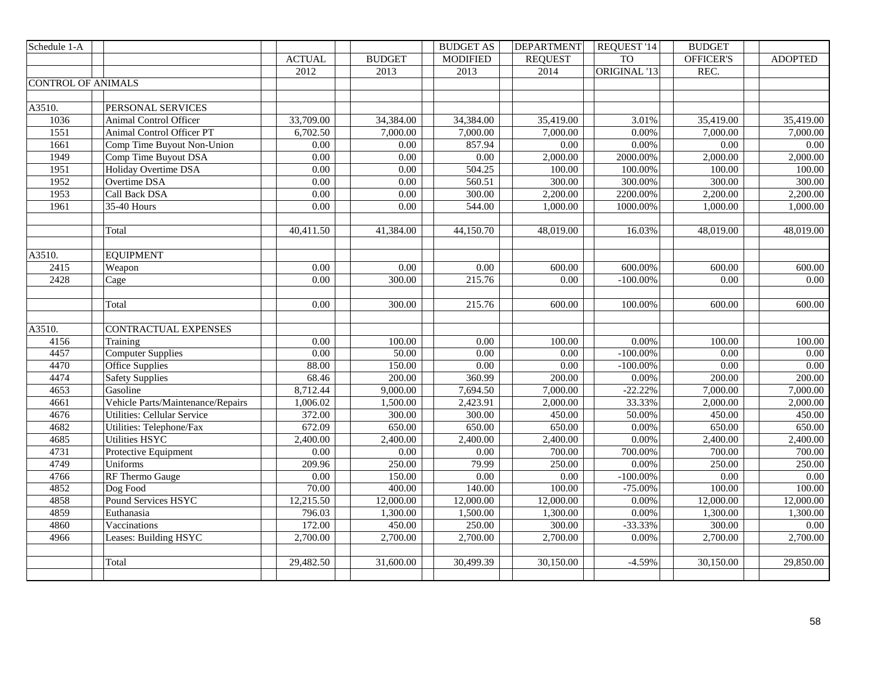| Schedule 1-A | | ACTUAL | BUDGET | BUDGET AS MODIFIED | DEPARTMENT REQUEST | REQUEST '14 TO | BUDGET OFFICER'S | ADOPTED |
|---|---|---|---|---|---|---|---|---|
| | | 2012 | 2013 | 2013 | 2014 | ORIGINAL '13 | REC. | |
| CONTROL OF ANIMALS | | | | | | | | |
| | | | | | | | | |
| A3510. | PERSONAL SERVICES | | | | | | | |
| 1036 | Animal Control Officer | 33,709.00 | 34,384.00 | 34,384.00 | 35,419.00 | 3.01% | 35,419.00 | 35,419.00 |
| 1551 | Animal Control Officer PT | 6,702.50 | 7,000.00 | 7,000.00 | 7,000.00 | 0.00% | 7,000.00 | 7,000.00 |
| 1661 | Comp Time Buyout Non-Union | 0.00 | 0.00 | 857.94 | 0.00 | 0.00% | 0.00 | 0.00 |
| 1949 | Comp Time Buyout DSA | 0.00 | 0.00 | 0.00 | 2,000.00 | 2000.00% | 2,000.00 | 2,000.00 |
| 1951 | Holiday Overtime DSA | 0.00 | 0.00 | 504.25 | 100.00 | 100.00% | 100.00 | 100.00 |
| 1952 | Overtime DSA | 0.00 | 0.00 | 560.51 | 300.00 | 300.00% | 300.00 | 300.00 |
| 1953 | Call Back DSA | 0.00 | 0.00 | 300.00 | 2,200.00 | 2200.00% | 2,200.00 | 2,200.00 |
| 1961 | 35-40 Hours | 0.00 | 0.00 | 544.00 | 1,000.00 | 1000.00% | 1,000.00 | 1,000.00 |
| | | | | | | | | |
| | Total | 40,411.50 | 41,384.00 | 44,150.70 | 48,019.00 | 16.03% | 48,019.00 | 48,019.00 |
| | | | | | | | | |
| A3510. | EQUIPMENT | | | | | | | |
| 2415 | Weapon | 0.00 | 0.00 | 0.00 | 600.00 | 600.00% | 600.00 | 600.00 |
| 2428 | Cage | 0.00 | 300.00 | 215.76 | 0.00 | -100.00% | 0.00 | 0.00 |
| | | | | | | | | |
| | Total | 0.00 | 300.00 | 215.76 | 600.00 | 100.00% | 600.00 | 600.00 |
| | | | | | | | | |
| A3510. | CONTRACTUAL EXPENSES | | | | | | | |
| 4156 | Training | 0.00 | 100.00 | 0.00 | 100.00 | 0.00% | 100.00 | 100.00 |
| 4457 | Computer Supplies | 0.00 | 50.00 | 0.00 | 0.00 | -100.00% | 0.00 | 0.00 |
| 4470 | Office Supplies | 88.00 | 150.00 | 0.00 | 0.00 | -100.00% | 0.00 | 0.00 |
| 4474 | Safety Supplies | 68.46 | 200.00 | 360.99 | 200.00 | 0.00% | 200.00 | 200.00 |
| 4653 | Gasoline | 8,712.44 | 9,000.00 | 7,694.50 | 7,000.00 | -22.22% | 7,000.00 | 7,000.00 |
| 4661 | Vehicle Parts/Maintenance/Repairs | 1,006.02 | 1,500.00 | 2,423.91 | 2,000.00 | 33.33% | 2,000.00 | 2,000.00 |
| 4676 | Utilities: Cellular Service | 372.00 | 300.00 | 300.00 | 450.00 | 50.00% | 450.00 | 450.00 |
| 4682 | Utilities: Telephone/Fax | 672.09 | 650.00 | 650.00 | 650.00 | 0.00% | 650.00 | 650.00 |
| 4685 | Utilities HSYC | 2,400.00 | 2,400.00 | 2,400.00 | 2,400.00 | 0.00% | 2,400.00 | 2,400.00 |
| 4731 | Protective Equipment | 0.00 | 0.00 | 0.00 | 700.00 | 700.00% | 700.00 | 700.00 |
| 4749 | Uniforms | 209.96 | 250.00 | 79.99 | 250.00 | 0.00% | 250.00 | 250.00 |
| 4766 | RF Thermo Gauge | 0.00 | 150.00 | 0.00 | 0.00 | -100.00% | 0.00 | 0.00 |
| 4852 | Dog Food | 70.00 | 400.00 | 140.00 | 100.00 | -75.00% | 100.00 | 100.00 |
| 4858 | Pound Services HSYC | 12,215.50 | 12,000.00 | 12,000.00 | 12,000.00 | 0.00% | 12,000.00 | 12,000.00 |
| 4859 | Euthanasia | 796.03 | 1,300.00 | 1,500.00 | 1,300.00 | 0.00% | 1,300.00 | 1,300.00 |
| 4860 | Vaccinations | 172.00 | 450.00 | 250.00 | 300.00 | -33.33% | 300.00 | 0.00 |
| 4966 | Leases: Building HSYC | 2,700.00 | 2,700.00 | 2,700.00 | 2,700.00 | 0.00% | 2,700.00 | 2,700.00 |
| | | | | | | | | |
| | Total | 29,482.50 | 31,600.00 | 30,499.39 | 30,150.00 | -4.59% | 30,150.00 | 29,850.00 |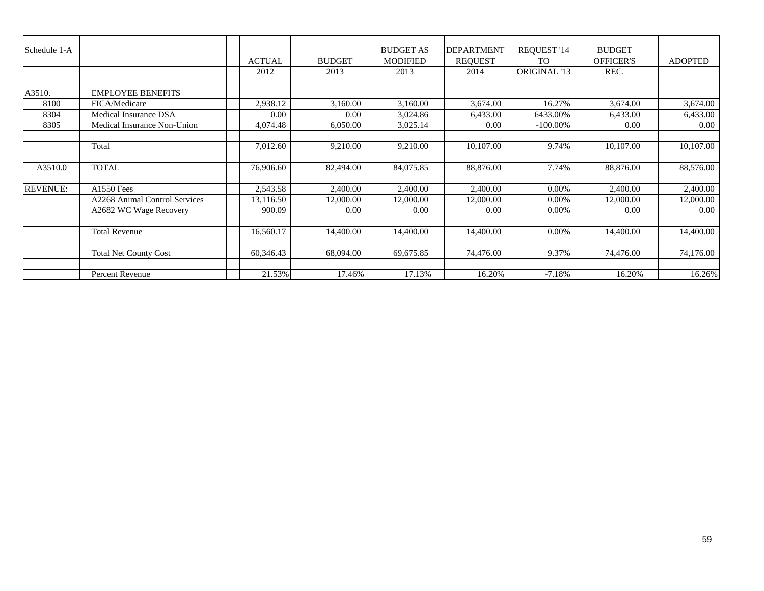| | | | | | | | | |
|---|---|---|---|---|---|---|---|---|
| Schedule 1-A | | | | BUDGET AS | DEPARTMENT | REQUEST '14 | BUDGET | |
| | | ACTUAL | BUDGET | MODIFIED | REQUEST | TO | OFFICER'S | ADOPTED |
| | | 2012 | 2013 | 2013 | 2014 | ORIGINAL '13 | REC. | |
| | | | | | | | | |
| A3510. | EMPLOYEE BENEFITS | | | | | | | |
| 8100 | FICA/Medicare | 2,938.12 | 3,160.00 | 3,160.00 | 3,674.00 | 16.27% | 3,674.00 | 3,674.00 |
| 8304 | Medical Insurance DSA | 0.00 | 0.00 | 3,024.86 | 6,433.00 | 6433.00% | 6,433.00 | 6,433.00 |
| 8305 | Medical Insurance Non-Union | 4,074.48 | 6,050.00 | 3,025.14 | 0.00 | -100.00% | 0.00 | 0.00 |
| | | | | | | | | |
| | Total | 7,012.60 | 9,210.00 | 9,210.00 | 10,107.00 | 9.74% | 10,107.00 | 10,107.00 |
| | | | | | | | | |
| A3510.0 | TOTAL | 76,906.60 | 82,494.00 | 84,075.85 | 88,876.00 | 7.74% | 88,876.00 | 88,576.00 |
| | | | | | | | | |
| REVENUE: | A1550 Fees | 2,543.58 | 2,400.00 | 2,400.00 | 2,400.00 | 0.00% | 2,400.00 | 2,400.00 |
| | A2268 Animal Control Services | 13,116.50 | 12,000.00 | 12,000.00 | 12,000.00 | 0.00% | 12,000.00 | 12,000.00 |
| | A2682 WC Wage Recovery | 900.09 | 0.00 | 0.00 | 0.00 | 0.00% | 0.00 | 0.00 |
| | | | | | | | | |
| | Total Revenue | 16,560.17 | 14,400.00 | 14,400.00 | 14,400.00 | 0.00% | 14,400.00 | 14,400.00 |
| | | | | | | | | |
| | Total Net County Cost | 60,346.43 | 68,094.00 | 69,675.85 | 74,476.00 | 9.37% | 74,476.00 | 74,176.00 |
| | | | | | | | | |
| | Percent Revenue | 21.53% | 17.46% | 17.13% | 16.20% | -7.18% | 16.20% | 16.26% |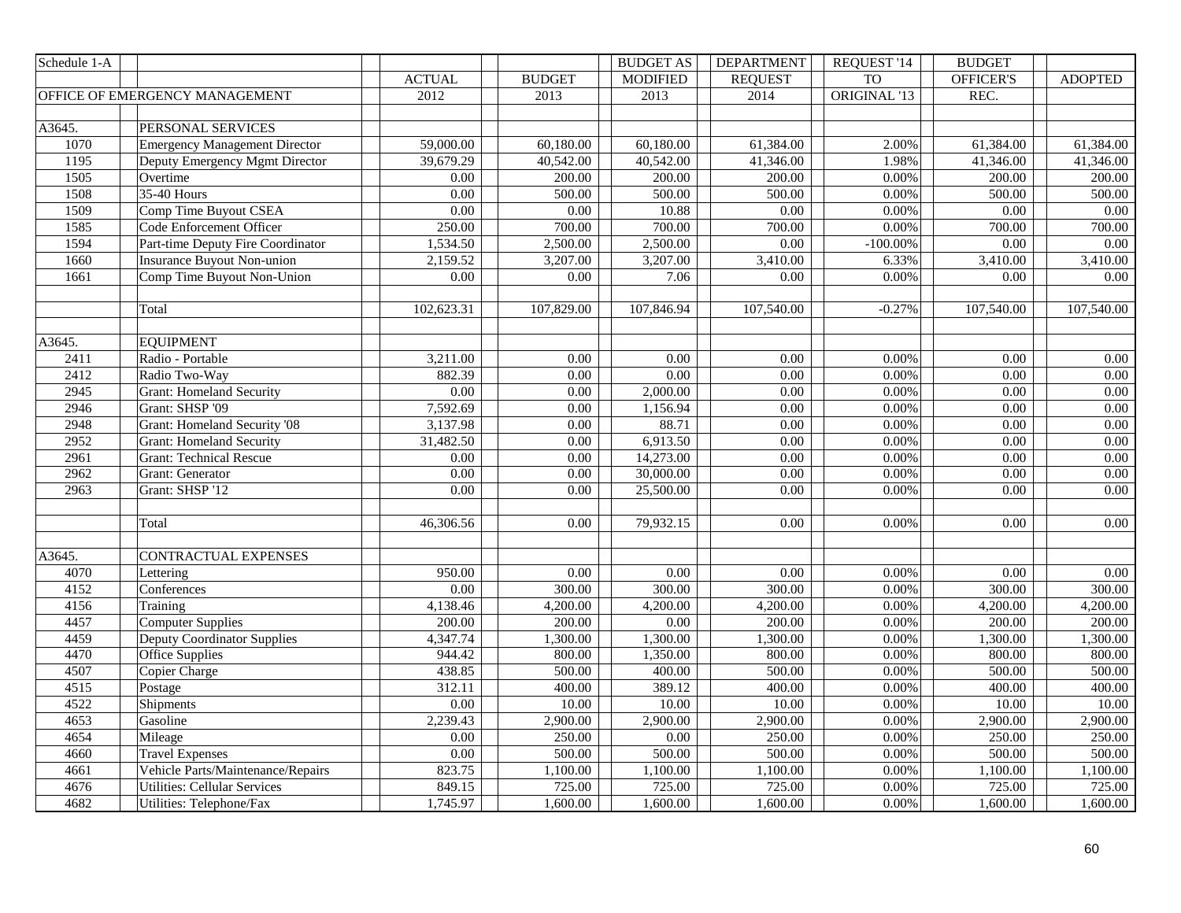| Schedule 1-A | | ACTUAL | BUDGET | BUDGET AS MODIFIED | DEPARTMENT REQUEST | REQUEST '14 TO ORIGINAL '13 | BUDGET OFFICER'S REC. | ADOPTED |
|---|---|---|---|---|---|---|---|---|
| OFFICE OF EMERGENCY MANAGEMENT | | 2012 | 2013 | 2013 | 2014 | | | |
| | | | | | | | | |
| A3645. | PERSONAL SERVICES | | | | | | | |
| 1070 | Emergency Management Director | 59,000.00 | 60,180.00 | 60,180.00 | 61,384.00 | 2.00% | 61,384.00 | 61,384.00 |
| 1195 | Deputy Emergency Mgmt Director | 39,679.29 | 40,542.00 | 40,542.00 | 41,346.00 | 1.98% | 41,346.00 | 41,346.00 |
| 1505 | Overtime | 0.00 | 200.00 | 200.00 | 200.00 | 0.00% | 200.00 | 200.00 |
| 1508 | 35-40 Hours | 0.00 | 500.00 | 500.00 | 500.00 | 0.00% | 500.00 | 500.00 |
| 1509 | Comp Time Buyout CSEA | 0.00 | 0.00 | 10.88 | 0.00 | 0.00% | 0.00 | 0.00 |
| 1585 | Code Enforcement Officer | 250.00 | 700.00 | 700.00 | 700.00 | 0.00% | 700.00 | 700.00 |
| 1594 | Part-time Deputy Fire Coordinator | 1,534.50 | 2,500.00 | 2,500.00 | 0.00 | -100.00% | 0.00 | 0.00 |
| 1660 | Insurance Buyout Non-union | 2,159.52 | 3,207.00 | 3,207.00 | 3,410.00 | 6.33% | 3,410.00 | 3,410.00 |
| 1661 | Comp Time Buyout Non-Union | 0.00 | 0.00 | 7.06 | 0.00 | 0.00% | 0.00 | 0.00 |
| | | | | | | | | |
| | Total | 102,623.31 | 107,829.00 | 107,846.94 | 107,540.00 | -0.27% | 107,540.00 | 107,540.00 |
| | | | | | | | | |
| A3645. | EQUIPMENT | | | | | | | |
| 2411 | Radio - Portable | 3,211.00 | 0.00 | 0.00 | 0.00 | 0.00% | 0.00 | 0.00 |
| 2412 | Radio Two-Way | 882.39 | 0.00 | 0.00 | 0.00 | 0.00% | 0.00 | 0.00 |
| 2945 | Grant: Homeland Security | 0.00 | 0.00 | 2,000.00 | 0.00 | 0.00% | 0.00 | 0.00 |
| 2946 | Grant: SHSP '09 | 7,592.69 | 0.00 | 1,156.94 | 0.00 | 0.00% | 0.00 | 0.00 |
| 2948 | Grant: Homeland Security '08 | 3,137.98 | 0.00 | 88.71 | 0.00 | 0.00% | 0.00 | 0.00 |
| 2952 | Grant: Homeland Security | 31,482.50 | 0.00 | 6,913.50 | 0.00 | 0.00% | 0.00 | 0.00 |
| 2961 | Grant: Technical Rescue | 0.00 | 0.00 | 14,273.00 | 0.00 | 0.00% | 0.00 | 0.00 |
| 2962 | Grant: Generator | 0.00 | 0.00 | 30,000.00 | 0.00 | 0.00% | 0.00 | 0.00 |
| 2963 | Grant: SHSP '12 | 0.00 | 0.00 | 25,500.00 | 0.00 | 0.00% | 0.00 | 0.00 |
| | | | | | | | | |
| | Total | 46,306.56 | 0.00 | 79,932.15 | 0.00 | 0.00% | 0.00 | 0.00 |
| | | | | | | | | |
| A3645. | CONTRACTUAL EXPENSES | | | | | | | |
| 4070 | Lettering | 950.00 | 0.00 | 0.00 | 0.00 | 0.00% | 0.00 | 0.00 |
| 4152 | Conferences | 0.00 | 300.00 | 300.00 | 300.00 | 0.00% | 300.00 | 300.00 |
| 4156 | Training | 4,138.46 | 4,200.00 | 4,200.00 | 4,200.00 | 0.00% | 4,200.00 | 4,200.00 |
| 4457 | Computer Supplies | 200.00 | 200.00 | 0.00 | 200.00 | 0.00% | 200.00 | 200.00 |
| 4459 | Deputy Coordinator Supplies | 4,347.74 | 1,300.00 | 1,300.00 | 1,300.00 | 0.00% | 1,300.00 | 1,300.00 |
| 4470 | Office Supplies | 944.42 | 800.00 | 1,350.00 | 800.00 | 0.00% | 800.00 | 800.00 |
| 4507 | Copier Charge | 438.85 | 500.00 | 400.00 | 500.00 | 0.00% | 500.00 | 500.00 |
| 4515 | Postage | 312.11 | 400.00 | 389.12 | 400.00 | 0.00% | 400.00 | 400.00 |
| 4522 | Shipments | 0.00 | 10.00 | 10.00 | 10.00 | 0.00% | 10.00 | 10.00 |
| 4653 | Gasoline | 2,239.43 | 2,900.00 | 2,900.00 | 2,900.00 | 0.00% | 2,900.00 | 2,900.00 |
| 4654 | Mileage | 0.00 | 250.00 | 0.00 | 250.00 | 0.00% | 250.00 | 250.00 |
| 4660 | Travel Expenses | 0.00 | 500.00 | 500.00 | 500.00 | 0.00% | 500.00 | 500.00 |
| 4661 | Vehicle Parts/Maintenance/Repairs | 823.75 | 1,100.00 | 1,100.00 | 1,100.00 | 0.00% | 1,100.00 | 1,100.00 |
| 4676 | Utilities: Cellular Services | 849.15 | 725.00 | 725.00 | 725.00 | 0.00% | 725.00 | 725.00 |
| 4682 | Utilities: Telephone/Fax | 1,745.97 | 1,600.00 | 1,600.00 | 1,600.00 | 0.00% | 1,600.00 | 1,600.00 |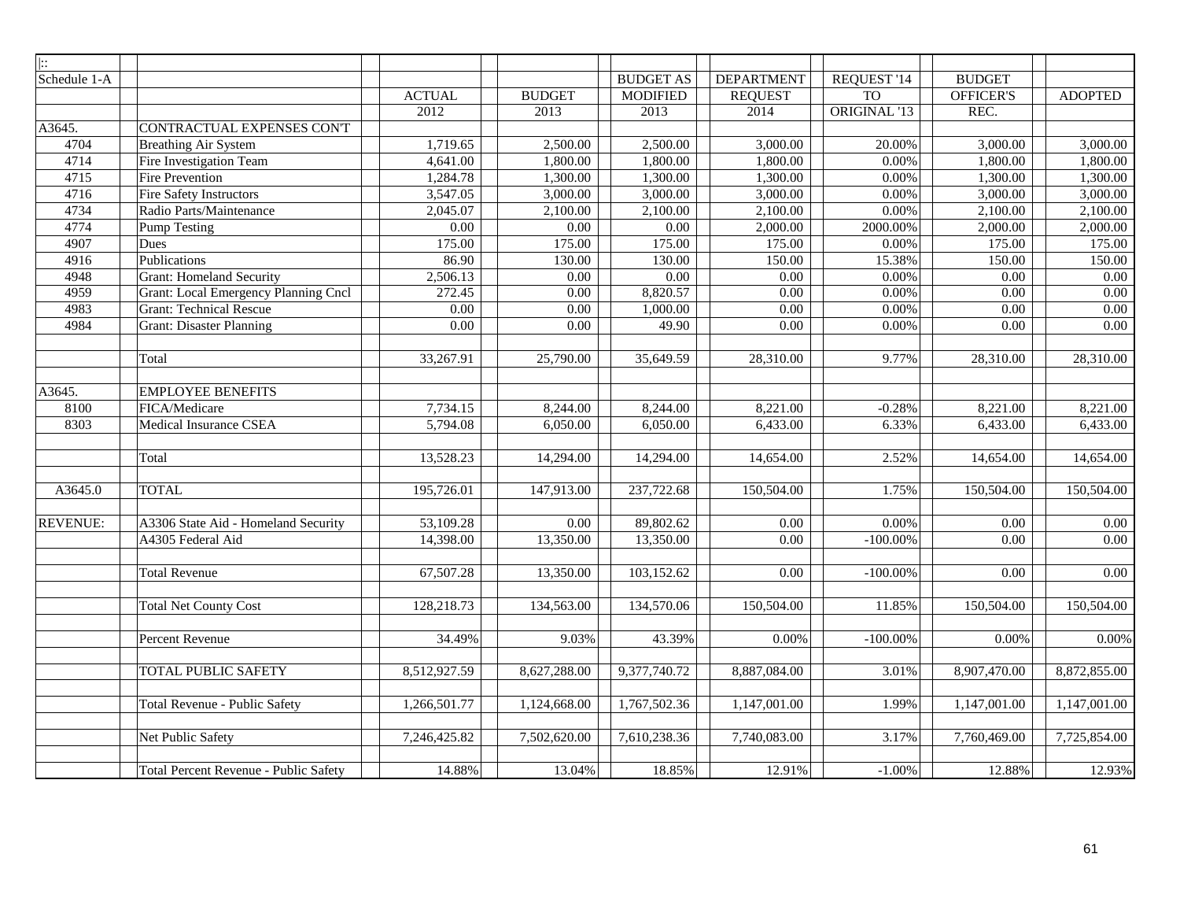| \|:: | | | | | | | | |
|---|---|---|---|---|---|---|---|---|
| Schedule 1-A | | | | BUDGET AS | DEPARTMENT | REQUEST '14 | BUDGET | |
| | | ACTUAL | BUDGET | MODIFIED | REQUEST | TO | OFFICER'S | ADOPTED |
| | | 2012 | 2013 | 2013 | 2014 | ORIGINAL '13 | REC. | |
| A3645. | CONTRACTUAL EXPENSES CON'T | | | | | | | |
| 4704 | Breathing Air System | 1,719.65 | 2,500.00 | 2,500.00 | 3,000.00 | 20.00% | 3,000.00 | 3,000.00 |
| 4714 | Fire Investigation Team | 4,641.00 | 1,800.00 | 1,800.00 | 1,800.00 | 0.00% | 1,800.00 | 1,800.00 |
| 4715 | Fire Prevention | 1,284.78 | 1,300.00 | 1,300.00 | 1,300.00 | 0.00% | 1,300.00 | 1,300.00 |
| 4716 | Fire Safety Instructors | 3,547.05 | 3,000.00 | 3,000.00 | 3,000.00 | 0.00% | 3,000.00 | 3,000.00 |
| 4734 | Radio Parts/Maintenance | 2,045.07 | 2,100.00 | 2,100.00 | 2,100.00 | 0.00% | 2,100.00 | 2,100.00 |
| 4774 | Pump Testing | 0.00 | 0.00 | 0.00 | 2,000.00 | 2000.00% | 2,000.00 | 2,000.00 |
| 4907 | Dues | 175.00 | 175.00 | 175.00 | 175.00 | 0.00% | 175.00 | 175.00 |
| 4916 | Publications | 86.90 | 130.00 | 130.00 | 150.00 | 15.38% | 150.00 | 150.00 |
| 4948 | Grant: Homeland Security | 2,506.13 | 0.00 | 0.00 | 0.00 | 0.00% | 0.00 | 0.00 |
| 4959 | Grant: Local Emergency Planning Cncl | 272.45 | 0.00 | 8,820.57 | 0.00 | 0.00% | 0.00 | 0.00 |
| 4983 | Grant: Technical Rescue | 0.00 | 0.00 | 1,000.00 | 0.00 | 0.00% | 0.00 | 0.00 |
| 4984 | Grant: Disaster Planning | 0.00 | 0.00 | 49.90 | 0.00 | 0.00% | 0.00 | 0.00 |
| | | | | | | | | |
| | Total | 33,267.91 | 25,790.00 | 35,649.59 | 28,310.00 | 9.77% | 28,310.00 | 28,310.00 |
| | | | | | | | | |
| A3645. | EMPLOYEE BENEFITS | | | | | | | |
| 8100 | FICA/Medicare | 7,734.15 | 8,244.00 | 8,244.00 | 8,221.00 | -0.28% | 8,221.00 | 8,221.00 |
| 8303 | Medical Insurance CSEA | 5,794.08 | 6,050.00 | 6,050.00 | 6,433.00 | 6.33% | 6,433.00 | 6,433.00 |
| | | | | | | | | |
| | Total | 13,528.23 | 14,294.00 | 14,294.00 | 14,654.00 | 2.52% | 14,654.00 | 14,654.00 |
| | | | | | | | | |
| A3645.0 | TOTAL | 195,726.01 | 147,913.00 | 237,722.68 | 150,504.00 | 1.75% | 150,504.00 | 150,504.00 |
| | | | | | | | | |
| REVENUE: | A3306 State Aid - Homeland Security | 53,109.28 | 0.00 | 89,802.62 | 0.00 | 0.00% | 0.00 | 0.00 |
| | A4305 Federal Aid | 14,398.00 | 13,350.00 | 13,350.00 | 0.00 | -100.00% | 0.00 | 0.00 |
| | | | | | | | | |
| | Total Revenue | 67,507.28 | 13,350.00 | 103,152.62 | 0.00 | -100.00% | 0.00 | 0.00 |
| | | | | | | | | |
| | Total Net County Cost | 128,218.73 | 134,563.00 | 134,570.06 | 150,504.00 | 11.85% | 150,504.00 | 150,504.00 |
| | | | | | | | | |
| | Percent Revenue | 34.49% | 9.03% | 43.39% | 0.00% | -100.00% | 0.00% | 0.00% |
| | | | | | | | | |
| | TOTAL PUBLIC SAFETY | 8,512,927.59 | 8,627,288.00 | 9,377,740.72 | 8,887,084.00 | 3.01% | 8,907,470.00 | 8,872,855.00 |
| | | | | | | | | |
| | Total Revenue - Public Safety | 1,266,501.77 | 1,124,668.00 | 1,767,502.36 | 1,147,001.00 | 1.99% | 1,147,001.00 | 1,147,001.00 |
| | | | | | | | | |
| | Net Public Safety | 7,246,425.82 | 7,502,620.00 | 7,610,238.36 | 7,740,083.00 | 3.17% | 7,760,469.00 | 7,725,854.00 |
| | | | | | | | | |
| | Total Percent Revenue - Public Safety | 14.88% | 13.04% | 18.85% | 12.91% | -1.00% | 12.88% | 12.93% |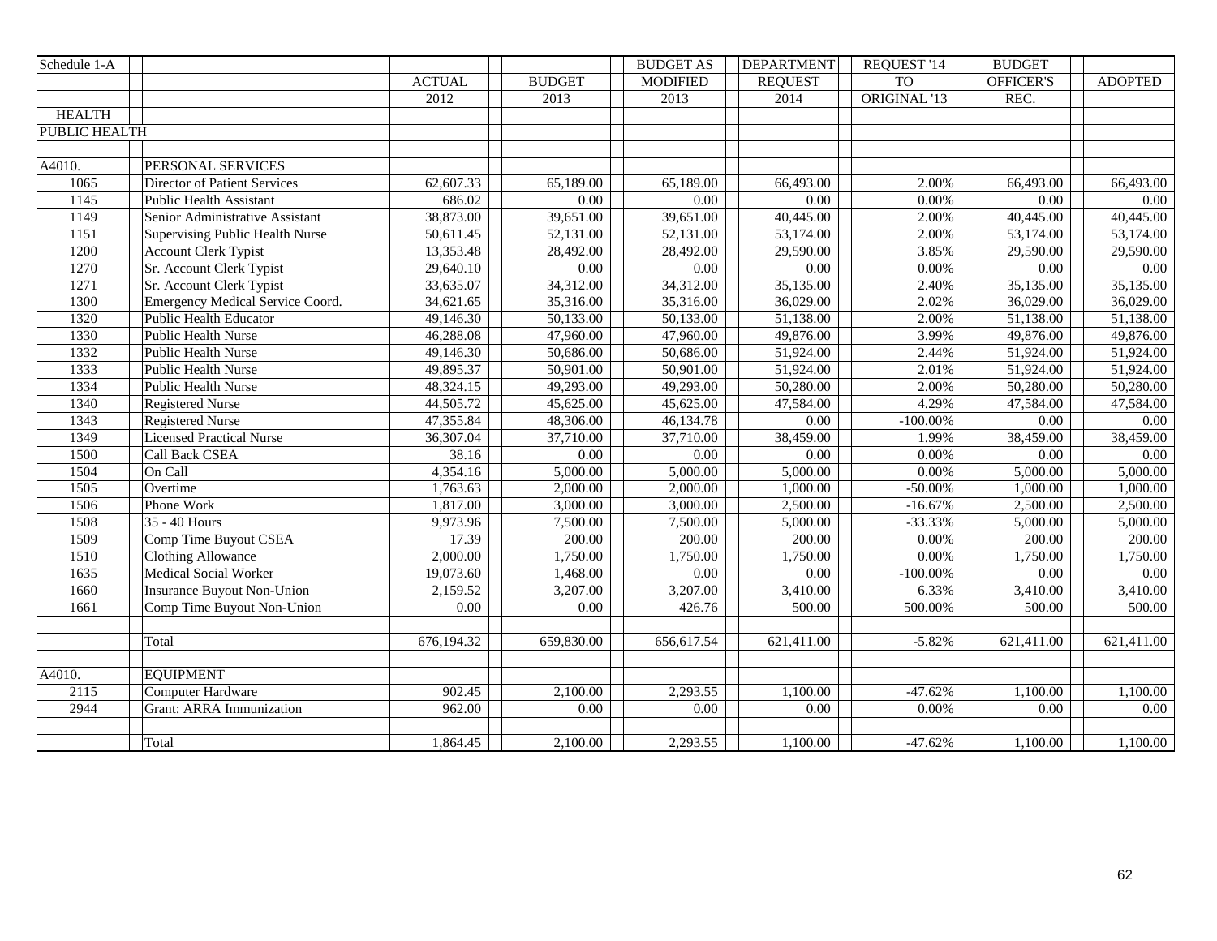| Schedule 1-A | | ACTUAL | BUDGET | BUDGET AS MODIFIED | DEPARTMENT REQUEST | REQUEST '14 TO ORIGINAL '13 | BUDGET OFFICER'S REC. | ADOPTED |
|---|---|---|---|---|---|---|---|---|
| | | 2012 | 2013 | 2013 | 2014 | | | |
| HEALTH | | | | | | | | |
| PUBLIC HEALTH | | | | | | | | |
| | | | | | | | | |
| A4010. | PERSONAL SERVICES | | | | | | | |
| 1065 | Director of Patient Services | 62,607.33 | 65,189.00 | 65,189.00 | 66,493.00 | 2.00% | 66,493.00 | 66,493.00 |
| 1145 | Public Health Assistant | 686.02 | 0.00 | 0.00 | 0.00 | 0.00% | 0.00 | 0.00 |
| 1149 | Senior Administrative Assistant | 38,873.00 | 39,651.00 | 39,651.00 | 40,445.00 | 2.00% | 40,445.00 | 40,445.00 |
| 1151 | Supervising Public Health Nurse | 50,611.45 | 52,131.00 | 52,131.00 | 53,174.00 | 2.00% | 53,174.00 | 53,174.00 |
| 1200 | Account Clerk Typist | 13,353.48 | 28,492.00 | 28,492.00 | 29,590.00 | 3.85% | 29,590.00 | 29,590.00 |
| 1270 | Sr. Account Clerk Typist | 29,640.10 | 0.00 | 0.00 | 0.00 | 0.00% | 0.00 | 0.00 |
| 1271 | Sr. Account Clerk Typist | 33,635.07 | 34,312.00 | 34,312.00 | 35,135.00 | 2.40% | 35,135.00 | 35,135.00 |
| 1300 | Emergency Medical Service Coord. | 34,621.65 | 35,316.00 | 35,316.00 | 36,029.00 | 2.02% | 36,029.00 | 36,029.00 |
| 1320 | Public Health Educator | 49,146.30 | 50,133.00 | 50,133.00 | 51,138.00 | 2.00% | 51,138.00 | 51,138.00 |
| 1330 | Public Health Nurse | 46,288.08 | 47,960.00 | 47,960.00 | 49,876.00 | 3.99% | 49,876.00 | 49,876.00 |
| 1332 | Public Health Nurse | 49,146.30 | 50,686.00 | 50,686.00 | 51,924.00 | 2.44% | 51,924.00 | 51,924.00 |
| 1333 | Public Health Nurse | 49,895.37 | 50,901.00 | 50,901.00 | 51,924.00 | 2.01% | 51,924.00 | 51,924.00 |
| 1334 | Public Health Nurse | 48,324.15 | 49,293.00 | 49,293.00 | 50,280.00 | 2.00% | 50,280.00 | 50,280.00 |
| 1340 | Registered Nurse | 44,505.72 | 45,625.00 | 45,625.00 | 47,584.00 | 4.29% | 47,584.00 | 47,584.00 |
| 1343 | Registered Nurse | 47,355.84 | 48,306.00 | 46,134.78 | 0.00 | -100.00% | 0.00 | 0.00 |
| 1349 | Licensed Practical Nurse | 36,307.04 | 37,710.00 | 37,710.00 | 38,459.00 | 1.99% | 38,459.00 | 38,459.00 |
| 1500 | Call Back CSEA | 38.16 | 0.00 | 0.00 | 0.00 | 0.00% | 0.00 | 0.00 |
| 1504 | On Call | 4,354.16 | 5,000.00 | 5,000.00 | 5,000.00 | 0.00% | 5,000.00 | 5,000.00 |
| 1505 | Overtime | 1,763.63 | 2,000.00 | 2,000.00 | 1,000.00 | -50.00% | 1,000.00 | 1,000.00 |
| 1506 | Phone Work | 1,817.00 | 3,000.00 | 3,000.00 | 2,500.00 | -16.67% | 2,500.00 | 2,500.00 |
| 1508 | 35 - 40 Hours | 9,973.96 | 7,500.00 | 7,500.00 | 5,000.00 | -33.33% | 5,000.00 | 5,000.00 |
| 1509 | Comp Time Buyout CSEA | 17.39 | 200.00 | 200.00 | 200.00 | 0.00% | 200.00 | 200.00 |
| 1510 | Clothing Allowance | 2,000.00 | 1,750.00 | 1,750.00 | 1,750.00 | 0.00% | 1,750.00 | 1,750.00 |
| 1635 | Medical Social Worker | 19,073.60 | 1,468.00 | 0.00 | 0.00 | -100.00% | 0.00 | 0.00 |
| 1660 | Insurance Buyout Non-Union | 2,159.52 | 3,207.00 | 3,207.00 | 3,410.00 | 6.33% | 3,410.00 | 3,410.00 |
| 1661 | Comp Time Buyout Non-Union | 0.00 | 0.00 | 426.76 | 500.00 | 500.00% | 500.00 | 500.00 |
| | | | | | | | | |
| | Total | 676,194.32 | 659,830.00 | 656,617.54 | 621,411.00 | -5.82% | 621,411.00 | 621,411.00 |
| | | | | | | | | |
| A4010. | EQUIPMENT | | | | | | | |
| 2115 | Computer Hardware | 902.45 | 2,100.00 | 2,293.55 | 1,100.00 | -47.62% | 1,100.00 | 1,100.00 |
| 2944 | Grant: ARRA Immunization | 962.00 | 0.00 | 0.00 | 0.00 | 0.00% | 0.00 | 0.00 |
| | | | | | | | | |
| | Total | 1,864.45 | 2,100.00 | 2,293.55 | 1,100.00 | -47.62% | 1,100.00 | 1,100.00 |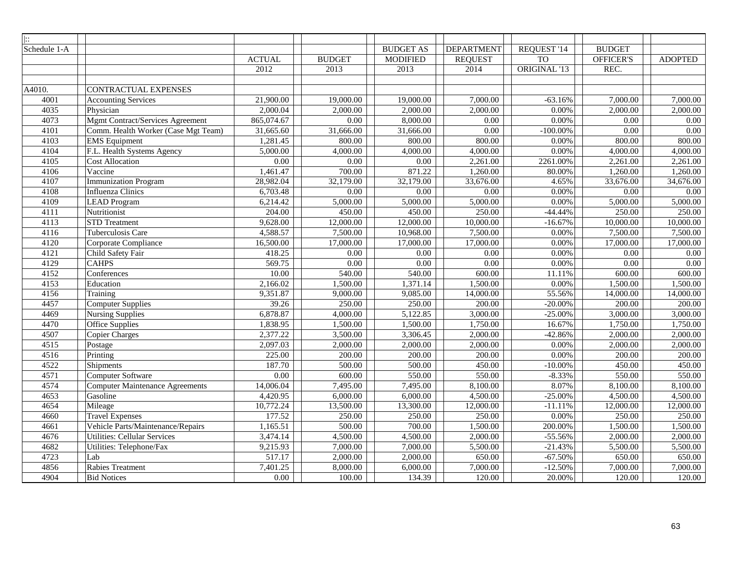| \|:: | | | | | | | | |
|---|---|---|---|---|---|---|---|---|
| Schedule 1-A | | | | BUDGET AS | DEPARTMENT | REQUEST '14 | BUDGET | |
| | | ACTUAL | BUDGET | MODIFIED | REQUEST | TO | OFFICER'S | ADOPTED |
| | | 2012 | 2013 | 2013 | 2014 | ORIGINAL '13 | REC. | |
| | | | | | | | | |
| A4010. | CONTRACTUAL EXPENSES | | | | | | | |
| 4001 | Accounting Services | 21,900.00 | 19,000.00 | 19,000.00 | 7,000.00 | -63.16% | 7,000.00 | 7,000.00 |
| 4035 | Physician | 2,000.04 | 2,000.00 | 2,000.00 | 2,000.00 | 0.00% | 2,000.00 | 2,000.00 |
| 4073 | Mgmt Contract/Services Agreement | 865,074.67 | 0.00 | 8,000.00 | 0.00 | 0.00% | 0.00 | 0.00 |
| 4101 | Comm. Health Worker (Case Mgt Team) | 31,665.60 | 31,666.00 | 31,666.00 | 0.00 | -100.00% | 0.00 | 0.00 |
| 4103 | EMS Equipment | 1,281.45 | 800.00 | 800.00 | 800.00 | 0.00% | 800.00 | 800.00 |
| 4104 | F.L. Health Systems Agency | 5,000.00 | 4,000.00 | 4,000.00 | 4,000.00 | 0.00% | 4,000.00 | 4,000.00 |
| 4105 | Cost Allocation | 0.00 | 0.00 | 0.00 | 2,261.00 | 2261.00% | 2,261.00 | 2,261.00 |
| 4106 | Vaccine | 1,461.47 | 700.00 | 871.22 | 1,260.00 | 80.00% | 1,260.00 | 1,260.00 |
| 4107 | Immunization Program | 28,982.04 | 32,179.00 | 32,179.00 | 33,676.00 | 4.65% | 33,676.00 | 34,676.00 |
| 4108 | Influenza Clinics | 6,703.48 | 0.00 | 0.00 | 0.00 | 0.00% | 0.00 | 0.00 |
| 4109 | LEAD Program | 6,214.42 | 5,000.00 | 5,000.00 | 5,000.00 | 0.00% | 5,000.00 | 5,000.00 |
| 4111 | Nutritionist | 204.00 | 450.00 | 450.00 | 250.00 | -44.44% | 250.00 | 250.00 |
| 4113 | STD Treatment | 9,628.00 | 12,000.00 | 12,000.00 | 10,000.00 | -16.67% | 10,000.00 | 10,000.00 |
| 4116 | Tuberculosis Care | 4,588.57 | 7,500.00 | 10,968.00 | 7,500.00 | 0.00% | 7,500.00 | 7,500.00 |
| 4120 | Corporate Compliance | 16,500.00 | 17,000.00 | 17,000.00 | 17,000.00 | 0.00% | 17,000.00 | 17,000.00 |
| 4121 | Child Safety Fair | 418.25 | 0.00 | 0.00 | 0.00 | 0.00% | 0.00 | 0.00 |
| 4129 | CAHPS | 569.75 | 0.00 | 0.00 | 0.00 | 0.00% | 0.00 | 0.00 |
| 4152 | Conferences | 10.00 | 540.00 | 540.00 | 600.00 | 11.11% | 600.00 | 600.00 |
| 4153 | Education | 2,166.02 | 1,500.00 | 1,371.14 | 1,500.00 | 0.00% | 1,500.00 | 1,500.00 |
| 4156 | Training | 9,351.87 | 9,000.00 | 9,085.00 | 14,000.00 | 55.56% | 14,000.00 | 14,000.00 |
| 4457 | Computer Supplies | 39.26 | 250.00 | 250.00 | 200.00 | -20.00% | 200.00 | 200.00 |
| 4469 | Nursing Supplies | 6,878.87 | 4,000.00 | 5,122.85 | 3,000.00 | -25.00% | 3,000.00 | 3,000.00 |
| 4470 | Office Supplies | 1,838.95 | 1,500.00 | 1,500.00 | 1,750.00 | 16.67% | 1,750.00 | 1,750.00 |
| 4507 | Copier Charges | 2,377.22 | 3,500.00 | 3,306.45 | 2,000.00 | -42.86% | 2,000.00 | 2,000.00 |
| 4515 | Postage | 2,097.03 | 2,000.00 | 2,000.00 | 2,000.00 | 0.00% | 2,000.00 | 2,000.00 |
| 4516 | Printing | 225.00 | 200.00 | 200.00 | 200.00 | 0.00% | 200.00 | 200.00 |
| 4522 | Shipments | 187.70 | 500.00 | 500.00 | 450.00 | -10.00% | 450.00 | 450.00 |
| 4571 | Computer Software | 0.00 | 600.00 | 550.00 | 550.00 | -8.33% | 550.00 | 550.00 |
| 4574 | Computer Maintenance Agreements | 14,006.04 | 7,495.00 | 7,495.00 | 8,100.00 | 8.07% | 8,100.00 | 8,100.00 |
| 4653 | Gasoline | 4,420.95 | 6,000.00 | 6,000.00 | 4,500.00 | -25.00% | 4,500.00 | 4,500.00 |
| 4654 | Mileage | 10,772.24 | 13,500.00 | 13,300.00 | 12,000.00 | -11.11% | 12,000.00 | 12,000.00 |
| 4660 | Travel Expenses | 177.52 | 250.00 | 250.00 | 250.00 | 0.00% | 250.00 | 250.00 |
| 4661 | Vehicle Parts/Maintenance/Repairs | 1,165.51 | 500.00 | 700.00 | 1,500.00 | 200.00% | 1,500.00 | 1,500.00 |
| 4676 | Utilities: Cellular Services | 3,474.14 | 4,500.00 | 4,500.00 | 2,000.00 | -55.56% | 2,000.00 | 2,000.00 |
| 4682 | Utilities: Telephone/Fax | 9,215.93 | 7,000.00 | 7,000.00 | 5,500.00 | -21.43% | 5,500.00 | 5,500.00 |
| 4723 | Lab | 517.17 | 2,000.00 | 2,000.00 | 650.00 | -67.50% | 650.00 | 650.00 |
| 4856 | Rabies Treatment | 7,401.25 | 8,000.00 | 6,000.00 | 7,000.00 | -12.50% | 7,000.00 | 7,000.00 |
| 4904 | Bid Notices | 0.00 | 100.00 | 134.39 | 120.00 | 20.00% | 120.00 | 120.00 |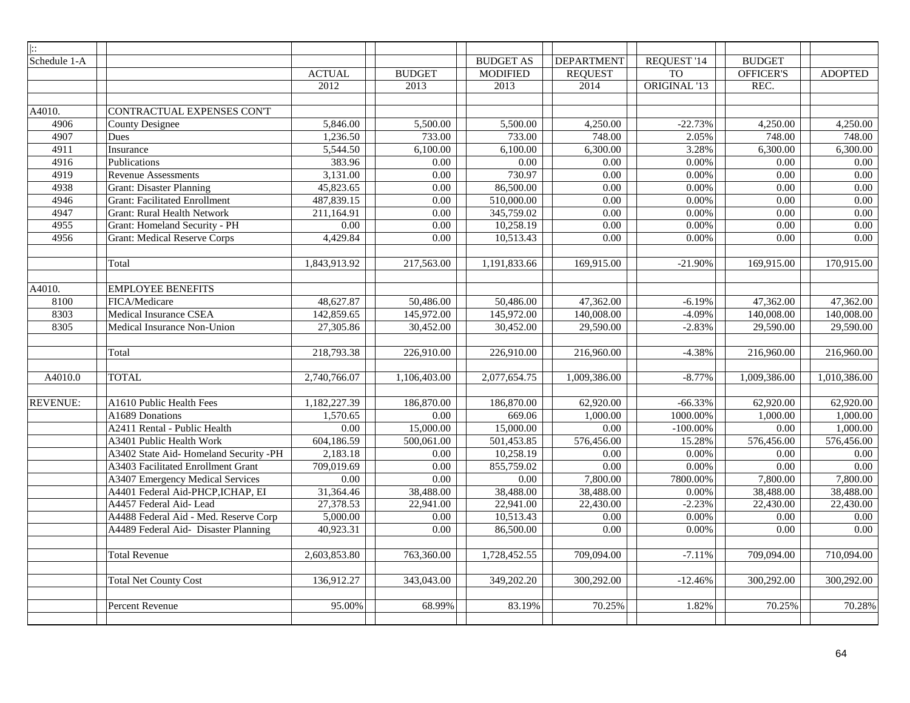| | | | | | | | | |
|---|---|---|---|---|---|---|---|---|
| \|:: | | | | | | | | |
| Schedule 1-A | | | | BUDGET AS | DEPARTMENT | REQUEST '14 | BUDGET | |
| | | ACTUAL | BUDGET | MODIFIED | REQUEST | TO | OFFICER'S | ADOPTED |
| | | 2012 | 2013 | 2013 | 2014 | ORIGINAL '13 | REC. | |
| | | | | | | | | |
| A4010. | CONTRACTUAL EXPENSES CON'T | | | | | | | |
| 4906 | County Designee | 5,846.00 | 5,500.00 | 5,500.00 | 4,250.00 | -22.73% | 4,250.00 | 4,250.00 |
| 4907 | Dues | 1,236.50 | 733.00 | 733.00 | 748.00 | 2.05% | 748.00 | 748.00 |
| 4911 | Insurance | 5,544.50 | 6,100.00 | 6,100.00 | 6,300.00 | 3.28% | 6,300.00 | 6,300.00 |
| 4916 | Publications | 383.96 | 0.00 | 0.00 | 0.00 | 0.00% | 0.00 | 0.00 |
| 4919 | Revenue Assessments | 3,131.00 | 0.00 | 730.97 | 0.00 | 0.00% | 0.00 | 0.00 |
| 4938 | Grant: Disaster Planning | 45,823.65 | 0.00 | 86,500.00 | 0.00 | 0.00% | 0.00 | 0.00 |
| 4946 | Grant: Facilitated Enrollment | 487,839.15 | 0.00 | 510,000.00 | 0.00 | 0.00% | 0.00 | 0.00 |
| 4947 | Grant: Rural Health Network | 211,164.91 | 0.00 | 345,759.02 | 0.00 | 0.00% | 0.00 | 0.00 |
| 4955 | Grant: Homeland Security - PH | 0.00 | 0.00 | 10,258.19 | 0.00 | 0.00% | 0.00 | 0.00 |
| 4956 | Grant: Medical Reserve Corps | 4,429.84 | 0.00 | 10,513.43 | 0.00 | 0.00% | 0.00 | 0.00 |
| | | | | | | | | |
| | Total | 1,843,913.92 | 217,563.00 | 1,191,833.66 | 169,915.00 | -21.90% | 169,915.00 | 170,915.00 |
| | | | | | | | | |
| A4010. | EMPLOYEE BENEFITS | | | | | | | |
| 8100 | FICA/Medicare | 48,627.87 | 50,486.00 | 50,486.00 | 47,362.00 | -6.19% | 47,362.00 | 47,362.00 |
| 8303 | Medical Insurance CSEA | 142,859.65 | 145,972.00 | 145,972.00 | 140,008.00 | -4.09% | 140,008.00 | 140,008.00 |
| 8305 | Medical Insurance Non-Union | 27,305.86 | 30,452.00 | 30,452.00 | 29,590.00 | -2.83% | 29,590.00 | 29,590.00 |
| | | | | | | | | |
| | Total | 218,793.38 | 226,910.00 | 226,910.00 | 216,960.00 | -4.38% | 216,960.00 | 216,960.00 |
| | | | | | | | | |
| A4010.0 | TOTAL | 2,740,766.07 | 1,106,403.00 | 2,077,654.75 | 1,009,386.00 | -8.77% | 1,009,386.00 | 1,010,386.00 |
| | | | | | | | | |
| REVENUE: | A1610 Public Health Fees | 1,182,227.39 | 186,870.00 | 186,870.00 | 62,920.00 | -66.33% | 62,920.00 | 62,920.00 |
| | A1689 Donations | 1,570.65 | 0.00 | 669.06 | 1,000.00 | 1000.00% | 1,000.00 | 1,000.00 |
| | A2411 Rental - Public Health | 0.00 | 15,000.00 | 15,000.00 | 0.00 | -100.00% | 0.00 | 1,000.00 |
| | A3401 Public Health Work | 604,186.59 | 500,061.00 | 501,453.85 | 576,456.00 | 15.28% | 576,456.00 | 576,456.00 |
| | A3402 State Aid- Homeland Security -PH | 2,183.18 | 0.00 | 10,258.19 | 0.00 | 0.00% | 0.00 | 0.00 |
| | A3403 Facilitated Enrollment Grant | 709,019.69 | 0.00 | 855,759.02 | 0.00 | 0.00% | 0.00 | 0.00 |
| | A3407 Emergency Medical Services | 0.00 | 0.00 | 0.00 | 7,800.00 | 7800.00% | 7,800.00 | 7,800.00 |
| | A4401 Federal Aid-PHCP,ICHAP, EI | 31,364.46 | 38,488.00 | 38,488.00 | 38,488.00 | 0.00% | 38,488.00 | 38,488.00 |
| | A4457 Federal Aid- Lead | 27,378.53 | 22,941.00 | 22,941.00 | 22,430.00 | -2.23% | 22,430.00 | 22,430.00 |
| | A4488 Federal Aid - Med. Reserve Corp | 5,000.00 | 0.00 | 10,513.43 | 0.00 | 0.00% | 0.00 | 0.00 |
| | A4489 Federal Aid- Disaster Planning | 40,923.31 | 0.00 | 86,500.00 | 0.00 | 0.00% | 0.00 | 0.00 |
| | | | | | | | | |
| | Total Revenue | 2,603,853.80 | 763,360.00 | 1,728,452.55 | 709,094.00 | -7.11% | 709,094.00 | 710,094.00 |
| | | | | | | | | |
| | Total Net County Cost | 136,912.27 | 343,043.00 | 349,202.20 | 300,292.00 | -12.46% | 300,292.00 | 300,292.00 |
| | | | | | | | | |
| | Percent Revenue | 95.00% | 68.99% | 83.19% | 70.25% | 1.82% | 70.25% | 70.28% |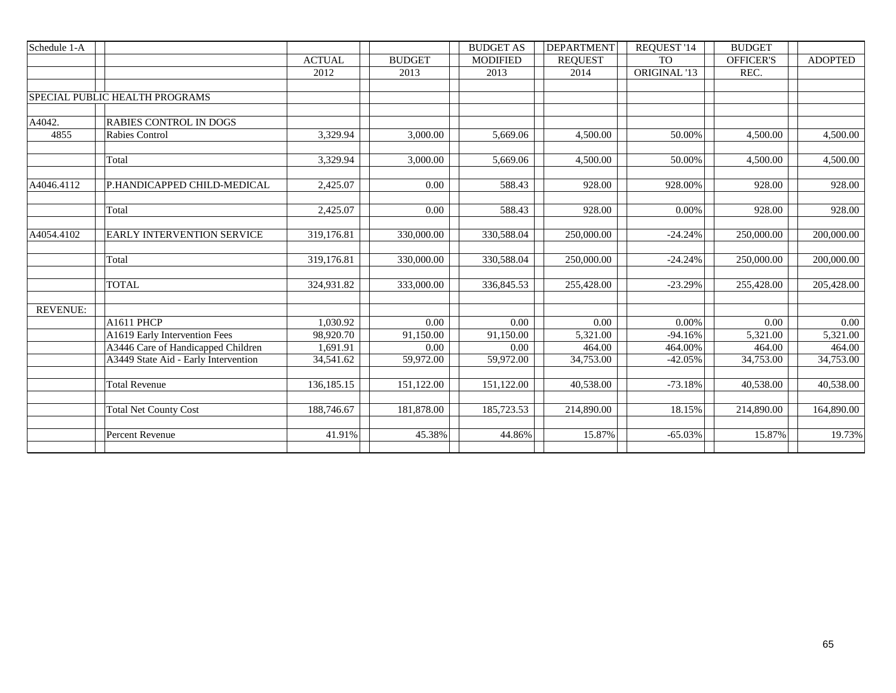| Schedule 1-A | | ACTUAL | BUDGET | BUDGET AS MODIFIED | DEPARTMENT REQUEST | REQUEST '14 TO ORIGINAL '13 | BUDGET OFFICER'S REC. | ADOPTED |
|---|---|---|---|---|---|---|---|---|
| | | 2012 | 2013 | 2013 | 2014 | | | |
| SPECIAL PUBLIC HEALTH PROGRAMS | | | | | | | | |
| A4042. | RABIES CONTROL IN DOGS | | | | | | | |
| 4855 | Rabies Control | 3,329.94 | 3,000.00 | 5,669.06 | 4,500.00 | 50.00% | 4,500.00 | 4,500.00 |
| | Total | 3,329.94 | 3,000.00 | 5,669.06 | 4,500.00 | 50.00% | 4,500.00 | 4,500.00 |
| A4046.4112 | P.HANDICAPPED CHILD-MEDICAL | 2,425.07 | 0.00 | 588.43 | 928.00 | 928.00% | 928.00 | 928.00 |
| | Total | 2,425.07 | 0.00 | 588.43 | 928.00 | 0.00% | 928.00 | 928.00 |
| A4054.4102 | EARLY INTERVENTION SERVICE | 319,176.81 | 330,000.00 | 330,588.04 | 250,000.00 | -24.24% | 250,000.00 | 200,000.00 |
| | Total | 319,176.81 | 330,000.00 | 330,588.04 | 250,000.00 | -24.24% | 250,000.00 | 200,000.00 |
| | TOTAL | 324,931.82 | 333,000.00 | 336,845.53 | 255,428.00 | -23.29% | 255,428.00 | 205,428.00 |
| REVENUE: | | | | | | | | |
| | A1611 PHCP | 1,030.92 | 0.00 | 0.00 | 0.00 | 0.00% | 0.00 | 0.00 |
| | A1619 Early Intervention Fees | 98,920.70 | 91,150.00 | 91,150.00 | 5,321.00 | -94.16% | 5,321.00 | 5,321.00 |
| | A3446 Care of Handicapped Children | 1,691.91 | 0.00 | 0.00 | 464.00 | 464.00% | 464.00 | 464.00 |
| | A3449 State Aid - Early Intervention | 34,541.62 | 59,972.00 | 59,972.00 | 34,753.00 | -42.05% | 34,753.00 | 34,753.00 |
| | Total Revenue | 136,185.15 | 151,122.00 | 151,122.00 | 40,538.00 | -73.18% | 40,538.00 | 40,538.00 |
| | Total Net County Cost | 188,746.67 | 181,878.00 | 185,723.53 | 214,890.00 | 18.15% | 214,890.00 | 164,890.00 |
| | Percent Revenue | 41.91% | 45.38% | 44.86% | 15.87% | -65.03% | 15.87% | 19.73% |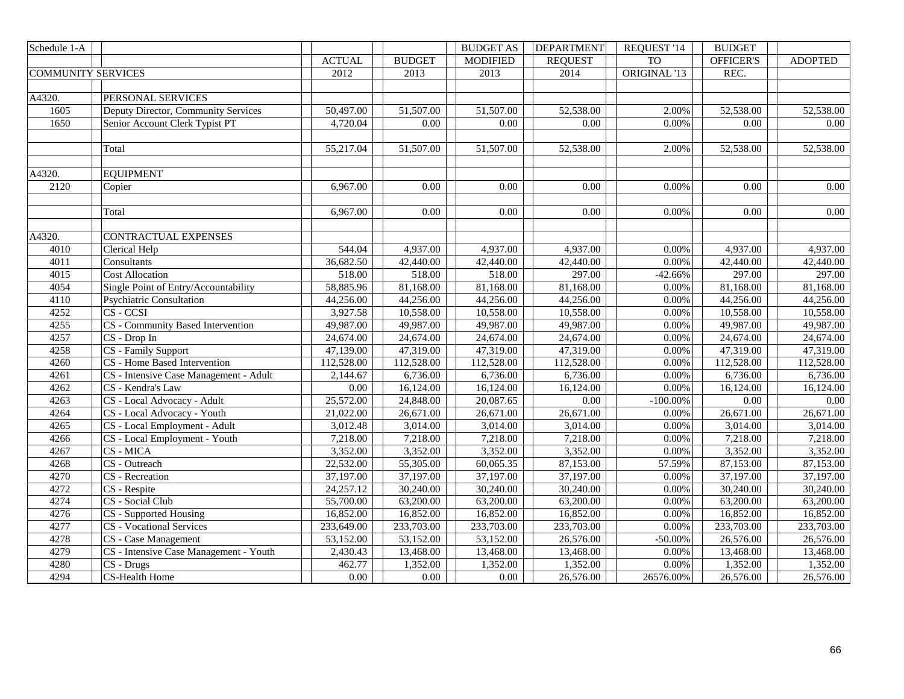| Schedule 1-A | | | | BUDGET AS | DEPARTMENT | REQUEST '14 | BUDGET | |
|---|---|---|---|---|---|---|---|---|
| | | ACTUAL | BUDGET | MODIFIED | REQUEST | TO | OFFICER'S | ADOPTED |
| COMMUNITY SERVICES | | 2012 | 2013 | 2013 | 2014 | ORIGINAL '13 | REC. | |
| | | | | | | | | |
| A4320. | PERSONAL SERVICES | | | | | | | |
| 1605 | Deputy Director, Community Services | 50,497.00 | 51,507.00 | 51,507.00 | 52,538.00 | 2.00% | 52,538.00 | 52,538.00 |
| 1650 | Senior Account Clerk Typist PT | 4,720.04 | 0.00 | 0.00 | 0.00 | 0.00% | 0.00 | 0.00 |
| | | | | | | | | |
| | Total | 55,217.04 | 51,507.00 | 51,507.00 | 52,538.00 | 2.00% | 52,538.00 | 52,538.00 |
| | | | | | | | | |
| A4320. | EQUIPMENT | | | | | | | |
| 2120 | Copier | 6,967.00 | 0.00 | 0.00 | 0.00 | 0.00% | 0.00 | 0.00 |
| | | | | | | | | |
| | Total | 6,967.00 | 0.00 | 0.00 | 0.00 | 0.00% | 0.00 | 0.00 |
| | | | | | | | | |
| A4320. | CONTRACTUAL EXPENSES | | | | | | | |
| 4010 | Clerical Help | 544.04 | 4,937.00 | 4,937.00 | 4,937.00 | 0.00% | 4,937.00 | 4,937.00 |
| 4011 | Consultants | 36,682.50 | 42,440.00 | 42,440.00 | 42,440.00 | 0.00% | 42,440.00 | 42,440.00 |
| 4015 | Cost Allocation | 518.00 | 518.00 | 518.00 | 297.00 | -42.66% | 297.00 | 297.00 |
| 4054 | Single Point of Entry/Accountability | 58,885.96 | 81,168.00 | 81,168.00 | 81,168.00 | 0.00% | 81,168.00 | 81,168.00 |
| 4110 | Psychiatric Consultation | 44,256.00 | 44,256.00 | 44,256.00 | 44,256.00 | 0.00% | 44,256.00 | 44,256.00 |
| 4252 | CS - CCSI | 3,927.58 | 10,558.00 | 10,558.00 | 10,558.00 | 0.00% | 10,558.00 | 10,558.00 |
| 4255 | CS - Community Based Intervention | 49,987.00 | 49,987.00 | 49,987.00 | 49,987.00 | 0.00% | 49,987.00 | 49,987.00 |
| 4257 | CS - Drop In | 24,674.00 | 24,674.00 | 24,674.00 | 24,674.00 | 0.00% | 24,674.00 | 24,674.00 |
| 4258 | CS - Family Support | 47,139.00 | 47,319.00 | 47,319.00 | 47,319.00 | 0.00% | 47,319.00 | 47,319.00 |
| 4260 | CS - Home Based Intervention | 112,528.00 | 112,528.00 | 112,528.00 | 112,528.00 | 0.00% | 112,528.00 | 112,528.00 |
| 4261 | CS - Intensive Case Management - Adult | 2,144.67 | 6,736.00 | 6,736.00 | 6,736.00 | 0.00% | 6,736.00 | 6,736.00 |
| 4262 | CS - Kendra's Law | 0.00 | 16,124.00 | 16,124.00 | 16,124.00 | 0.00% | 16,124.00 | 16,124.00 |
| 4263 | CS - Local Advocacy - Adult | 25,572.00 | 24,848.00 | 20,087.65 | 0.00 | -100.00% | 0.00 | 0.00 |
| 4264 | CS - Local Advocacy - Youth | 21,022.00 | 26,671.00 | 26,671.00 | 26,671.00 | 0.00% | 26,671.00 | 26,671.00 |
| 4265 | CS - Local Employment - Adult | 3,012.48 | 3,014.00 | 3,014.00 | 3,014.00 | 0.00% | 3,014.00 | 3,014.00 |
| 4266 | CS - Local Employment - Youth | 7,218.00 | 7,218.00 | 7,218.00 | 7,218.00 | 0.00% | 7,218.00 | 7,218.00 |
| 4267 | CS - MICA | 3,352.00 | 3,352.00 | 3,352.00 | 3,352.00 | 0.00% | 3,352.00 | 3,352.00 |
| 4268 | CS - Outreach | 22,532.00 | 55,305.00 | 60,065.35 | 87,153.00 | 57.59% | 87,153.00 | 87,153.00 |
| 4270 | CS - Recreation | 37,197.00 | 37,197.00 | 37,197.00 | 37,197.00 | 0.00% | 37,197.00 | 37,197.00 |
| 4272 | CS - Respite | 24,257.12 | 30,240.00 | 30,240.00 | 30,240.00 | 0.00% | 30,240.00 | 30,240.00 |
| 4274 | CS - Social Club | 55,700.00 | 63,200.00 | 63,200.00 | 63,200.00 | 0.00% | 63,200.00 | 63,200.00 |
| 4276 | CS - Supported Housing | 16,852.00 | 16,852.00 | 16,852.00 | 16,852.00 | 0.00% | 16,852.00 | 16,852.00 |
| 4277 | CS - Vocational Services | 233,649.00 | 233,703.00 | 233,703.00 | 233,703.00 | 0.00% | 233,703.00 | 233,703.00 |
| 4278 | CS - Case Management | 53,152.00 | 53,152.00 | 53,152.00 | 26,576.00 | -50.00% | 26,576.00 | 26,576.00 |
| 4279 | CS - Intensive Case Management - Youth | 2,430.43 | 13,468.00 | 13,468.00 | 13,468.00 | 0.00% | 13,468.00 | 13,468.00 |
| 4280 | CS - Drugs | 462.77 | 1,352.00 | 1,352.00 | 1,352.00 | 0.00% | 1,352.00 | 1,352.00 |
| 4294 | CS-Health Home | 0.00 | 0.00 | 0.00 | 26,576.00 | 26576.00% | 26,576.00 | 26,576.00 |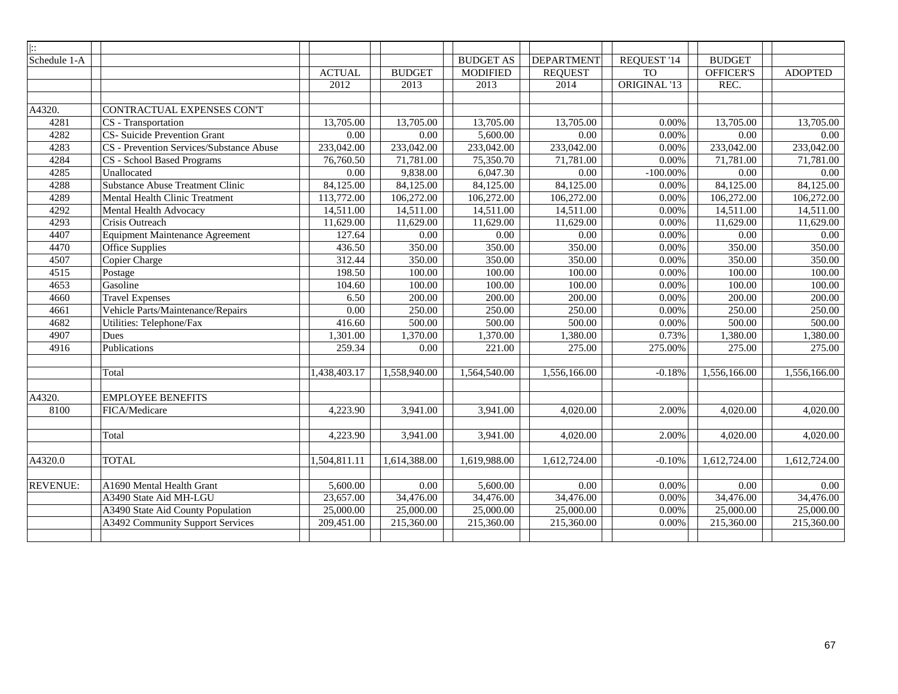| \|:: | | | | | | | | |
|---|---|---|---|---|---|---|---|---|
| Schedule 1-A | | | | BUDGET AS | DEPARTMENT | REQUEST '14 | BUDGET | |
| | | ACTUAL | BUDGET | MODIFIED | REQUEST | TO | OFFICER'S | ADOPTED |
| | | 2012 | 2013 | 2013 | 2014 | ORIGINAL '13 | REC. | |
| | | | | | | | | |
| A4320. | CONTRACTUAL EXPENSES CON'T | | | | | | | |
| 4281 | CS - Transportation | 13,705.00 | 13,705.00 | 13,705.00 | 13,705.00 | 0.00% | 13,705.00 | 13,705.00 |
| 4282 | CS- Suicide Prevention Grant | 0.00 | 0.00 | 5,600.00 | 0.00 | 0.00% | 0.00 | 0.00 |
| 4283 | CS - Prevention Services/Substance Abuse | 233,042.00 | 233,042.00 | 233,042.00 | 233,042.00 | 0.00% | 233,042.00 | 233,042.00 |
| 4284 | CS - School Based Programs | 76,760.50 | 71,781.00 | 75,350.70 | 71,781.00 | 0.00% | 71,781.00 | 71,781.00 |
| 4285 | Unallocated | 0.00 | 9,838.00 | 6,047.30 | 0.00 | -100.00% | 0.00 | 0.00 |
| 4288 | Substance Abuse Treatment Clinic | 84,125.00 | 84,125.00 | 84,125.00 | 84,125.00 | 0.00% | 84,125.00 | 84,125.00 |
| 4289 | Mental Health Clinic Treatment | 113,772.00 | 106,272.00 | 106,272.00 | 106,272.00 | 0.00% | 106,272.00 | 106,272.00 |
| 4292 | Mental Health Advocacy | 14,511.00 | 14,511.00 | 14,511.00 | 14,511.00 | 0.00% | 14,511.00 | 14,511.00 |
| 4293 | Crisis Outreach | 11,629.00 | 11,629.00 | 11,629.00 | 11,629.00 | 0.00% | 11,629.00 | 11,629.00 |
| 4407 | Equipment Maintenance Agreement | 127.64 | 0.00 | 0.00 | 0.00 | 0.00% | 0.00 | 0.00 |
| 4470 | Office Supplies | 436.50 | 350.00 | 350.00 | 350.00 | 0.00% | 350.00 | 350.00 |
| 4507 | Copier Charge | 312.44 | 350.00 | 350.00 | 350.00 | 0.00% | 350.00 | 350.00 |
| 4515 | Postage | 198.50 | 100.00 | 100.00 | 100.00 | 0.00% | 100.00 | 100.00 |
| 4653 | Gasoline | 104.60 | 100.00 | 100.00 | 100.00 | 0.00% | 100.00 | 100.00 |
| 4660 | Travel Expenses | 6.50 | 200.00 | 200.00 | 200.00 | 0.00% | 200.00 | 200.00 |
| 4661 | Vehicle Parts/Maintenance/Repairs | 0.00 | 250.00 | 250.00 | 250.00 | 0.00% | 250.00 | 250.00 |
| 4682 | Utilities: Telephone/Fax | 416.60 | 500.00 | 500.00 | 500.00 | 0.00% | 500.00 | 500.00 |
| 4907 | Dues | 1,301.00 | 1,370.00 | 1,370.00 | 1,380.00 | 0.73% | 1,380.00 | 1,380.00 |
| 4916 | Publications | 259.34 | 0.00 | 221.00 | 275.00 | 275.00% | 275.00 | 275.00 |
| | | | | | | | | |
| | Total | 1,438,403.17 | 1,558,940.00 | 1,564,540.00 | 1,556,166.00 | -0.18% | 1,556,166.00 | 1,556,166.00 |
| | | | | | | | | |
| A4320. | EMPLOYEE BENEFITS | | | | | | | |
| 8100 | FICA/Medicare | 4,223.90 | 3,941.00 | 3,941.00 | 4,020.00 | 2.00% | 4,020.00 | 4,020.00 |
| | | | | | | | | |
| | Total | 4,223.90 | 3,941.00 | 3,941.00 | 4,020.00 | 2.00% | 4,020.00 | 4,020.00 |
| | | | | | | | | |
| A4320.0 | TOTAL | 1,504,811.11 | 1,614,388.00 | 1,619,988.00 | 1,612,724.00 | -0.10% | 1,612,724.00 | 1,612,724.00 |
| | | | | | | | | |
| REVENUE: | A1690 Mental Health Grant | 5,600.00 | 0.00 | 5,600.00 | 0.00 | 0.00% | 0.00 | 0.00 |
| | A3490 State Aid MH-LGU | 23,657.00 | 34,476.00 | 34,476.00 | 34,476.00 | 0.00% | 34,476.00 | 34,476.00 |
| | A3490 State Aid County Population | 25,000.00 | 25,000.00 | 25,000.00 | 25,000.00 | 0.00% | 25,000.00 | 25,000.00 |
| | A3492 Community Support Services | 209,451.00 | 215,360.00 | 215,360.00 | 215,360.00 | 0.00% | 215,360.00 | 215,360.00 |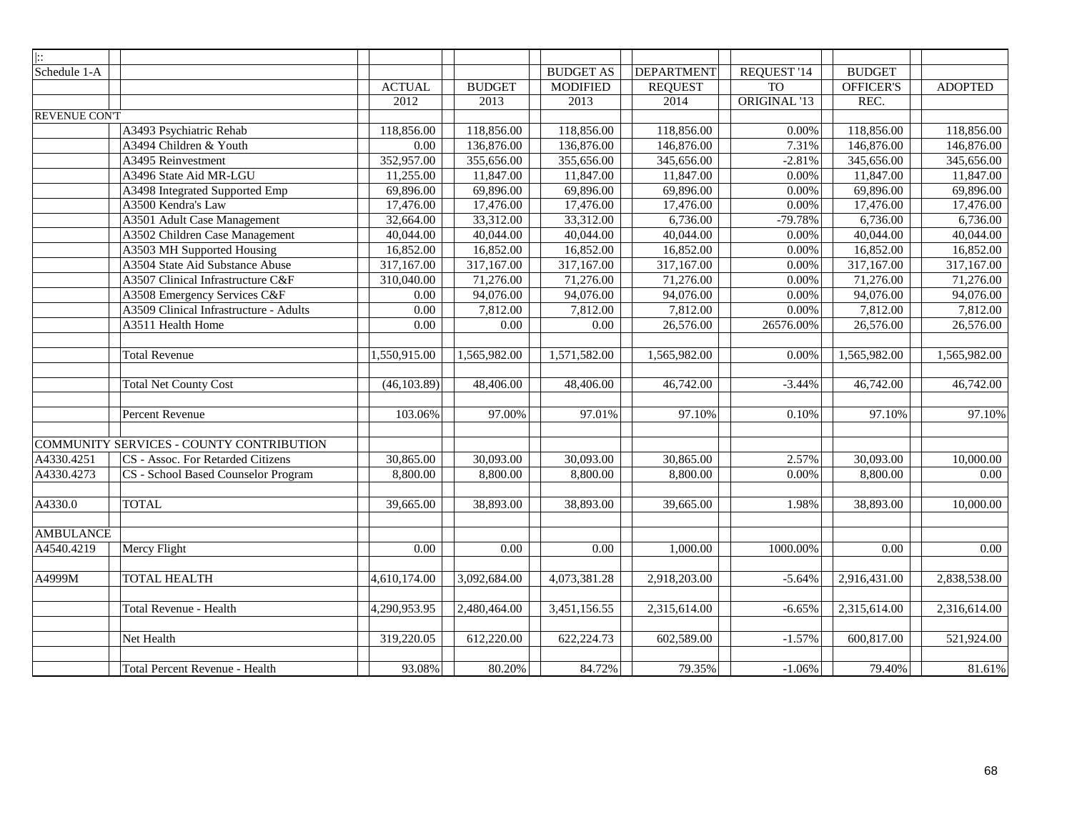| \|:: | | | | | | | | |
|---|---|---|---|---|---|---|---|---|
| Schedule 1-A | | | | BUDGET AS | DEPARTMENT | REQUEST '14 | BUDGET | |
| | | ACTUAL | BUDGET | MODIFIED | REQUEST | TO | OFFICER'S | ADOPTED |
| | | 2012 | 2013 | 2013 | 2014 | ORIGINAL '13 | REC. | |
| REVENUE CON'T | | | | | | | | |
| | A3493 Psychiatric Rehab | 118,856.00 | 118,856.00 | 118,856.00 | 118,856.00 | 0.00% | 118,856.00 | 118,856.00 |
| | A3494 Children & Youth | 0.00 | 136,876.00 | 136,876.00 | 146,876.00 | 7.31% | 146,876.00 | 146,876.00 |
| | A3495 Reinvestment | 352,957.00 | 355,656.00 | 355,656.00 | 345,656.00 | -2.81% | 345,656.00 | 345,656.00 |
| | A3496 State Aid MR-LGU | 11,255.00 | 11,847.00 | 11,847.00 | 11,847.00 | 0.00% | 11,847.00 | 11,847.00 |
| | A3498 Integrated Supported Emp | 69,896.00 | 69,896.00 | 69,896.00 | 69,896.00 | 0.00% | 69,896.00 | 69,896.00 |
| | A3500 Kendra's Law | 17,476.00 | 17,476.00 | 17,476.00 | 17,476.00 | 0.00% | 17,476.00 | 17,476.00 |
| | A3501 Adult Case Management | 32,664.00 | 33,312.00 | 33,312.00 | 6,736.00 | -79.78% | 6,736.00 | 6,736.00 |
| | A3502 Children Case Management | 40,044.00 | 40,044.00 | 40,044.00 | 40,044.00 | 0.00% | 40,044.00 | 40,044.00 |
| | A3503 MH Supported Housing | 16,852.00 | 16,852.00 | 16,852.00 | 16,852.00 | 0.00% | 16,852.00 | 16,852.00 |
| | A3504 State Aid Substance Abuse | 317,167.00 | 317,167.00 | 317,167.00 | 317,167.00 | 0.00% | 317,167.00 | 317,167.00 |
| | A3507 Clinical Infrastructure C&F | 310,040.00 | 71,276.00 | 71,276.00 | 71,276.00 | 0.00% | 71,276.00 | 71,276.00 |
| | A3508 Emergency Services C&F | 0.00 | 94,076.00 | 94,076.00 | 94,076.00 | 0.00% | 94,076.00 | 94,076.00 |
| | A3509 Clinical Infrastructure - Adults | 0.00 | 7,812.00 | 7,812.00 | 7,812.00 | 0.00% | 7,812.00 | 7,812.00 |
| | A3511 Health Home | 0.00 | 0.00 | 0.00 | 26,576.00 | 26576.00% | 26,576.00 | 26,576.00 |
| | | | | | | | | |
| | Total Revenue | 1,550,915.00 | 1,565,982.00 | 1,571,582.00 | 1,565,982.00 | 0.00% | 1,565,982.00 | 1,565,982.00 |
| | | | | | | | | |
| | Total Net County Cost | (46,103.89) | 48,406.00 | 48,406.00 | 46,742.00 | -3.44% | 46,742.00 | 46,742.00 |
| | | | | | | | | |
| | Percent Revenue | 103.06% | 97.00% | 97.01% | 97.10% | 0.10% | 97.10% | 97.10% |
| | | | | | | | | |
| COMMUNITY SERVICES - COUNTY CONTRIBUTION | | | | | | | | |
| A4330.4251 | CS - Assoc. For Retarded Citizens | 30,865.00 | 30,093.00 | 30,093.00 | 30,865.00 | 2.57% | 30,093.00 | 10,000.00 |
| A4330.4273 | CS - School Based Counselor Program | 8,800.00 | 8,800.00 | 8,800.00 | 8,800.00 | 0.00% | 8,800.00 | 0.00 |
| | | | | | | | | |
| A4330.0 | TOTAL | 39,665.00 | 38,893.00 | 38,893.00 | 39,665.00 | 1.98% | 38,893.00 | 10,000.00 |
| | | | | | | | | |
| AMBULANCE | | | | | | | | |
| A4540.4219 | Mercy Flight | 0.00 | 0.00 | 0.00 | 1,000.00 | 1000.00% | 0.00 | 0.00 |
| | | | | | | | | |
| A4999M | TOTAL HEALTH | 4,610,174.00 | 3,092,684.00 | 4,073,381.28 | 2,918,203.00 | -5.64% | 2,916,431.00 | 2,838,538.00 |
| | | | | | | | | |
| | Total Revenue - Health | 4,290,953.95 | 2,480,464.00 | 3,451,156.55 | 2,315,614.00 | -6.65% | 2,315,614.00 | 2,316,614.00 |
| | | | | | | | | |
| | Net Health | 319,220.05 | 612,220.00 | 622,224.73 | 602,589.00 | -1.57% | 600,817.00 | 521,924.00 |
| | | | | | | | | |
| | Total Percent Revenue - Health | 93.08% | 80.20% | 84.72% | 79.35% | -1.06% | 79.40% | 81.61% |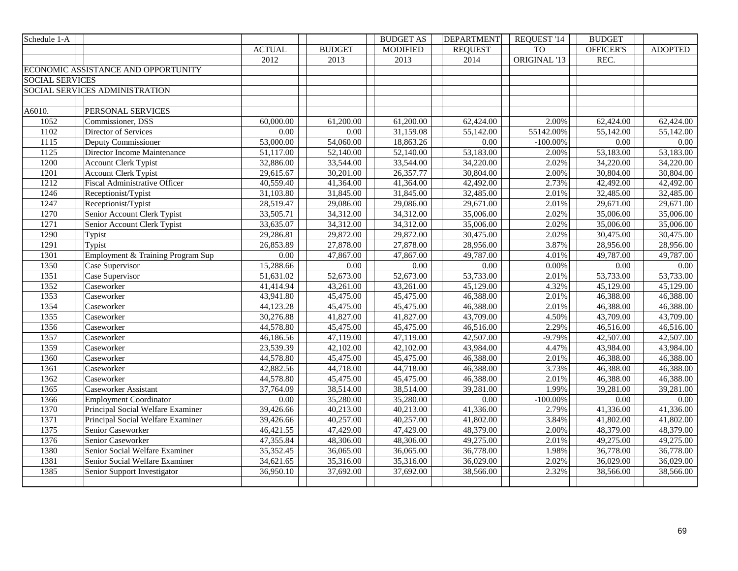| Schedule 1-A | | ACTUAL | BUDGET | BUDGET AS MODIFIED | DEPARTMENT REQUEST | REQUEST '14 TO ORIGINAL '13 | BUDGET OFFICER'S REC. | ADOPTED |
|---|---|---|---|---|---|---|---|---|
| | | 2012 | 2013 | 2013 | 2014 | | | |
| ECONOMIC ASSISTANCE AND OPPORTUNITY | | | | | | | | |
| SOCIAL SERVICES | | | | | | | | |
| SOCIAL SERVICES ADMINISTRATION | | | | | | | | |
| | | | | | | | | |
| A6010. | PERSONAL SERVICES | | | | | | | |
| 1052 | Commissioner, DSS | 60,000.00 | 61,200.00 | 61,200.00 | 62,424.00 | 2.00% | 62,424.00 | 62,424.00 |
| 1102 | Director of Services | 0.00 | 0.00 | 31,159.08 | 55,142.00 | 55142.00% | 55,142.00 | 55,142.00 |
| 1115 | Deputy Commissioner | 53,000.00 | 54,060.00 | 18,863.26 | 0.00 | -100.00% | 0.00 | 0.00 |
| 1125 | Director Income Maintenance | 51,117.00 | 52,140.00 | 52,140.00 | 53,183.00 | 2.00% | 53,183.00 | 53,183.00 |
| 1200 | Account Clerk Typist | 32,886.00 | 33,544.00 | 33,544.00 | 34,220.00 | 2.02% | 34,220.00 | 34,220.00 |
| 1201 | Account Clerk Typist | 29,615.67 | 30,201.00 | 26,357.77 | 30,804.00 | 2.00% | 30,804.00 | 30,804.00 |
| 1212 | Fiscal Administrative Officer | 40,559.40 | 41,364.00 | 41,364.00 | 42,492.00 | 2.73% | 42,492.00 | 42,492.00 |
| 1246 | Receptionist/Typist | 31,103.80 | 31,845.00 | 31,845.00 | 32,485.00 | 2.01% | 32,485.00 | 32,485.00 |
| 1247 | Receptionist/Typist | 28,519.47 | 29,086.00 | 29,086.00 | 29,671.00 | 2.01% | 29,671.00 | 29,671.00 |
| 1270 | Senior Account Clerk Typist | 33,505.71 | 34,312.00 | 34,312.00 | 35,006.00 | 2.02% | 35,006.00 | 35,006.00 |
| 1271 | Senior Account Clerk Typist | 33,635.07 | 34,312.00 | 34,312.00 | 35,006.00 | 2.02% | 35,006.00 | 35,006.00 |
| 1290 | Typist | 29,286.81 | 29,872.00 | 29,872.00 | 30,475.00 | 2.02% | 30,475.00 | 30,475.00 |
| 1291 | Typist | 26,853.89 | 27,878.00 | 27,878.00 | 28,956.00 | 3.87% | 28,956.00 | 28,956.00 |
| 1301 | Employment & Training Program Sup | 0.00 | 47,867.00 | 47,867.00 | 49,787.00 | 4.01% | 49,787.00 | 49,787.00 |
| 1350 | Case Supervisor | 15,288.66 | 0.00 | 0.00 | 0.00 | 0.00% | 0.00 | 0.00 |
| 1351 | Case Supervisor | 51,631.02 | 52,673.00 | 52,673.00 | 53,733.00 | 2.01% | 53,733.00 | 53,733.00 |
| 1352 | Caseworker | 41,414.94 | 43,261.00 | 43,261.00 | 45,129.00 | 4.32% | 45,129.00 | 45,129.00 |
| 1353 | Caseworker | 43,941.80 | 45,475.00 | 45,475.00 | 46,388.00 | 2.01% | 46,388.00 | 46,388.00 |
| 1354 | Caseworker | 44,123.28 | 45,475.00 | 45,475.00 | 46,388.00 | 2.01% | 46,388.00 | 46,388.00 |
| 1355 | Caseworker | 30,276.88 | 41,827.00 | 41,827.00 | 43,709.00 | 4.50% | 43,709.00 | 43,709.00 |
| 1356 | Caseworker | 44,578.80 | 45,475.00 | 45,475.00 | 46,516.00 | 2.29% | 46,516.00 | 46,516.00 |
| 1357 | Caseworker | 46,186.56 | 47,119.00 | 47,119.00 | 42,507.00 | -9.79% | 42,507.00 | 42,507.00 |
| 1359 | Caseworker | 23,539.39 | 42,102.00 | 42,102.00 | 43,984.00 | 4.47% | 43,984.00 | 43,984.00 |
| 1360 | Caseworker | 44,578.80 | 45,475.00 | 45,475.00 | 46,388.00 | 2.01% | 46,388.00 | 46,388.00 |
| 1361 | Caseworker | 42,882.56 | 44,718.00 | 44,718.00 | 46,388.00 | 3.73% | 46,388.00 | 46,388.00 |
| 1362 | Caseworker | 44,578.80 | 45,475.00 | 45,475.00 | 46,388.00 | 2.01% | 46,388.00 | 46,388.00 |
| 1365 | Caseworker Assistant | 37,764.09 | 38,514.00 | 38,514.00 | 39,281.00 | 1.99% | 39,281.00 | 39,281.00 |
| 1366 | Employment Coordinator | 0.00 | 35,280.00 | 35,280.00 | 0.00 | -100.00% | 0.00 | 0.00 |
| 1370 | Principal Social Welfare Examiner | 39,426.66 | 40,213.00 | 40,213.00 | 41,336.00 | 2.79% | 41,336.00 | 41,336.00 |
| 1371 | Principal Social Welfare Examiner | 39,426.66 | 40,257.00 | 40,257.00 | 41,802.00 | 3.84% | 41,802.00 | 41,802.00 |
| 1375 | Senior Caseworker | 46,421.55 | 47,429.00 | 47,429.00 | 48,379.00 | 2.00% | 48,379.00 | 48,379.00 |
| 1376 | Senior Caseworker | 47,355.84 | 48,306.00 | 48,306.00 | 49,275.00 | 2.01% | 49,275.00 | 49,275.00 |
| 1380 | Senior Social Welfare Examiner | 35,352.45 | 36,065.00 | 36,065.00 | 36,778.00 | 1.98% | 36,778.00 | 36,778.00 |
| 1381 | Senior Social Welfare Examiner | 34,621.65 | 35,316.00 | 35,316.00 | 36,029.00 | 2.02% | 36,029.00 | 36,029.00 |
| 1385 | Senior Support Investigator | 36,950.10 | 37,692.00 | 37,692.00 | 38,566.00 | 2.32% | 38,566.00 | 38,566.00 |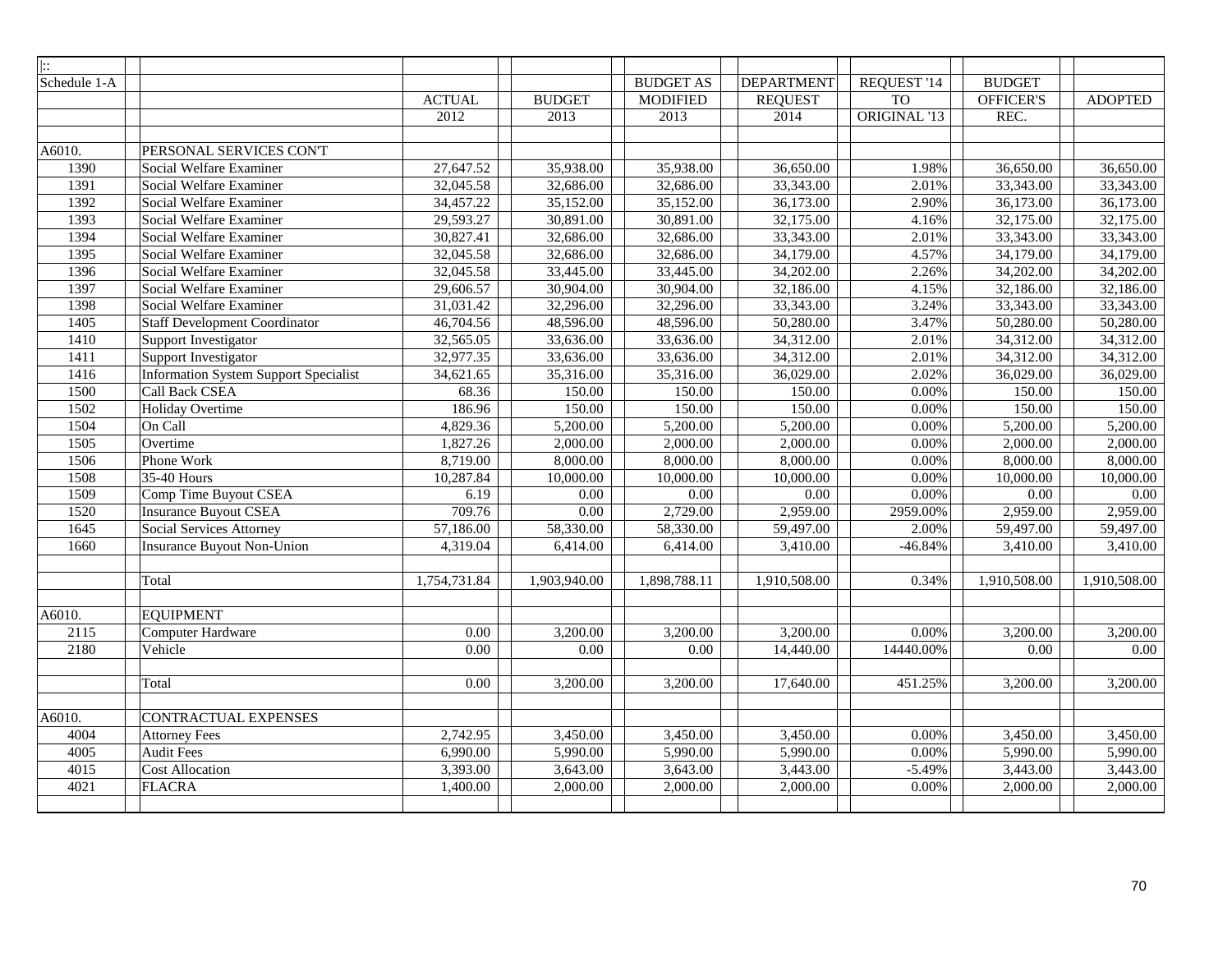| \|:: | | | | | | | | |
|---|---|---|---|---|---|---|---|---|
| Schedule 1-A | | | | BUDGET AS | DEPARTMENT | REQUEST '14 | BUDGET | |
| | | ACTUAL | BUDGET | MODIFIED | REQUEST | TO | OFFICER'S | ADOPTED |
| | | 2012 | 2013 | 2013 | 2014 | ORIGINAL '13 | REC. | |
| | | | | | | | | |
| A6010. | PERSONAL SERVICES CON'T | | | | | | | |
| 1390 | Social Welfare Examiner | 27,647.52 | 35,938.00 | 35,938.00 | 36,650.00 | 1.98% | 36,650.00 | 36,650.00 |
| 1391 | Social Welfare Examiner | 32,045.58 | 32,686.00 | 32,686.00 | 33,343.00 | 2.01% | 33,343.00 | 33,343.00 |
| 1392 | Social Welfare Examiner | 34,457.22 | 35,152.00 | 35,152.00 | 36,173.00 | 2.90% | 36,173.00 | 36,173.00 |
| 1393 | Social Welfare Examiner | 29,593.27 | 30,891.00 | 30,891.00 | 32,175.00 | 4.16% | 32,175.00 | 32,175.00 |
| 1394 | Social Welfare Examiner | 30,827.41 | 32,686.00 | 32,686.00 | 33,343.00 | 2.01% | 33,343.00 | 33,343.00 |
| 1395 | Social Welfare Examiner | 32,045.58 | 32,686.00 | 32,686.00 | 34,179.00 | 4.57% | 34,179.00 | 34,179.00 |
| 1396 | Social Welfare Examiner | 32,045.58 | 33,445.00 | 33,445.00 | 34,202.00 | 2.26% | 34,202.00 | 34,202.00 |
| 1397 | Social Welfare Examiner | 29,606.57 | 30,904.00 | 30,904.00 | 32,186.00 | 4.15% | 32,186.00 | 32,186.00 |
| 1398 | Social Welfare Examiner | 31,031.42 | 32,296.00 | 32,296.00 | 33,343.00 | 3.24% | 33,343.00 | 33,343.00 |
| 1405 | Staff Development Coordinator | 46,704.56 | 48,596.00 | 48,596.00 | 50,280.00 | 3.47% | 50,280.00 | 50,280.00 |
| 1410 | Support Investigator | 32,565.05 | 33,636.00 | 33,636.00 | 34,312.00 | 2.01% | 34,312.00 | 34,312.00 |
| 1411 | Support Investigator | 32,977.35 | 33,636.00 | 33,636.00 | 34,312.00 | 2.01% | 34,312.00 | 34,312.00 |
| 1416 | Information System Support Specialist | 34,621.65 | 35,316.00 | 35,316.00 | 36,029.00 | 2.02% | 36,029.00 | 36,029.00 |
| 1500 | Call Back CSEA | 68.36 | 150.00 | 150.00 | 150.00 | 0.00% | 150.00 | 150.00 |
| 1502 | Holiday Overtime | 186.96 | 150.00 | 150.00 | 150.00 | 0.00% | 150.00 | 150.00 |
| 1504 | On Call | 4,829.36 | 5,200.00 | 5,200.00 | 5,200.00 | 0.00% | 5,200.00 | 5,200.00 |
| 1505 | Overtime | 1,827.26 | 2,000.00 | 2,000.00 | 2,000.00 | 0.00% | 2,000.00 | 2,000.00 |
| 1506 | Phone Work | 8,719.00 | 8,000.00 | 8,000.00 | 8,000.00 | 0.00% | 8,000.00 | 8,000.00 |
| 1508 | 35-40 Hours | 10,287.84 | 10,000.00 | 10,000.00 | 10,000.00 | 0.00% | 10,000.00 | 10,000.00 |
| 1509 | Comp Time Buyout CSEA | 6.19 | 0.00 | 0.00 | 0.00 | 0.00% | 0.00 | 0.00 |
| 1520 | Insurance Buyout CSEA | 709.76 | 0.00 | 2,729.00 | 2,959.00 | 2959.00% | 2,959.00 | 2,959.00 |
| 1645 | Social Services Attorney | 57,186.00 | 58,330.00 | 58,330.00 | 59,497.00 | 2.00% | 59,497.00 | 59,497.00 |
| 1660 | Insurance Buyout Non-Union | 4,319.04 | 6,414.00 | 6,414.00 | 3,410.00 | -46.84% | 3,410.00 | 3,410.00 |
| | | | | | | | | |
| | Total | 1,754,731.84 | 1,903,940.00 | 1,898,788.11 | 1,910,508.00 | 0.34% | 1,910,508.00 | 1,910,508.00 |
| | | | | | | | | |
| A6010. | EQUIPMENT | | | | | | | |
| 2115 | Computer Hardware | 0.00 | 3,200.00 | 3,200.00 | 3,200.00 | 0.00% | 3,200.00 | 3,200.00 |
| 2180 | Vehicle | 0.00 | 0.00 | 0.00 | 14,440.00 | 14440.00% | 0.00 | 0.00 |
| | | | | | | | | |
| | Total | 0.00 | 3,200.00 | 3,200.00 | 17,640.00 | 451.25% | 3,200.00 | 3,200.00 |
| | | | | | | | | |
| A6010. | CONTRACTUAL EXPENSES | | | | | | | |
| 4004 | Attorney Fees | 2,742.95 | 3,450.00 | 3,450.00 | 3,450.00 | 0.00% | 3,450.00 | 3,450.00 |
| 4005 | Audit Fees | 6,990.00 | 5,990.00 | 5,990.00 | 5,990.00 | 0.00% | 5,990.00 | 5,990.00 |
| 4015 | Cost Allocation | 3,393.00 | 3,643.00 | 3,643.00 | 3,443.00 | -5.49% | 3,443.00 | 3,443.00 |
| 4021 | FLACRA | 1,400.00 | 2,000.00 | 2,000.00 | 2,000.00 | 0.00% | 2,000.00 | 2,000.00 |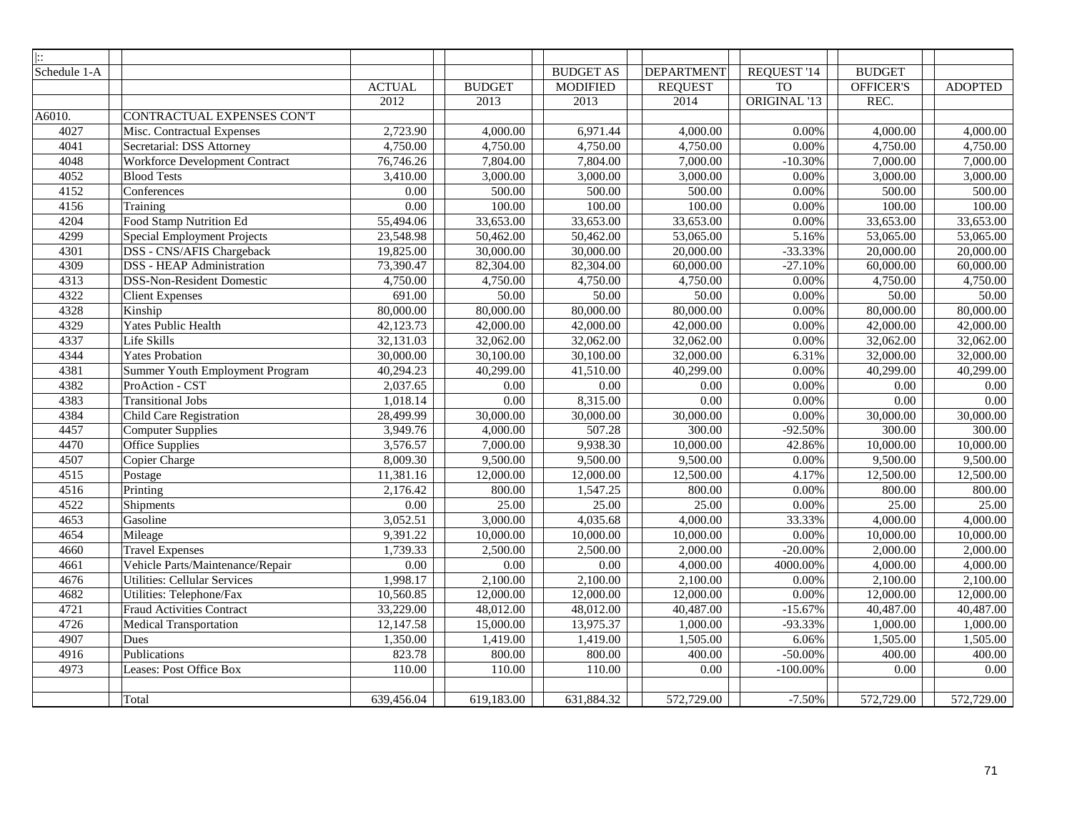| \|:: | | | | | | | | |
|---|---|---|---|---|---|---|---|---|
| Schedule 1-A | | | | BUDGET AS | DEPARTMENT | REQUEST '14 | BUDGET | |
| | | ACTUAL | BUDGET | MODIFIED | REQUEST | TO | OFFICER'S | ADOPTED |
| | | 2012 | 2013 | 2013 | 2014 | ORIGINAL '13 | REC. | |
| A6010. | CONTRACTUAL EXPENSES CON'T | | | | | | | |
| 4027 | Misc. Contractual Expenses | 2,723.90 | 4,000.00 | 6,971.44 | 4,000.00 | 0.00% | 4,000.00 | 4,000.00 |
| 4041 | Secretarial: DSS Attorney | 4,750.00 | 4,750.00 | 4,750.00 | 4,750.00 | 0.00% | 4,750.00 | 4,750.00 |
| 4048 | Workforce Development Contract | 76,746.26 | 7,804.00 | 7,804.00 | 7,000.00 | -10.30% | 7,000.00 | 7,000.00 |
| 4052 | Blood Tests | 3,410.00 | 3,000.00 | 3,000.00 | 3,000.00 | 0.00% | 3,000.00 | 3,000.00 |
| 4152 | Conferences | 0.00 | 500.00 | 500.00 | 500.00 | 0.00% | 500.00 | 500.00 |
| 4156 | Training | 0.00 | 100.00 | 100.00 | 100.00 | 0.00% | 100.00 | 100.00 |
| 4204 | Food Stamp Nutrition Ed | 55,494.06 | 33,653.00 | 33,653.00 | 33,653.00 | 0.00% | 33,653.00 | 33,653.00 |
| 4299 | Special Employment Projects | 23,548.98 | 50,462.00 | 50,462.00 | 53,065.00 | 5.16% | 53,065.00 | 53,065.00 |
| 4301 | DSS - CNS/AFIS Chargeback | 19,825.00 | 30,000.00 | 30,000.00 | 20,000.00 | -33.33% | 20,000.00 | 20,000.00 |
| 4309 | DSS - HEAP Administration | 73,390.47 | 82,304.00 | 82,304.00 | 60,000.00 | -27.10% | 60,000.00 | 60,000.00 |
| 4313 | DSS-Non-Resident Domestic | 4,750.00 | 4,750.00 | 4,750.00 | 4,750.00 | 0.00% | 4,750.00 | 4,750.00 |
| 4322 | Client Expenses | 691.00 | 50.00 | 50.00 | 50.00 | 0.00% | 50.00 | 50.00 |
| 4328 | Kinship | 80,000.00 | 80,000.00 | 80,000.00 | 80,000.00 | 0.00% | 80,000.00 | 80,000.00 |
| 4329 | Yates Public Health | 42,123.73 | 42,000.00 | 42,000.00 | 42,000.00 | 0.00% | 42,000.00 | 42,000.00 |
| 4337 | Life Skills | 32,131.03 | 32,062.00 | 32,062.00 | 32,062.00 | 0.00% | 32,062.00 | 32,062.00 |
| 4344 | Yates Probation | 30,000.00 | 30,100.00 | 30,100.00 | 32,000.00 | 6.31% | 32,000.00 | 32,000.00 |
| 4381 | Summer Youth Employment Program | 40,294.23 | 40,299.00 | 41,510.00 | 40,299.00 | 0.00% | 40,299.00 | 40,299.00 |
| 4382 | ProAction - CST | 2,037.65 | 0.00 | 0.00 | 0.00 | 0.00% | 0.00 | 0.00 |
| 4383 | Transitional Jobs | 1,018.14 | 0.00 | 8,315.00 | 0.00 | 0.00% | 0.00 | 0.00 |
| 4384 | Child Care Registration | 28,499.99 | 30,000.00 | 30,000.00 | 30,000.00 | 0.00% | 30,000.00 | 30,000.00 |
| 4457 | Computer Supplies | 3,949.76 | 4,000.00 | 507.28 | 300.00 | -92.50% | 300.00 | 300.00 |
| 4470 | Office Supplies | 3,576.57 | 7,000.00 | 9,938.30 | 10,000.00 | 42.86% | 10,000.00 | 10,000.00 |
| 4507 | Copier Charge | 8,009.30 | 9,500.00 | 9,500.00 | 9,500.00 | 0.00% | 9,500.00 | 9,500.00 |
| 4515 | Postage | 11,381.16 | 12,000.00 | 12,000.00 | 12,500.00 | 4.17% | 12,500.00 | 12,500.00 |
| 4516 | Printing | 2,176.42 | 800.00 | 1,547.25 | 800.00 | 0.00% | 800.00 | 800.00 |
| 4522 | Shipments | 0.00 | 25.00 | 25.00 | 25.00 | 0.00% | 25.00 | 25.00 |
| 4653 | Gasoline | 3,052.51 | 3,000.00 | 4,035.68 | 4,000.00 | 33.33% | 4,000.00 | 4,000.00 |
| 4654 | Mileage | 9,391.22 | 10,000.00 | 10,000.00 | 10,000.00 | 0.00% | 10,000.00 | 10,000.00 |
| 4660 | Travel Expenses | 1,739.33 | 2,500.00 | 2,500.00 | 2,000.00 | -20.00% | 2,000.00 | 2,000.00 |
| 4661 | Vehicle Parts/Maintenance/Repair | 0.00 | 0.00 | 0.00 | 4,000.00 | 4000.00% | 4,000.00 | 4,000.00 |
| 4676 | Utilities: Cellular Services | 1,998.17 | 2,100.00 | 2,100.00 | 2,100.00 | 0.00% | 2,100.00 | 2,100.00 |
| 4682 | Utilities: Telephone/Fax | 10,560.85 | 12,000.00 | 12,000.00 | 12,000.00 | 0.00% | 12,000.00 | 12,000.00 |
| 4721 | Fraud Activities Contract | 33,229.00 | 48,012.00 | 48,012.00 | 40,487.00 | -15.67% | 40,487.00 | 40,487.00 |
| 4726 | Medical Transportation | 12,147.58 | 15,000.00 | 13,975.37 | 1,000.00 | -93.33% | 1,000.00 | 1,000.00 |
| 4907 | Dues | 1,350.00 | 1,419.00 | 1,419.00 | 1,505.00 | 6.06% | 1,505.00 | 1,505.00 |
| 4916 | Publications | 823.78 | 800.00 | 800.00 | 400.00 | -50.00% | 400.00 | 400.00 |
| 4973 | Leases: Post Office Box | 110.00 | 110.00 | 110.00 | 0.00 | -100.00% | 0.00 | 0.00 |
| | | | | | | | | |
| | Total | 639,456.04 | 619,183.00 | 631,884.32 | 572,729.00 | -7.50% | 572,729.00 | 572,729.00 |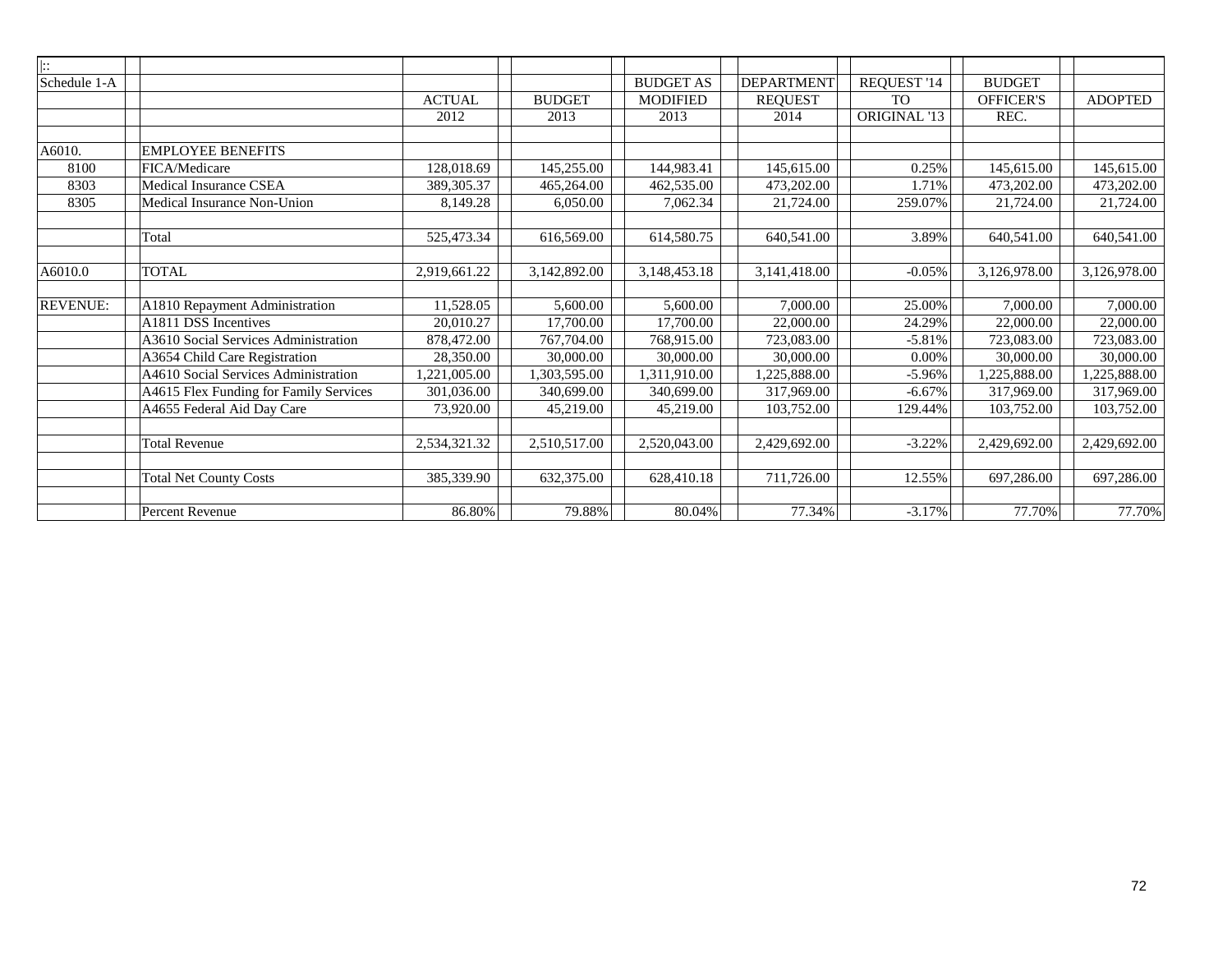| \|:: | | | | | | | | |
|---|---|---|---|---|---|---|---|---|
| Schedule 1-A | | | | BUDGET AS | DEPARTMENT | REQUEST '14 | BUDGET | |
| | | ACTUAL | BUDGET | MODIFIED | REQUEST | TO | OFFICER'S | ADOPTED |
| | | 2012 | 2013 | 2013 | 2014 | ORIGINAL '13 | REC. | |
| | | | | | | | | |
| A6010. | EMPLOYEE BENEFITS | | | | | | | |
| 8100 | FICA/Medicare | 128,018.69 | 145,255.00 | 144,983.41 | 145,615.00 | 0.25% | 145,615.00 | 145,615.00 |
| 8303 | Medical Insurance CSEA | 389,305.37 | 465,264.00 | 462,535.00 | 473,202.00 | 1.71% | 473,202.00 | 473,202.00 |
| 8305 | Medical Insurance Non-Union | 8,149.28 | 6,050.00 | 7,062.34 | 21,724.00 | 259.07% | 21,724.00 | 21,724.00 |
| | | | | | | | | |
| | Total | 525,473.34 | 616,569.00 | 614,580.75 | 640,541.00 | 3.89% | 640,541.00 | 640,541.00 |
| | | | | | | | | |
| A6010.0 | TOTAL | 2,919,661.22 | 3,142,892.00 | 3,148,453.18 | 3,141,418.00 | -0.05% | 3,126,978.00 | 3,126,978.00 |
| | | | | | | | | |
| REVENUE: | A1810 Repayment Administration | 11,528.05 | 5,600.00 | 5,600.00 | 7,000.00 | 25.00% | 7,000.00 | 7,000.00 |
| | A1811 DSS Incentives | 20,010.27 | 17,700.00 | 17,700.00 | 22,000.00 | 24.29% | 22,000.00 | 22,000.00 |
| | A3610 Social Services Administration | 878,472.00 | 767,704.00 | 768,915.00 | 723,083.00 | -5.81% | 723,083.00 | 723,083.00 |
| | A3654 Child Care Registration | 28,350.00 | 30,000.00 | 30,000.00 | 30,000.00 | 0.00% | 30,000.00 | 30,000.00 |
| | A4610 Social Services Administration | 1,221,005.00 | 1,303,595.00 | 1,311,910.00 | 1,225,888.00 | -5.96% | 1,225,888.00 | 1,225,888.00 |
| | A4615 Flex Funding for Family Services | 301,036.00 | 340,699.00 | 340,699.00 | 317,969.00 | -6.67% | 317,969.00 | 317,969.00 |
| | A4655 Federal Aid Day Care | 73,920.00 | 45,219.00 | 45,219.00 | 103,752.00 | 129.44% | 103,752.00 | 103,752.00 |
| | | | | | | | | |
| | Total Revenue | 2,534,321.32 | 2,510,517.00 | 2,520,043.00 | 2,429,692.00 | -3.22% | 2,429,692.00 | 2,429,692.00 |
| | | | | | | | | |
| | Total Net County Costs | 385,339.90 | 632,375.00 | 628,410.18 | 711,726.00 | 12.55% | 697,286.00 | 697,286.00 |
| | | | | | | | | |
| | Percent Revenue | 86.80% | 79.88% | 80.04% | 77.34% | -3.17% | 77.70% | 77.70% |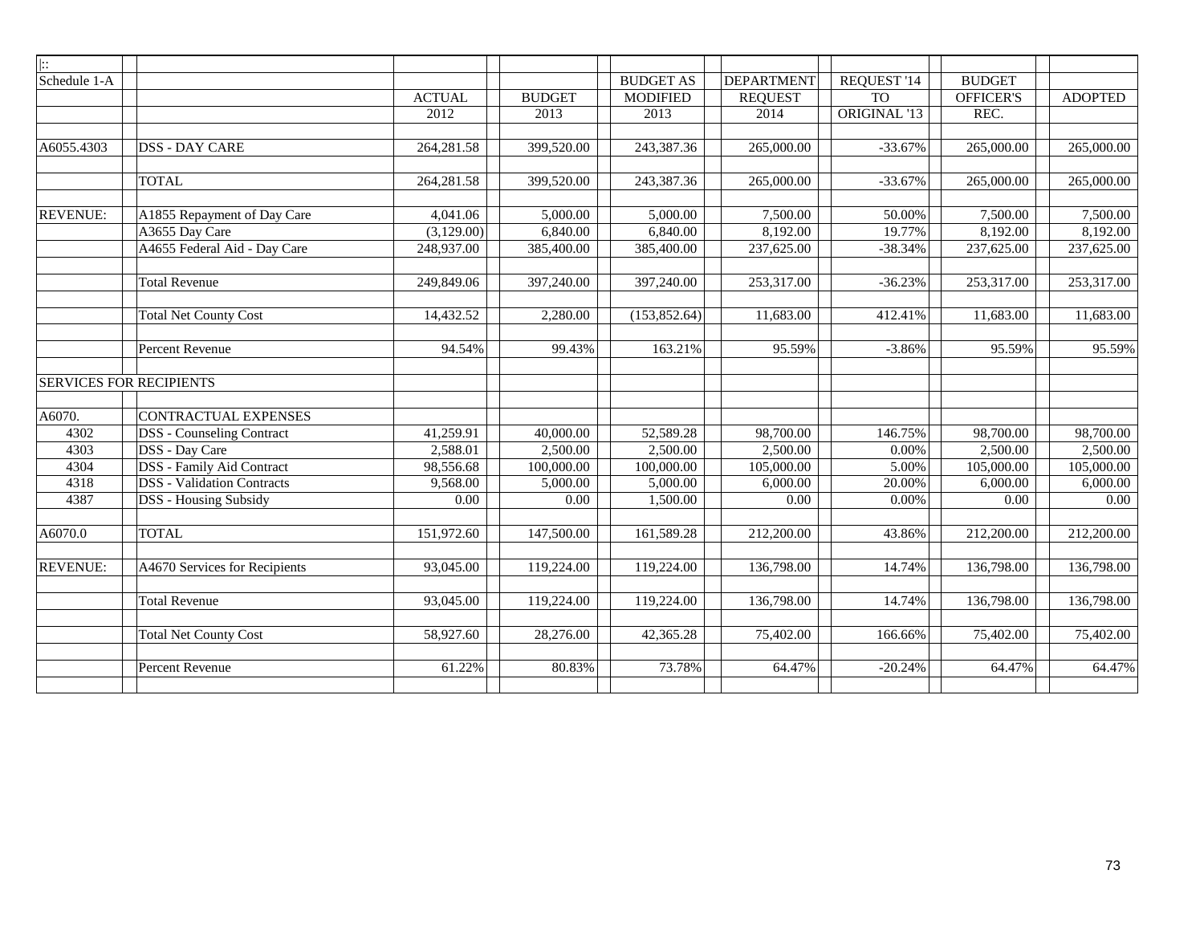| | | | | | | | | |
|---|---|---|---|---|---|---|---|---|
| \|:: | | | | | | | | |
| Schedule 1-A | | | | BUDGET AS | DEPARTMENT | REQUEST '14 | BUDGET | |
| | | ACTUAL | BUDGET | MODIFIED | REQUEST | TO | OFFICER'S | ADOPTED |
| | | 2012 | 2013 | 2013 | 2014 | ORIGINAL '13 | REC. | |
| A6055.4303 | DSS - DAY CARE | 264,281.58 | 399,520.00 | 243,387.36 | 265,000.00 | -33.67% | 265,000.00 | 265,000.00 |
| | TOTAL | 264,281.58 | 399,520.00 | 243,387.36 | 265,000.00 | -33.67% | 265,000.00 | 265,000.00 |
| REVENUE: | A1855 Repayment of Day Care | 4,041.06 | 5,000.00 | 5,000.00 | 7,500.00 | 50.00% | 7,500.00 | 7,500.00 |
| | A3655 Day Care | (3,129.00) | 6,840.00 | 6,840.00 | 8,192.00 | 19.77% | 8,192.00 | 8,192.00 |
| | A4655 Federal Aid - Day Care | 248,937.00 | 385,400.00 | 385,400.00 | 237,625.00 | -38.34% | 237,625.00 | 237,625.00 |
| | Total Revenue | 249,849.06 | 397,240.00 | 397,240.00 | 253,317.00 | -36.23% | 253,317.00 | 253,317.00 |
| | Total Net County Cost | 14,432.52 | 2,280.00 | (153,852.64) | 11,683.00 | 412.41% | 11,683.00 | 11,683.00 |
| | Percent Revenue | 94.54% | 99.43% | 163.21% | 95.59% | -3.86% | 95.59% | 95.59% |
| SERVICES FOR RECIPIENTS | | | | | | | | |
| A6070. | CONTRACTUAL EXPENSES | | | | | | | |
| 4302 | DSS - Counseling Contract | 41,259.91 | 40,000.00 | 52,589.28 | 98,700.00 | 146.75% | 98,700.00 | 98,700.00 |
| 4303 | DSS - Day Care | 2,588.01 | 2,500.00 | 2,500.00 | 2,500.00 | 0.00% | 2,500.00 | 2,500.00 |
| 4304 | DSS - Family Aid Contract | 98,556.68 | 100,000.00 | 100,000.00 | 105,000.00 | 5.00% | 105,000.00 | 105,000.00 |
| 4318 | DSS - Validation Contracts | 9,568.00 | 5,000.00 | 5,000.00 | 6,000.00 | 20.00% | 6,000.00 | 6,000.00 |
| 4387 | DSS - Housing Subsidy | 0.00 | 0.00 | 1,500.00 | 0.00 | 0.00% | 0.00 | 0.00 |
| A6070.0 | TOTAL | 151,972.60 | 147,500.00 | 161,589.28 | 212,200.00 | 43.86% | 212,200.00 | 212,200.00 |
| REVENUE: | A4670 Services for Recipients | 93,045.00 | 119,224.00 | 119,224.00 | 136,798.00 | 14.74% | 136,798.00 | 136,798.00 |
| | Total Revenue | 93,045.00 | 119,224.00 | 119,224.00 | 136,798.00 | 14.74% | 136,798.00 | 136,798.00 |
| | Total Net County Cost | 58,927.60 | 28,276.00 | 42,365.28 | 75,402.00 | 166.66% | 75,402.00 | 75,402.00 |
| | Percent Revenue | 61.22% | 80.83% | 73.78% | 64.47% | -20.24% | 64.47% | 64.47% |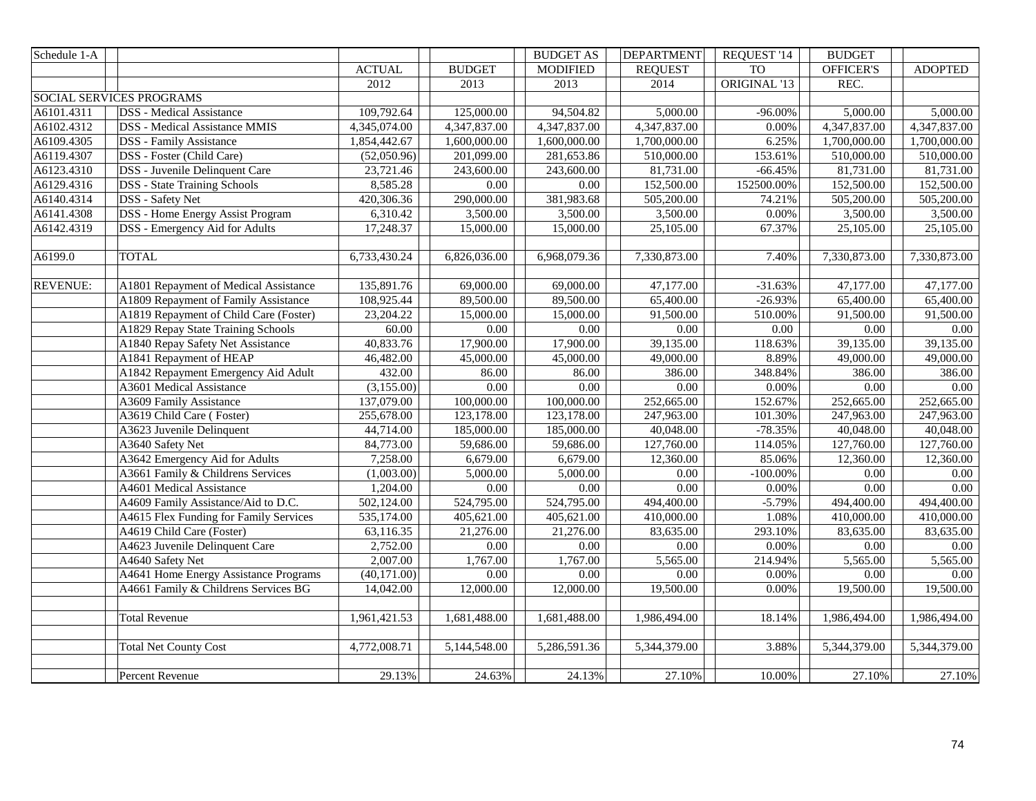| Schedule 1-A | | BUDGET AS | DEPARTMENT | REQUEST '14 | BUDGET | | |
|---|---|---|---|---|---|---|---|
| | | ACTUAL | BUDGET | MODIFIED | REQUEST | TO | OFFICER'S | ADOPTED |
| | | 2012 | 2013 | 2013 | 2014 | ORIGINAL '13 | REC. | |
| SOCIAL SERVICES PROGRAMS | | | | | | | | |
| A6101.4311 | DSS - Medical Assistance | 109,792.64 | 125,000.00 | 94,504.82 | 5,000.00 | -96.00% | 5,000.00 | 5,000.00 |
| A6102.4312 | DSS - Medical Assistance MMIS | 4,345,074.00 | 4,347,837.00 | 4,347,837.00 | 4,347,837.00 | 0.00% | 4,347,837.00 | 4,347,837.00 |
| A6109.4305 | DSS - Family Assistance | 1,854,442.67 | 1,600,000.00 | 1,600,000.00 | 1,700,000.00 | 6.25% | 1,700,000.00 | 1,700,000.00 |
| A6119.4307 | DSS - Foster (Child Care) | (52,050.96) | 201,099.00 | 281,653.86 | 510,000.00 | 153.61% | 510,000.00 | 510,000.00 |
| A6123.4310 | DSS - Juvenile Delinquent Care | 23,721.46 | 243,600.00 | 243,600.00 | 81,731.00 | -66.45% | 81,731.00 | 81,731.00 |
| A6129.4316 | DSS - State Training Schools | 8,585.28 | 0.00 | 0.00 | 152,500.00 | 152500.00% | 152,500.00 | 152,500.00 |
| A6140.4314 | DSS - Safety Net | 420,306.36 | 290,000.00 | 381,983.68 | 505,200.00 | 74.21% | 505,200.00 | 505,200.00 |
| A6141.4308 | DSS - Home Energy Assist Program | 6,310.42 | 3,500.00 | 3,500.00 | 3,500.00 | 0.00% | 3,500.00 | 3,500.00 |
| A6142.4319 | DSS - Emergency Aid for Adults | 17,248.37 | 15,000.00 | 15,000.00 | 25,105.00 | 67.37% | 25,105.00 | 25,105.00 |
| | | | | | | | | |
| A6199.0 | TOTAL | 6,733,430.24 | 6,826,036.00 | 6,968,079.36 | 7,330,873.00 | 7.40% | 7,330,873.00 | 7,330,873.00 |
| | | | | | | | | |
| REVENUE: | A1801 Repayment of Medical Assistance | 135,891.76 | 69,000.00 | 69,000.00 | 47,177.00 | -31.63% | 47,177.00 | 47,177.00 |
| | A1809 Repayment of Family Assistance | 108,925.44 | 89,500.00 | 89,500.00 | 65,400.00 | -26.93% | 65,400.00 | 65,400.00 |
| | A1819 Repayment of Child Care (Foster) | 23,204.22 | 15,000.00 | 15,000.00 | 91,500.00 | 510.00% | 91,500.00 | 91,500.00 |
| | A1829 Repay State Training Schools | 60.00 | 0.00 | 0.00 | 0.00 | 0.00 | 0.00 | 0.00 |
| | A1840 Repay Safety Net Assistance | 40,833.76 | 17,900.00 | 17,900.00 | 39,135.00 | 118.63% | 39,135.00 | 39,135.00 |
| | A1841 Repayment of HEAP | 46,482.00 | 45,000.00 | 45,000.00 | 49,000.00 | 8.89% | 49,000.00 | 49,000.00 |
| | A1842 Repayment Emergency Aid Adult | 432.00 | 86.00 | 86.00 | 386.00 | 348.84% | 386.00 | 386.00 |
| | A3601 Medical Assistance | (3,155.00) | 0.00 | 0.00 | 0.00 | 0.00% | 0.00 | 0.00 |
| | A3609 Family Assistance | 137,079.00 | 100,000.00 | 100,000.00 | 252,665.00 | 152.67% | 252,665.00 | 252,665.00 |
| | A3619 Child Care ( Foster) | 255,678.00 | 123,178.00 | 123,178.00 | 247,963.00 | 101.30% | 247,963.00 | 247,963.00 |
| | A3623 Juvenile Delinquent | 44,714.00 | 185,000.00 | 185,000.00 | 40,048.00 | -78.35% | 40,048.00 | 40,048.00 |
| | A3640 Safety Net | 84,773.00 | 59,686.00 | 59,686.00 | 127,760.00 | 114.05% | 127,760.00 | 127,760.00 |
| | A3642 Emergency Aid for Adults | 7,258.00 | 6,679.00 | 6,679.00 | 12,360.00 | 85.06% | 12,360.00 | 12,360.00 |
| | A3661 Family & Childrens Services | (1,003.00) | 5,000.00 | 5,000.00 | 0.00 | -100.00% | 0.00 | 0.00 |
| | A4601 Medical Assistance | 1,204.00 | 0.00 | 0.00 | 0.00 | 0.00% | 0.00 | 0.00 |
| | A4609 Family Assistance/Aid to D.C. | 502,124.00 | 524,795.00 | 524,795.00 | 494,400.00 | -5.79% | 494,400.00 | 494,400.00 |
| | A4615 Flex Funding for Family Services | 535,174.00 | 405,621.00 | 405,621.00 | 410,000.00 | 1.08% | 410,000.00 | 410,000.00 |
| | A4619 Child Care (Foster) | 63,116.35 | 21,276.00 | 21,276.00 | 83,635.00 | 293.10% | 83,635.00 | 83,635.00 |
| | A4623 Juvenile Delinquent Care | 2,752.00 | 0.00 | 0.00 | 0.00 | 0.00% | 0.00 | 0.00 |
| | A4640 Safety Net | 2,007.00 | 1,767.00 | 1,767.00 | 5,565.00 | 214.94% | 5,565.00 | 5,565.00 |
| | A4641 Home Energy Assistance Programs | (40,171.00) | 0.00 | 0.00 | 0.00 | 0.00% | 0.00 | 0.00 |
| | A4661 Family & Childrens Services BG | 14,042.00 | 12,000.00 | 12,000.00 | 19,500.00 | 0.00% | 19,500.00 | 19,500.00 |
| | | | | | | | | |
| | Total Revenue | 1,961,421.53 | 1,681,488.00 | 1,681,488.00 | 1,986,494.00 | 18.14% | 1,986,494.00 | 1,986,494.00 |
| | | | | | | | | |
| | Total Net County Cost | 4,772,008.71 | 5,144,548.00 | 5,286,591.36 | 5,344,379.00 | 3.88% | 5,344,379.00 | 5,344,379.00 |
| | | | | | | | | |
| | Percent Revenue | 29.13% | 24.63% | 24.13% | 27.10% | 10.00% | 27.10% | 27.10% |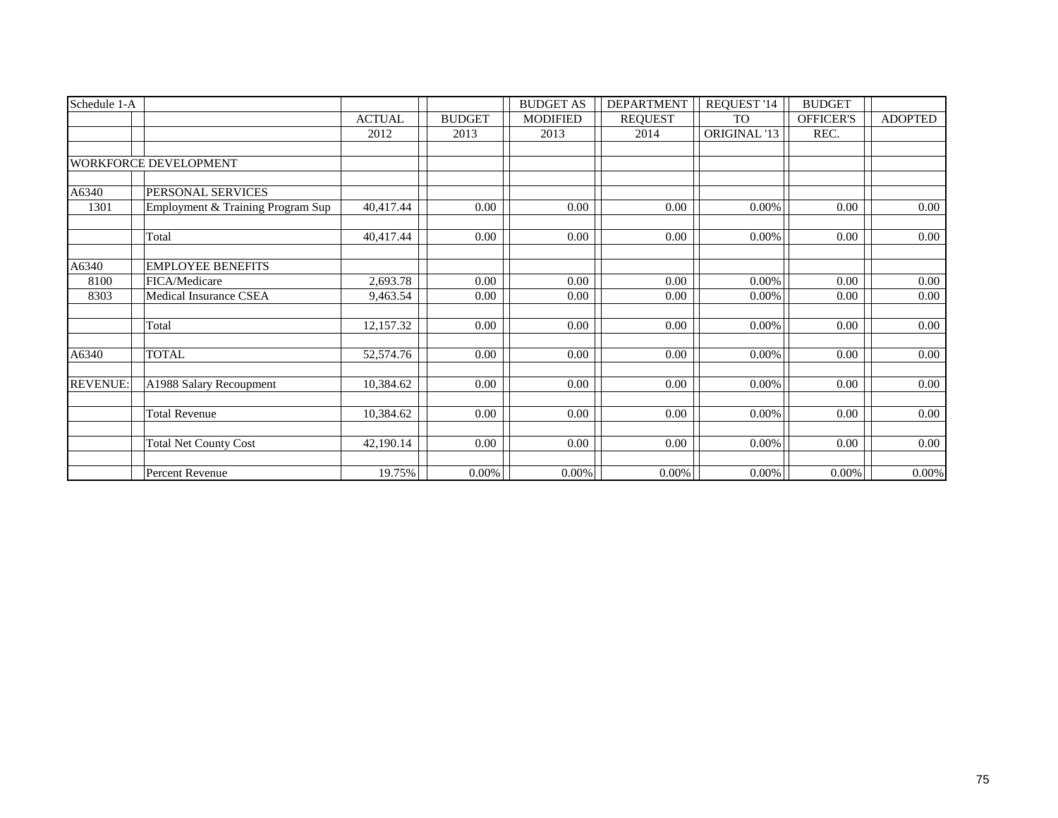| Schedule 1-A | | ACTUAL | BUDGET | BUDGET AS MODIFIED | DEPARTMENT REQUEST | REQUEST '14 TO | BUDGET OFFICER'S | ADOPTED |
|---|---|---|---|---|---|---|---|---|
| | | 2012 | 2013 | 2013 | 2014 | ORIGINAL '13 | REC. | |
| | | | | | | | | |
| WORKFORCE DEVELOPMENT | | | | | | | | |
| | | | | | | | | |
| A6340 | PERSONAL SERVICES | | | | | | | |
| 1301 | Employment & Training Program Sup | 40,417.44 | 0.00 | 0.00 | 0.00 | 0.00% | 0.00 | 0.00 |
| | | | | | | | | |
| | Total | 40,417.44 | 0.00 | 0.00 | 0.00 | 0.00% | 0.00 | 0.00 |
| | | | | | | | | |
| A6340 | EMPLOYEE BENEFITS | | | | | | | |
| 8100 | FICA/Medicare | 2,693.78 | 0.00 | 0.00 | 0.00 | 0.00% | 0.00 | 0.00 |
| 8303 | Medical Insurance CSEA | 9,463.54 | 0.00 | 0.00 | 0.00 | 0.00% | 0.00 | 0.00 |
| | | | | | | | | |
| | Total | 12,157.32 | 0.00 | 0.00 | 0.00 | 0.00% | 0.00 | 0.00 |
| | | | | | | | | |
| A6340 | TOTAL | 52,574.76 | 0.00 | 0.00 | 0.00 | 0.00% | 0.00 | 0.00 |
| | | | | | | | | |
| REVENUE: | A1988 Salary Recoupment | 10,384.62 | 0.00 | 0.00 | 0.00 | 0.00% | 0.00 | 0.00 |
| | | | | | | | | |
| | Total Revenue | 10,384.62 | 0.00 | 0.00 | 0.00 | 0.00% | 0.00 | 0.00 |
| | | | | | | | | |
| | Total Net County Cost | 42,190.14 | 0.00 | 0.00 | 0.00 | 0.00% | 0.00 | 0.00 |
| | | | | | | | | |
| | Percent Revenue | 19.75% | 0.00% | 0.00% | 0.00% | 0.00% | 0.00% | 0.00% |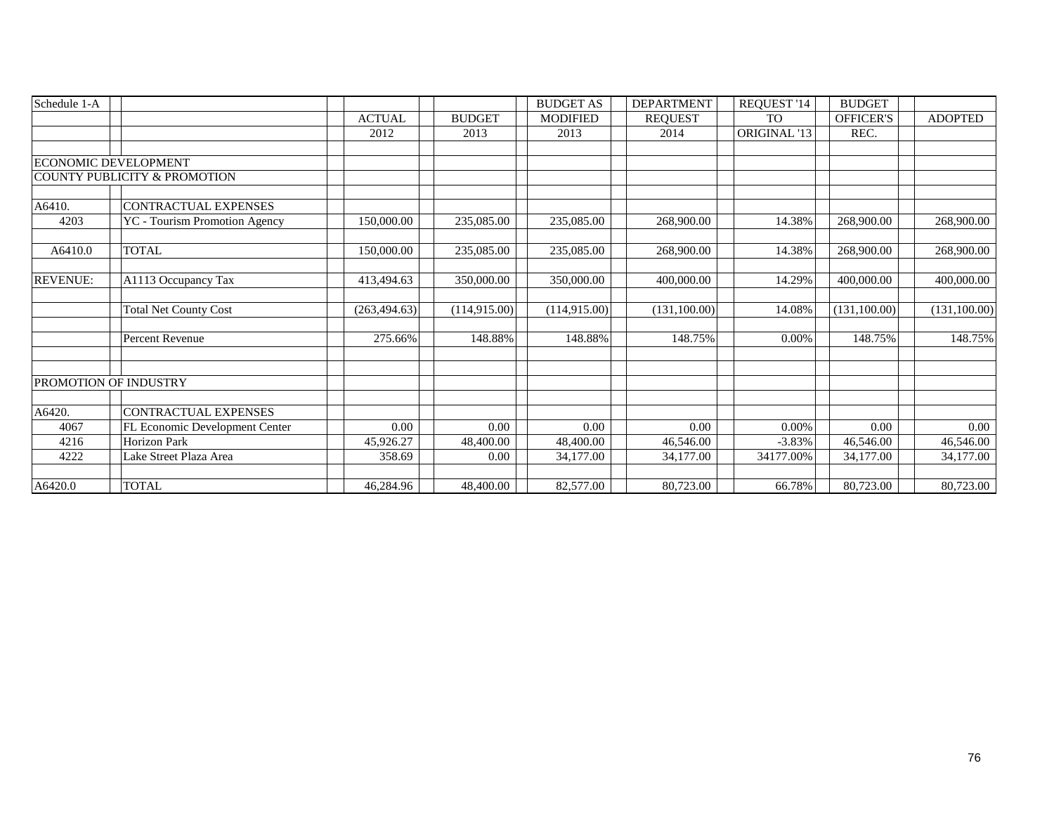| Schedule 1-A | | ACTUAL | BUDGET | BUDGET AS MODIFIED | DEPARTMENT REQUEST | REQUEST '14 TO ORIGINAL '13 | BUDGET OFFICER'S REC. | ADOPTED |
|---|---|---|---|---|---|---|---|---|
| | | 2012 | 2013 | 2013 | 2014 | | | |
| ECONOMIC DEVELOPMENT | | | | | | | | |
| COUNTY PUBLICITY & PROMOTION | | | | | | | | |
| A6410. | CONTRACTUAL EXPENSES | | | | | | | |
| 4203 | YC - Tourism Promotion Agency | 150,000.00 | 235,085.00 | 235,085.00 | 268,900.00 | 14.38% | 268,900.00 | 268,900.00 |
| A6410.0 | TOTAL | 150,000.00 | 235,085.00 | 235,085.00 | 268,900.00 | 14.38% | 268,900.00 | 268,900.00 |
| REVENUE: | A1113 Occupancy Tax | 413,494.63 | 350,000.00 | 350,000.00 | 400,000.00 | 14.29% | 400,000.00 | 400,000.00 |
| | Total Net County Cost | (263,494.63) | (114,915.00) | (114,915.00) | (131,100.00) | 14.08% | (131,100.00) | (131,100.00) |
| | Percent Revenue | 275.66% | 148.88% | 148.88% | 148.75% | 0.00% | 148.75% | 148.75% |
| PROMOTION OF INDUSTRY | | | | | | | | |
| A6420. | CONTRACTUAL EXPENSES | | | | | | | |
| 4067 | FL Economic Development Center | 0.00 | 0.00 | 0.00 | 0.00 | 0.00% | 0.00 | 0.00 |
| 4216 | Horizon Park | 45,926.27 | 48,400.00 | 48,400.00 | 46,546.00 | -3.83% | 46,546.00 | 46,546.00 |
| 4222 | Lake Street Plaza Area | 358.69 | 0.00 | 34,177.00 | 34,177.00 | 34177.00% | 34,177.00 | 34,177.00 |
| A6420.0 | TOTAL | 46,284.96 | 48,400.00 | 82,577.00 | 80,723.00 | 66.78% | 80,723.00 | 80,723.00 |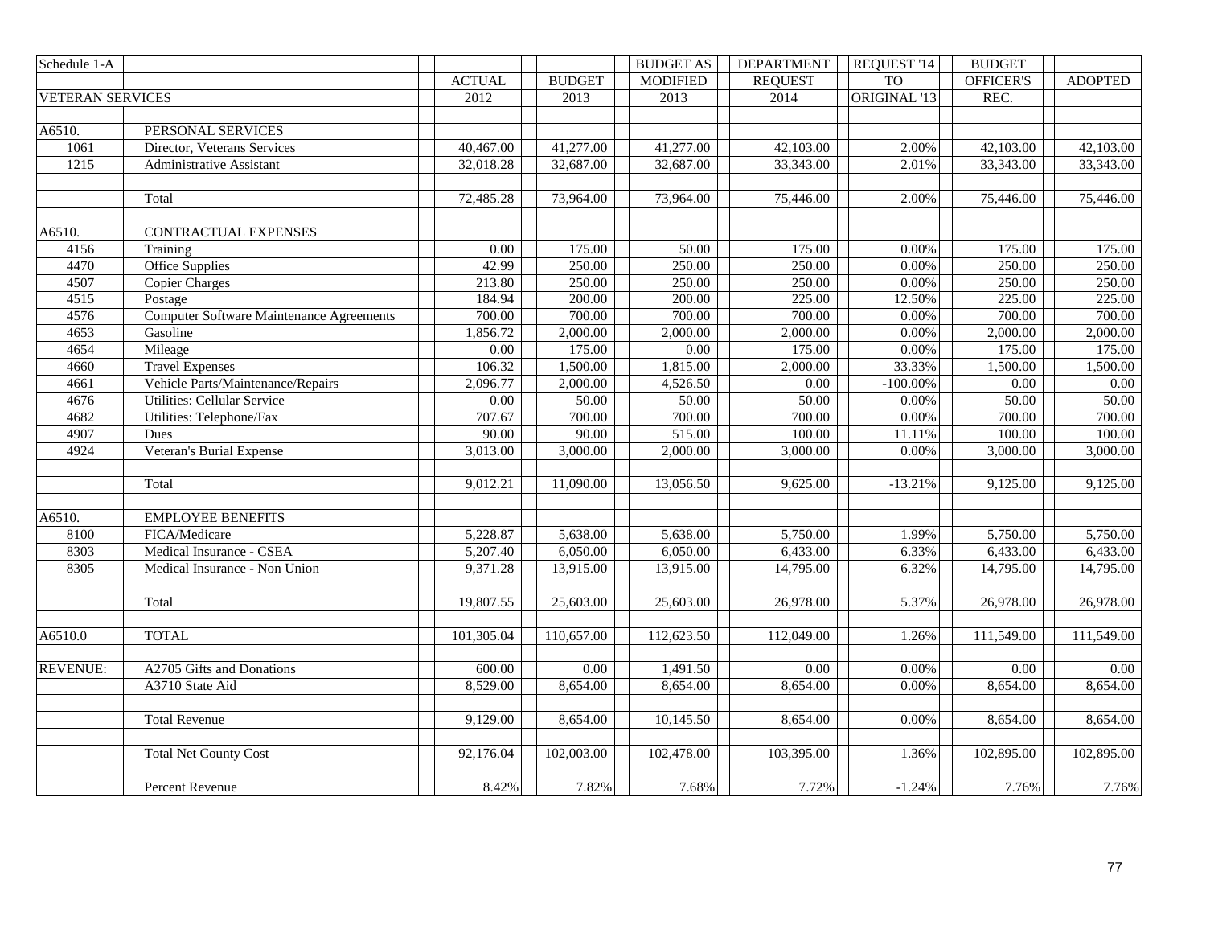| Schedule 1-A | | | | BUDGET AS | DEPARTMENT | REQUEST '14 | BUDGET | |
|---|---|---|---|---|---|---|---|---|
| | | ACTUAL | BUDGET | MODIFIED | REQUEST | TO | OFFICER'S | ADOPTED |
| VETERAN SERVICES | | 2012 | 2013 | 2013 | 2014 | ORIGINAL '13 | REC. | |
| | | | | | | | | |
| A6510. | PERSONAL SERVICES | | | | | | | |
| 1061 | Director, Veterans Services | 40,467.00 | 41,277.00 | 41,277.00 | 42,103.00 | 2.00% | 42,103.00 | 42,103.00 |
| 1215 | Administrative Assistant | 32,018.28 | 32,687.00 | 32,687.00 | 33,343.00 | 2.01% | 33,343.00 | 33,343.00 |
| | | | | | | | | |
| | Total | 72,485.28 | 73,964.00 | 73,964.00 | 75,446.00 | 2.00% | 75,446.00 | 75,446.00 |
| | | | | | | | | |
| A6510. | CONTRACTUAL EXPENSES | | | | | | | |
| 4156 | Training | 0.00 | 175.00 | 50.00 | 175.00 | 0.00% | 175.00 | 175.00 |
| 4470 | Office Supplies | 42.99 | 250.00 | 250.00 | 250.00 | 0.00% | 250.00 | 250.00 |
| 4507 | Copier Charges | 213.80 | 250.00 | 250.00 | 250.00 | 0.00% | 250.00 | 250.00 |
| 4515 | Postage | 184.94 | 200.00 | 200.00 | 225.00 | 12.50% | 225.00 | 225.00 |
| 4576 | Computer Software Maintenance Agreements | 700.00 | 700.00 | 700.00 | 700.00 | 0.00% | 700.00 | 700.00 |
| 4653 | Gasoline | 1,856.72 | 2,000.00 | 2,000.00 | 2,000.00 | 0.00% | 2,000.00 | 2,000.00 |
| 4654 | Mileage | 0.00 | 175.00 | 0.00 | 175.00 | 0.00% | 175.00 | 175.00 |
| 4660 | Travel Expenses | 106.32 | 1,500.00 | 1,815.00 | 2,000.00 | 33.33% | 1,500.00 | 1,500.00 |
| 4661 | Vehicle Parts/Maintenance/Repairs | 2,096.77 | 2,000.00 | 4,526.50 | 0.00 | -100.00% | 0.00 | 0.00 |
| 4676 | Utilities: Cellular Service | 0.00 | 50.00 | 50.00 | 50.00 | 0.00% | 50.00 | 50.00 |
| 4682 | Utilities: Telephone/Fax | 707.67 | 700.00 | 700.00 | 700.00 | 0.00% | 700.00 | 700.00 |
| 4907 | Dues | 90.00 | 90.00 | 515.00 | 100.00 | 11.11% | 100.00 | 100.00 |
| 4924 | Veteran's Burial Expense | 3,013.00 | 3,000.00 | 2,000.00 | 3,000.00 | 0.00% | 3,000.00 | 3,000.00 |
| | | | | | | | | |
| | Total | 9,012.21 | 11,090.00 | 13,056.50 | 9,625.00 | -13.21% | 9,125.00 | 9,125.00 |
| | | | | | | | | |
| A6510. | EMPLOYEE BENEFITS | | | | | | | |
| 8100 | FICA/Medicare | 5,228.87 | 5,638.00 | 5,638.00 | 5,750.00 | 1.99% | 5,750.00 | 5,750.00 |
| 8303 | Medical Insurance - CSEA | 5,207.40 | 6,050.00 | 6,050.00 | 6,433.00 | 6.33% | 6,433.00 | 6,433.00 |
| 8305 | Medical Insurance - Non Union | 9,371.28 | 13,915.00 | 13,915.00 | 14,795.00 | 6.32% | 14,795.00 | 14,795.00 |
| | | | | | | | | |
| | Total | 19,807.55 | 25,603.00 | 25,603.00 | 26,978.00 | 5.37% | 26,978.00 | 26,978.00 |
| | | | | | | | | |
| A6510.0 | TOTAL | 101,305.04 | 110,657.00 | 112,623.50 | 112,049.00 | 1.26% | 111,549.00 | 111,549.00 |
| | | | | | | | | |
| REVENUE: | A2705 Gifts and Donations | 600.00 | 0.00 | 1,491.50 | 0.00 | 0.00% | 0.00 | 0.00 |
| | A3710 State Aid | 8,529.00 | 8,654.00 | 8,654.00 | 8,654.00 | 0.00% | 8,654.00 | 8,654.00 |
| | | | | | | | | |
| | Total Revenue | 9,129.00 | 8,654.00 | 10,145.50 | 8,654.00 | 0.00% | 8,654.00 | 8,654.00 |
| | | | | | | | | |
| | Total Net County Cost | 92,176.04 | 102,003.00 | 102,478.00 | 103,395.00 | 1.36% | 102,895.00 | 102,895.00 |
| | | | | | | | | |
| | Percent Revenue | 8.42% | 7.82% | 7.68% | 7.72% | -1.24% | 7.76% | 7.76% |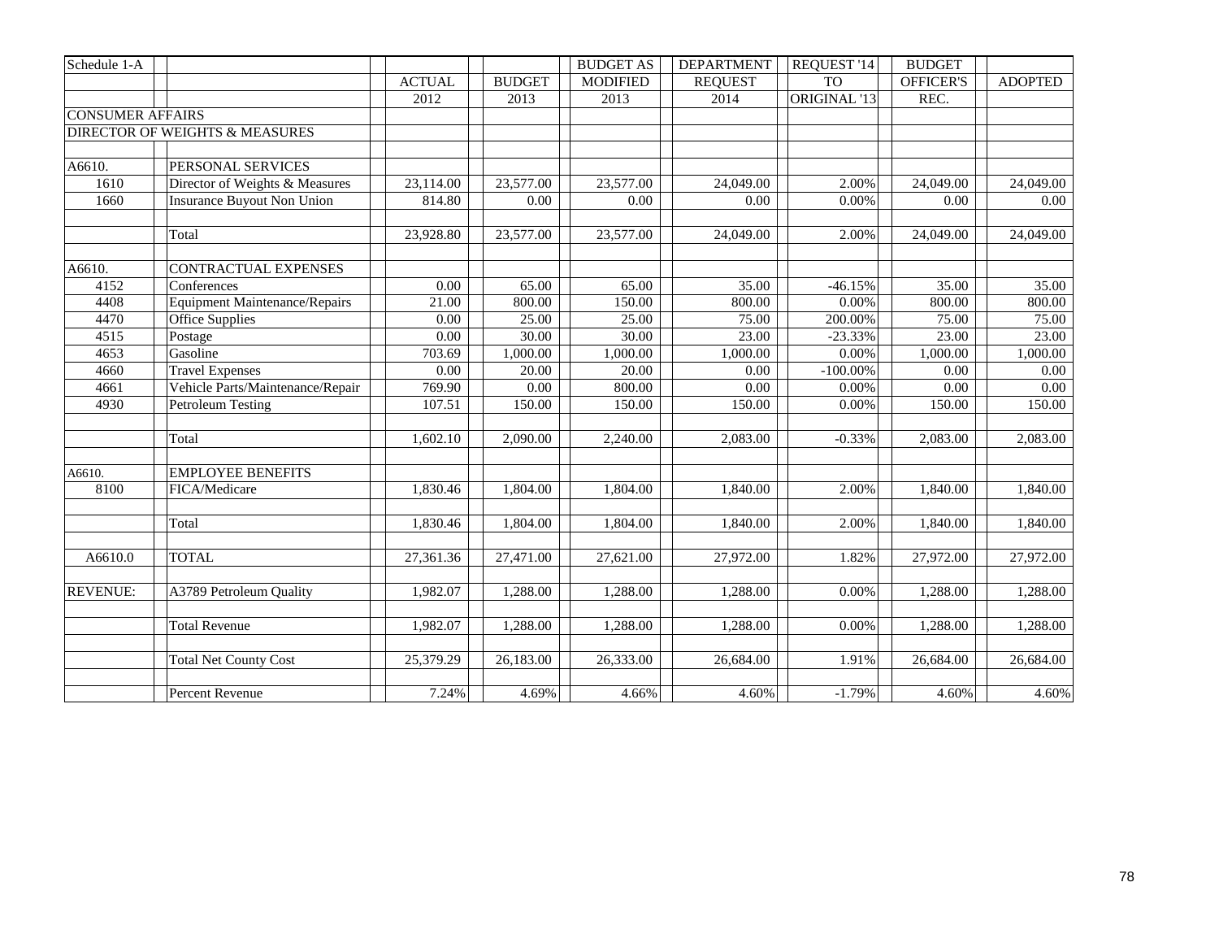| Schedule 1-A | | ACTUAL | BUDGET | BUDGET AS MODIFIED | DEPARTMENT REQUEST | REQUEST '14 TO ORIGINAL '13 | BUDGET OFFICER'S REC. | ADOPTED |
|---|---|---|---|---|---|---|---|---|
| | | 2012 | 2013 | 2013 | 2014 | | | |
| CONSUMER AFFAIRS | | | | | | | | |
| DIRECTOR OF WEIGHTS & MEASURES | | | | | | | | |
| | | | | | | | | |
| A6610. | PERSONAL SERVICES | | | | | | | |
| 1610 | Director of Weights & Measures | 23,114.00 | 23,577.00 | 23,577.00 | 24,049.00 | 2.00% | 24,049.00 | 24,049.00 |
| 1660 | Insurance Buyout Non Union | 814.80 | 0.00 | 0.00 | 0.00 | 0.00% | 0.00 | 0.00 |
| | | | | | | | | |
| | Total | 23,928.80 | 23,577.00 | 23,577.00 | 24,049.00 | 2.00% | 24,049.00 | 24,049.00 |
| | | | | | | | | |
| A6610. | CONTRACTUAL EXPENSES | | | | | | | |
| 4152 | Conferences | 0.00 | 65.00 | 65.00 | 35.00 | -46.15% | 35.00 | 35.00 |
| 4408 | Equipment Maintenance/Repairs | 21.00 | 800.00 | 150.00 | 800.00 | 0.00% | 800.00 | 800.00 |
| 4470 | Office Supplies | 0.00 | 25.00 | 25.00 | 75.00 | 200.00% | 75.00 | 75.00 |
| 4515 | Postage | 0.00 | 30.00 | 30.00 | 23.00 | -23.33% | 23.00 | 23.00 |
| 4653 | Gasoline | 703.69 | 1,000.00 | 1,000.00 | 1,000.00 | 0.00% | 1,000.00 | 1,000.00 |
| 4660 | Travel Expenses | 0.00 | 20.00 | 20.00 | 0.00 | -100.00% | 0.00 | 0.00 |
| 4661 | Vehicle Parts/Maintenance/Repair | 769.90 | 0.00 | 800.00 | 0.00 | 0.00% | 0.00 | 0.00 |
| 4930 | Petroleum Testing | 107.51 | 150.00 | 150.00 | 150.00 | 0.00% | 150.00 | 150.00 |
| | | | | | | | | |
| | Total | 1,602.10 | 2,090.00 | 2,240.00 | 2,083.00 | -0.33% | 2,083.00 | 2,083.00 |
| | | | | | | | | |
| A6610. | EMPLOYEE BENEFITS | | | | | | | |
| 8100 | FICA/Medicare | 1,830.46 | 1,804.00 | 1,804.00 | 1,840.00 | 2.00% | 1,840.00 | 1,840.00 |
| | | | | | | | | |
| | Total | 1,830.46 | 1,804.00 | 1,804.00 | 1,840.00 | 2.00% | 1,840.00 | 1,840.00 |
| | | | | | | | | |
| A6610.0 | TOTAL | 27,361.36 | 27,471.00 | 27,621.00 | 27,972.00 | 1.82% | 27,972.00 | 27,972.00 |
| | | | | | | | | |
| REVENUE: | A3789 Petroleum Quality | 1,982.07 | 1,288.00 | 1,288.00 | 1,288.00 | 0.00% | 1,288.00 | 1,288.00 |
| | | | | | | | | |
| | Total Revenue | 1,982.07 | 1,288.00 | 1,288.00 | 1,288.00 | 0.00% | 1,288.00 | 1,288.00 |
| | | | | | | | | |
| | Total Net County Cost | 25,379.29 | 26,183.00 | 26,333.00 | 26,684.00 | 1.91% | 26,684.00 | 26,684.00 |
| | | | | | | | | |
| | Percent Revenue | 7.24% | 4.69% | 4.66% | 4.60% | -1.79% | 4.60% | 4.60% |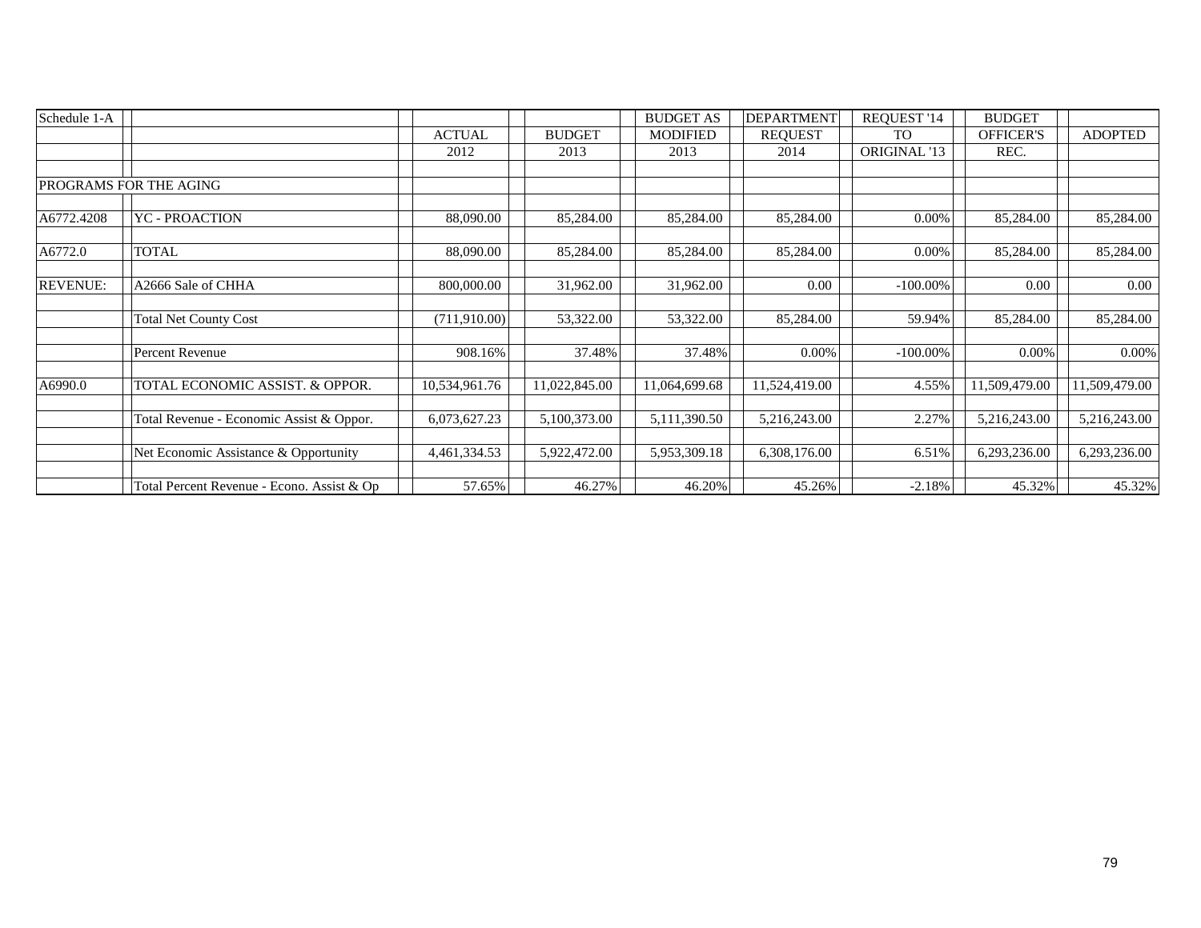| Schedule 1-A | | ACTUAL 2012 | BUDGET 2013 | BUDGET AS MODIFIED 2013 | DEPARTMENT REQUEST 2014 | REQUEST '14 TO ORIGINAL '13 | BUDGET OFFICER'S REC. | ADOPTED |
|---|---|---|---|---|---|---|---|---|
| PROGRAMS FOR THE AGING | | | | | | | | |
| A6772.4208 | YC - PROACTION | 88,090.00 | 85,284.00 | 85,284.00 | 85,284.00 | 0.00% | 85,284.00 | 85,284.00 |
| A6772.0 | TOTAL | 88,090.00 | 85,284.00 | 85,284.00 | 85,284.00 | 0.00% | 85,284.00 | 85,284.00 |
| REVENUE: | A2666 Sale of CHHA | 800,000.00 | 31,962.00 | 31,962.00 | 0.00 | -100.00% | 0.00 | 0.00 |
| | Total Net County Cost | (711,910.00) | 53,322.00 | 53,322.00 | 85,284.00 | 59.94% | 85,284.00 | 85,284.00 |
| | Percent Revenue | 908.16% | 37.48% | 37.48% | 0.00% | -100.00% | 0.00% | 0.00% |
| A6990.0 | TOTAL ECONOMIC ASSIST. & OPPOR. | 10,534,961.76 | 11,022,845.00 | 11,064,699.68 | 11,524,419.00 | 4.55% | 11,509,479.00 | 11,509,479.00 |
| | Total Revenue - Economic Assist & Oppor. | 6,073,627.23 | 5,100,373.00 | 5,111,390.50 | 5,216,243.00 | 2.27% | 5,216,243.00 | 5,216,243.00 |
| | Net Economic Assistance & Opportunity | 4,461,334.53 | 5,922,472.00 | 5,953,309.18 | 6,308,176.00 | 6.51% | 6,293,236.00 | 6,293,236.00 |
| | Total Percent Revenue - Econo. Assist & Op | 57.65% | 46.27% | 46.20% | 45.26% | -2.18% | 45.32% | 45.32% |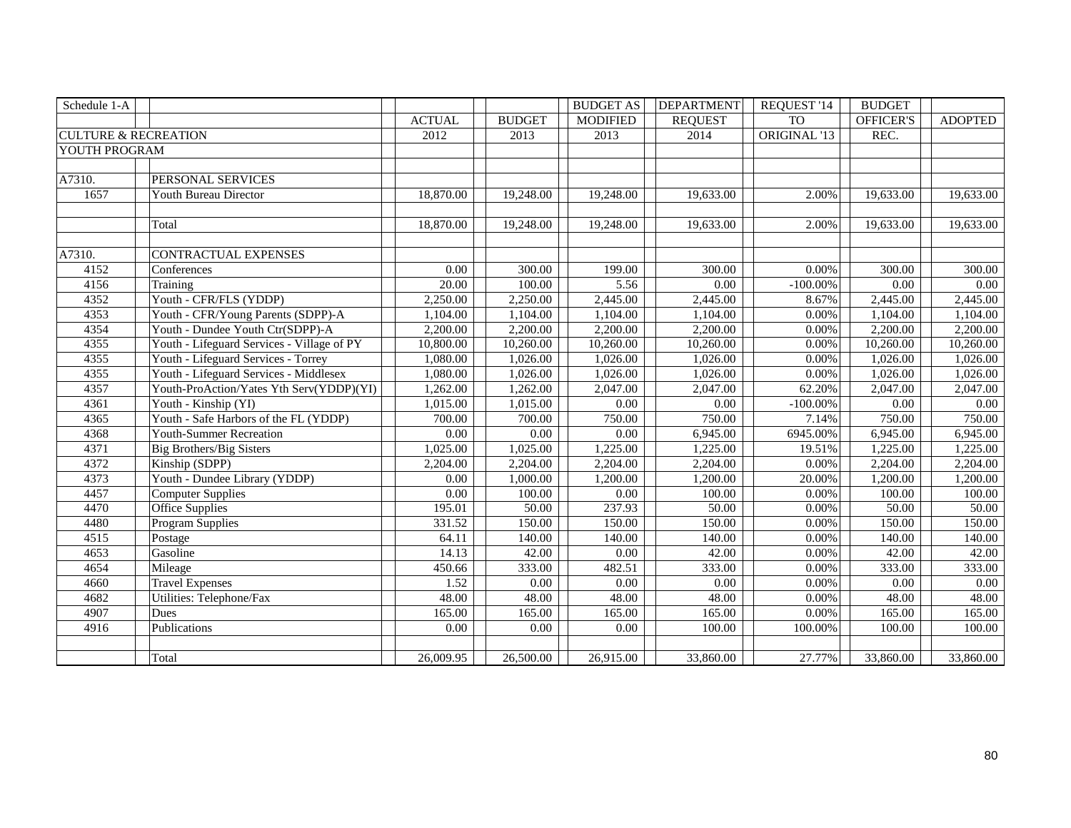| Schedule 1-A | | ACTUAL | BUDGET | BUDGET AS MODIFIED | DEPARTMENT REQUEST | REQUEST '14 TO ORIGINAL '13 | BUDGET OFFICER'S REC. | ADOPTED |
|---|---|---|---|---|---|---|---|---|
| CULTURE & RECREATION | | 2012 | 2013 | 2013 | 2014 | ORIGINAL '13 | REC. | |
| YOUTH PROGRAM | | | | | | | | |
| | | | | | | | | |
| A7310. | PERSONAL SERVICES | | | | | | | |
| 1657 | Youth Bureau Director | 18,870.00 | 19,248.00 | 19,248.00 | 19,633.00 | 2.00% | 19,633.00 | 19,633.00 |
| | | | | | | | | |
| | Total | 18,870.00 | 19,248.00 | 19,248.00 | 19,633.00 | 2.00% | 19,633.00 | 19,633.00 |
| | | | | | | | | |
| A7310. | CONTRACTUAL EXPENSES | | | | | | | |
| 4152 | Conferences | 0.00 | 300.00 | 199.00 | 300.00 | 0.00% | 300.00 | 300.00 |
| 4156 | Training | 20.00 | 100.00 | 5.56 | 0.00 | -100.00% | 0.00 | 0.00 |
| 4352 | Youth - CFR/FLS (YDDP) | 2,250.00 | 2,250.00 | 2,445.00 | 2,445.00 | 8.67% | 2,445.00 | 2,445.00 |
| 4353 | Youth - CFR/Young Parents (SDPP)-A | 1,104.00 | 1,104.00 | 1,104.00 | 1,104.00 | 0.00% | 1,104.00 | 1,104.00 |
| 4354 | Youth - Dundee Youth Ctr(SDPP)-A | 2,200.00 | 2,200.00 | 2,200.00 | 2,200.00 | 0.00% | 2,200.00 | 2,200.00 |
| 4355 | Youth - Lifeguard Services - Village of PY | 10,800.00 | 10,260.00 | 10,260.00 | 10,260.00 | 0.00% | 10,260.00 | 10,260.00 |
| 4355 | Youth - Lifeguard Services - Torrey | 1,080.00 | 1,026.00 | 1,026.00 | 1,026.00 | 0.00% | 1,026.00 | 1,026.00 |
| 4355 | Youth - Lifeguard Services - Middlesex | 1,080.00 | 1,026.00 | 1,026.00 | 1,026.00 | 0.00% | 1,026.00 | 1,026.00 |
| 4357 | Youth-ProAction/Yates Yth Serv(YDDP)(YI) | 1,262.00 | 1,262.00 | 2,047.00 | 2,047.00 | 62.20% | 2,047.00 | 2,047.00 |
| 4361 | Youth - Kinship (YI) | 1,015.00 | 1,015.00 | 0.00 | 0.00 | -100.00% | 0.00 | 0.00 |
| 4365 | Youth - Safe Harbors of the FL (YDDP) | 700.00 | 700.00 | 750.00 | 750.00 | 7.14% | 750.00 | 750.00 |
| 4368 | Youth-Summer Recreation | 0.00 | 0.00 | 0.00 | 6,945.00 | 6945.00% | 6,945.00 | 6,945.00 |
| 4371 | Big Brothers/Big Sisters | 1,025.00 | 1,025.00 | 1,225.00 | 1,225.00 | 19.51% | 1,225.00 | 1,225.00 |
| 4372 | Kinship (SDPP) | 2,204.00 | 2,204.00 | 2,204.00 | 2,204.00 | 0.00% | 2,204.00 | 2,204.00 |
| 4373 | Youth - Dundee Library (YDDP) | 0.00 | 1,000.00 | 1,200.00 | 1,200.00 | 20.00% | 1,200.00 | 1,200.00 |
| 4457 | Computer Supplies | 0.00 | 100.00 | 0.00 | 100.00 | 0.00% | 100.00 | 100.00 |
| 4470 | Office Supplies | 195.01 | 50.00 | 237.93 | 50.00 | 0.00% | 50.00 | 50.00 |
| 4480 | Program Supplies | 331.52 | 150.00 | 150.00 | 150.00 | 0.00% | 150.00 | 150.00 |
| 4515 | Postage | 64.11 | 140.00 | 140.00 | 140.00 | 0.00% | 140.00 | 140.00 |
| 4653 | Gasoline | 14.13 | 42.00 | 0.00 | 42.00 | 0.00% | 42.00 | 42.00 |
| 4654 | Mileage | 450.66 | 333.00 | 482.51 | 333.00 | 0.00% | 333.00 | 333.00 |
| 4660 | Travel Expenses | 1.52 | 0.00 | 0.00 | 0.00 | 0.00% | 0.00 | 0.00 |
| 4682 | Utilities: Telephone/Fax | 48.00 | 48.00 | 48.00 | 48.00 | 0.00% | 48.00 | 48.00 |
| 4907 | Dues | 165.00 | 165.00 | 165.00 | 165.00 | 0.00% | 165.00 | 165.00 |
| 4916 | Publications | 0.00 | 0.00 | 0.00 | 100.00 | 100.00% | 100.00 | 100.00 |
| | | | | | | | | |
| | Total | 26,009.95 | 26,500.00 | 26,915.00 | 33,860.00 | 27.77% | 33,860.00 | 33,860.00 |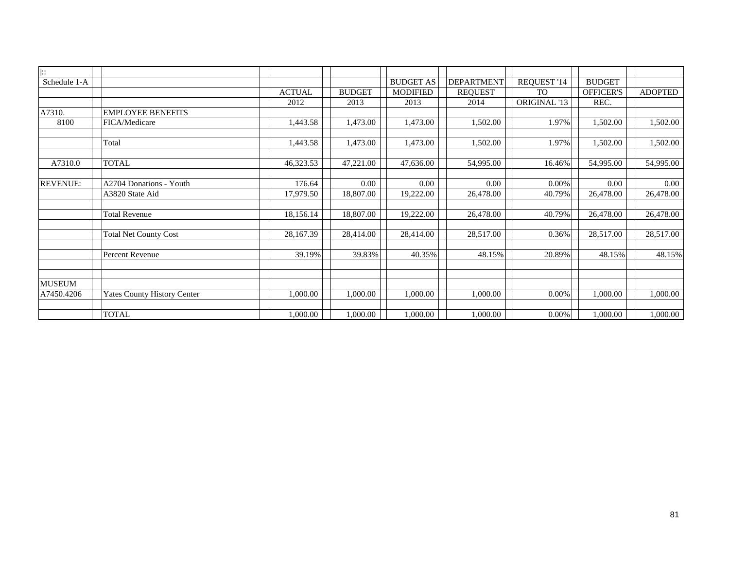| \|:: | | | | | | | | |
|---|---|---|---|---|---|---|---|---|
| Schedule 1-A | | | | BUDGET AS | DEPARTMENT | REQUEST '14 | BUDGET | |
| | | ACTUAL | BUDGET | MODIFIED | REQUEST | TO | OFFICER'S | ADOPTED |
| | | 2012 | 2013 | 2013 | 2014 | ORIGINAL '13 | REC. | |
| A7310. | EMPLOYEE BENEFITS | | | | | | | |
| 8100 | FICA/Medicare | 1,443.58 | 1,473.00 | 1,473.00 | 1,502.00 | 1.97% | 1,502.00 | 1,502.00 |
| | | | | | | | | |
| | Total | 1,443.58 | 1,473.00 | 1,473.00 | 1,502.00 | 1.97% | 1,502.00 | 1,502.00 |
| | | | | | | | | |
| A7310.0 | TOTAL | 46,323.53 | 47,221.00 | 47,636.00 | 54,995.00 | 16.46% | 54,995.00 | 54,995.00 |
| | | | | | | | | |
| REVENUE: | A2704 Donations - Youth | 176.64 | 0.00 | 0.00 | 0.00 | 0.00% | 0.00 | 0.00 |
| | A3820 State Aid | 17,979.50 | 18,807.00 | 19,222.00 | 26,478.00 | 40.79% | 26,478.00 | 26,478.00 |
| | | | | | | | | |
| | Total Revenue | 18,156.14 | 18,807.00 | 19,222.00 | 26,478.00 | 40.79% | 26,478.00 | 26,478.00 |
| | | | | | | | | |
| | Total Net County Cost | 28,167.39 | 28,414.00 | 28,414.00 | 28,517.00 | 0.36% | 28,517.00 | 28,517.00 |
| | | | | | | | | |
| | Percent Revenue | 39.19% | 39.83% | 40.35% | 48.15% | 20.89% | 48.15% | 48.15% |
| | | | | | | | | |
| | | | | | | | | |
| MUSEUM | | | | | | | | |
| A7450.4206 | Yates County History Center | 1,000.00 | 1,000.00 | 1,000.00 | 1,000.00 | 0.00% | 1,000.00 | 1,000.00 |
| | | | | | | | | |
| | TOTAL | 1,000.00 | 1,000.00 | 1,000.00 | 1,000.00 | 0.00% | 1,000.00 | 1,000.00 |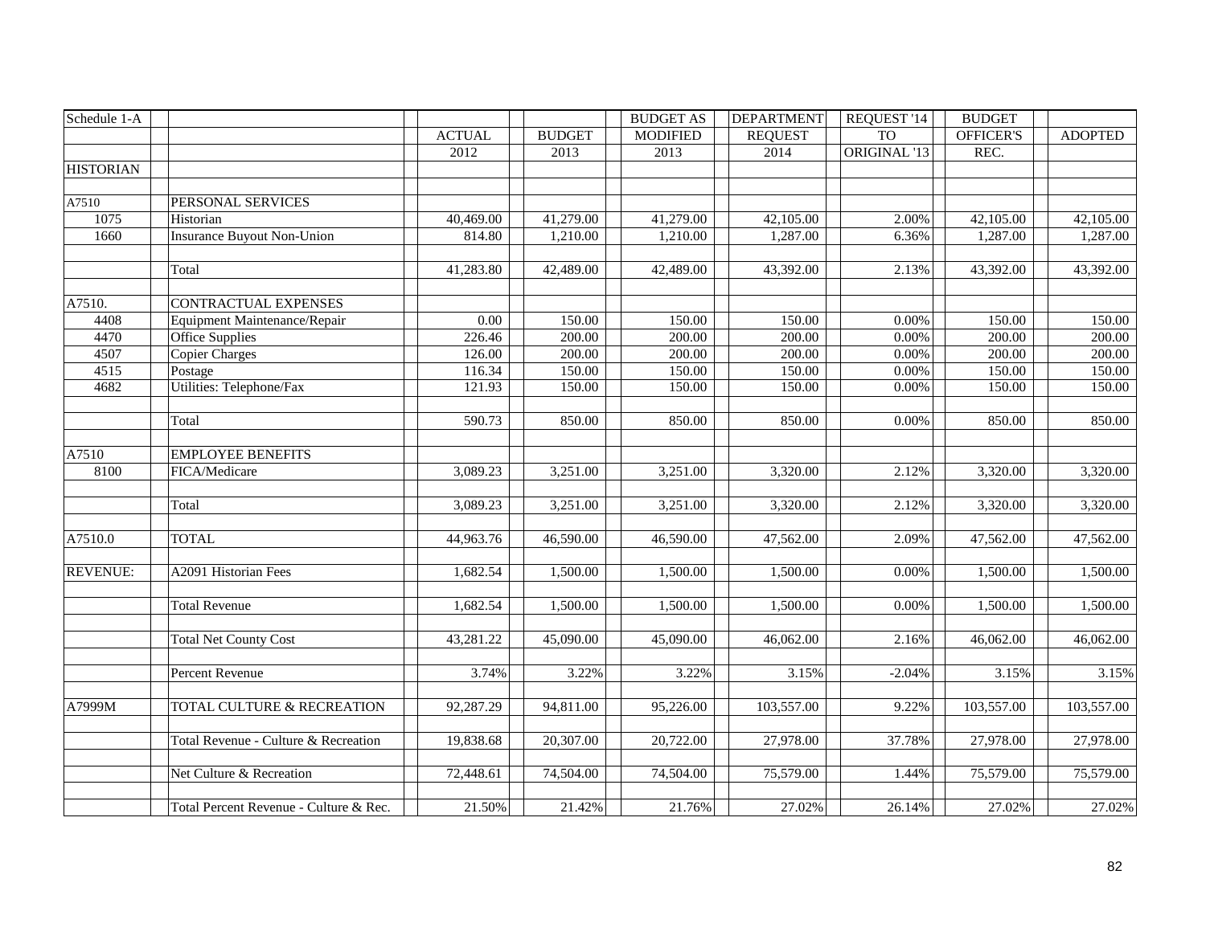| Schedule 1-A | | ACTUAL | BUDGET | BUDGET AS MODIFIED | DEPARTMENT REQUEST | REQUEST '14 TO ORIGINAL '13 | BUDGET OFFICER'S REC. | ADOPTED |
|---|---|---|---|---|---|---|---|---|
| | | 2012 | 2013 | 2013 | 2014 | | | |
| HISTORIAN | | | | | | | | |
| | | | | | | | | |
| A7510 | PERSONAL SERVICES | | | | | | | |
| 1075 | Historian | 40,469.00 | 41,279.00 | 41,279.00 | 42,105.00 | 2.00% | 42,105.00 | 42,105.00 |
| 1660 | Insurance Buyout Non-Union | 814.80 | 1,210.00 | 1,210.00 | 1,287.00 | 6.36% | 1,287.00 | 1,287.00 |
| | | | | | | | | |
| | Total | 41,283.80 | 42,489.00 | 42,489.00 | 43,392.00 | 2.13% | 43,392.00 | 43,392.00 |
| | | | | | | | | |
| A7510. | CONTRACTUAL EXPENSES | | | | | | | |
| 4408 | Equipment Maintenance/Repair | 0.00 | 150.00 | 150.00 | 150.00 | 0.00% | 150.00 | 150.00 |
| 4470 | Office Supplies | 226.46 | 200.00 | 200.00 | 200.00 | 0.00% | 200.00 | 200.00 |
| 4507 | Copier Charges | 126.00 | 200.00 | 200.00 | 200.00 | 0.00% | 200.00 | 200.00 |
| 4515 | Postage | 116.34 | 150.00 | 150.00 | 150.00 | 0.00% | 150.00 | 150.00 |
| 4682 | Utilities: Telephone/Fax | 121.93 | 150.00 | 150.00 | 150.00 | 0.00% | 150.00 | 150.00 |
| | | | | | | | | |
| | Total | 590.73 | 850.00 | 850.00 | 850.00 | 0.00% | 850.00 | 850.00 |
| | | | | | | | | |
| A7510 | EMPLOYEE BENEFITS | | | | | | | |
| 8100 | FICA/Medicare | 3,089.23 | 3,251.00 | 3,251.00 | 3,320.00 | 2.12% | 3,320.00 | 3,320.00 |
| | | | | | | | | |
| | Total | 3,089.23 | 3,251.00 | 3,251.00 | 3,320.00 | 2.12% | 3,320.00 | 3,320.00 |
| | | | | | | | | |
| A7510.0 | TOTAL | 44,963.76 | 46,590.00 | 46,590.00 | 47,562.00 | 2.09% | 47,562.00 | 47,562.00 |
| | | | | | | | | |
| REVENUE: | A2091 Historian Fees | 1,682.54 | 1,500.00 | 1,500.00 | 1,500.00 | 0.00% | 1,500.00 | 1,500.00 |
| | | | | | | | | |
| | Total Revenue | 1,682.54 | 1,500.00 | 1,500.00 | 1,500.00 | 0.00% | 1,500.00 | 1,500.00 |
| | | | | | | | | |
| | Total Net County Cost | 43,281.22 | 45,090.00 | 45,090.00 | 46,062.00 | 2.16% | 46,062.00 | 46,062.00 |
| | | | | | | | | |
| | Percent Revenue | 3.74% | 3.22% | 3.22% | 3.15% | -2.04% | 3.15% | 3.15% |
| | | | | | | | | |
| A7999M | TOTAL CULTURE & RECREATION | 92,287.29 | 94,811.00 | 95,226.00 | 103,557.00 | 9.22% | 103,557.00 | 103,557.00 |
| | | | | | | | | |
| | Total Revenue - Culture & Recreation | 19,838.68 | 20,307.00 | 20,722.00 | 27,978.00 | 37.78% | 27,978.00 | 27,978.00 |
| | | | | | | | | |
| | Net Culture & Recreation | 72,448.61 | 74,504.00 | 74,504.00 | 75,579.00 | 1.44% | 75,579.00 | 75,579.00 |
| | | | | | | | | |
| | Total Percent Revenue - Culture & Rec. | 21.50% | 21.42% | 21.76% | 27.02% | 26.14% | 27.02% | 27.02% |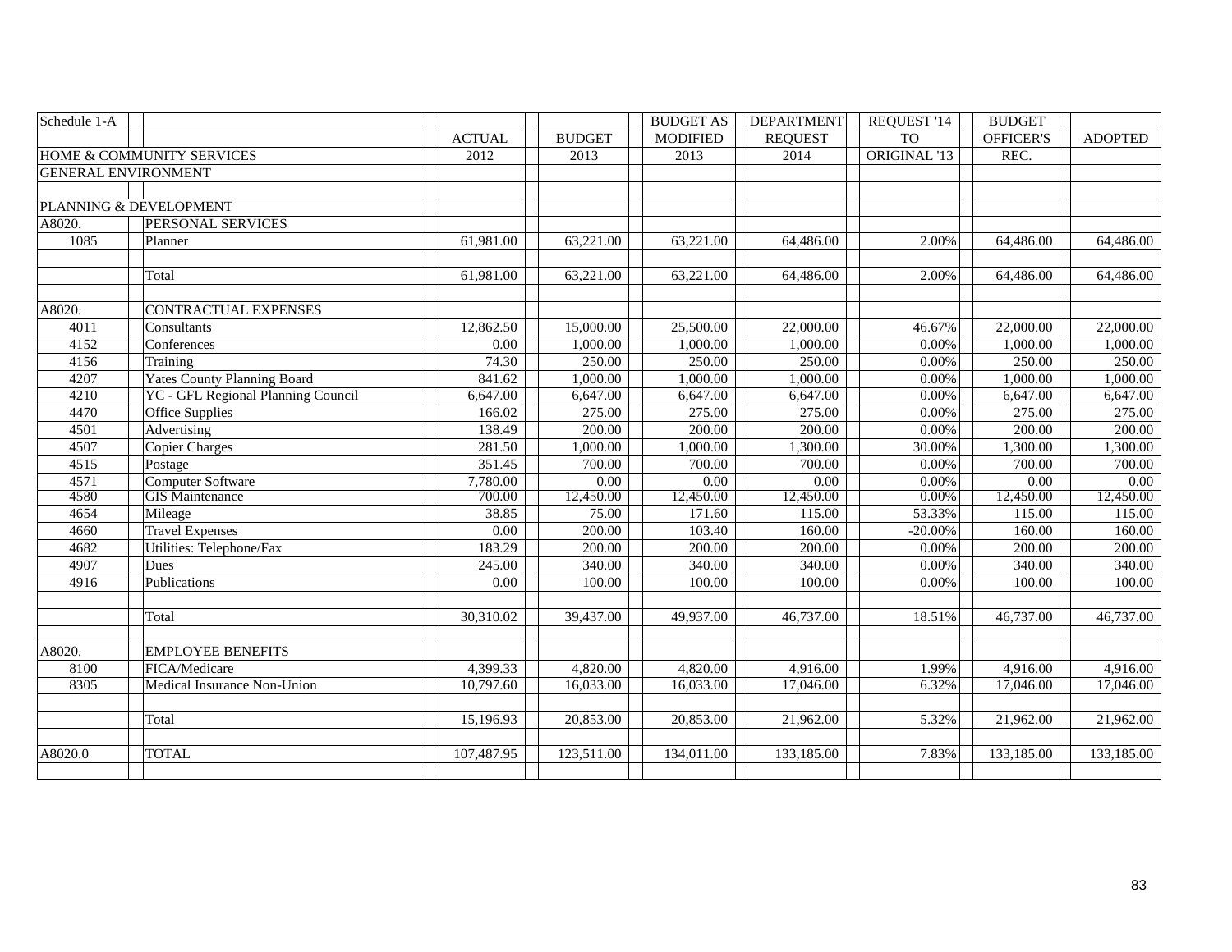| Schedule 1-A | | | | BUDGET AS | DEPARTMENT | REQUEST '14 | BUDGET | |
|---|---|---|---|---|---|---|---|---|
| | | ACTUAL | BUDGET | MODIFIED | REQUEST | TO | OFFICER'S | ADOPTED |
| HOME & COMMUNITY SERVICES | | 2012 | 2013 | 2013 | 2014 | ORIGINAL '13 | REC. | |
| GENERAL ENVIRONMENT | | | | | | | | |
| | | | | | | | | |
| PLANNING & DEVELOPMENT | | | | | | | | |
| A8020. | PERSONAL SERVICES | | | | | | | |
| 1085 | Planner | 61,981.00 | 63,221.00 | 63,221.00 | 64,486.00 | 2.00% | 64,486.00 | 64,486.00 |
| | | | | | | | | |
| | Total | 61,981.00 | 63,221.00 | 63,221.00 | 64,486.00 | 2.00% | 64,486.00 | 64,486.00 |
| | | | | | | | | |
| A8020. | CONTRACTUAL EXPENSES | | | | | | | |
| 4011 | Consultants | 12,862.50 | 15,000.00 | 25,500.00 | 22,000.00 | 46.67% | 22,000.00 | 22,000.00 |
| 4152 | Conferences | 0.00 | 1,000.00 | 1,000.00 | 1,000.00 | 0.00% | 1,000.00 | 1,000.00 |
| 4156 | Training | 74.30 | 250.00 | 250.00 | 250.00 | 0.00% | 250.00 | 250.00 |
| 4207 | Yates County Planning Board | 841.62 | 1,000.00 | 1,000.00 | 1,000.00 | 0.00% | 1,000.00 | 1,000.00 |
| 4210 | YC - GFL Regional Planning Council | 6,647.00 | 6,647.00 | 6,647.00 | 6,647.00 | 0.00% | 6,647.00 | 6,647.00 |
| 4470 | Office Supplies | 166.02 | 275.00 | 275.00 | 275.00 | 0.00% | 275.00 | 275.00 |
| 4501 | Advertising | 138.49 | 200.00 | 200.00 | 200.00 | 0.00% | 200.00 | 200.00 |
| 4507 | Copier Charges | 281.50 | 1,000.00 | 1,000.00 | 1,300.00 | 30.00% | 1,300.00 | 1,300.00 |
| 4515 | Postage | 351.45 | 700.00 | 700.00 | 700.00 | 0.00% | 700.00 | 700.00 |
| 4571 | Computer Software | 7,780.00 | 0.00 | 0.00 | 0.00 | 0.00% | 0.00 | 0.00 |
| 4580 | GIS Maintenance | 700.00 | 12,450.00 | 12,450.00 | 12,450.00 | 0.00% | 12,450.00 | 12,450.00 |
| 4654 | Mileage | 38.85 | 75.00 | 171.60 | 115.00 | 53.33% | 115.00 | 115.00 |
| 4660 | Travel Expenses | 0.00 | 200.00 | 103.40 | 160.00 | -20.00% | 160.00 | 160.00 |
| 4682 | Utilities: Telephone/Fax | 183.29 | 200.00 | 200.00 | 200.00 | 0.00% | 200.00 | 200.00 |
| 4907 | Dues | 245.00 | 340.00 | 340.00 | 340.00 | 0.00% | 340.00 | 340.00 |
| 4916 | Publications | 0.00 | 100.00 | 100.00 | 100.00 | 0.00% | 100.00 | 100.00 |
| | | | | | | | | |
| | Total | 30,310.02 | 39,437.00 | 49,937.00 | 46,737.00 | 18.51% | 46,737.00 | 46,737.00 |
| | | | | | | | | |
| A8020. | EMPLOYEE BENEFITS | | | | | | | |
| 8100 | FICA/Medicare | 4,399.33 | 4,820.00 | 4,820.00 | 4,916.00 | 1.99% | 4,916.00 | 4,916.00 |
| 8305 | Medical Insurance Non-Union | 10,797.60 | 16,033.00 | 16,033.00 | 17,046.00 | 6.32% | 17,046.00 | 17,046.00 |
| | | | | | | | | |
| | Total | 15,196.93 | 20,853.00 | 20,853.00 | 21,962.00 | 5.32% | 21,962.00 | 21,962.00 |
| | | | | | | | | |
| A8020.0 | TOTAL | 107,487.95 | 123,511.00 | 134,011.00 | 133,185.00 | 7.83% | 133,185.00 | 133,185.00 |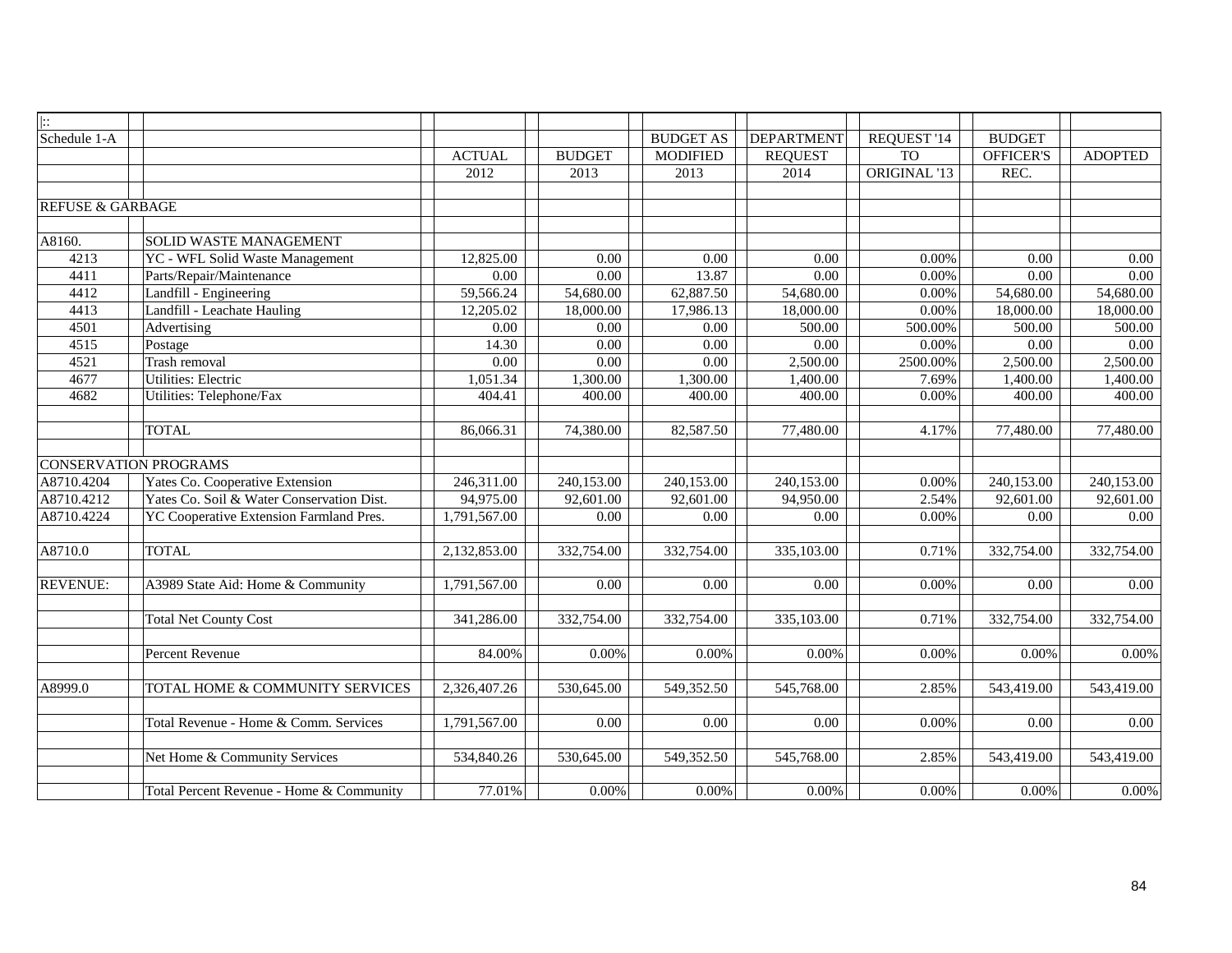| |:: | | | | | | | |
|---|---|---|---|---|---|---|---|---|
| Schedule 1-A | | | | BUDGET AS | DEPARTMENT | REQUEST '14 | BUDGET | |
| | | ACTUAL | BUDGET | MODIFIED | REQUEST | TO | OFFICER'S | ADOPTED |
| | | 2012 | 2013 | 2013 | 2014 | ORIGINAL '13 | REC. | |
| REFUSE & GARBAGE | | | | | | | | |
| A8160. | SOLID WASTE MANAGEMENT | | | | | | | |
| 4213 | YC - WFL Solid Waste Management | 12,825.00 | 0.00 | 0.00 | 0.00 | 0.00% | 0.00 | 0.00 |
| 4411 | Parts/Repair/Maintenance | 0.00 | 0.00 | 13.87 | 0.00 | 0.00% | 0.00 | 0.00 |
| 4412 | Landfill - Engineering | 59,566.24 | 54,680.00 | 62,887.50 | 54,680.00 | 0.00% | 54,680.00 | 54,680.00 |
| 4413 | Landfill - Leachate Hauling | 12,205.02 | 18,000.00 | 17,986.13 | 18,000.00 | 0.00% | 18,000.00 | 18,000.00 |
| 4501 | Advertising | 0.00 | 0.00 | 0.00 | 500.00 | 500.00% | 500.00 | 500.00 |
| 4515 | Postage | 14.30 | 0.00 | 0.00 | 0.00 | 0.00% | 0.00 | 0.00 |
| 4521 | Trash removal | 0.00 | 0.00 | 0.00 | 2,500.00 | 2500.00% | 2,500.00 | 2,500.00 |
| 4677 | Utilities: Electric | 1,051.34 | 1,300.00 | 1,300.00 | 1,400.00 | 7.69% | 1,400.00 | 1,400.00 |
| 4682 | Utilities: Telephone/Fax | 404.41 | 400.00 | 400.00 | 400.00 | 0.00% | 400.00 | 400.00 |
| | TOTAL | 86,066.31 | 74,380.00 | 82,587.50 | 77,480.00 | 4.17% | 77,480.00 | 77,480.00 |
| CONSERVATION PROGRAMS | | | | | | | | |
| A8710.4204 | Yates Co. Cooperative Extension | 246,311.00 | 240,153.00 | 240,153.00 | 240,153.00 | 0.00% | 240,153.00 | 240,153.00 |
| A8710.4212 | Yates Co. Soil & Water Conservation Dist. | 94,975.00 | 92,601.00 | 92,601.00 | 94,950.00 | 2.54% | 92,601.00 | 92,601.00 |
| A8710.4224 | YC Cooperative Extension Farmland Pres. | 1,791,567.00 | 0.00 | 0.00 | 0.00 | 0.00% | 0.00 | 0.00 |
| A8710.0 | TOTAL | 2,132,853.00 | 332,754.00 | 332,754.00 | 335,103.00 | 0.71% | 332,754.00 | 332,754.00 |
| REVENUE: | A3989 State Aid: Home & Community | 1,791,567.00 | 0.00 | 0.00 | 0.00 | 0.00% | 0.00 | 0.00 |
| | Total Net County Cost | 341,286.00 | 332,754.00 | 332,754.00 | 335,103.00 | 0.71% | 332,754.00 | 332,754.00 |
| | Percent Revenue | 84.00% | 0.00% | 0.00% | 0.00% | 0.00% | 0.00% | 0.00% |
| A8999.0 | TOTAL HOME & COMMUNITY SERVICES | 2,326,407.26 | 530,645.00 | 549,352.50 | 545,768.00 | 2.85% | 543,419.00 | 543,419.00 |
| | Total Revenue - Home & Comm. Services | 1,791,567.00 | 0.00 | 0.00 | 0.00 | 0.00% | 0.00 | 0.00 |
| | Net Home & Community Services | 534,840.26 | 530,645.00 | 549,352.50 | 545,768.00 | 2.85% | 543,419.00 | 543,419.00 |
| | Total Percent Revenue - Home & Community | 77.01% | 0.00% | 0.00% | 0.00% | 0.00% | 0.00% | 0.00% |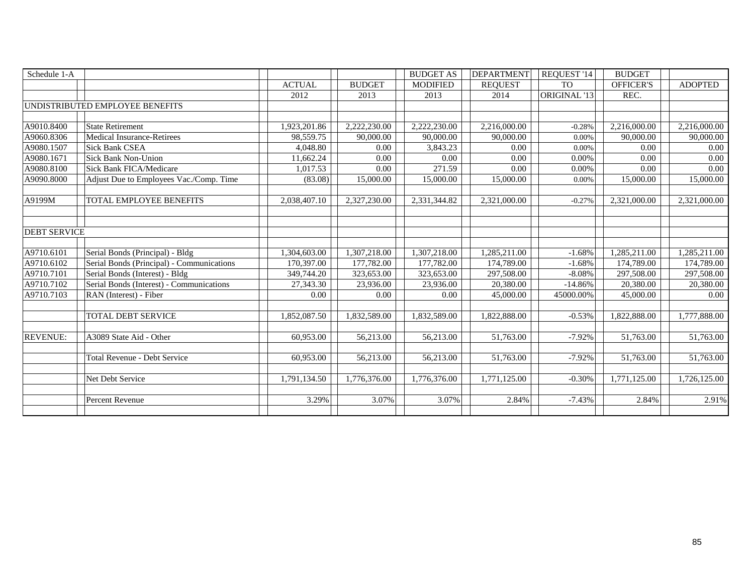| Schedule 1-A | | ACTUAL | BUDGET | BUDGET AS MODIFIED | DEPARTMENT REQUEST | REQUEST '14 TO | BUDGET OFFICER'S | ADOPTED |
|---|---|---|---|---|---|---|---|---|
| | | 2012 | 2013 | 2013 | 2014 | ORIGINAL '13 | REC. | |
| UNDISTRIBUTED EMPLOYEE BENEFITS | | | | | | | | |
| | | | | | | | | |
| A9010.8400 | State Retirement | 1,923,201.86 | 2,222,230.00 | 2,222,230.00 | 2,216,000.00 | -0.28% | 2,216,000.00 | 2,216,000.00 |
| A9060.8306 | Medical Insurance-Retirees | 98,559.75 | 90,000.00 | 90,000.00 | 90,000.00 | 0.00% | 90,000.00 | 90,000.00 |
| A9080.1507 | Sick Bank CSEA | 4,048.80 | 0.00 | 3,843.23 | 0.00 | 0.00% | 0.00 | 0.00 |
| A9080.1671 | Sick Bank Non-Union | 11,662.24 | 0.00 | 0.00 | 0.00 | 0.00% | 0.00 | 0.00 |
| A9080.8100 | Sick Bank FICA/Medicare | 1,017.53 | 0.00 | 271.59 | 0.00 | 0.00% | 0.00 | 0.00 |
| A9090.8000 | Adjust Due to Employees Vac./Comp. Time | (83.08) | 15,000.00 | 15,000.00 | 15,000.00 | 0.00% | 15,000.00 | 15,000.00 |
| | | | | | | | | |
| A9199M | TOTAL EMPLOYEE BENEFITS | 2,038,407.10 | 2,327,230.00 | 2,331,344.82 | 2,321,000.00 | -0.27% | 2,321,000.00 | 2,321,000.00 |
| | | | | | | | | |
| | | | | | | | | |
| DEBT SERVICE | | | | | | | | |
| | | | | | | | | |
| A9710.6101 | Serial Bonds (Principal) - Bldg | 1,304,603.00 | 1,307,218.00 | 1,307,218.00 | 1,285,211.00 | -1.68% | 1,285,211.00 | 1,285,211.00 |
| A9710.6102 | Serial Bonds (Principal) - Communications | 170,397.00 | 177,782.00 | 177,782.00 | 174,789.00 | -1.68% | 174,789.00 | 174,789.00 |
| A9710.7101 | Serial Bonds (Interest) - Bldg | 349,744.20 | 323,653.00 | 323,653.00 | 297,508.00 | -8.08% | 297,508.00 | 297,508.00 |
| A9710.7102 | Serial Bonds (Interest) - Communications | 27,343.30 | 23,936.00 | 23,936.00 | 20,380.00 | -14.86% | 20,380.00 | 20,380.00 |
| A9710.7103 | RAN (Interest) - Fiber | 0.00 | 0.00 | 0.00 | 45,000.00 | 45000.00% | 45,000.00 | 0.00 |
| | | | | | | | | |
| | TOTAL DEBT SERVICE | 1,852,087.50 | 1,832,589.00 | 1,832,589.00 | 1,822,888.00 | -0.53% | 1,822,888.00 | 1,777,888.00 |
| | | | | | | | | |
| REVENUE: | A3089 State Aid - Other | 60,953.00 | 56,213.00 | 56,213.00 | 51,763.00 | -7.92% | 51,763.00 | 51,763.00 |
| | | | | | | | | |
| | Total Revenue - Debt Service | 60,953.00 | 56,213.00 | 56,213.00 | 51,763.00 | -7.92% | 51,763.00 | 51,763.00 |
| | | | | | | | | |
| | Net Debt Service | 1,791,134.50 | 1,776,376.00 | 1,776,376.00 | 1,771,125.00 | -0.30% | 1,771,125.00 | 1,726,125.00 |
| | | | | | | | | |
| | Percent Revenue | 3.29% | 3.07% | 3.07% | 2.84% | -7.43% | 2.84% | 2.91% |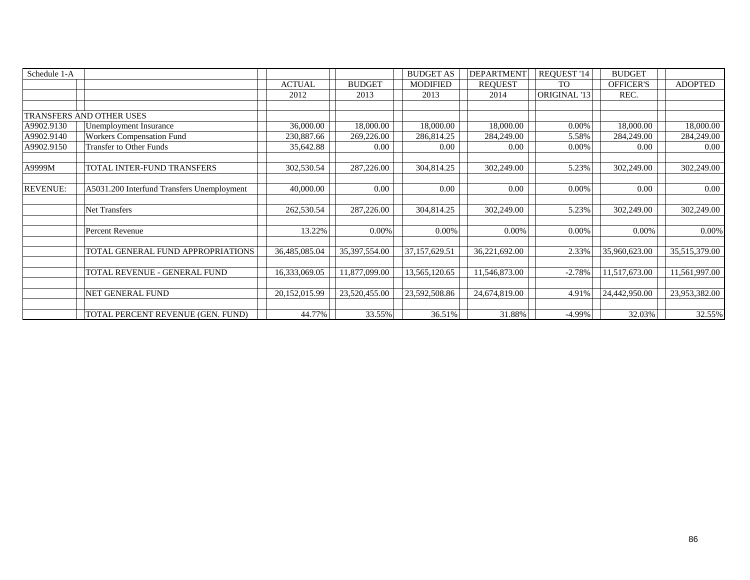| Schedule 1-A | | ACTUAL 2012 | BUDGET 2013 | BUDGET AS MODIFIED 2013 | DEPARTMENT REQUEST 2014 | REQUEST '14 TO ORIGINAL '13 | BUDGET OFFICER'S REC. | ADOPTED |
|---|---|---|---|---|---|---|---|---|
| TRANSFERS AND OTHER USES | | | | | | | | |
| A9902.9130 | Unemployment Insurance | 36,000.00 | 18,000.00 | 18,000.00 | 18,000.00 | 0.00% | 18,000.00 | 18,000.00 |
| A9902.9140 | Workers Compensation Fund | 230,887.66 | 269,226.00 | 286,814.25 | 284,249.00 | 5.58% | 284,249.00 | 284,249.00 |
| A9902.9150 | Transfer to Other Funds | 35,642.88 | 0.00 | 0.00 | 0.00 | 0.00% | 0.00 | 0.00 |
| | | | | | | | | |
| A9999M | TOTAL INTER-FUND TRANSFERS | 302,530.54 | 287,226.00 | 304,814.25 | 302,249.00 | 5.23% | 302,249.00 | 302,249.00 |
| | | | | | | | | |
| REVENUE: | A5031.200 Interfund Transfers Unemployment | 40,000.00 | 0.00 | 0.00 | 0.00 | 0.00% | 0.00 | 0.00 |
| | | | | | | | | |
| | Net Transfers | 262,530.54 | 287,226.00 | 304,814.25 | 302,249.00 | 5.23% | 302,249.00 | 302,249.00 |
| | | | | | | | | |
| | Percent Revenue | 13.22% | 0.00% | 0.00% | 0.00% | 0.00% | 0.00% | 0.00% |
| | | | | | | | | |
| | TOTAL GENERAL FUND APPROPRIATIONS | 36,485,085.04 | 35,397,554.00 | 37,157,629.51 | 36,221,692.00 | 2.33% | 35,960,623.00 | 35,515,379.00 |
| | | | | | | | | |
| | TOTAL REVENUE - GENERAL FUND | 16,333,069.05 | 11,877,099.00 | 13,565,120.65 | 11,546,873.00 | -2.78% | 11,517,673.00 | 11,561,997.00 |
| | | | | | | | | |
| | NET GENERAL FUND | 20,152,015.99 | 23,520,455.00 | 23,592,508.86 | 24,674,819.00 | 4.91% | 24,442,950.00 | 23,953,382.00 |
| | | | | | | | | |
| | TOTAL PERCENT REVENUE (GEN. FUND) | 44.77% | 33.55% | 36.51% | 31.88% | -4.99% | 32.03% | 32.55% |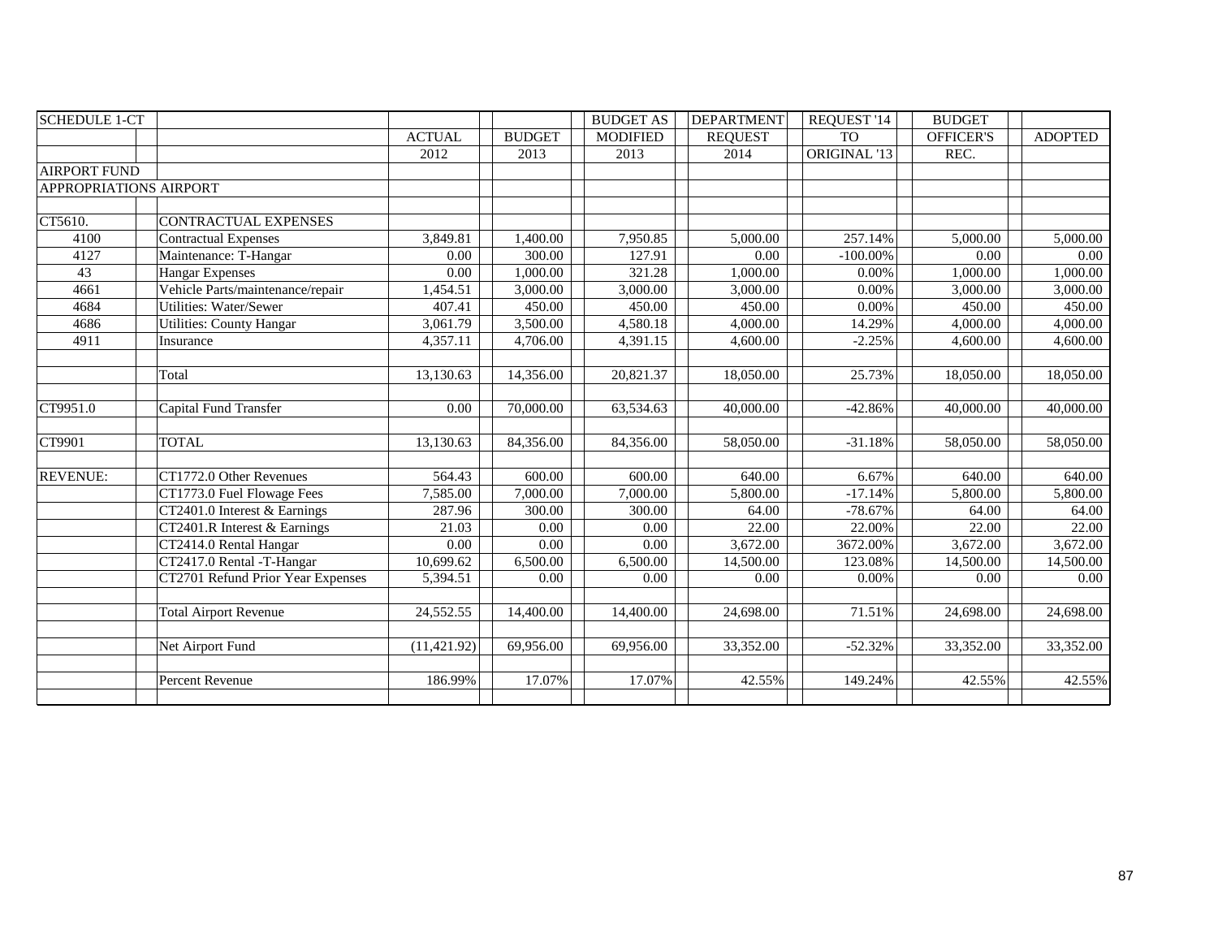| SCHEDULE 1-CT | | ACTUAL 2012 | BUDGET 2013 | BUDGET AS MODIFIED 2013 | DEPARTMENT REQUEST 2014 | REQUEST '14 TO ORIGINAL '13 | BUDGET OFFICER'S REC. | ADOPTED |
|---|---|---|---|---|---|---|---|---|
| AIRPORT FUND | | | | | | | | |
| APPROPRIATIONS AIRPORT | | | | | | | | |
| | | | | | | | | |
| CT5610. | CONTRACTUAL EXPENSES | | | | | | | |
| 4100 | Contractual Expenses | 3,849.81 | 1,400.00 | 7,950.85 | 5,000.00 | 257.14% | 5,000.00 | 5,000.00 |
| 4127 | Maintenance: T-Hangar | 0.00 | 300.00 | 127.91 | 0.00 | -100.00% | 0.00 | 0.00 |
| 43 | Hangar Expenses | 0.00 | 1,000.00 | 321.28 | 1,000.00 | 0.00% | 1,000.00 | 1,000.00 |
| 4661 | Vehicle Parts/maintenance/repair | 1,454.51 | 3,000.00 | 3,000.00 | 3,000.00 | 0.00% | 3,000.00 | 3,000.00 |
| 4684 | Utilities: Water/Sewer | 407.41 | 450.00 | 450.00 | 450.00 | 0.00% | 450.00 | 450.00 |
| 4686 | Utilities: County Hangar | 3,061.79 | 3,500.00 | 4,580.18 | 4,000.00 | 14.29% | 4,000.00 | 4,000.00 |
| 4911 | Insurance | 4,357.11 | 4,706.00 | 4,391.15 | 4,600.00 | -2.25% | 4,600.00 | 4,600.00 |
| | | | | | | | | |
| | Total | 13,130.63 | 14,356.00 | 20,821.37 | 18,050.00 | 25.73% | 18,050.00 | 18,050.00 |
| | | | | | | | | |
| CT9951.0 | Capital Fund Transfer | 0.00 | 70,000.00 | 63,534.63 | 40,000.00 | -42.86% | 40,000.00 | 40,000.00 |
| | | | | | | | | |
| CT9901 | TOTAL | 13,130.63 | 84,356.00 | 84,356.00 | 58,050.00 | -31.18% | 58,050.00 | 58,050.00 |
| | | | | | | | | |
| REVENUE: | CT1772.0 Other Revenues | 564.43 | 600.00 | 600.00 | 640.00 | 6.67% | 640.00 | 640.00 |
| | CT1773.0 Fuel Flowage Fees | 7,585.00 | 7,000.00 | 7,000.00 | 5,800.00 | -17.14% | 5,800.00 | 5,800.00 |
| | CT2401.0 Interest & Earnings | 287.96 | 300.00 | 300.00 | 64.00 | -78.67% | 64.00 | 64.00 |
| | CT2401.R Interest & Earnings | 21.03 | 0.00 | 0.00 | 22.00 | 22.00% | 22.00 | 22.00 |
| | CT2414.0 Rental Hangar | 0.00 | 0.00 | 0.00 | 3,672.00 | 3672.00% | 3,672.00 | 3,672.00 |
| | CT2417.0 Rental -T-Hangar | 10,699.62 | 6,500.00 | 6,500.00 | 14,500.00 | 123.08% | 14,500.00 | 14,500.00 |
| | CT2701 Refund Prior Year Expenses | 5,394.51 | 0.00 | 0.00 | 0.00 | 0.00% | 0.00 | 0.00 |
| | | | | | | | | |
| | Total Airport Revenue | 24,552.55 | 14,400.00 | 14,400.00 | 24,698.00 | 71.51% | 24,698.00 | 24,698.00 |
| | | | | | | | | |
| | Net Airport Fund | (11,421.92) | 69,956.00 | 69,956.00 | 33,352.00 | -52.32% | 33,352.00 | 33,352.00 |
| | | | | | | | | |
| | Percent Revenue | 186.99% | 17.07% | 17.07% | 42.55% | 149.24% | 42.55% | 42.55% |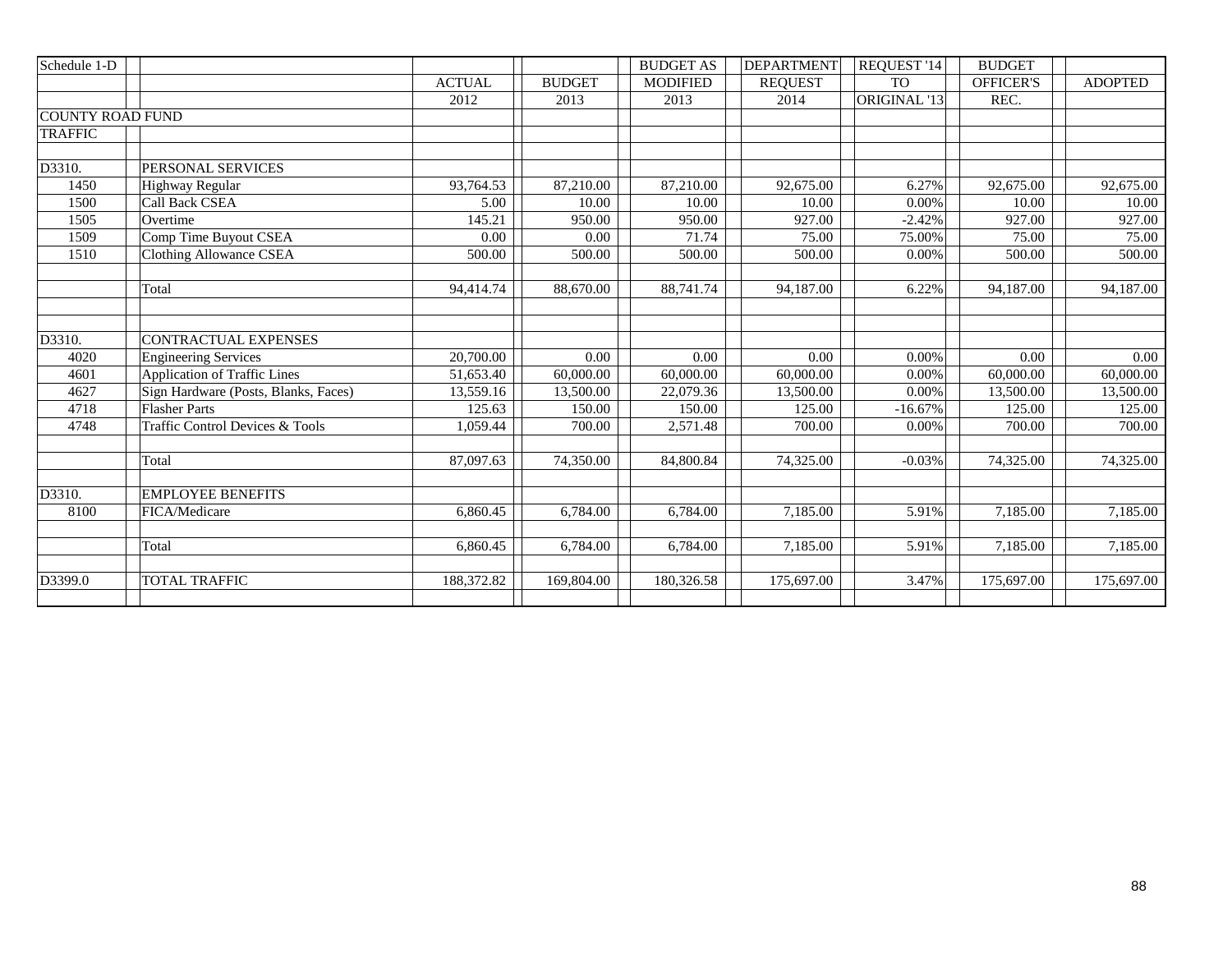| Schedule 1-D | | ACTUAL | BUDGET | BUDGET AS MODIFIED | DEPARTMENT REQUEST | REQUEST '14 TO ORIGINAL '13 | BUDGET OFFICER'S REC. | ADOPTED |
|---|---|---|---|---|---|---|---|---|
| | | 2012 | 2013 | 2013 | 2014 | | | |
| COUNTY ROAD FUND | | | | | | | | |
| TRAFFIC | | | | | | | | |
| | | | | | | | | |
| D3310. | PERSONAL SERVICES | | | | | | | |
| 1450 | Highway Regular | 93,764.53 | 87,210.00 | 87,210.00 | 92,675.00 | 6.27% | 92,675.00 | 92,675.00 |
| 1500 | Call Back CSEA | 5.00 | 10.00 | 10.00 | 10.00 | 0.00% | 10.00 | 10.00 |
| 1505 | Overtime | 145.21 | 950.00 | 950.00 | 927.00 | -2.42% | 927.00 | 927.00 |
| 1509 | Comp Time Buyout CSEA | 0.00 | 0.00 | 71.74 | 75.00 | 75.00% | 75.00 | 75.00 |
| 1510 | Clothing Allowance CSEA | 500.00 | 500.00 | 500.00 | 500.00 | 0.00% | 500.00 | 500.00 |
| | | | | | | | | |
| | Total | 94,414.74 | 88,670.00 | 88,741.74 | 94,187.00 | 6.22% | 94,187.00 | 94,187.00 |
| | | | | | | | | |
| | | | | | | | | |
| D3310. | CONTRACTUAL EXPENSES | | | | | | | |
| 4020 | Engineering Services | 20,700.00 | 0.00 | 0.00 | 0.00 | 0.00% | 0.00 | 0.00 |
| 4601 | Application of Traffic Lines | 51,653.40 | 60,000.00 | 60,000.00 | 60,000.00 | 0.00% | 60,000.00 | 60,000.00 |
| 4627 | Sign Hardware (Posts, Blanks, Faces) | 13,559.16 | 13,500.00 | 22,079.36 | 13,500.00 | 0.00% | 13,500.00 | 13,500.00 |
| 4718 | Flasher Parts | 125.63 | 150.00 | 150.00 | 125.00 | -16.67% | 125.00 | 125.00 |
| 4748 | Traffic Control Devices & Tools | 1,059.44 | 700.00 | 2,571.48 | 700.00 | 0.00% | 700.00 | 700.00 |
| | | | | | | | | |
| | Total | 87,097.63 | 74,350.00 | 84,800.84 | 74,325.00 | -0.03% | 74,325.00 | 74,325.00 |
| | | | | | | | | |
| D3310. | EMPLOYEE BENEFITS | | | | | | | |
| 8100 | FICA/Medicare | 6,860.45 | 6,784.00 | 6,784.00 | 7,185.00 | 5.91% | 7,185.00 | 7,185.00 |
| | | | | | | | | |
| | Total | 6,860.45 | 6,784.00 | 6,784.00 | 7,185.00 | 5.91% | 7,185.00 | 7,185.00 |
| | | | | | | | | |
| D3399.0 | TOTAL TRAFFIC | 188,372.82 | 169,804.00 | 180,326.58 | 175,697.00 | 3.47% | 175,697.00 | 175,697.00 |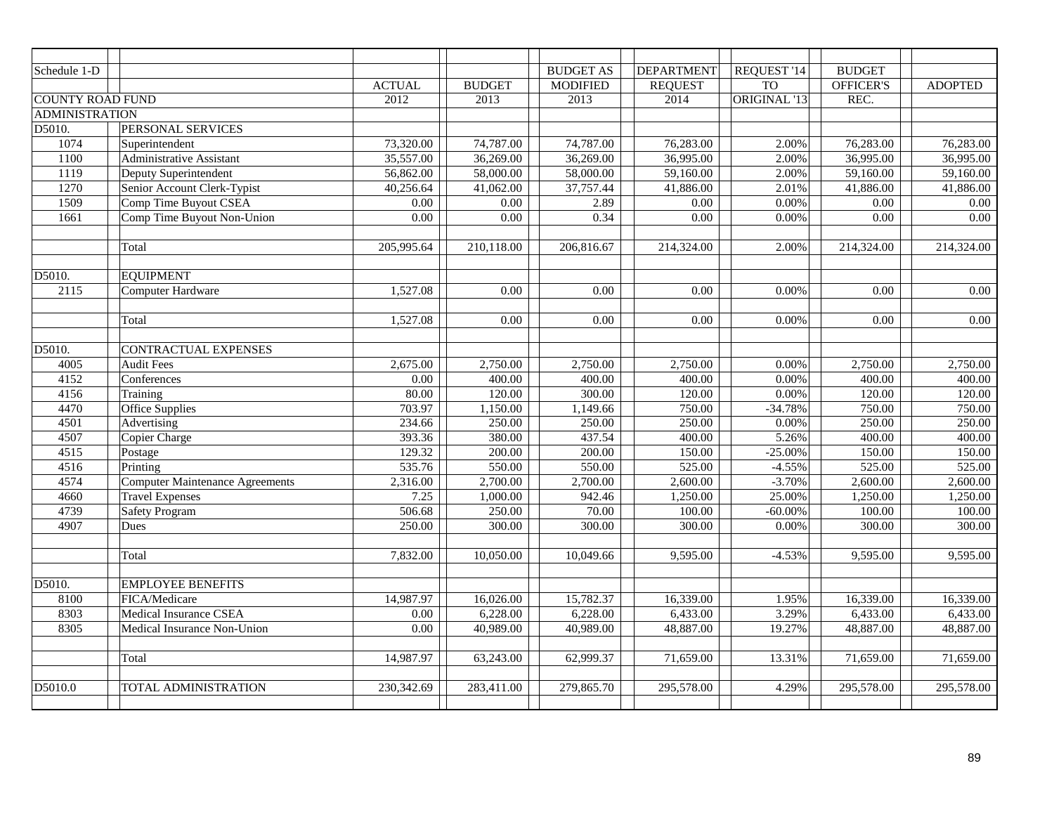| | | | | | | | | |
|---|---|---|---|---|---|---|---|---|
| Schedule 1-D | | | | BUDGET AS | DEPARTMENT | REQUEST '14 | BUDGET | |
| | | ACTUAL | BUDGET | MODIFIED | REQUEST | TO | OFFICER'S | ADOPTED |
| COUNTY ROAD FUND | | 2012 | 2013 | 2013 | 2014 | ORIGINAL '13 | REC. | |
| ADMINISTRATION | | | | | | | | |
| D5010. | PERSONAL SERVICES | | | | | | | |
| 1074 | Superintendent | 73,320.00 | 74,787.00 | 74,787.00 | 76,283.00 | 2.00% | 76,283.00 | 76,283.00 |
| 1100 | Administrative Assistant | 35,557.00 | 36,269.00 | 36,269.00 | 36,995.00 | 2.00% | 36,995.00 | 36,995.00 |
| 1119 | Deputy Superintendent | 56,862.00 | 58,000.00 | 58,000.00 | 59,160.00 | 2.00% | 59,160.00 | 59,160.00 |
| 1270 | Senior Account Clerk-Typist | 40,256.64 | 41,062.00 | 37,757.44 | 41,886.00 | 2.01% | 41,886.00 | 41,886.00 |
| 1509 | Comp Time Buyout CSEA | 0.00 | 0.00 | 2.89 | 0.00 | 0.00% | 0.00 | 0.00 |
| 1661 | Comp Time Buyout Non-Union | 0.00 | 0.00 | 0.34 | 0.00 | 0.00% | 0.00 | 0.00 |
| | Total | 205,995.64 | 210,118.00 | 206,816.67 | 214,324.00 | 2.00% | 214,324.00 | 214,324.00 |
| D5010. | EQUIPMENT | | | | | | | |
| 2115 | Computer Hardware | 1,527.08 | 0.00 | 0.00 | 0.00 | 0.00% | 0.00 | 0.00 |
| | Total | 1,527.08 | 0.00 | 0.00 | 0.00 | 0.00% | 0.00 | 0.00 |
| D5010. | CONTRACTUAL EXPENSES | | | | | | | |
| 4005 | Audit Fees | 2,675.00 | 2,750.00 | 2,750.00 | 2,750.00 | 0.00% | 2,750.00 | 2,750.00 |
| 4152 | Conferences | 0.00 | 400.00 | 400.00 | 400.00 | 0.00% | 400.00 | 400.00 |
| 4156 | Training | 80.00 | 120.00 | 300.00 | 120.00 | 0.00% | 120.00 | 120.00 |
| 4470 | Office Supplies | 703.97 | 1,150.00 | 1,149.66 | 750.00 | -34.78% | 750.00 | 750.00 |
| 4501 | Advertising | 234.66 | 250.00 | 250.00 | 250.00 | 0.00% | 250.00 | 250.00 |
| 4507 | Copier Charge | 393.36 | 380.00 | 437.54 | 400.00 | 5.26% | 400.00 | 400.00 |
| 4515 | Postage | 129.32 | 200.00 | 200.00 | 150.00 | -25.00% | 150.00 | 150.00 |
| 4516 | Printing | 535.76 | 550.00 | 550.00 | 525.00 | -4.55% | 525.00 | 525.00 |
| 4574 | Computer Maintenance Agreements | 2,316.00 | 2,700.00 | 2,700.00 | 2,600.00 | -3.70% | 2,600.00 | 2,600.00 |
| 4660 | Travel Expenses | 7.25 | 1,000.00 | 942.46 | 1,250.00 | 25.00% | 1,250.00 | 1,250.00 |
| 4739 | Safety Program | 506.68 | 250.00 | 70.00 | 100.00 | -60.00% | 100.00 | 100.00 |
| 4907 | Dues | 250.00 | 300.00 | 300.00 | 300.00 | 0.00% | 300.00 | 300.00 |
| | Total | 7,832.00 | 10,050.00 | 10,049.66 | 9,595.00 | -4.53% | 9,595.00 | 9,595.00 |
| D5010. | EMPLOYEE BENEFITS | | | | | | | |
| 8100 | FICA/Medicare | 14,987.97 | 16,026.00 | 15,782.37 | 16,339.00 | 1.95% | 16,339.00 | 16,339.00 |
| 8303 | Medical Insurance CSEA | 0.00 | 6,228.00 | 6,228.00 | 6,433.00 | 3.29% | 6,433.00 | 6,433.00 |
| 8305 | Medical Insurance Non-Union | 0.00 | 40,989.00 | 40,989.00 | 48,887.00 | 19.27% | 48,887.00 | 48,887.00 |
| | Total | 14,987.97 | 63,243.00 | 62,999.37 | 71,659.00 | 13.31% | 71,659.00 | 71,659.00 |
| D5010.0 | TOTAL ADMINISTRATION | 230,342.69 | 283,411.00 | 279,865.70 | 295,578.00 | 4.29% | 295,578.00 | 295,578.00 |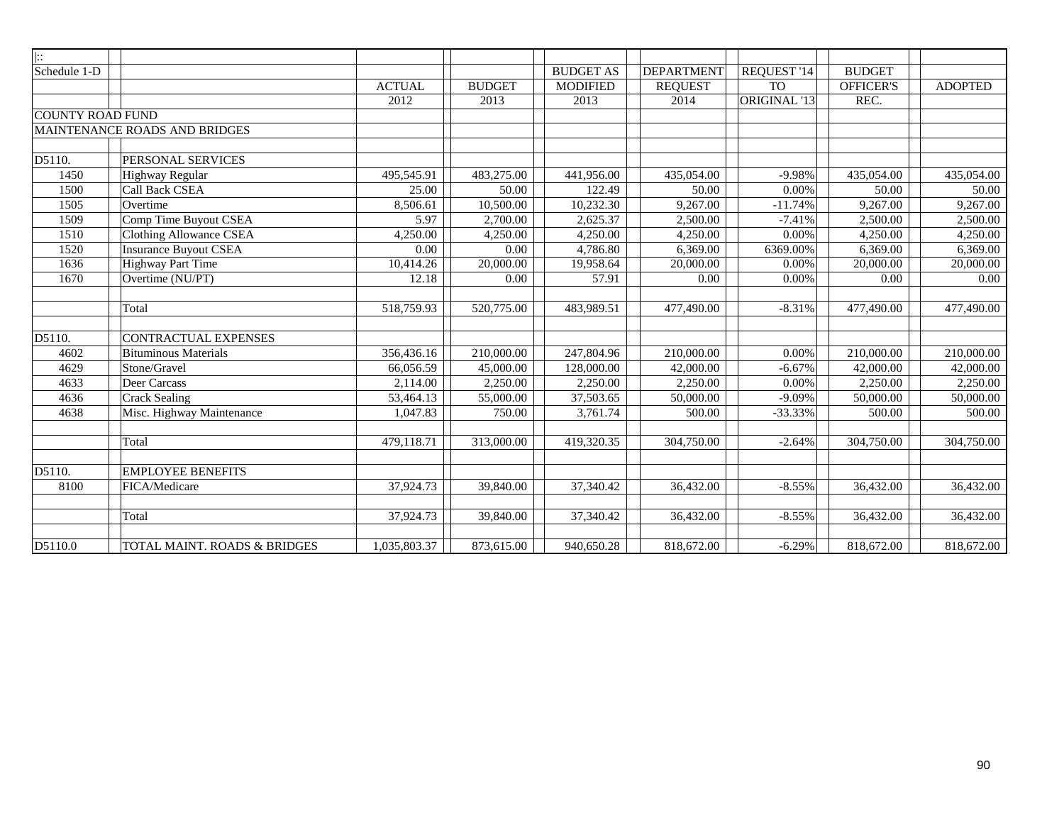| \|:: | | | | | | | | |
| --- | --- | --- | --- | --- | --- | --- | --- | --- |
| Schedule 1-D | | | | BUDGET AS | DEPARTMENT | REQUEST '14 | BUDGET | |
| | | ACTUAL | BUDGET | MODIFIED | REQUEST | TO | OFFICER'S | ADOPTED |
| | | 2012 | 2013 | 2013 | 2014 | ORIGINAL '13 | REC. | |
| COUNTY ROAD FUND | | | | | | | | |
| MAINTENANCE ROADS AND BRIDGES | | | | | | | | |
| | | | | | | | | |
| D5110. | PERSONAL SERVICES | | | | | | | |
| 1450 | Highway Regular | 495,545.91 | 483,275.00 | 441,956.00 | 435,054.00 | -9.98% | 435,054.00 | 435,054.00 |
| 1500 | Call Back CSEA | 25.00 | 50.00 | 122.49 | 50.00 | 0.00% | 50.00 | 50.00 |
| 1505 | Overtime | 8,506.61 | 10,500.00 | 10,232.30 | 9,267.00 | -11.74% | 9,267.00 | 9,267.00 |
| 1509 | Comp Time Buyout CSEA | 5.97 | 2,700.00 | 2,625.37 | 2,500.00 | -7.41% | 2,500.00 | 2,500.00 |
| 1510 | Clothing Allowance CSEA | 4,250.00 | 4,250.00 | 4,250.00 | 4,250.00 | 0.00% | 4,250.00 | 4,250.00 |
| 1520 | Insurance Buyout CSEA | 0.00 | 0.00 | 4,786.80 | 6,369.00 | 6369.00% | 6,369.00 | 6,369.00 |
| 1636 | Highway Part Time | 10,414.26 | 20,000.00 | 19,958.64 | 20,000.00 | 0.00% | 20,000.00 | 20,000.00 |
| 1670 | Overtime (NU/PT) | 12.18 | 0.00 | 57.91 | 0.00 | 0.00% | 0.00 | 0.00 |
| | | | | | | | | |
| | Total | 518,759.93 | 520,775.00 | 483,989.51 | 477,490.00 | -8.31% | 477,490.00 | 477,490.00 |
| | | | | | | | | |
| D5110. | CONTRACTUAL EXPENSES | | | | | | | |
| 4602 | Bituminous Materials | 356,436.16 | 210,000.00 | 247,804.96 | 210,000.00 | 0.00% | 210,000.00 | 210,000.00 |
| 4629 | Stone/Gravel | 66,056.59 | 45,000.00 | 128,000.00 | 42,000.00 | -6.67% | 42,000.00 | 42,000.00 |
| 4633 | Deer Carcass | 2,114.00 | 2,250.00 | 2,250.00 | 2,250.00 | 0.00% | 2,250.00 | 2,250.00 |
| 4636 | Crack Sealing | 53,464.13 | 55,000.00 | 37,503.65 | 50,000.00 | -9.09% | 50,000.00 | 50,000.00 |
| 4638 | Misc. Highway Maintenance | 1,047.83 | 750.00 | 3,761.74 | 500.00 | -33.33% | 500.00 | 500.00 |
| | | | | | | | | |
| | Total | 479,118.71 | 313,000.00 | 419,320.35 | 304,750.00 | -2.64% | 304,750.00 | 304,750.00 |
| | | | | | | | | |
| D5110. | EMPLOYEE BENEFITS | | | | | | | |
| 8100 | FICA/Medicare | 37,924.73 | 39,840.00 | 37,340.42 | 36,432.00 | -8.55% | 36,432.00 | 36,432.00 |
| | | | | | | | | |
| | Total | 37,924.73 | 39,840.00 | 37,340.42 | 36,432.00 | -8.55% | 36,432.00 | 36,432.00 |
| | | | | | | | | |
| D5110.0 | TOTAL MAINT. ROADS & BRIDGES | 1,035,803.37 | 873,615.00 | 940,650.28 | 818,672.00 | -6.29% | 818,672.00 | 818,672.00 |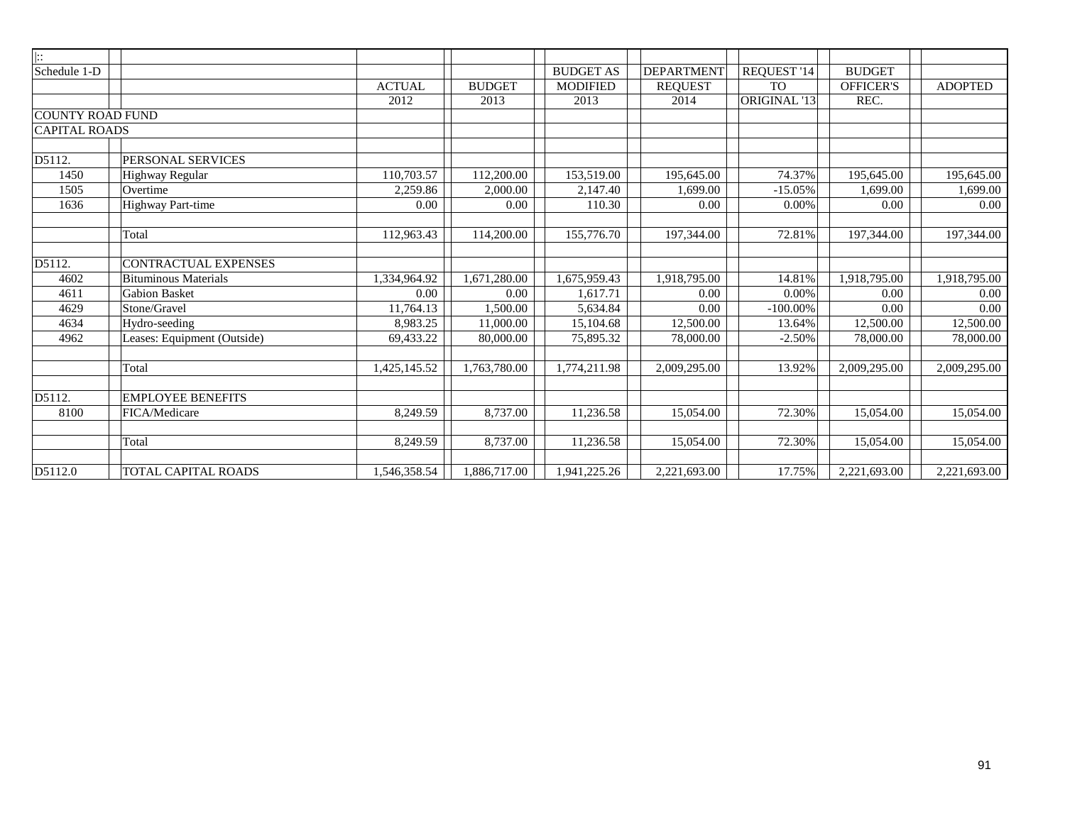| |:: | | | | | | | | |
|---|---|---|---|---|---|---|---|---|
| Schedule 1-D | | | | BUDGET AS | DEPARTMENT | REQUEST '14 | BUDGET | |
| | | ACTUAL | BUDGET | MODIFIED | REQUEST | TO | OFFICER'S | ADOPTED |
| | | 2012 | 2013 | 2013 | 2014 | ORIGINAL '13 | REC. | |
| COUNTY ROAD FUND | | | | | | | | |
| CAPITAL ROADS | | | | | | | | |
| | | | | | | | | |
| D5112. | PERSONAL SERVICES | | | | | | | |
| 1450 | Highway Regular | 110,703.57 | 112,200.00 | 153,519.00 | 195,645.00 | 74.37% | 195,645.00 | 195,645.00 |
| 1505 | Overtime | 2,259.86 | 2,000.00 | 2,147.40 | 1,699.00 | -15.05% | 1,699.00 | 1,699.00 |
| 1636 | Highway Part-time | 0.00 | 0.00 | 110.30 | 0.00 | 0.00% | 0.00 | 0.00 |
| | | | | | | | | |
| | Total | 112,963.43 | 114,200.00 | 155,776.70 | 197,344.00 | 72.81% | 197,344.00 | 197,344.00 |
| | | | | | | | | |
| D5112. | CONTRACTUAL EXPENSES | | | | | | | |
| 4602 | Bituminous Materials | 1,334,964.92 | 1,671,280.00 | 1,675,959.43 | 1,918,795.00 | 14.81% | 1,918,795.00 | 1,918,795.00 |
| 4611 | Gabion Basket | 0.00 | 0.00 | 1,617.71 | 0.00 | 0.00% | 0.00 | 0.00 |
| 4629 | Stone/Gravel | 11,764.13 | 1,500.00 | 5,634.84 | 0.00 | -100.00% | 0.00 | 0.00 |
| 4634 | Hydro-seeding | 8,983.25 | 11,000.00 | 15,104.68 | 12,500.00 | 13.64% | 12,500.00 | 12,500.00 |
| 4962 | Leases: Equipment (Outside) | 69,433.22 | 80,000.00 | 75,895.32 | 78,000.00 | -2.50% | 78,000.00 | 78,000.00 |
| | | | | | | | | |
| | Total | 1,425,145.52 | 1,763,780.00 | 1,774,211.98 | 2,009,295.00 | 13.92% | 2,009,295.00 | 2,009,295.00 |
| | | | | | | | | |
| D5112. | EMPLOYEE BENEFITS | | | | | | | |
| 8100 | FICA/Medicare | 8,249.59 | 8,737.00 | 11,236.58 | 15,054.00 | 72.30% | 15,054.00 | 15,054.00 |
| | | | | | | | | |
| | Total | 8,249.59 | 8,737.00 | 11,236.58 | 15,054.00 | 72.30% | 15,054.00 | 15,054.00 |
| | | | | | | | | |
| D5112.0 | TOTAL CAPITAL ROADS | 1,546,358.54 | 1,886,717.00 | 1,941,225.26 | 2,221,693.00 | 17.75% | 2,221,693.00 | 2,221,693.00 |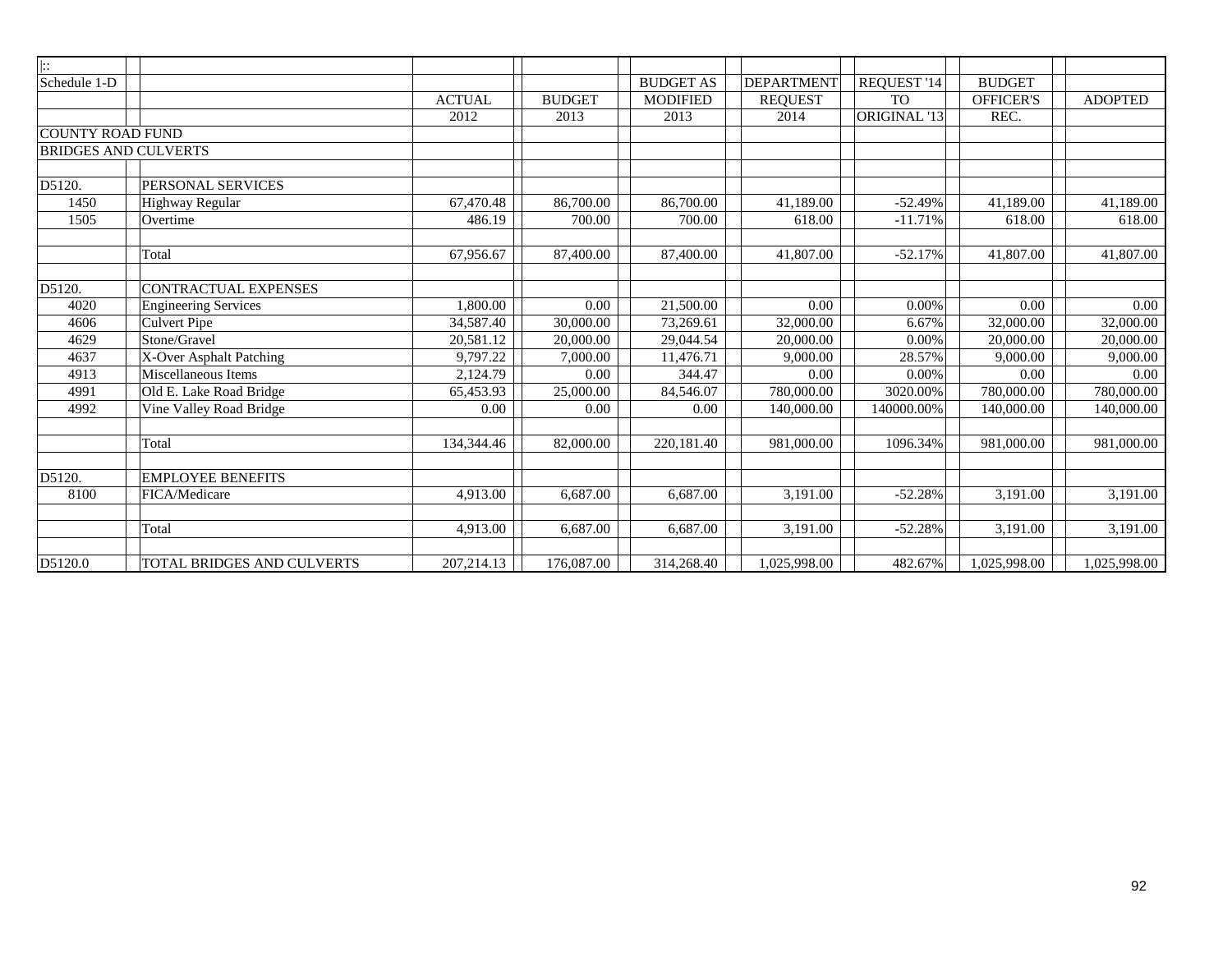| | | | | | | | | |
|---|---|---|---|---|---|---|---|---|
| |:: | | | | | | | | |
| Schedule 1-D | | | | BUDGET AS | DEPARTMENT | REQUEST '14 | BUDGET | |
| | | ACTUAL | BUDGET | MODIFIED | REQUEST | TO | OFFICER'S | ADOPTED |
| | | 2012 | 2013 | 2013 | 2014 | ORIGINAL '13 | REC. | |
| COUNTY ROAD FUND | | | | | | | | |
| BRIDGES AND CULVERTS | | | | | | | | |
| | | | | | | | | |
| D5120. | PERSONAL SERVICES | | | | | | | |
| 1450 | Highway Regular | 67,470.48 | 86,700.00 | 86,700.00 | 41,189.00 | -52.49% | 41,189.00 | 41,189.00 |
| 1505 | Overtime | 486.19 | 700.00 | 700.00 | 618.00 | -11.71% | 618.00 | 618.00 |
| | | | | | | | | |
| | Total | 67,956.67 | 87,400.00 | 87,400.00 | 41,807.00 | -52.17% | 41,807.00 | 41,807.00 |
| | | | | | | | | |
| D5120. | CONTRACTUAL EXPENSES | | | | | | | |
| 4020 | Engineering Services | 1,800.00 | 0.00 | 21,500.00 | 0.00 | 0.00% | 0.00 | 0.00 |
| 4606 | Culvert Pipe | 34,587.40 | 30,000.00 | 73,269.61 | 32,000.00 | 6.67% | 32,000.00 | 32,000.00 |
| 4629 | Stone/Gravel | 20,581.12 | 20,000.00 | 29,044.54 | 20,000.00 | 0.00% | 20,000.00 | 20,000.00 |
| 4637 | X-Over Asphalt Patching | 9,797.22 | 7,000.00 | 11,476.71 | 9,000.00 | 28.57% | 9,000.00 | 9,000.00 |
| 4913 | Miscellaneous Items | 2,124.79 | 0.00 | 344.47 | 0.00 | 0.00% | 0.00 | 0.00 |
| 4991 | Old E. Lake Road Bridge | 65,453.93 | 25,000.00 | 84,546.07 | 780,000.00 | 3020.00% | 780,000.00 | 780,000.00 |
| 4992 | Vine Valley Road Bridge | 0.00 | 0.00 | 0.00 | 140,000.00 | 140000.00% | 140,000.00 | 140,000.00 |
| | | | | | | | | |
| | Total | 134,344.46 | 82,000.00 | 220,181.40 | 981,000.00 | 1096.34% | 981,000.00 | 981,000.00 |
| | | | | | | | | |
| D5120. | EMPLOYEE BENEFITS | | | | | | | |
| 8100 | FICA/Medicare | 4,913.00 | 6,687.00 | 6,687.00 | 3,191.00 | -52.28% | 3,191.00 | 3,191.00 |
| | | | | | | | | |
| | Total | 4,913.00 | 6,687.00 | 6,687.00 | 3,191.00 | -52.28% | 3,191.00 | 3,191.00 |
| | | | | | | | | |
| D5120.0 | TOTAL BRIDGES AND CULVERTS | 207,214.13 | 176,087.00 | 314,268.40 | 1,025,998.00 | 482.67% | 1,025,998.00 | 1,025,998.00 |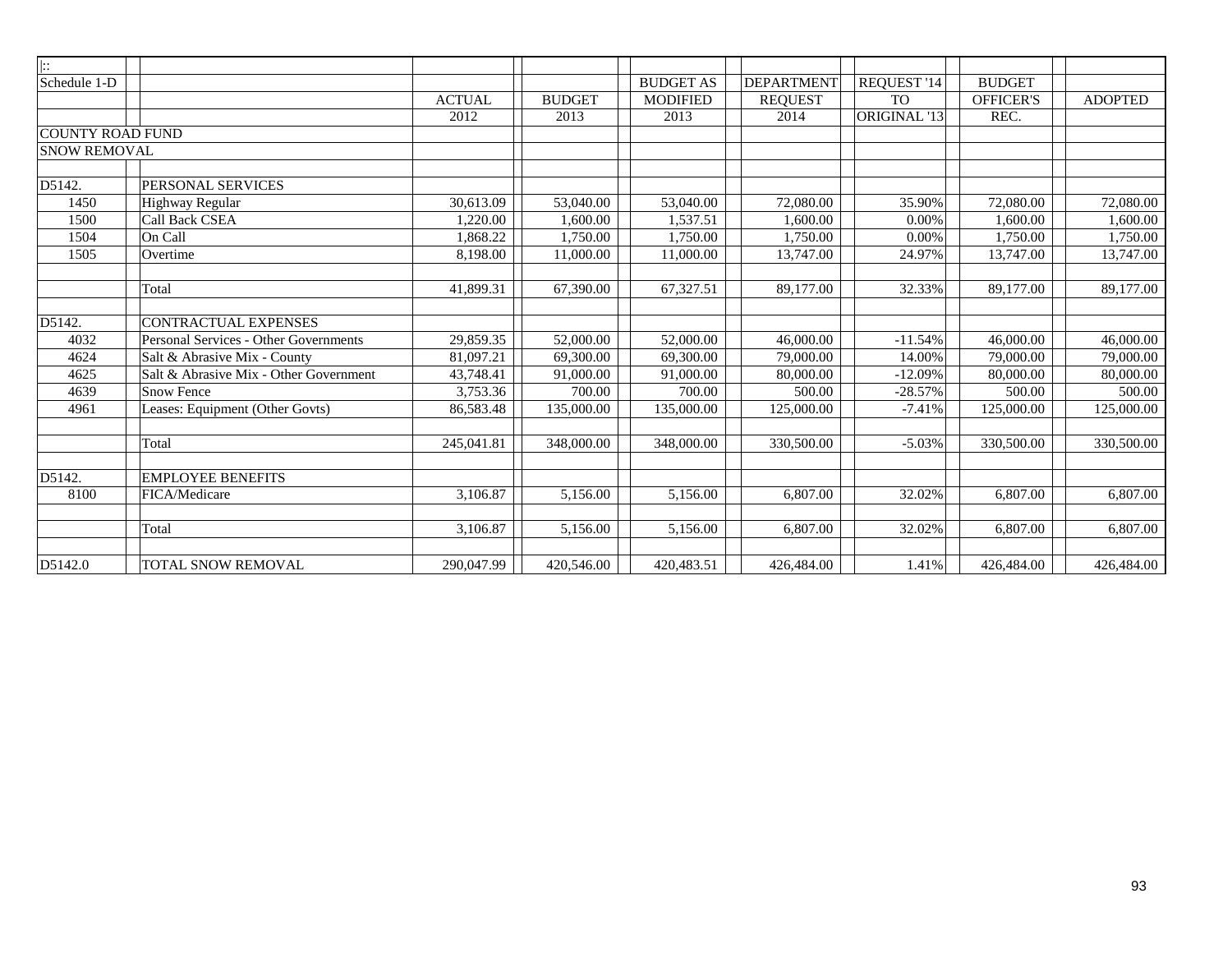| \|:: | | | | | | | | |
|---|---|---|---|---|---|---|---|---|
| Schedule 1-D | | | | BUDGET AS | DEPARTMENT | REQUEST '14 | BUDGET | |
| | | ACTUAL | BUDGET | MODIFIED | REQUEST | TO | OFFICER'S | ADOPTED |
| | | 2012 | 2013 | 2013 | 2014 | ORIGINAL '13 | REC. | |
| COUNTY ROAD FUND | | | | | | | | |
| SNOW REMOVAL | | | | | | | | |
| | | | | | | | | |
| D5142. | PERSONAL SERVICES | | | | | | | |
| 1450 | Highway Regular | 30,613.09 | 53,040.00 | 53,040.00 | 72,080.00 | 35.90% | 72,080.00 | 72,080.00 |
| 1500 | Call Back CSEA | 1,220.00 | 1,600.00 | 1,537.51 | 1,600.00 | 0.00% | 1,600.00 | 1,600.00 |
| 1504 | On Call | 1,868.22 | 1,750.00 | 1,750.00 | 1,750.00 | 0.00% | 1,750.00 | 1,750.00 |
| 1505 | Overtime | 8,198.00 | 11,000.00 | 11,000.00 | 13,747.00 | 24.97% | 13,747.00 | 13,747.00 |
| | | | | | | | | |
| | Total | 41,899.31 | 67,390.00 | 67,327.51 | 89,177.00 | 32.33% | 89,177.00 | 89,177.00 |
| | | | | | | | | |
| D5142. | CONTRACTUAL EXPENSES | | | | | | | |
| 4032 | Personal Services - Other Governments | 29,859.35 | 52,000.00 | 52,000.00 | 46,000.00 | -11.54% | 46,000.00 | 46,000.00 |
| 4624 | Salt & Abrasive Mix - County | 81,097.21 | 69,300.00 | 69,300.00 | 79,000.00 | 14.00% | 79,000.00 | 79,000.00 |
| 4625 | Salt & Abrasive Mix - Other Government | 43,748.41 | 91,000.00 | 91,000.00 | 80,000.00 | -12.09% | 80,000.00 | 80,000.00 |
| 4639 | Snow Fence | 3,753.36 | 700.00 | 700.00 | 500.00 | -28.57% | 500.00 | 500.00 |
| 4961 | Leases: Equipment (Other Govts) | 86,583.48 | 135,000.00 | 135,000.00 | 125,000.00 | -7.41% | 125,000.00 | 125,000.00 |
| | | | | | | | | |
| | Total | 245,041.81 | 348,000.00 | 348,000.00 | 330,500.00 | -5.03% | 330,500.00 | 330,500.00 |
| | | | | | | | | |
| D5142. | EMPLOYEE BENEFITS | | | | | | | |
| 8100 | FICA/Medicare | 3,106.87 | 5,156.00 | 5,156.00 | 6,807.00 | 32.02% | 6,807.00 | 6,807.00 |
| | | | | | | | | |
| | Total | 3,106.87 | 5,156.00 | 5,156.00 | 6,807.00 | 32.02% | 6,807.00 | 6,807.00 |
| | | | | | | | | |
| D5142.0 | TOTAL SNOW REMOVAL | 290,047.99 | 420,546.00 | 420,483.51 | 426,484.00 | 1.41% | 426,484.00 | 426,484.00 |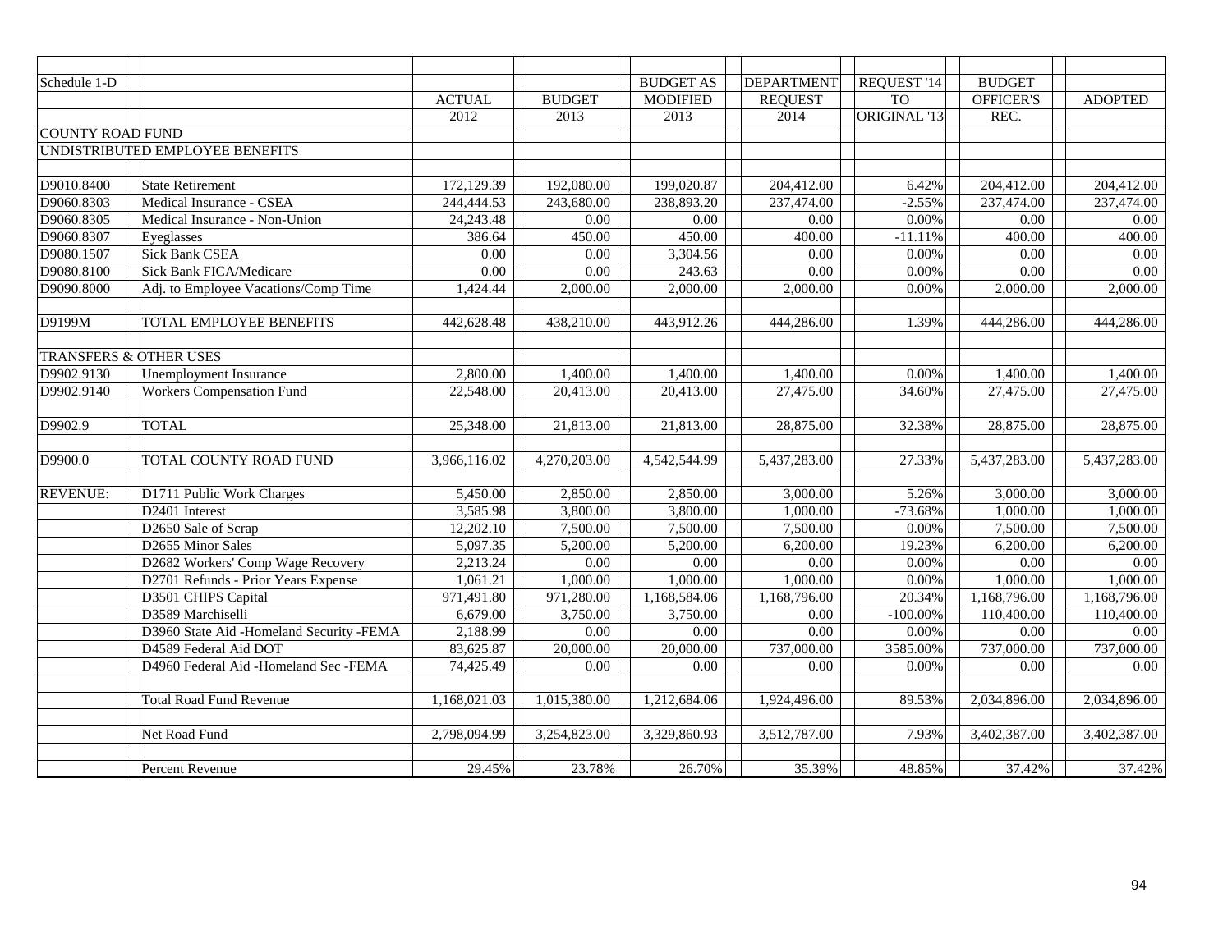| Schedule 1-D | | BUDGET AS | DEPARTMENT | REQUEST '14 | BUDGET | | | |
|---|---|---|---|---|---|---|---|---|
| | | ACTUAL | BUDGET | MODIFIED | REQUEST | TO | OFFICER'S | ADOPTED |
| | | 2012 | 2013 | 2013 | 2014 | ORIGINAL '13 | REC. | |
| COUNTY ROAD FUND | | | | | | | | |
| UNDISTRIBUTED EMPLOYEE BENEFITS | | | | | | | | |
| | | | | | | | | |
| D9010.8400 | State Retirement | 172,129.39 | 192,080.00 | 199,020.87 | 204,412.00 | 6.42% | 204,412.00 | 204,412.00 |
| D9060.8303 | Medical Insurance - CSEA | 244,444.53 | 243,680.00 | 238,893.20 | 237,474.00 | -2.55% | 237,474.00 | 237,474.00 |
| D9060.8305 | Medical Insurance - Non-Union | 24,243.48 | 0.00 | 0.00 | 0.00 | 0.00% | 0.00 | 0.00 |
| D9060.8307 | Eyeglasses | 386.64 | 450.00 | 450.00 | 400.00 | -11.11% | 400.00 | 400.00 |
| D9080.1507 | Sick Bank CSEA | 0.00 | 0.00 | 3,304.56 | 0.00 | 0.00% | 0.00 | 0.00 |
| D9080.8100 | Sick Bank FICA/Medicare | 0.00 | 0.00 | 243.63 | 0.00 | 0.00% | 0.00 | 0.00 |
| D9090.8000 | Adj. to Employee Vacations/Comp Time | 1,424.44 | 2,000.00 | 2,000.00 | 2,000.00 | 0.00% | 2,000.00 | 2,000.00 |
| | | | | | | | | |
| D9199M | TOTAL EMPLOYEE BENEFITS | 442,628.48 | 438,210.00 | 443,912.26 | 444,286.00 | 1.39% | 444,286.00 | 444,286.00 |
| | | | | | | | | |
| TRANSFERS & OTHER USES | | | | | | | | |
| D9902.9130 | Unemployment Insurance | 2,800.00 | 1,400.00 | 1,400.00 | 1,400.00 | 0.00% | 1,400.00 | 1,400.00 |
| D9902.9140 | Workers Compensation Fund | 22,548.00 | 20,413.00 | 20,413.00 | 27,475.00 | 34.60% | 27,475.00 | 27,475.00 |
| | | | | | | | | |
| D9902.9 | TOTAL | 25,348.00 | 21,813.00 | 21,813.00 | 28,875.00 | 32.38% | 28,875.00 | 28,875.00 |
| | | | | | | | | |
| D9900.0 | TOTAL COUNTY ROAD FUND | 3,966,116.02 | 4,270,203.00 | 4,542,544.99 | 5,437,283.00 | 27.33% | 5,437,283.00 | 5,437,283.00 |
| | | | | | | | | |
| REVENUE: | D1711 Public Work Charges | 5,450.00 | 2,850.00 | 2,850.00 | 3,000.00 | 5.26% | 3,000.00 | 3,000.00 |
| | D2401 Interest | 3,585.98 | 3,800.00 | 3,800.00 | 1,000.00 | -73.68% | 1,000.00 | 1,000.00 |
| | D2650 Sale of Scrap | 12,202.10 | 7,500.00 | 7,500.00 | 7,500.00 | 0.00% | 7,500.00 | 7,500.00 |
| | D2655 Minor Sales | 5,097.35 | 5,200.00 | 5,200.00 | 6,200.00 | 19.23% | 6,200.00 | 6,200.00 |
| | D2682 Workers' Comp Wage Recovery | 2,213.24 | 0.00 | 0.00 | 0.00 | 0.00% | 0.00 | 0.00 |
| | D2701 Refunds - Prior Years Expense | 1,061.21 | 1,000.00 | 1,000.00 | 1,000.00 | 0.00% | 1,000.00 | 1,000.00 |
| | D3501 CHIPS Capital | 971,491.80 | 971,280.00 | 1,168,584.06 | 1,168,796.00 | 20.34% | 1,168,796.00 | 1,168,796.00 |
| | D3589 Marchiselli | 6,679.00 | 3,750.00 | 3,750.00 | 0.00 | -100.00% | 110,400.00 | 110,400.00 |
| | D3960 State Aid -Homeland Security -FEMA | 2,188.99 | 0.00 | 0.00 | 0.00 | 0.00% | 0.00 | 0.00 |
| | D4589 Federal Aid DOT | 83,625.87 | 20,000.00 | 20,000.00 | 737,000.00 | 3585.00% | 737,000.00 | 737,000.00 |
| | D4960 Federal Aid -Homeland Sec -FEMA | 74,425.49 | 0.00 | 0.00 | 0.00 | 0.00% | 0.00 | 0.00 |
| | | | | | | | | |
| | Total Road Fund Revenue | 1,168,021.03 | 1,015,380.00 | 1,212,684.06 | 1,924,496.00 | 89.53% | 2,034,896.00 | 2,034,896.00 |
| | | | | | | | | |
| | Net Road Fund | 2,798,094.99 | 3,254,823.00 | 3,329,860.93 | 3,512,787.00 | 7.93% | 3,402,387.00 | 3,402,387.00 |
| | | | | | | | | |
| | Percent Revenue | 29.45% | 23.78% | 26.70% | 35.39% | 48.85% | 37.42% | 37.42% |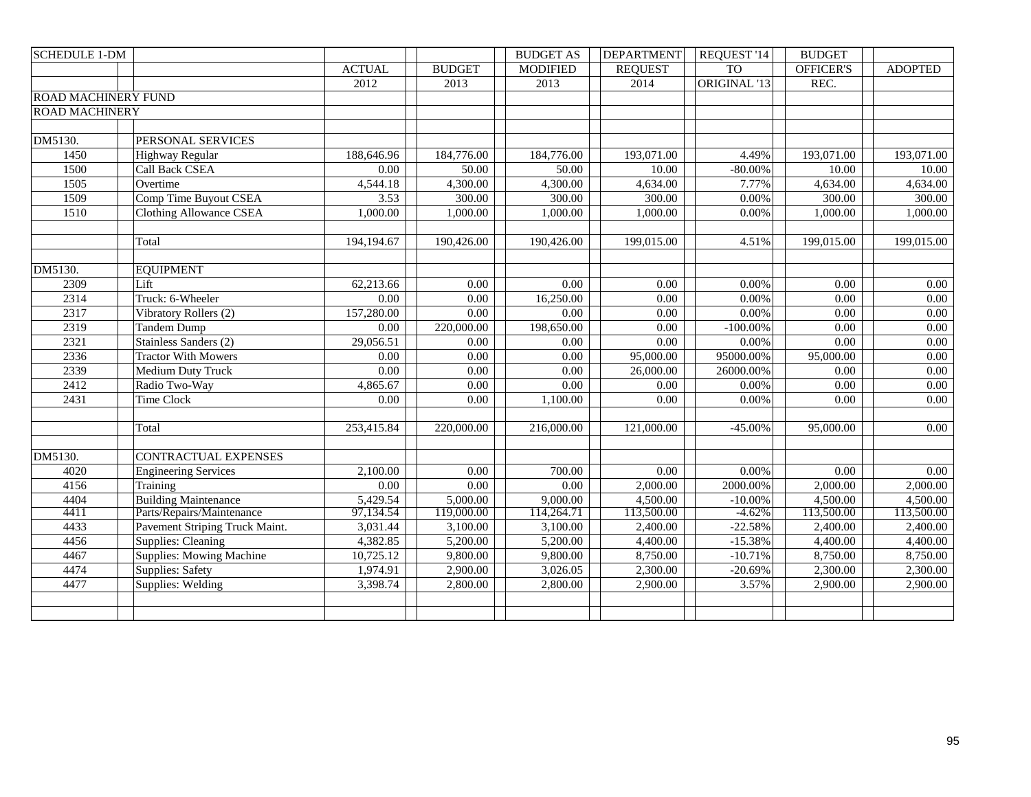| SCHEDULE 1-DM | | ACTUAL | BUDGET | BUDGET AS MODIFIED | DEPARTMENT REQUEST | REQUEST '14 TO ORIGINAL '13 | BUDGET OFFICER'S REC. | ADOPTED |
|---|---|---|---|---|---|---|---|---|
| | | 2012 | 2013 | 2013 | 2014 | | | |
| ROAD MACHINERY FUND | | | | | | | | |
| ROAD MACHINERY | | | | | | | | |
| | | | | | | | | |
| DM5130. | PERSONAL SERVICES | | | | | | | |
| 1450 | Highway Regular | 188,646.96 | 184,776.00 | 184,776.00 | 193,071.00 | 4.49% | 193,071.00 | 193,071.00 |
| 1500 | Call Back CSEA | 0.00 | 50.00 | 50.00 | 10.00 | -80.00% | 10.00 | 10.00 |
| 1505 | Overtime | 4,544.18 | 4,300.00 | 4,300.00 | 4,634.00 | 7.77% | 4,634.00 | 4,634.00 |
| 1509 | Comp Time Buyout CSEA | 3.53 | 300.00 | 300.00 | 300.00 | 0.00% | 300.00 | 300.00 |
| 1510 | Clothing Allowance CSEA | 1,000.00 | 1,000.00 | 1,000.00 | 1,000.00 | 0.00% | 1,000.00 | 1,000.00 |
| | | | | | | | | |
| | Total | 194,194.67 | 190,426.00 | 190,426.00 | 199,015.00 | 4.51% | 199,015.00 | 199,015.00 |
| | | | | | | | | |
| DM5130. | EQUIPMENT | | | | | | | |
| 2309 | Lift | 62,213.66 | 0.00 | 0.00 | 0.00 | 0.00% | 0.00 | 0.00 |
| 2314 | Truck: 6-Wheeler | 0.00 | 0.00 | 16,250.00 | 0.00 | 0.00% | 0.00 | 0.00 |
| 2317 | Vibratory Rollers (2) | 157,280.00 | 0.00 | 0.00 | 0.00 | 0.00% | 0.00 | 0.00 |
| 2319 | Tandem Dump | 0.00 | 220,000.00 | 198,650.00 | 0.00 | -100.00% | 0.00 | 0.00 |
| 2321 | Stainless Sanders (2) | 29,056.51 | 0.00 | 0.00 | 0.00 | 0.00% | 0.00 | 0.00 |
| 2336 | Tractor With Mowers | 0.00 | 0.00 | 0.00 | 95,000.00 | 95000.00% | 95,000.00 | 0.00 |
| 2339 | Medium Duty Truck | 0.00 | 0.00 | 0.00 | 26,000.00 | 26000.00% | 0.00 | 0.00 |
| 2412 | Radio Two-Way | 4,865.67 | 0.00 | 0.00 | 0.00 | 0.00% | 0.00 | 0.00 |
| 2431 | Time Clock | 0.00 | 0.00 | 1,100.00 | 0.00 | 0.00% | 0.00 | 0.00 |
| | | | | | | | | |
| | Total | 253,415.84 | 220,000.00 | 216,000.00 | 121,000.00 | -45.00% | 95,000.00 | 0.00 |
| | | | | | | | | |
| DM5130. | CONTRACTUAL EXPENSES | | | | | | | |
| 4020 | Engineering Services | 2,100.00 | 0.00 | 700.00 | 0.00 | 0.00% | 0.00 | 0.00 |
| 4156 | Training | 0.00 | 0.00 | 0.00 | 2,000.00 | 2000.00% | 2,000.00 | 2,000.00 |
| 4404 | Building Maintenance | 5,429.54 | 5,000.00 | 9,000.00 | 4,500.00 | -10.00% | 4,500.00 | 4,500.00 |
| 4411 | Parts/Repairs/Maintenance | 97,134.54 | 119,000.00 | 114,264.71 | 113,500.00 | -4.62% | 113,500.00 | 113,500.00 |
| 4433 | Pavement Striping Truck Maint. | 3,031.44 | 3,100.00 | 3,100.00 | 2,400.00 | -22.58% | 2,400.00 | 2,400.00 |
| 4456 | Supplies: Cleaning | 4,382.85 | 5,200.00 | 5,200.00 | 4,400.00 | -15.38% | 4,400.00 | 4,400.00 |
| 4467 | Supplies: Mowing Machine | 10,725.12 | 9,800.00 | 9,800.00 | 8,750.00 | -10.71% | 8,750.00 | 8,750.00 |
| 4474 | Supplies: Safety | 1,974.91 | 2,900.00 | 3,026.05 | 2,300.00 | -20.69% | 2,300.00 | 2,300.00 |
| 4477 | Supplies: Welding | 3,398.74 | 2,800.00 | 2,800.00 | 2,900.00 | 3.57% | 2,900.00 | 2,900.00 |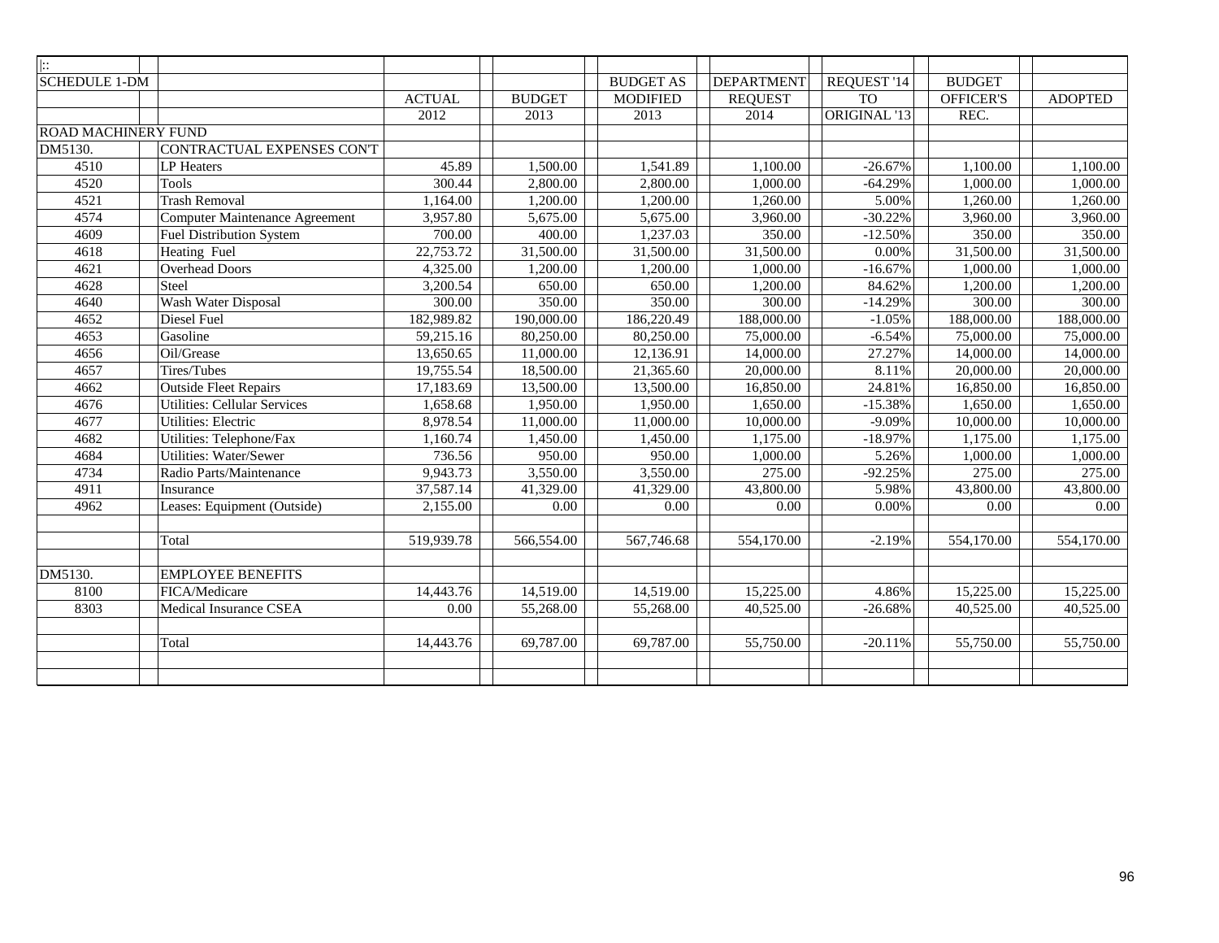| | | | | | | | | |
|---|---|---|---|---|---|---|---|---|
| \|:: | | | | | | | | |
| SCHEDULE 1-DM | | ACTUAL | BUDGET | BUDGET AS MODIFIED | DEPARTMENT REQUEST | REQUEST '14 TO ORIGINAL '13 | BUDGET OFFICER'S REC. | ADOPTED |
| | | 2012 | 2013 | 2013 | 2014 | | | |
| ROAD MACHINERY FUND | | | | | | | | |
| DM5130. | CONTRACTUAL EXPENSES CON'T | | | | | | | |
| 4510 | LP Heaters | 45.89 | 1,500.00 | 1,541.89 | 1,100.00 | -26.67% | 1,100.00 | 1,100.00 |
| 4520 | Tools | 300.44 | 2,800.00 | 2,800.00 | 1,000.00 | -64.29% | 1,000.00 | 1,000.00 |
| 4521 | Trash Removal | 1,164.00 | 1,200.00 | 1,200.00 | 1,260.00 | 5.00% | 1,260.00 | 1,260.00 |
| 4574 | Computer Maintenance Agreement | 3,957.80 | 5,675.00 | 5,675.00 | 3,960.00 | -30.22% | 3,960.00 | 3,960.00 |
| 4609 | Fuel Distribution System | 700.00 | 400.00 | 1,237.03 | 350.00 | -12.50% | 350.00 | 350.00 |
| 4618 | Heating Fuel | 22,753.72 | 31,500.00 | 31,500.00 | 31,500.00 | 0.00% | 31,500.00 | 31,500.00 |
| 4621 | Overhead Doors | 4,325.00 | 1,200.00 | 1,200.00 | 1,000.00 | -16.67% | 1,000.00 | 1,000.00 |
| 4628 | Steel | 3,200.54 | 650.00 | 650.00 | 1,200.00 | 84.62% | 1,200.00 | 1,200.00 |
| 4640 | Wash Water Disposal | 300.00 | 350.00 | 350.00 | 300.00 | -14.29% | 300.00 | 300.00 |
| 4652 | Diesel Fuel | 182,989.82 | 190,000.00 | 186,220.49 | 188,000.00 | -1.05% | 188,000.00 | 188,000.00 |
| 4653 | Gasoline | 59,215.16 | 80,250.00 | 80,250.00 | 75,000.00 | -6.54% | 75,000.00 | 75,000.00 |
| 4656 | Oil/Grease | 13,650.65 | 11,000.00 | 12,136.91 | 14,000.00 | 27.27% | 14,000.00 | 14,000.00 |
| 4657 | Tires/Tubes | 19,755.54 | 18,500.00 | 21,365.60 | 20,000.00 | 8.11% | 20,000.00 | 20,000.00 |
| 4662 | Outside Fleet Repairs | 17,183.69 | 13,500.00 | 13,500.00 | 16,850.00 | 24.81% | 16,850.00 | 16,850.00 |
| 4676 | Utilities: Cellular Services | 1,658.68 | 1,950.00 | 1,950.00 | 1,650.00 | -15.38% | 1,650.00 | 1,650.00 |
| 4677 | Utilities: Electric | 8,978.54 | 11,000.00 | 11,000.00 | 10,000.00 | -9.09% | 10,000.00 | 10,000.00 |
| 4682 | Utilities: Telephone/Fax | 1,160.74 | 1,450.00 | 1,450.00 | 1,175.00 | -18.97% | 1,175.00 | 1,175.00 |
| 4684 | Utilities: Water/Sewer | 736.56 | 950.00 | 950.00 | 1,000.00 | 5.26% | 1,000.00 | 1,000.00 |
| 4734 | Radio Parts/Maintenance | 9,943.73 | 3,550.00 | 3,550.00 | 275.00 | -92.25% | 275.00 | 275.00 |
| 4911 | Insurance | 37,587.14 | 41,329.00 | 41,329.00 | 43,800.00 | 5.98% | 43,800.00 | 43,800.00 |
| 4962 | Leases: Equipment (Outside) | 2,155.00 | 0.00 | 0.00 | 0.00 | 0.00% | 0.00 | 0.00 |
| | | | | | | | | |
| | Total | 519,939.78 | 566,554.00 | 567,746.68 | 554,170.00 | -2.19% | 554,170.00 | 554,170.00 |
| | | | | | | | | |
| DM5130. | EMPLOYEE BENEFITS | | | | | | | |
| 8100 | FICA/Medicare | 14,443.76 | 14,519.00 | 14,519.00 | 15,225.00 | 4.86% | 15,225.00 | 15,225.00 |
| 8303 | Medical Insurance CSEA | 0.00 | 55,268.00 | 55,268.00 | 40,525.00 | -26.68% | 40,525.00 | 40,525.00 |
| | | | | | | | | |
| | Total | 14,443.76 | 69,787.00 | 69,787.00 | 55,750.00 | -20.11% | 55,750.00 | 55,750.00 |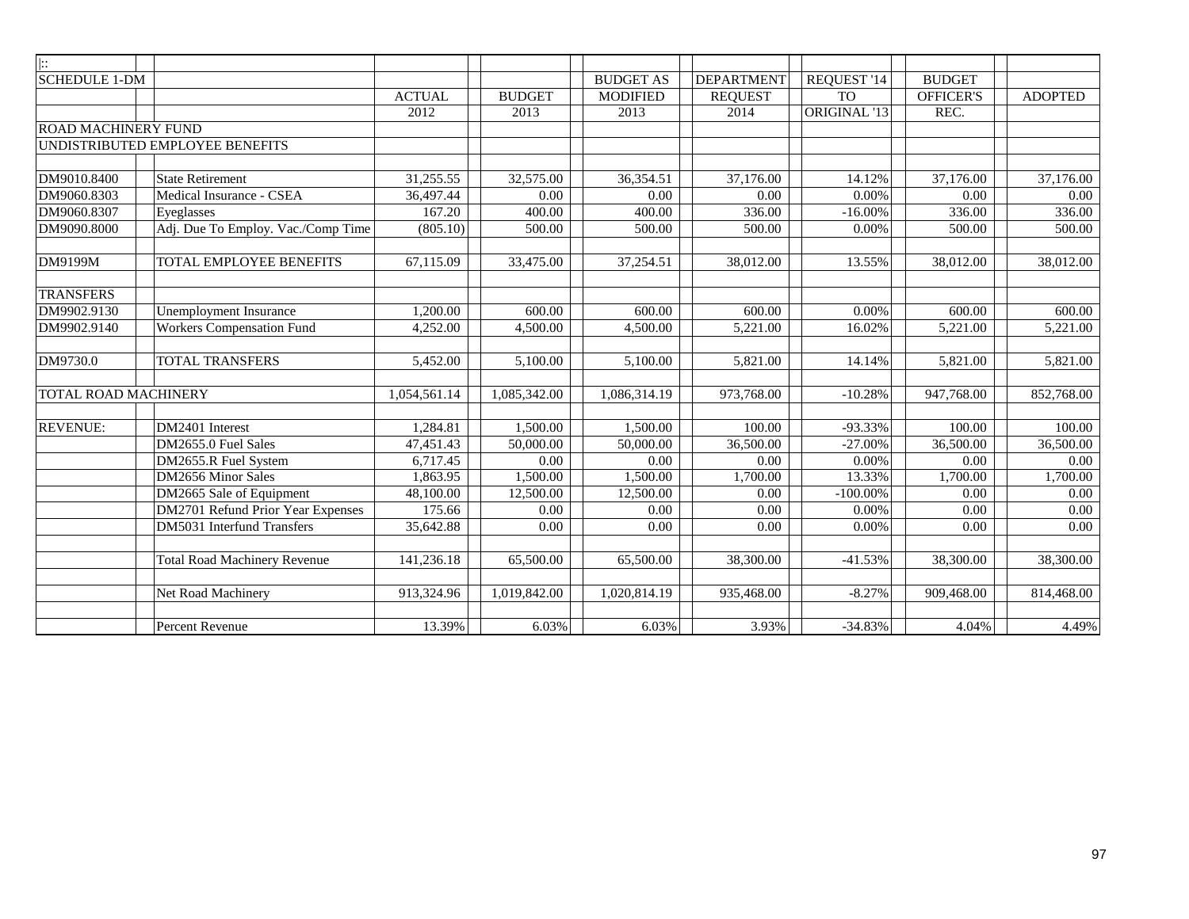| \|:: | | | | | | | | |
|---|---|---|---|---|---|---|---|---|
| SCHEDULE 1-DM | | | | BUDGET AS | DEPARTMENT | REQUEST '14 | BUDGET | |
| | | ACTUAL | BUDGET | MODIFIED | REQUEST | TO | OFFICER'S | ADOPTED |
| | | 2012 | 2013 | 2013 | 2014 | ORIGINAL '13 | REC. | |
| ROAD MACHINERY FUND | | | | | | | | |
| UNDISTRIBUTED EMPLOYEE BENEFITS | | | | | | | | |
| | | | | | | | | |
| DM9010.8400 | State Retirement | 31,255.55 | 32,575.00 | 36,354.51 | 37,176.00 | 14.12% | 37,176.00 | 37,176.00 |
| DM9060.8303 | Medical Insurance - CSEA | 36,497.44 | 0.00 | 0.00 | 0.00 | 0.00% | 0.00 | 0.00 |
| DM9060.8307 | Eyeglasses | 167.20 | 400.00 | 400.00 | 336.00 | -16.00% | 336.00 | 336.00 |
| DM9090.8000 | Adj. Due To Employ. Vac./Comp Time | (805.10) | 500.00 | 500.00 | 500.00 | 0.00% | 500.00 | 500.00 |
| | | | | | | | | |
| DM9199M | TOTAL EMPLOYEE BENEFITS | 67,115.09 | 33,475.00 | 37,254.51 | 38,012.00 | 13.55% | 38,012.00 | 38,012.00 |
| | | | | | | | | |
| TRANSFERS | | | | | | | | |
| DM9902.9130 | Unemployment Insurance | 1,200.00 | 600.00 | 600.00 | 600.00 | 0.00% | 600.00 | 600.00 |
| DM9902.9140 | Workers Compensation Fund | 4,252.00 | 4,500.00 | 4,500.00 | 5,221.00 | 16.02% | 5,221.00 | 5,221.00 |
| | | | | | | | | |
| DM9730.0 | TOTAL TRANSFERS | 5,452.00 | 5,100.00 | 5,100.00 | 5,821.00 | 14.14% | 5,821.00 | 5,821.00 |
| | | | | | | | | |
| TOTAL ROAD MACHINERY | | 1,054,561.14 | 1,085,342.00 | 1,086,314.19 | 973,768.00 | -10.28% | 947,768.00 | 852,768.00 |
| | | | | | | | | |
| REVENUE: | DM2401 Interest | 1,284.81 | 1,500.00 | 1,500.00 | 100.00 | -93.33% | 100.00 | 100.00 |
| | DM2655.0 Fuel Sales | 47,451.43 | 50,000.00 | 50,000.00 | 36,500.00 | -27.00% | 36,500.00 | 36,500.00 |
| | DM2655.R Fuel System | 6,717.45 | 0.00 | 0.00 | 0.00 | 0.00% | 0.00 | 0.00 |
| | DM2656 Minor Sales | 1,863.95 | 1,500.00 | 1,500.00 | 1,700.00 | 13.33% | 1,700.00 | 1,700.00 |
| | DM2665 Sale of Equipment | 48,100.00 | 12,500.00 | 12,500.00 | 0.00 | -100.00% | 0.00 | 0.00 |
| | DM2701 Refund Prior Year Expenses | 175.66 | 0.00 | 0.00 | 0.00 | 0.00% | 0.00 | 0.00 |
| | DM5031 Interfund Transfers | 35,642.88 | 0.00 | 0.00 | 0.00 | 0.00% | 0.00 | 0.00 |
| | | | | | | | | |
| | Total Road Machinery Revenue | 141,236.18 | 65,500.00 | 65,500.00 | 38,300.00 | -41.53% | 38,300.00 | 38,300.00 |
| | | | | | | | | |
| | Net Road Machinery | 913,324.96 | 1,019,842.00 | 1,020,814.19 | 935,468.00 | -8.27% | 909,468.00 | 814,468.00 |
| | | | | | | | | |
| | Percent Revenue | 13.39% | 6.03% | 6.03% | 3.93% | -34.83% | 4.04% | 4.49% |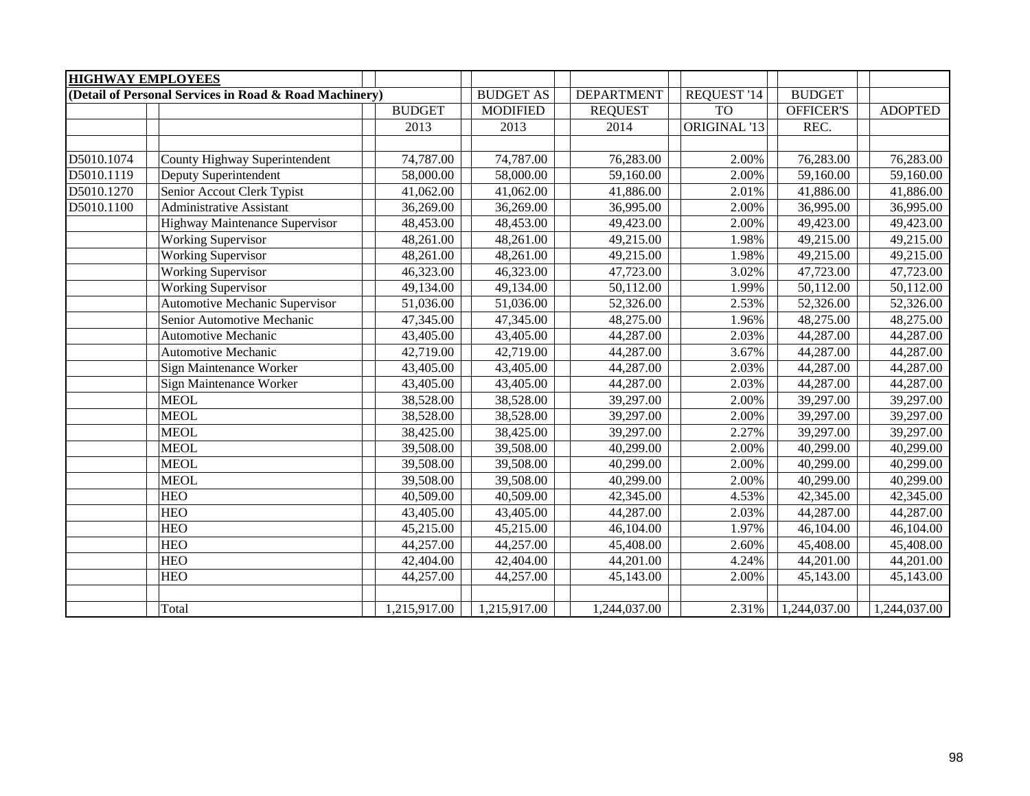| HIGHWAY EMPLOYEES | | | | | | | |
|---|---|---|---|---|---|---|---|
| (Detail of Personal Services in Road & Road Machinery) | | | BUDGET AS | DEPARTMENT | REQUEST '14 | BUDGET | |
| | | BUDGET | MODIFIED | REQUEST | TO | OFFICER'S | ADOPTED |
| | | 2013 | 2013 | 2014 | ORIGINAL '13 | REC. | |
| | | | | | | | |
| D5010.1074 | County Highway Superintendent | 74,787.00 | 74,787.00 | 76,283.00 | 2.00% | 76,283.00 | 76,283.00 |
| D5010.1119 | Deputy Superintendent | 58,000.00 | 58,000.00 | 59,160.00 | 2.00% | 59,160.00 | 59,160.00 |
| D5010.1270 | Senior Accout Clerk Typist | 41,062.00 | 41,062.00 | 41,886.00 | 2.01% | 41,886.00 | 41,886.00 |
| D5010.1100 | Administrative Assistant | 36,269.00 | 36,269.00 | 36,995.00 | 2.00% | 36,995.00 | 36,995.00 |
| | Highway Maintenance Supervisor | 48,453.00 | 48,453.00 | 49,423.00 | 2.00% | 49,423.00 | 49,423.00 |
| | Working Supervisor | 48,261.00 | 48,261.00 | 49,215.00 | 1.98% | 49,215.00 | 49,215.00 |
| | Working Supervisor | 48,261.00 | 48,261.00 | 49,215.00 | 1.98% | 49,215.00 | 49,215.00 |
| | Working Supervisor | 46,323.00 | 46,323.00 | 47,723.00 | 3.02% | 47,723.00 | 47,723.00 |
| | Working Supervisor | 49,134.00 | 49,134.00 | 50,112.00 | 1.99% | 50,112.00 | 50,112.00 |
| | Automotive Mechanic Supervisor | 51,036.00 | 51,036.00 | 52,326.00 | 2.53% | 52,326.00 | 52,326.00 |
| | Senior Automotive Mechanic | 47,345.00 | 47,345.00 | 48,275.00 | 1.96% | 48,275.00 | 48,275.00 |
| | Automotive Mechanic | 43,405.00 | 43,405.00 | 44,287.00 | 2.03% | 44,287.00 | 44,287.00 |
| | Automotive Mechanic | 42,719.00 | 42,719.00 | 44,287.00 | 3.67% | 44,287.00 | 44,287.00 |
| | Sign Maintenance Worker | 43,405.00 | 43,405.00 | 44,287.00 | 2.03% | 44,287.00 | 44,287.00 |
| | Sign Maintenance Worker | 43,405.00 | 43,405.00 | 44,287.00 | 2.03% | 44,287.00 | 44,287.00 |
| | MEOL | 38,528.00 | 38,528.00 | 39,297.00 | 2.00% | 39,297.00 | 39,297.00 |
| | MEOL | 38,528.00 | 38,528.00 | 39,297.00 | 2.00% | 39,297.00 | 39,297.00 |
| | MEOL | 38,425.00 | 38,425.00 | 39,297.00 | 2.27% | 39,297.00 | 39,297.00 |
| | MEOL | 39,508.00 | 39,508.00 | 40,299.00 | 2.00% | 40,299.00 | 40,299.00 |
| | MEOL | 39,508.00 | 39,508.00 | 40,299.00 | 2.00% | 40,299.00 | 40,299.00 |
| | MEOL | 39,508.00 | 39,508.00 | 40,299.00 | 2.00% | 40,299.00 | 40,299.00 |
| | HEO | 40,509.00 | 40,509.00 | 42,345.00 | 4.53% | 42,345.00 | 42,345.00 |
| | HEO | 43,405.00 | 43,405.00 | 44,287.00 | 2.03% | 44,287.00 | 44,287.00 |
| | HEO | 45,215.00 | 45,215.00 | 46,104.00 | 1.97% | 46,104.00 | 46,104.00 |
| | HEO | 44,257.00 | 44,257.00 | 45,408.00 | 2.60% | 45,408.00 | 45,408.00 |
| | HEO | 42,404.00 | 42,404.00 | 44,201.00 | 4.24% | 44,201.00 | 44,201.00 |
| | HEO | 44,257.00 | 44,257.00 | 45,143.00 | 2.00% | 45,143.00 | 45,143.00 |
| | | | | | | | |
| | Total | 1,215,917.00 | 1,215,917.00 | 1,244,037.00 | 2.31% | 1,244,037.00 | 1,244,037.00 |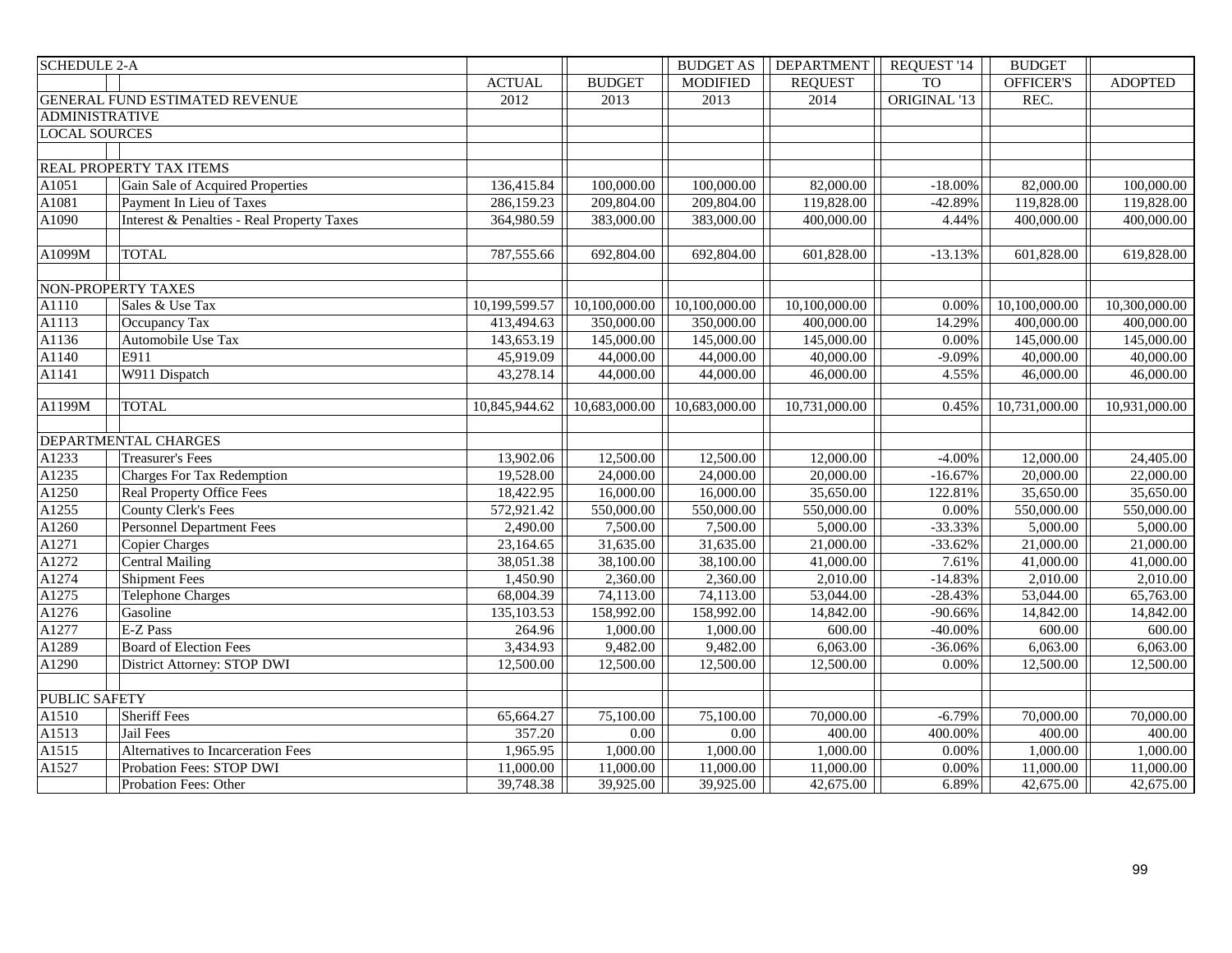| SCHEDULE 2-A | | | | BUDGET AS | DEPARTMENT | REQUEST '14 | BUDGET | |
|---|---|---|---|---|---|---|---|---|
| | | ACTUAL | BUDGET | MODIFIED | REQUEST | TO | OFFICER'S | ADOPTED |
| GENERAL FUND ESTIMATED REVENUE | | 2012 | 2013 | 2013 | 2014 | ORIGINAL '13 | REC. | |
| ADMINISTRATIVE | | | | | | | | |
| LOCAL SOURCES | | | | | | | | |
| | | | | | | | | |
| REAL PROPERTY TAX ITEMS | | | | | | | | |
| A1051 | Gain Sale of Acquired Properties | 136,415.84 | 100,000.00 | 100,000.00 | 82,000.00 | -18.00% | 82,000.00 | 100,000.00 |
| A1081 | Payment In Lieu of Taxes | 286,159.23 | 209,804.00 | 209,804.00 | 119,828.00 | -42.89% | 119,828.00 | 119,828.00 |
| A1090 | Interest & Penalties - Real Property Taxes | 364,980.59 | 383,000.00 | 383,000.00 | 400,000.00 | 4.44% | 400,000.00 | 400,000.00 |
| | | | | | | | | |
| A1099M | TOTAL | 787,555.66 | 692,804.00 | 692,804.00 | 601,828.00 | -13.13% | 601,828.00 | 619,828.00 |
| | | | | | | | | |
| NON-PROPERTY TAXES | | | | | | | | |
| A1110 | Sales & Use Tax | 10,199,599.57 | 10,100,000.00 | 10,100,000.00 | 10,100,000.00 | 0.00% | 10,100,000.00 | 10,300,000.00 |
| A1113 | Occupancy Tax | 413,494.63 | 350,000.00 | 350,000.00 | 400,000.00 | 14.29% | 400,000.00 | 400,000.00 |
| A1136 | Automobile Use Tax | 143,653.19 | 145,000.00 | 145,000.00 | 145,000.00 | 0.00% | 145,000.00 | 145,000.00 |
| A1140 | E911 | 45,919.09 | 44,000.00 | 44,000.00 | 40,000.00 | -9.09% | 40,000.00 | 40,000.00 |
| A1141 | W911 Dispatch | 43,278.14 | 44,000.00 | 44,000.00 | 46,000.00 | 4.55% | 46,000.00 | 46,000.00 |
| | | | | | | | | |
| A1199M | TOTAL | 10,845,944.62 | 10,683,000.00 | 10,683,000.00 | 10,731,000.00 | 0.45% | 10,731,000.00 | 10,931,000.00 |
| | | | | | | | | |
| DEPARTMENTAL CHARGES | | | | | | | | |
| A1233 | Treasurer's Fees | 13,902.06 | 12,500.00 | 12,500.00 | 12,000.00 | -4.00% | 12,000.00 | 24,405.00 |
| A1235 | Charges For Tax Redemption | 19,528.00 | 24,000.00 | 24,000.00 | 20,000.00 | -16.67% | 20,000.00 | 22,000.00 |
| A1250 | Real Property Office Fees | 18,422.95 | 16,000.00 | 16,000.00 | 35,650.00 | 122.81% | 35,650.00 | 35,650.00 |
| A1255 | County Clerk's Fees | 572,921.42 | 550,000.00 | 550,000.00 | 550,000.00 | 0.00% | 550,000.00 | 550,000.00 |
| A1260 | Personnel Department Fees | 2,490.00 | 7,500.00 | 7,500.00 | 5,000.00 | -33.33% | 5,000.00 | 5,000.00 |
| A1271 | Copier Charges | 23,164.65 | 31,635.00 | 31,635.00 | 21,000.00 | -33.62% | 21,000.00 | 21,000.00 |
| A1272 | Central Mailing | 38,051.38 | 38,100.00 | 38,100.00 | 41,000.00 | 7.61% | 41,000.00 | 41,000.00 |
| A1274 | Shipment Fees | 1,450.90 | 2,360.00 | 2,360.00 | 2,010.00 | -14.83% | 2,010.00 | 2,010.00 |
| A1275 | Telephone Charges | 68,004.39 | 74,113.00 | 74,113.00 | 53,044.00 | -28.43% | 53,044.00 | 65,763.00 |
| A1276 | Gasoline | 135,103.53 | 158,992.00 | 158,992.00 | 14,842.00 | -90.66% | 14,842.00 | 14,842.00 |
| A1277 | E-Z Pass | 264.96 | 1,000.00 | 1,000.00 | 600.00 | -40.00% | 600.00 | 600.00 |
| A1289 | Board of Election Fees | 3,434.93 | 9,482.00 | 9,482.00 | 6,063.00 | -36.06% | 6,063.00 | 6,063.00 |
| A1290 | District Attorney: STOP DWI | 12,500.00 | 12,500.00 | 12,500.00 | 12,500.00 | 0.00% | 12,500.00 | 12,500.00 |
| | | | | | | | | |
| PUBLIC SAFETY | | | | | | | | |
| A1510 | Sheriff Fees | 65,664.27 | 75,100.00 | 75,100.00 | 70,000.00 | -6.79% | 70,000.00 | 70,000.00 |
| A1513 | Jail Fees | 357.20 | 0.00 | 0.00 | 400.00 | 400.00% | 400.00 | 400.00 |
| A1515 | Alternatives to Incarceration Fees | 1,965.95 | 1,000.00 | 1,000.00 | 1,000.00 | 0.00% | 1,000.00 | 1,000.00 |
| A1527 | Probation Fees: STOP DWI | 11,000.00 | 11,000.00 | 11,000.00 | 11,000.00 | 0.00% | 11,000.00 | 11,000.00 |
| | Probation Fees: Other | 39,748.38 | 39,925.00 | 39,925.00 | 42,675.00 | 6.89% | 42,675.00 | 42,675.00 |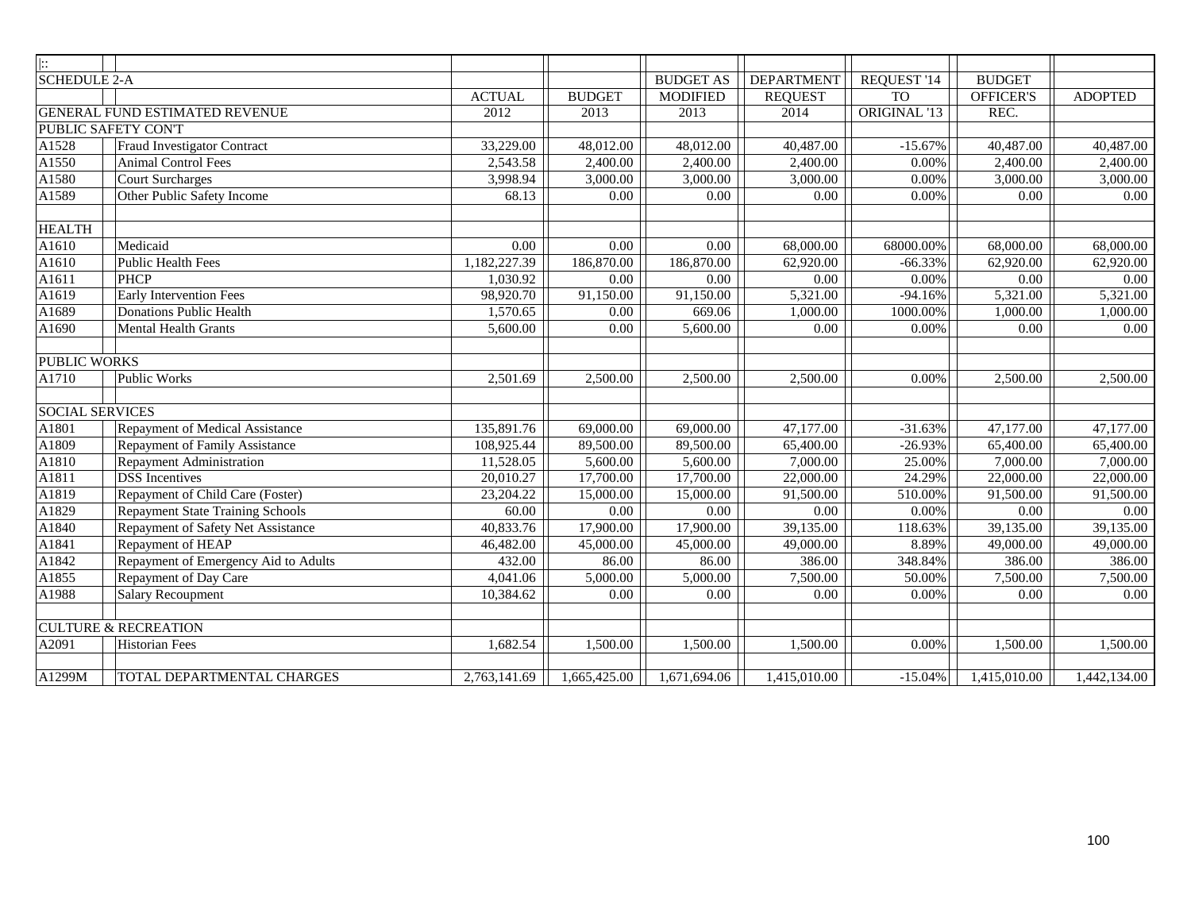| \|:: | | | | | | | | |
|---|---|---|---|---|---|---|---|---|
| SCHEDULE 2-A | | | | BUDGET AS | DEPARTMENT | REQUEST '14 | BUDGET | |
| | | ACTUAL | BUDGET | MODIFIED | REQUEST | TO | OFFICER'S | ADOPTED |
| | GENERAL FUND ESTIMATED REVENUE | 2012 | 2013 | 2013 | 2014 | ORIGINAL '13 | REC. | |
| PUBLIC SAFETY CON'T | | | | | | | | |
| A1528 | Fraud Investigator Contract | 33,229.00 | 48,012.00 | 48,012.00 | 40,487.00 | -15.67% | 40,487.00 | 40,487.00 |
| A1550 | Animal Control Fees | 2,543.58 | 2,400.00 | 2,400.00 | 2,400.00 | 0.00% | 2,400.00 | 2,400.00 |
| A1580 | Court Surcharges | 3,998.94 | 3,000.00 | 3,000.00 | 3,000.00 | 0.00% | 3,000.00 | 3,000.00 |
| A1589 | Other Public Safety Income | 68.13 | 0.00 | 0.00 | 0.00 | 0.00% | 0.00 | 0.00 |
| | | | | | | | | |
| HEALTH | | | | | | | | |
| A1610 | Medicaid | 0.00 | 0.00 | 0.00 | 68,000.00 | 68000.00% | 68,000.00 | 68,000.00 |
| A1610 | Public Health Fees | 1,182,227.39 | 186,870.00 | 186,870.00 | 62,920.00 | -66.33% | 62,920.00 | 62,920.00 |
| A1611 | PHCP | 1,030.92 | 0.00 | 0.00 | 0.00 | 0.00% | 0.00 | 0.00 |
| A1619 | Early Intervention Fees | 98,920.70 | 91,150.00 | 91,150.00 | 5,321.00 | -94.16% | 5,321.00 | 5,321.00 |
| A1689 | Donations Public Health | 1,570.65 | 0.00 | 669.06 | 1,000.00 | 1000.00% | 1,000.00 | 1,000.00 |
| A1690 | Mental Health Grants | 5,600.00 | 0.00 | 5,600.00 | 0.00 | 0.00% | 0.00 | 0.00 |
| | | | | | | | | |
| PUBLIC WORKS | | | | | | | | |
| A1710 | Public Works | 2,501.69 | 2,500.00 | 2,500.00 | 2,500.00 | 0.00% | 2,500.00 | 2,500.00 |
| | | | | | | | | |
| SOCIAL SERVICES | | | | | | | | |
| A1801 | Repayment of Medical Assistance | 135,891.76 | 69,000.00 | 69,000.00 | 47,177.00 | -31.63% | 47,177.00 | 47,177.00 |
| A1809 | Repayment of Family Assistance | 108,925.44 | 89,500.00 | 89,500.00 | 65,400.00 | -26.93% | 65,400.00 | 65,400.00 |
| A1810 | Repayment Administration | 11,528.05 | 5,600.00 | 5,600.00 | 7,000.00 | 25.00% | 7,000.00 | 7,000.00 |
| A1811 | DSS Incentives | 20,010.27 | 17,700.00 | 17,700.00 | 22,000.00 | 24.29% | 22,000.00 | 22,000.00 |
| A1819 | Repayment of Child Care (Foster) | 23,204.22 | 15,000.00 | 15,000.00 | 91,500.00 | 510.00% | 91,500.00 | 91,500.00 |
| A1829 | Repayment State Training Schools | 60.00 | 0.00 | 0.00 | 0.00 | 0.00% | 0.00 | 0.00 |
| A1840 | Repayment of Safety Net Assistance | 40,833.76 | 17,900.00 | 17,900.00 | 39,135.00 | 118.63% | 39,135.00 | 39,135.00 |
| A1841 | Repayment of HEAP | 46,482.00 | 45,000.00 | 45,000.00 | 49,000.00 | 8.89% | 49,000.00 | 49,000.00 |
| A1842 | Repayment of Emergency Aid to Adults | 432.00 | 86.00 | 86.00 | 386.00 | 348.84% | 386.00 | 386.00 |
| A1855 | Repayment of Day Care | 4,041.06 | 5,000.00 | 5,000.00 | 7,500.00 | 50.00% | 7,500.00 | 7,500.00 |
| A1988 | Salary Recoupment | 10,384.62 | 0.00 | 0.00 | 0.00 | 0.00% | 0.00 | 0.00 |
| | | | | | | | | |
| CULTURE & RECREATION | | | | | | | | |
| A2091 | Historian Fees | 1,682.54 | 1,500.00 | 1,500.00 | 1,500.00 | 0.00% | 1,500.00 | 1,500.00 |
| | | | | | | | | |
| A1299M | TOTAL DEPARTMENTAL CHARGES | 2,763,141.69 | 1,665,425.00 | 1,671,694.06 | 1,415,010.00 | -15.04% | 1,415,010.00 | 1,442,134.00 |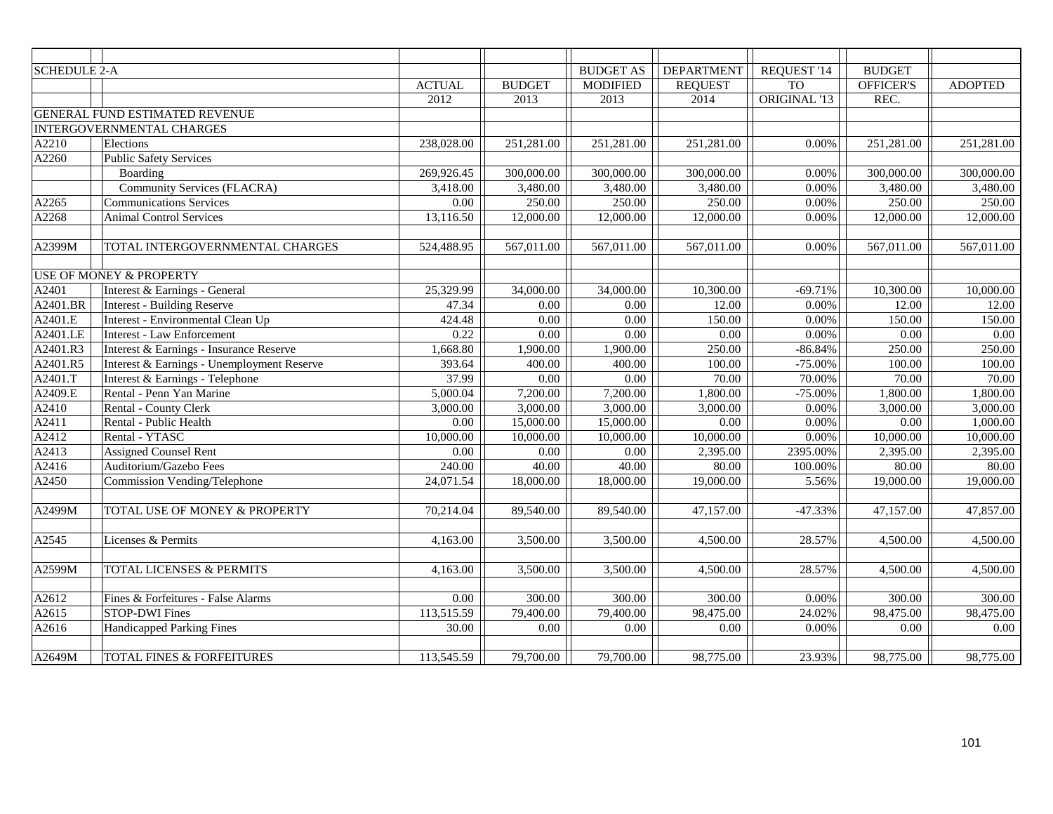| | | | | | | | | |
|---|---|---|---|---|---|---|---|---|
| SCHEDULE 2-A | | | | BUDGET AS | DEPARTMENT | REQUEST '14 | BUDGET | |
| | | ACTUAL | BUDGET | MODIFIED | REQUEST | TO | OFFICER'S | ADOPTED |
| | | 2012 | 2013 | 2013 | 2014 | ORIGINAL '13 | REC. | |
| GENERAL FUND ESTIMATED REVENUE | | | | | | | | |
| INTERGOVERNMENTAL CHARGES | | | | | | | | |
| A2210 | Elections | 238,028.00 | 251,281.00 | 251,281.00 | 251,281.00 | 0.00% | 251,281.00 | 251,281.00 |
| A2260 | Public Safety Services | | | | | | | |
| | Boarding | 269,926.45 | 300,000.00 | 300,000.00 | 300,000.00 | 0.00% | 300,000.00 | 300,000.00 |
| | Community Services (FLACRA) | 3,418.00 | 3,480.00 | 3,480.00 | 3,480.00 | 0.00% | 3,480.00 | 3,480.00 |
| A2265 | Communications Services | 0.00 | 250.00 | 250.00 | 250.00 | 0.00% | 250.00 | 250.00 |
| A2268 | Animal Control Services | 13,116.50 | 12,000.00 | 12,000.00 | 12,000.00 | 0.00% | 12,000.00 | 12,000.00 |
| | | | | | | | | |
| A2399M | TOTAL INTERGOVERNMENTAL CHARGES | 524,488.95 | 567,011.00 | 567,011.00 | 567,011.00 | 0.00% | 567,011.00 | 567,011.00 |
| | | | | | | | | |
| USE OF MONEY & PROPERTY | | | | | | | | |
| A2401 | Interest & Earnings - General | 25,329.99 | 34,000.00 | 34,000.00 | 10,300.00 | -69.71% | 10,300.00 | 10,000.00 |
| A2401.BR | Interest - Building Reserve | 47.34 | 0.00 | 0.00 | 12.00 | 0.00% | 12.00 | 12.00 |
| A2401.E | Interest - Environmental Clean Up | 424.48 | 0.00 | 0.00 | 150.00 | 0.00% | 150.00 | 150.00 |
| A2401.LE | Interest - Law Enforcement | 0.22 | 0.00 | 0.00 | 0.00 | 0.00% | 0.00 | 0.00 |
| A2401.R3 | Interest & Earnings - Insurance Reserve | 1,668.80 | 1,900.00 | 1,900.00 | 250.00 | -86.84% | 250.00 | 250.00 |
| A2401.R5 | Interest & Earnings - Unemployment Reserve | 393.64 | 400.00 | 400.00 | 100.00 | -75.00% | 100.00 | 100.00 |
| A2401.T | Interest & Earnings - Telephone | 37.99 | 0.00 | 0.00 | 70.00 | 70.00% | 70.00 | 70.00 |
| A2409.E | Rental - Penn Yan Marine | 5,000.04 | 7,200.00 | 7,200.00 | 1,800.00 | -75.00% | 1,800.00 | 1,800.00 |
| A2410 | Rental - County Clerk | 3,000.00 | 3,000.00 | 3,000.00 | 3,000.00 | 0.00% | 3,000.00 | 3,000.00 |
| A2411 | Rental - Public Health | 0.00 | 15,000.00 | 15,000.00 | 0.00 | 0.00% | 0.00 | 1,000.00 |
| A2412 | Rental - YTASC | 10,000.00 | 10,000.00 | 10,000.00 | 10,000.00 | 0.00% | 10,000.00 | 10,000.00 |
| A2413 | Assigned Counsel Rent | 0.00 | 0.00 | 0.00 | 2,395.00 | 2395.00% | 2,395.00 | 2,395.00 |
| A2416 | Auditorium/Gazebo Fees | 240.00 | 40.00 | 40.00 | 80.00 | 100.00% | 80.00 | 80.00 |
| A2450 | Commission Vending/Telephone | 24,071.54 | 18,000.00 | 18,000.00 | 19,000.00 | 5.56% | 19,000.00 | 19,000.00 |
| | | | | | | | | |
| A2499M | TOTAL USE OF MONEY & PROPERTY | 70,214.04 | 89,540.00 | 89,540.00 | 47,157.00 | -47.33% | 47,157.00 | 47,857.00 |
| | | | | | | | | |
| A2545 | Licenses & Permits | 4,163.00 | 3,500.00 | 3,500.00 | 4,500.00 | 28.57% | 4,500.00 | 4,500.00 |
| | | | | | | | | |
| A2599M | TOTAL LICENSES & PERMITS | 4,163.00 | 3,500.00 | 3,500.00 | 4,500.00 | 28.57% | 4,500.00 | 4,500.00 |
| | | | | | | | | |
| A2612 | Fines & Forfeitures - False Alarms | 0.00 | 300.00 | 300.00 | 300.00 | 0.00% | 300.00 | 300.00 |
| A2615 | STOP-DWI Fines | 113,515.59 | 79,400.00 | 79,400.00 | 98,475.00 | 24.02% | 98,475.00 | 98,475.00 |
| A2616 | Handicapped Parking Fines | 30.00 | 0.00 | 0.00 | 0.00 | 0.00% | 0.00 | 0.00 |
| | | | | | | | | |
| A2649M | TOTAL FINES & FORFEITURES | 113,545.59 | 79,700.00 | 79,700.00 | 98,775.00 | 23.93% | 98,775.00 | 98,775.00 |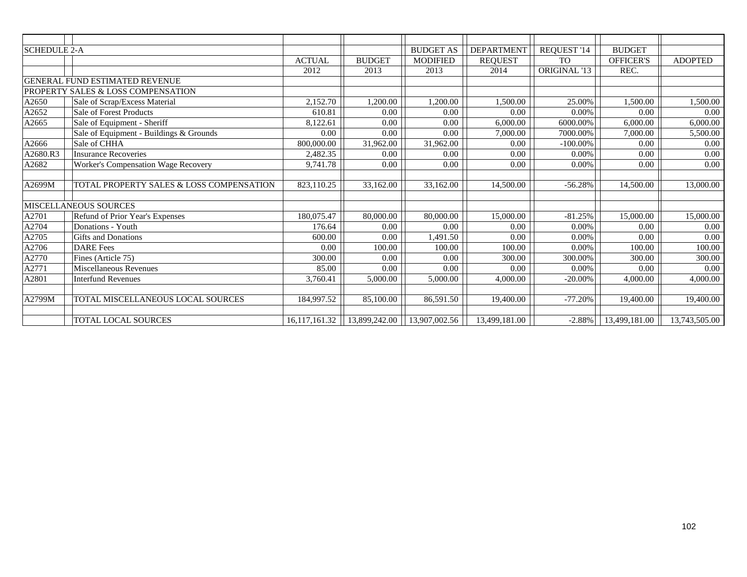| | | | | | | | | |
|---|---|---|---|---|---|---|---|---|
| SCHEDULE 2-A | | | | BUDGET AS | DEPARTMENT | REQUEST '14 | BUDGET | |
| | | ACTUAL | BUDGET | MODIFIED | REQUEST | TO | OFFICER'S | ADOPTED |
| | | 2012 | 2013 | 2013 | 2014 | ORIGINAL '13 | REC. | |
| GENERAL FUND ESTIMATED REVENUE | | | | | | | | |
| PROPERTY SALES & LOSS COMPENSATION | | | | | | | | |
| A2650 | Sale of Scrap/Excess Material | 2,152.70 | 1,200.00 | 1,200.00 | 1,500.00 | 25.00% | 1,500.00 | 1,500.00 |
| A2652 | Sale of Forest Products | 610.81 | 0.00 | 0.00 | 0.00 | 0.00% | 0.00 | 0.00 |
| A2665 | Sale of Equipment - Sheriff | 8,122.61 | 0.00 | 0.00 | 6,000.00 | 6000.00% | 6,000.00 | 6,000.00 |
| | Sale of Equipment - Buildings & Grounds | 0.00 | 0.00 | 0.00 | 7,000.00 | 7000.00% | 7,000.00 | 5,500.00 |
| A2666 | Sale of CHHA | 800,000.00 | 31,962.00 | 31,962.00 | 0.00 | -100.00% | 0.00 | 0.00 |
| A2680.R3 | Insurance Recoveries | 2,482.35 | 0.00 | 0.00 | 0.00 | 0.00% | 0.00 | 0.00 |
| A2682 | Worker's Compensation Wage Recovery | 9,741.78 | 0.00 | 0.00 | 0.00 | 0.00% | 0.00 | 0.00 |
| | | | | | | | | |
| A2699M | TOTAL PROPERTY SALES & LOSS COMPENSATION | 823,110.25 | 33,162.00 | 33,162.00 | 14,500.00 | -56.28% | 14,500.00 | 13,000.00 |
| | | | | | | | | |
| MISCELLANEOUS SOURCES | | | | | | | | |
| A2701 | Refund of Prior Year's Expenses | 180,075.47 | 80,000.00 | 80,000.00 | 15,000.00 | -81.25% | 15,000.00 | 15,000.00 |
| A2704 | Donations - Youth | 176.64 | 0.00 | 0.00 | 0.00 | 0.00% | 0.00 | 0.00 |
| A2705 | Gifts and Donations | 600.00 | 0.00 | 1,491.50 | 0.00 | 0.00% | 0.00 | 0.00 |
| A2706 | DARE Fees | 0.00 | 100.00 | 100.00 | 100.00 | 0.00% | 100.00 | 100.00 |
| A2770 | Fines (Article 75) | 300.00 | 0.00 | 0.00 | 300.00 | 300.00% | 300.00 | 300.00 |
| A2771 | Miscellaneous Revenues | 85.00 | 0.00 | 0.00 | 0.00 | 0.00% | 0.00 | 0.00 |
| A2801 | Interfund Revenues | 3,760.41 | 5,000.00 | 5,000.00 | 4,000.00 | -20.00% | 4,000.00 | 4,000.00 |
| | | | | | | | | |
| A2799M | TOTAL MISCELLANEOUS LOCAL SOURCES | 184,997.52 | 85,100.00 | 86,591.50 | 19,400.00 | -77.20% | 19,400.00 | 19,400.00 |
| | | | | | | | | |
| | TOTAL LOCAL SOURCES | 16,117,161.32 | 13,899,242.00 | 13,907,002.56 | 13,499,181.00 | -2.88% | 13,499,181.00 | 13,743,505.00 |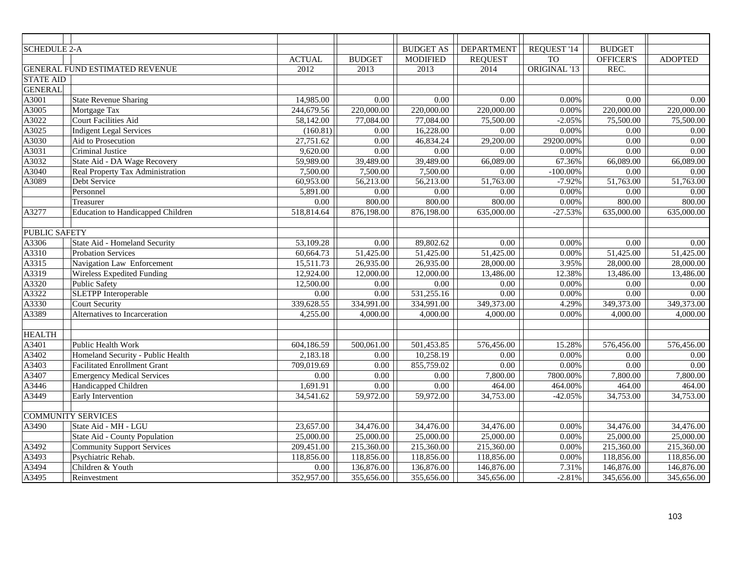| | | | | | | | | |
|---|---|---|---|---|---|---|---|---|
| SCHEDULE 2-A | | | | BUDGET AS | DEPARTMENT | REQUEST '14 | BUDGET | |
| | | ACTUAL | BUDGET | MODIFIED | REQUEST | TO | OFFICER'S | ADOPTED |
| | GENERAL FUND ESTIMATED REVENUE | 2012 | 2013 | 2013 | 2014 | ORIGINAL '13 | REC. | |
| STATE AID | | | | | | | | |
| GENERAL | | | | | | | | |
| A3001 | State Revenue Sharing | 14,985.00 | 0.00 | 0.00 | 0.00 | 0.00% | 0.00 | 0.00 |
| A3005 | Mortgage Tax | 244,679.56 | 220,000.00 | 220,000.00 | 220,000.00 | 0.00% | 220,000.00 | 220,000.00 |
| A3022 | Court Facilities Aid | 58,142.00 | 77,084.00 | 77,084.00 | 75,500.00 | -2.05% | 75,500.00 | 75,500.00 |
| A3025 | Indigent Legal Services | (160.81) | 0.00 | 16,228.00 | 0.00 | 0.00% | 0.00 | 0.00 |
| A3030 | Aid to Prosecution | 27,751.62 | 0.00 | 46,834.24 | 29,200.00 | 29200.00% | 0.00 | 0.00 |
| A3031 | Criminal Justice | 9,620.00 | 0.00 | 0.00 | 0.00 | 0.00% | 0.00 | 0.00 |
| A3032 | State Aid - DA Wage Recovery | 59,989.00 | 39,489.00 | 39,489.00 | 66,089.00 | 67.36% | 66,089.00 | 66,089.00 |
| A3040 | Real Property Tax Administration | 7,500.00 | 7,500.00 | 7,500.00 | 0.00 | -100.00% | 0.00 | 0.00 |
| A3089 | Debt Service | 60,953.00 | 56,213.00 | 56,213.00 | 51,763.00 | -7.92% | 51,763.00 | 51,763.00 |
| | Personnel | 5,891.00 | 0.00 | 0.00 | 0.00 | 0.00% | 0.00 | 0.00 |
| | Treasurer | 0.00 | 800.00 | 800.00 | 800.00 | 0.00% | 800.00 | 800.00 |
| A3277 | Education to Handicapped Children | 518,814.64 | 876,198.00 | 876,198.00 | 635,000.00 | -27.53% | 635,000.00 | 635,000.00 |
| | | | | | | | | |
| PUBLIC SAFETY | | | | | | | | |
| A3306 | State Aid - Homeland Security | 53,109.28 | 0.00 | 89,802.62 | 0.00 | 0.00% | 0.00 | 0.00 |
| A3310 | Probation Services | 60,664.73 | 51,425.00 | 51,425.00 | 51,425.00 | 0.00% | 51,425.00 | 51,425.00 |
| A3315 | Navigation Law Enforcement | 15,511.73 | 26,935.00 | 26,935.00 | 28,000.00 | 3.95% | 28,000.00 | 28,000.00 |
| A3319 | Wireless Expedited Funding | 12,924.00 | 12,000.00 | 12,000.00 | 13,486.00 | 12.38% | 13,486.00 | 13,486.00 |
| A3320 | Public Safety | 12,500.00 | 0.00 | 0.00 | 0.00 | 0.00% | 0.00 | 0.00 |
| A3322 | SLETPP Interoperable | 0.00 | 0.00 | 531,255.16 | 0.00 | 0.00% | 0.00 | 0.00 |
| A3330 | Court Security | 339,628.55 | 334,991.00 | 334,991.00 | 349,373.00 | 4.29% | 349,373.00 | 349,373.00 |
| A3389 | Alternatives to Incarceration | 4,255.00 | 4,000.00 | 4,000.00 | 4,000.00 | 0.00% | 4,000.00 | 4,000.00 |
| | | | | | | | | |
| HEALTH | | | | | | | | |
| A3401 | Public Health Work | 604,186.59 | 500,061.00 | 501,453.85 | 576,456.00 | 15.28% | 576,456.00 | 576,456.00 |
| A3402 | Homeland Security - Public Health | 2,183.18 | 0.00 | 10,258.19 | 0.00 | 0.00% | 0.00 | 0.00 |
| A3403 | Facilitated Enrollment Grant | 709,019.69 | 0.00 | 855,759.02 | 0.00 | 0.00% | 0.00 | 0.00 |
| A3407 | Emergency Medical Services | 0.00 | 0.00 | 0.00 | 7,800.00 | 7800.00% | 7,800.00 | 7,800.00 |
| A3446 | Handicapped Children | 1,691.91 | 0.00 | 0.00 | 464.00 | 464.00% | 464.00 | 464.00 |
| A3449 | Early Intervention | 34,541.62 | 59,972.00 | 59,972.00 | 34,753.00 | -42.05% | 34,753.00 | 34,753.00 |
| | | | | | | | | |
| COMMUNITY SERVICES | | | | | | | | |
| A3490 | State Aid - MH - LGU | 23,657.00 | 34,476.00 | 34,476.00 | 34,476.00 | 0.00% | 34,476.00 | 34,476.00 |
| | State Aid - County Population | 25,000.00 | 25,000.00 | 25,000.00 | 25,000.00 | 0.00% | 25,000.00 | 25,000.00 |
| A3492 | Community Support Services | 209,451.00 | 215,360.00 | 215,360.00 | 215,360.00 | 0.00% | 215,360.00 | 215,360.00 |
| A3493 | Psychiatric Rehab. | 118,856.00 | 118,856.00 | 118,856.00 | 118,856.00 | 0.00% | 118,856.00 | 118,856.00 |
| A3494 | Children & Youth | 0.00 | 136,876.00 | 136,876.00 | 146,876.00 | 7.31% | 146,876.00 | 146,876.00 |
| A3495 | Reinvestment | 352,957.00 | 355,656.00 | 355,656.00 | 345,656.00 | -2.81% | 345,656.00 | 345,656.00 |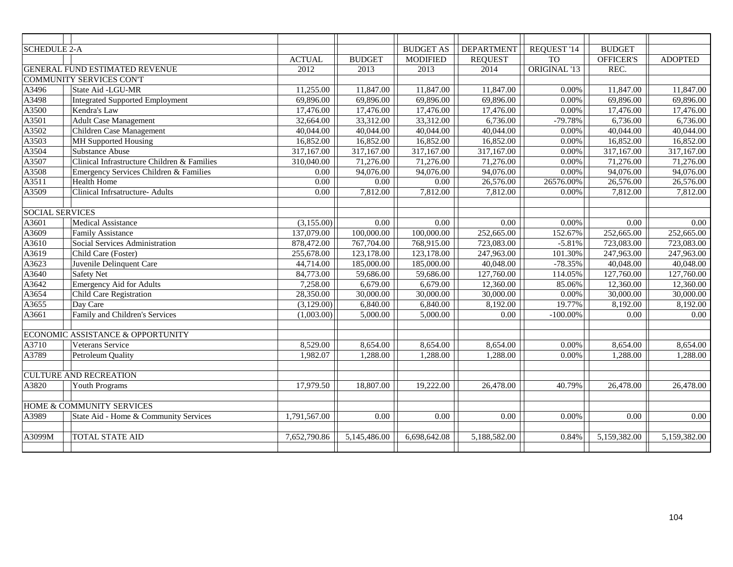| | | | | | | | | |
|---|---|---|---|---|---|---|---|---|
| SCHEDULE 2-A | | | | BUDGET AS | DEPARTMENT | REQUEST '14 | BUDGET | |
| | | ACTUAL | BUDGET | MODIFIED | REQUEST | TO | OFFICER'S | ADOPTED |
| GENERAL FUND ESTIMATED REVENUE | | 2012 | 2013 | 2013 | 2014 | ORIGINAL '13 | REC. | |
| COMMUNITY SERVICES CON'T | | | | | | | | |
| A3496 | State Aid -LGU-MR | 11,255.00 | 11,847.00 | 11,847.00 | 11,847.00 | 0.00% | 11,847.00 | 11,847.00 |
| A3498 | Integrated Supported Employment | 69,896.00 | 69,896.00 | 69,896.00 | 69,896.00 | 0.00% | 69,896.00 | 69,896.00 |
| A3500 | Kendra's Law | 17,476.00 | 17,476.00 | 17,476.00 | 17,476.00 | 0.00% | 17,476.00 | 17,476.00 |
| A3501 | Adult Case Management | 32,664.00 | 33,312.00 | 33,312.00 | 6,736.00 | -79.78% | 6,736.00 | 6,736.00 |
| A3502 | Children Case Management | 40,044.00 | 40,044.00 | 40,044.00 | 40,044.00 | 0.00% | 40,044.00 | 40,044.00 |
| A3503 | MH Supported Housing | 16,852.00 | 16,852.00 | 16,852.00 | 16,852.00 | 0.00% | 16,852.00 | 16,852.00 |
| A3504 | Substance Abuse | 317,167.00 | 317,167.00 | 317,167.00 | 317,167.00 | 0.00% | 317,167.00 | 317,167.00 |
| A3507 | Clinical Infrastructure Children & Families | 310,040.00 | 71,276.00 | 71,276.00 | 71,276.00 | 0.00% | 71,276.00 | 71,276.00 |
| A3508 | Emergency Services Children & Families | 0.00 | 94,076.00 | 94,076.00 | 94,076.00 | 0.00% | 94,076.00 | 94,076.00 |
| A3511 | Health Home | 0.00 | 0.00 | 0.00 | 26,576.00 | 26576.00% | 26,576.00 | 26,576.00 |
| A3509 | Clinical Infrsatructure- Adults | 0.00 | 7,812.00 | 7,812.00 | 7,812.00 | 0.00% | 7,812.00 | 7,812.00 |
| | | | | | | | | |
| SOCIAL SERVICES | | | | | | | | |
| A3601 | Medical Assistance | (3,155.00) | 0.00 | 0.00 | 0.00 | 0.00% | 0.00 | 0.00 |
| A3609 | Family Assistance | 137,079.00 | 100,000.00 | 100,000.00 | 252,665.00 | 152.67% | 252,665.00 | 252,665.00 |
| A3610 | Social Services Administration | 878,472.00 | 767,704.00 | 768,915.00 | 723,083.00 | -5.81% | 723,083.00 | 723,083.00 |
| A3619 | Child Care (Foster) | 255,678.00 | 123,178.00 | 123,178.00 | 247,963.00 | 101.30% | 247,963.00 | 247,963.00 |
| A3623 | Juvenile Delinquent Care | 44,714.00 | 185,000.00 | 185,000.00 | 40,048.00 | -78.35% | 40,048.00 | 40,048.00 |
| A3640 | Safety Net | 84,773.00 | 59,686.00 | 59,686.00 | 127,760.00 | 114.05% | 127,760.00 | 127,760.00 |
| A3642 | Emergency Aid for Adults | 7,258.00 | 6,679.00 | 6,679.00 | 12,360.00 | 85.06% | 12,360.00 | 12,360.00 |
| A3654 | Child Care Registration | 28,350.00 | 30,000.00 | 30,000.00 | 30,000.00 | 0.00% | 30,000.00 | 30,000.00 |
| A3655 | Day Care | (3,129.00) | 6,840.00 | 6,840.00 | 8,192.00 | 19.77% | 8,192.00 | 8,192.00 |
| A3661 | Family and Children's Services | (1,003.00) | 5,000.00 | 5,000.00 | 0.00 | -100.00% | 0.00 | 0.00 |
| | | | | | | | | |
| ECONOMIC ASSISTANCE & OPPORTUNITY | | | | | | | | |
| A3710 | Veterans Service | 8,529.00 | 8,654.00 | 8,654.00 | 8,654.00 | 0.00% | 8,654.00 | 8,654.00 |
| A3789 | Petroleum Quality | 1,982.07 | 1,288.00 | 1,288.00 | 1,288.00 | 0.00% | 1,288.00 | 1,288.00 |
| | | | | | | | | |
| CULTURE AND RECREATION | | | | | | | | |
| A3820 | Youth Programs | 17,979.50 | 18,807.00 | 19,222.00 | 26,478.00 | 40.79% | 26,478.00 | 26,478.00 |
| | | | | | | | | |
| HOME & COMMUNITY SERVICES | | | | | | | | |
| A3989 | State Aid - Home & Community Services | 1,791,567.00 | 0.00 | 0.00 | 0.00 | 0.00% | 0.00 | 0.00 |
| | | | | | | | | |
| A3099M | TOTAL STATE AID | 7,652,790.86 | 5,145,486.00 | 6,698,642.08 | 5,188,582.00 | 0.84% | 5,159,382.00 | 5,159,382.00 |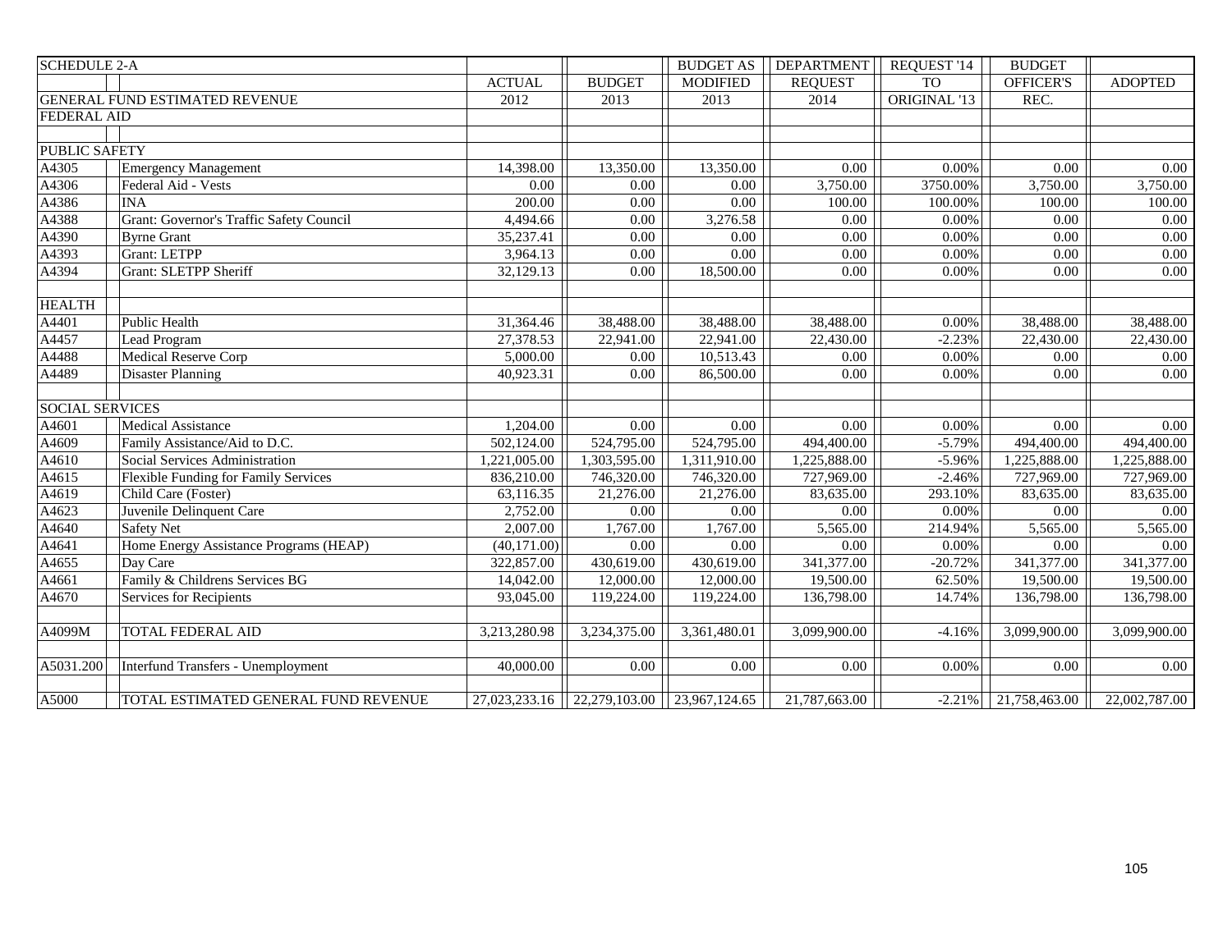| SCHEDULE 2-A | | ACTUAL | BUDGET | BUDGET AS MODIFIED | DEPARTMENT REQUEST | REQUEST '14 TO | BUDGET OFFICER'S | ADOPTED |
|---|---|---|---|---|---|---|---|---|
| GENERAL FUND ESTIMATED REVENUE | | 2012 | 2013 | 2013 | 2014 | ORIGINAL '13 | REC. | |
| FEDERAL AID | | | | | | | | |
| | | | | | | | | |
| PUBLIC SAFETY | | | | | | | | |
| A4305 | Emergency Management | 14,398.00 | 13,350.00 | 13,350.00 | 0.00 | 0.00% | 0.00 | 0.00 |
| A4306 | Federal Aid - Vests | 0.00 | 0.00 | 0.00 | 3,750.00 | 3750.00% | 3,750.00 | 3,750.00 |
| A4386 | INA | 200.00 | 0.00 | 0.00 | 100.00 | 100.00% | 100.00 | 100.00 |
| A4388 | Grant: Governor's Traffic Safety Council | 4,494.66 | 0.00 | 3,276.58 | 0.00 | 0.00% | 0.00 | 0.00 |
| A4390 | Byrne Grant | 35,237.41 | 0.00 | 0.00 | 0.00 | 0.00% | 0.00 | 0.00 |
| A4393 | Grant: LETPP | 3,964.13 | 0.00 | 0.00 | 0.00 | 0.00% | 0.00 | 0.00 |
| A4394 | Grant: SLETPP Sheriff | 32,129.13 | 0.00 | 18,500.00 | 0.00 | 0.00% | 0.00 | 0.00 |
| | | | | | | | | |
| HEALTH | | | | | | | | |
| A4401 | Public Health | 31,364.46 | 38,488.00 | 38,488.00 | 38,488.00 | 0.00% | 38,488.00 | 38,488.00 |
| A4457 | Lead Program | 27,378.53 | 22,941.00 | 22,941.00 | 22,430.00 | -2.23% | 22,430.00 | 22,430.00 |
| A4488 | Medical Reserve Corp | 5,000.00 | 0.00 | 10,513.43 | 0.00 | 0.00% | 0.00 | 0.00 |
| A4489 | Disaster Planning | 40,923.31 | 0.00 | 86,500.00 | 0.00 | 0.00% | 0.00 | 0.00 |
| | | | | | | | | |
| SOCIAL SERVICES | | | | | | | | |
| A4601 | Medical Assistance | 1,204.00 | 0.00 | 0.00 | 0.00 | 0.00% | 0.00 | 0.00 |
| A4609 | Family Assistance/Aid to D.C. | 502,124.00 | 524,795.00 | 524,795.00 | 494,400.00 | -5.79% | 494,400.00 | 494,400.00 |
| A4610 | Social Services Administration | 1,221,005.00 | 1,303,595.00 | 1,311,910.00 | 1,225,888.00 | -5.96% | 1,225,888.00 | 1,225,888.00 |
| A4615 | Flexible Funding for Family Services | 836,210.00 | 746,320.00 | 746,320.00 | 727,969.00 | -2.46% | 727,969.00 | 727,969.00 |
| A4619 | Child Care (Foster) | 63,116.35 | 21,276.00 | 21,276.00 | 83,635.00 | 293.10% | 83,635.00 | 83,635.00 |
| A4623 | Juvenile Delinquent Care | 2,752.00 | 0.00 | 0.00 | 0.00 | 0.00% | 0.00 | 0.00 |
| A4640 | Safety Net | 2,007.00 | 1,767.00 | 1,767.00 | 5,565.00 | 214.94% | 5,565.00 | 5,565.00 |
| A4641 | Home Energy Assistance Programs (HEAP) | (40,171.00) | 0.00 | 0.00 | 0.00 | 0.00% | 0.00 | 0.00 |
| A4655 | Day Care | 322,857.00 | 430,619.00 | 430,619.00 | 341,377.00 | -20.72% | 341,377.00 | 341,377.00 |
| A4661 | Family & Childrens Services BG | 14,042.00 | 12,000.00 | 12,000.00 | 19,500.00 | 62.50% | 19,500.00 | 19,500.00 |
| A4670 | Services for Recipients | 93,045.00 | 119,224.00 | 119,224.00 | 136,798.00 | 14.74% | 136,798.00 | 136,798.00 |
| | | | | | | | | |
| A4099M | TOTAL FEDERAL AID | 3,213,280.98 | 3,234,375.00 | 3,361,480.01 | 3,099,900.00 | -4.16% | 3,099,900.00 | 3,099,900.00 |
| | | | | | | | | |
| A5031.200 | Interfund Transfers - Unemployment | 40,000.00 | 0.00 | 0.00 | 0.00 | 0.00% | 0.00 | 0.00 |
| | | | | | | | | |
| A5000 | TOTAL ESTIMATED GENERAL FUND REVENUE | 27,023,233.16 | 22,279,103.00 | 23,967,124.65 | 21,787,663.00 | -2.21% | 21,758,463.00 | 22,002,787.00 |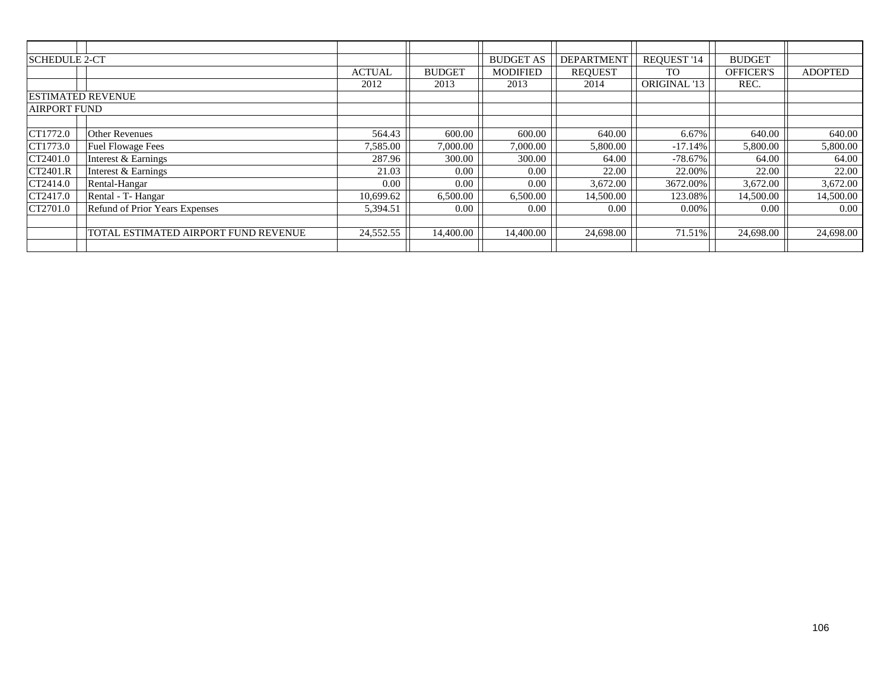| SCHEDULE 2-CT | | ACTUAL | BUDGET | BUDGET AS MODIFIED | DEPARTMENT REQUEST | REQUEST '14 TO ORIGINAL '13 | BUDGET OFFICER'S REC. | ADOPTED |
|---|---|---|---|---|---|---|---|---|
| | | 2012 | 2013 | 2013 | 2014 | | | |
| ESTIMATED REVENUE | | | | | | | | |
| AIRPORT FUND | | | | | | | | |
| CT1772.0 | Other Revenues | 564.43 | 600.00 | 600.00 | 640.00 | 6.67% | 640.00 | 640.00 |
| CT1773.0 | Fuel Flowage Fees | 7,585.00 | 7,000.00 | 7,000.00 | 5,800.00 | -17.14% | 5,800.00 | 5,800.00 |
| CT2401.0 | Interest & Earnings | 287.96 | 300.00 | 300.00 | 64.00 | -78.67% | 64.00 | 64.00 |
| CT2401.R | Interest & Earnings | 21.03 | 0.00 | 0.00 | 22.00 | 22.00% | 22.00 | 22.00 |
| CT2414.0 | Rental-Hangar | 0.00 | 0.00 | 0.00 | 3,672.00 | 3672.00% | 3,672.00 | 3,672.00 |
| CT2417.0 | Rental - T- Hangar | 10,699.62 | 6,500.00 | 6,500.00 | 14,500.00 | 123.08% | 14,500.00 | 14,500.00 |
| CT2701.0 | Refund of Prior Years Expenses | 5,394.51 | 0.00 | 0.00 | 0.00 | 0.00% | 0.00 | 0.00 |
| | TOTAL ESTIMATED AIRPORT FUND REVENUE | 24,552.55 | 14,400.00 | 14,400.00 | 24,698.00 | 71.51% | 24,698.00 | 24,698.00 |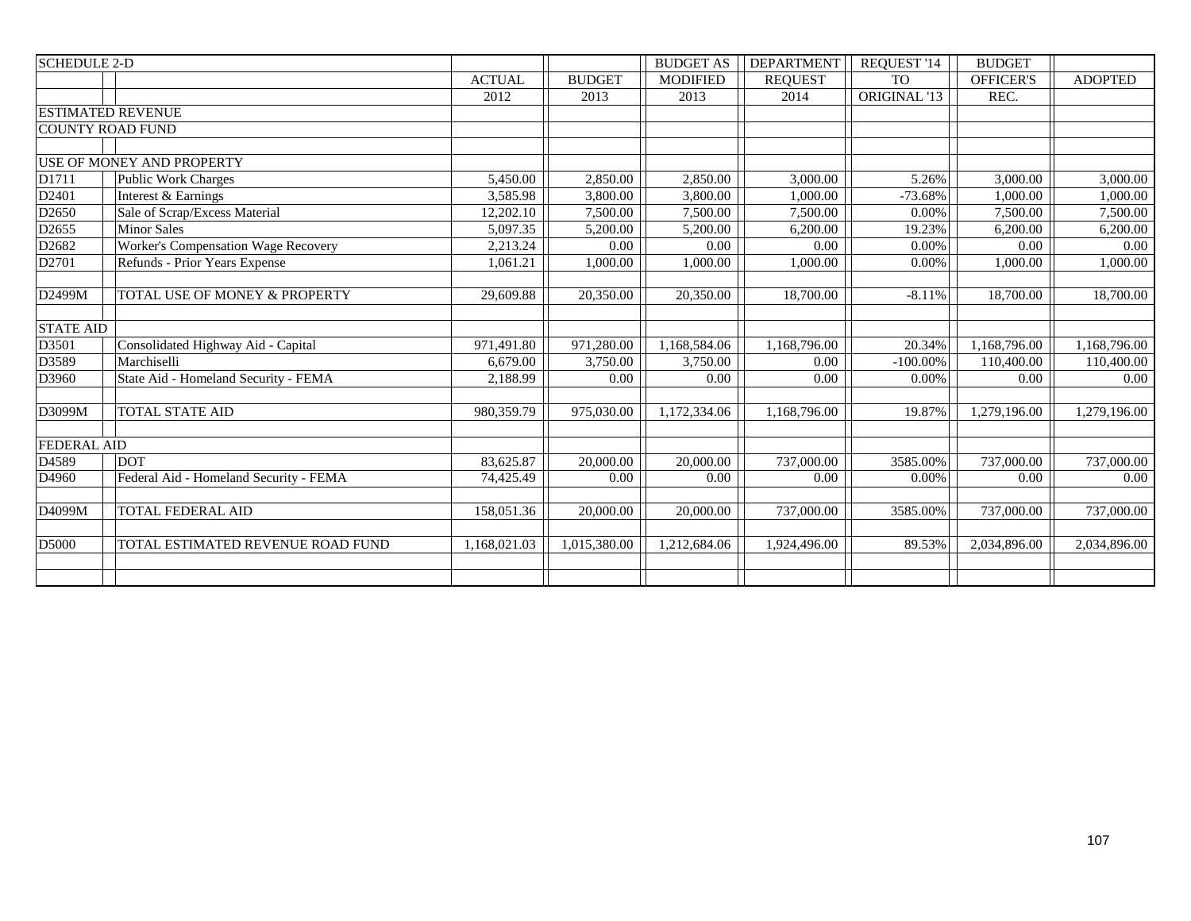| SCHEDULE 2-D | | ACTUAL 2012 | BUDGET 2013 | BUDGET AS MODIFIED 2013 | DEPARTMENT REQUEST 2014 | REQUEST '14 TO ORIGINAL '13 | BUDGET OFFICER'S REC. | ADOPTED |
|---|---|---|---|---|---|---|---|---|
| ESTIMATED REVENUE | | | | | | | | |
| COUNTY ROAD FUND | | | | | | | | |
| | | | | | | | | |
| USE OF MONEY AND PROPERTY | | | | | | | | |
| D1711 | Public Work Charges | 5,450.00 | 2,850.00 | 2,850.00 | 3,000.00 | 5.26% | 3,000.00 | 3,000.00 |
| D2401 | Interest & Earnings | 3,585.98 | 3,800.00 | 3,800.00 | 1,000.00 | -73.68% | 1,000.00 | 1,000.00 |
| D2650 | Sale of Scrap/Excess Material | 12,202.10 | 7,500.00 | 7,500.00 | 7,500.00 | 0.00% | 7,500.00 | 7,500.00 |
| D2655 | Minor Sales | 5,097.35 | 5,200.00 | 5,200.00 | 6,200.00 | 19.23% | 6,200.00 | 6,200.00 |
| D2682 | Worker's Compensation Wage Recovery | 2,213.24 | 0.00 | 0.00 | 0.00 | 0.00% | 0.00 | 0.00 |
| D2701 | Refunds - Prior Years Expense | 1,061.21 | 1,000.00 | 1,000.00 | 1,000.00 | 0.00% | 1,000.00 | 1,000.00 |
| | | | | | | | | |
| D2499M | TOTAL USE OF MONEY & PROPERTY | 29,609.88 | 20,350.00 | 20,350.00 | 18,700.00 | -8.11% | 18,700.00 | 18,700.00 |
| | | | | | | | | |
| STATE AID | | | | | | | | |
| D3501 | Consolidated Highway Aid - Capital | 971,491.80 | 971,280.00 | 1,168,584.06 | 1,168,796.00 | 20.34% | 1,168,796.00 | 1,168,796.00 |
| D3589 | Marchiselli | 6,679.00 | 3,750.00 | 3,750.00 | 0.00 | -100.00% | 110,400.00 | 110,400.00 |
| D3960 | State Aid - Homeland Security - FEMA | 2,188.99 | 0.00 | 0.00 | 0.00 | 0.00% | 0.00 | 0.00 |
| | | | | | | | | |
| D3099M | TOTAL STATE AID | 980,359.79 | 975,030.00 | 1,172,334.06 | 1,168,796.00 | 19.87% | 1,279,196.00 | 1,279,196.00 |
| | | | | | | | | |
| FEDERAL AID | | | | | | | | |
| D4589 | DOT | 83,625.87 | 20,000.00 | 20,000.00 | 737,000.00 | 3585.00% | 737,000.00 | 737,000.00 |
| D4960 | Federal Aid - Homeland Security - FEMA | 74,425.49 | 0.00 | 0.00 | 0.00 | 0.00% | 0.00 | 0.00 |
| | | | | | | | | |
| D4099M | TOTAL FEDERAL AID | 158,051.36 | 20,000.00 | 20,000.00 | 737,000.00 | 3585.00% | 737,000.00 | 737,000.00 |
| | | | | | | | | |
| D5000 | TOTAL ESTIMATED REVENUE ROAD FUND | 1,168,021.03 | 1,015,380.00 | 1,212,684.06 | 1,924,496.00 | 89.53% | 2,034,896.00 | 2,034,896.00 |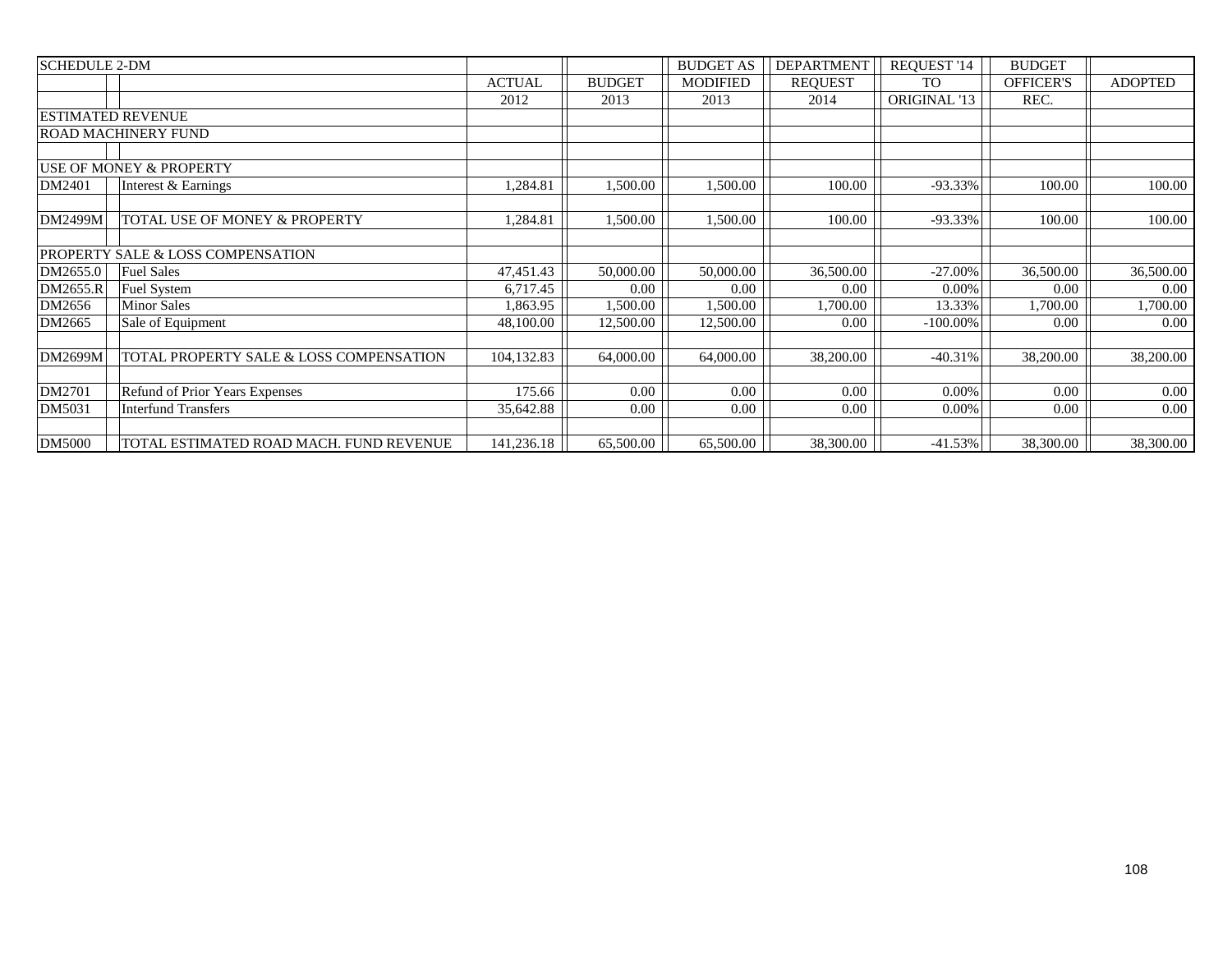| SCHEDULE 2-DM | | ACTUAL | BUDGET | BUDGET AS MODIFIED | DEPARTMENT REQUEST | REQUEST '14 TO | BUDGET OFFICER'S | ADOPTED |
|---|---|---|---|---|---|---|---|---|
| | | 2012 | 2013 | 2013 | 2014 | ORIGINAL '13 | REC. | |
| ESTIMATED REVENUE | | | | | | | | |
| ROAD MACHINERY FUND | | | | | | | | |
| | | | | | | | | |
| USE OF MONEY & PROPERTY | | | | | | | | |
| DM2401 | Interest & Earnings | 1,284.81 | 1,500.00 | 1,500.00 | 100.00 | -93.33% | 100.00 | 100.00 |
| | | | | | | | | |
| DM2499M | TOTAL USE OF MONEY & PROPERTY | 1,284.81 | 1,500.00 | 1,500.00 | 100.00 | -93.33% | 100.00 | 100.00 |
| | | | | | | | | |
| PROPERTY SALE & LOSS COMPENSATION | | | | | | | | |
| DM2655.0 | Fuel Sales | 47,451.43 | 50,000.00 | 50,000.00 | 36,500.00 | -27.00% | 36,500.00 | 36,500.00 |
| DM2655.R | Fuel System | 6,717.45 | 0.00 | 0.00 | 0.00 | 0.00% | 0.00 | 0.00 |
| DM2656 | Minor Sales | 1,863.95 | 1,500.00 | 1,500.00 | 1,700.00 | 13.33% | 1,700.00 | 1,700.00 |
| DM2665 | Sale of Equipment | 48,100.00 | 12,500.00 | 12,500.00 | 0.00 | -100.00% | 0.00 | 0.00 |
| | | | | | | | | |
| DM2699M | TOTAL PROPERTY SALE & LOSS COMPENSATION | 104,132.83 | 64,000.00 | 64,000.00 | 38,200.00 | -40.31% | 38,200.00 | 38,200.00 |
| | | | | | | | | |
| DM2701 | Refund of Prior Years Expenses | 175.66 | 0.00 | 0.00 | 0.00 | 0.00% | 0.00 | 0.00 |
| DM5031 | Interfund Transfers | 35,642.88 | 0.00 | 0.00 | 0.00 | 0.00% | 0.00 | 0.00 |
| | | | | | | | | |
| DM5000 | TOTAL ESTIMATED ROAD MACH. FUND REVENUE | 141,236.18 | 65,500.00 | 65,500.00 | 38,300.00 | -41.53% | 38,300.00 | 38,300.00 |